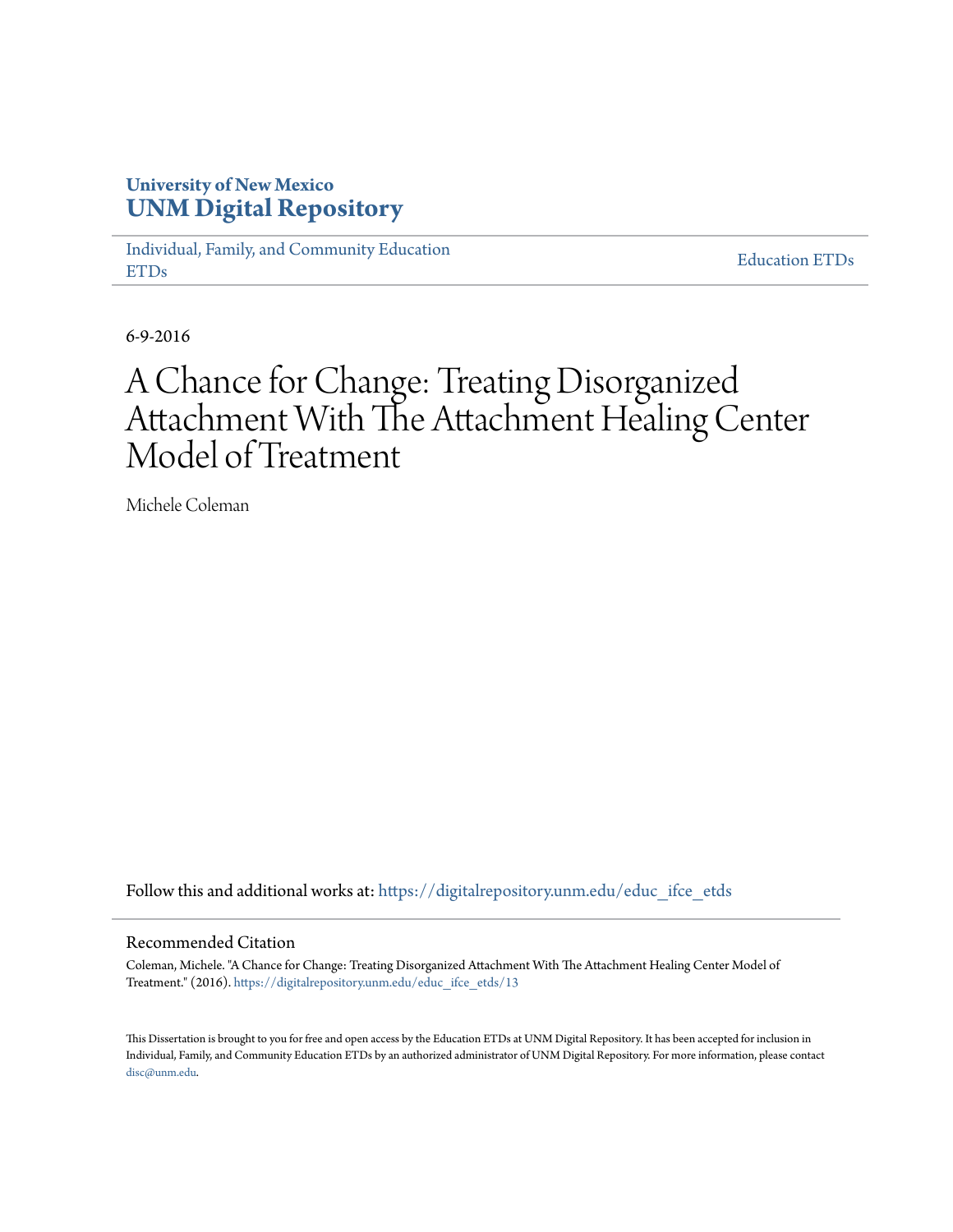University of New Mexico
**UNM Digital Repository**

Individual, Family, and Community Education ETDs | Education ETDs

6-9-2016

# A Chance for Change: Treating Disorganized Attachment With The Attachment Healing Center Model of Treatment

Michele Coleman

Follow this and additional works at: https://digitalrepository.unm.edu/educ_ifce_etds

## Recommended Citation

Coleman, Michele. "A Chance for Change: Treating Disorganized Attachment With The Attachment Healing Center Model of Treatment." (2016). https://digitalrepository.unm.edu/educ_ifce_etds/13

This Dissertation is brought to you for free and open access by the Education ETDs at UNM Digital Repository. It has been accepted for inclusion in Individual, Family, and Community Education ETDs by an authorized administrator of UNM Digital Repository. For more information, please contact disc@unm.edu.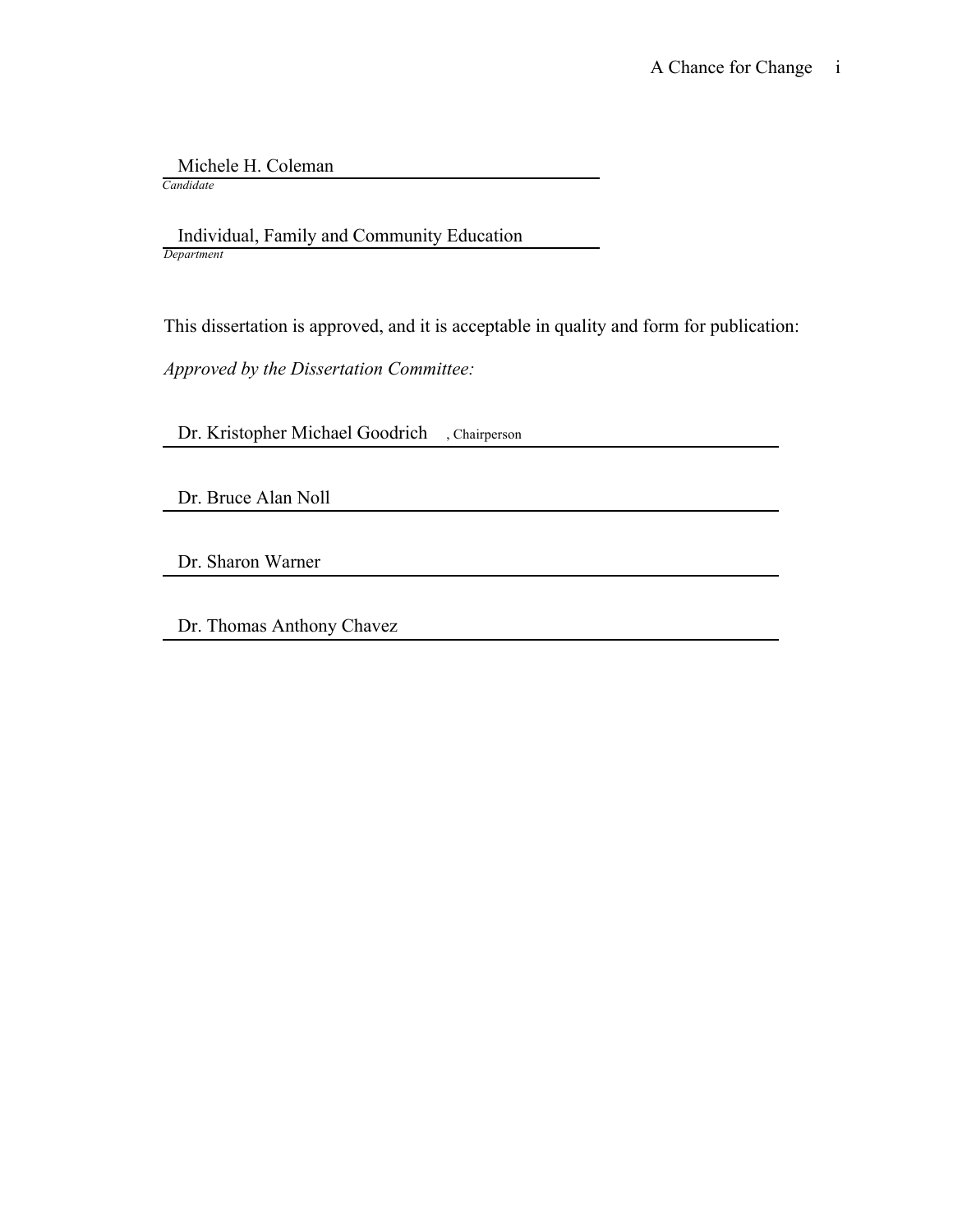Michele H. Coleman
*Candidate*

Individual, Family and Community Education
*Department*

This dissertation is approved, and it is acceptable in quality and form for publication:

*Approved by the Dissertation Committee:*

Dr. Kristopher Michael Goodrich, Chairperson

Dr. Bruce Alan Noll

Dr. Sharon Warner

Dr. Thomas Anthony Chavez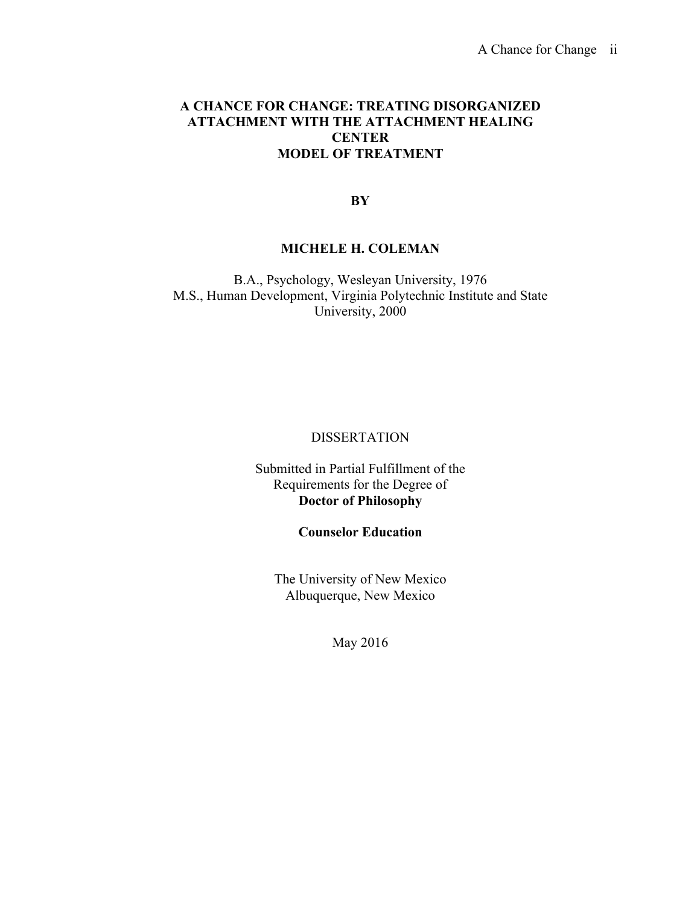# A CHANCE FOR CHANGE: TREATING DISORGANIZED ATTACHMENT WITH THE ATTACHMENT HEALING CENTER MODEL OF TREATMENT

**BY**

**MICHELE H. COLEMAN**

B.A., Psychology, Wesleyan University, 1976
M.S., Human Development, Virginia Polytechnic Institute and State University, 2000

DISSERTATION

Submitted in Partial Fulfillment of the
Requirements for the Degree of
**Doctor of Philosophy**

**Counselor Education**

The University of New Mexico
Albuquerque, New Mexico

May 2016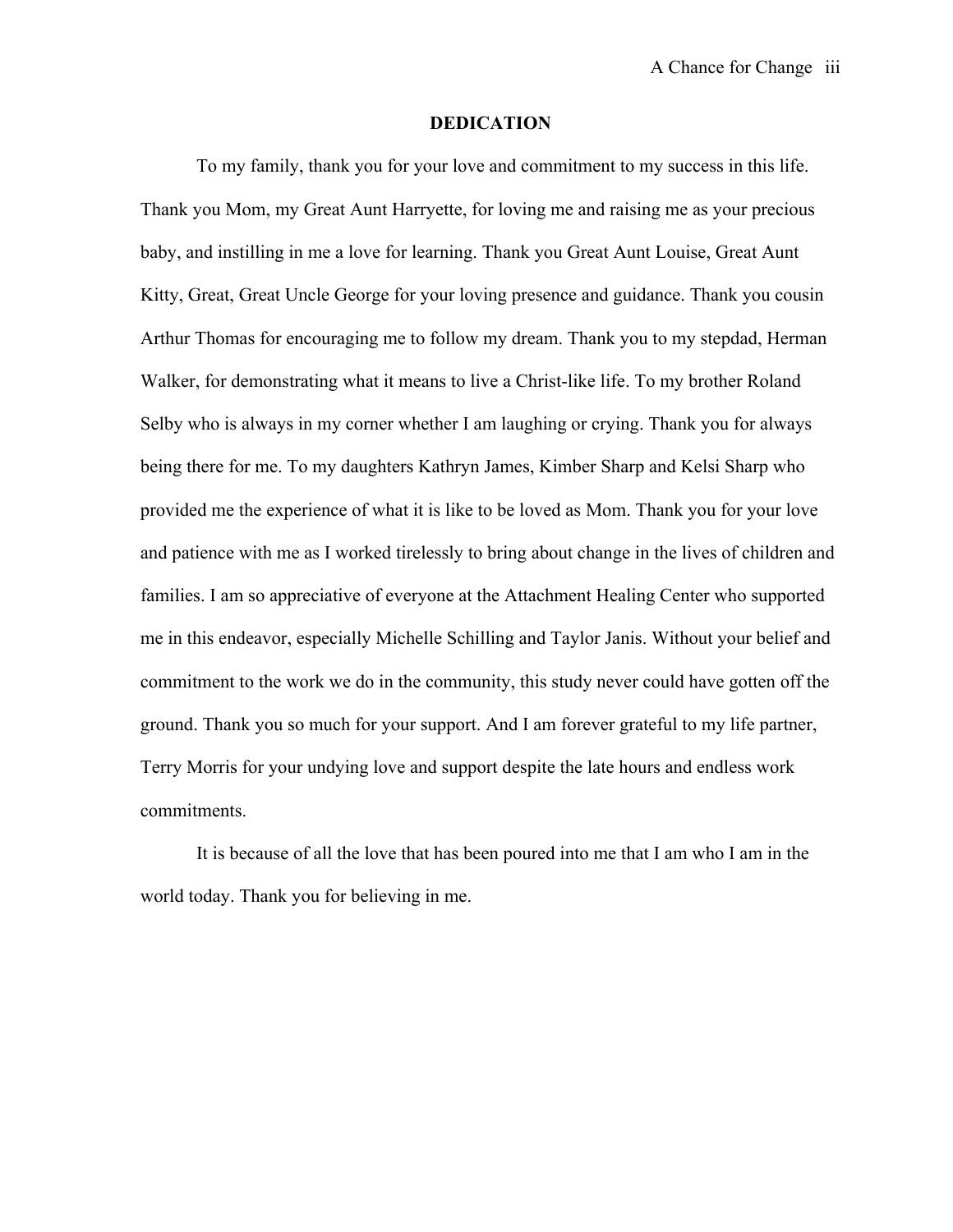## DEDICATION

To my family, thank you for your love and commitment to my success in this life. Thank you Mom, my Great Aunt Harryette, for loving me and raising me as your precious baby, and instilling in me a love for learning. Thank you Great Aunt Louise, Great Aunt Kitty, Great, Great Uncle George for your loving presence and guidance. Thank you cousin Arthur Thomas for encouraging me to follow my dream. Thank you to my stepdad, Herman Walker, for demonstrating what it means to live a Christ-like life. To my brother Roland Selby who is always in my corner whether I am laughing or crying. Thank you for always being there for me. To my daughters Kathryn James, Kimber Sharp and Kelsi Sharp who provided me the experience of what it is like to be loved as Mom. Thank you for your love and patience with me as I worked tirelessly to bring about change in the lives of children and families. I am so appreciative of everyone at the Attachment Healing Center who supported me in this endeavor, especially Michelle Schilling and Taylor Janis. Without your belief and commitment to the work we do in the community, this study never could have gotten off the ground. Thank you so much for your support. And I am forever grateful to my life partner, Terry Morris for your undying love and support despite the late hours and endless work commitments.

It is because of all the love that has been poured into me that I am who I am in the world today. Thank you for believing in me.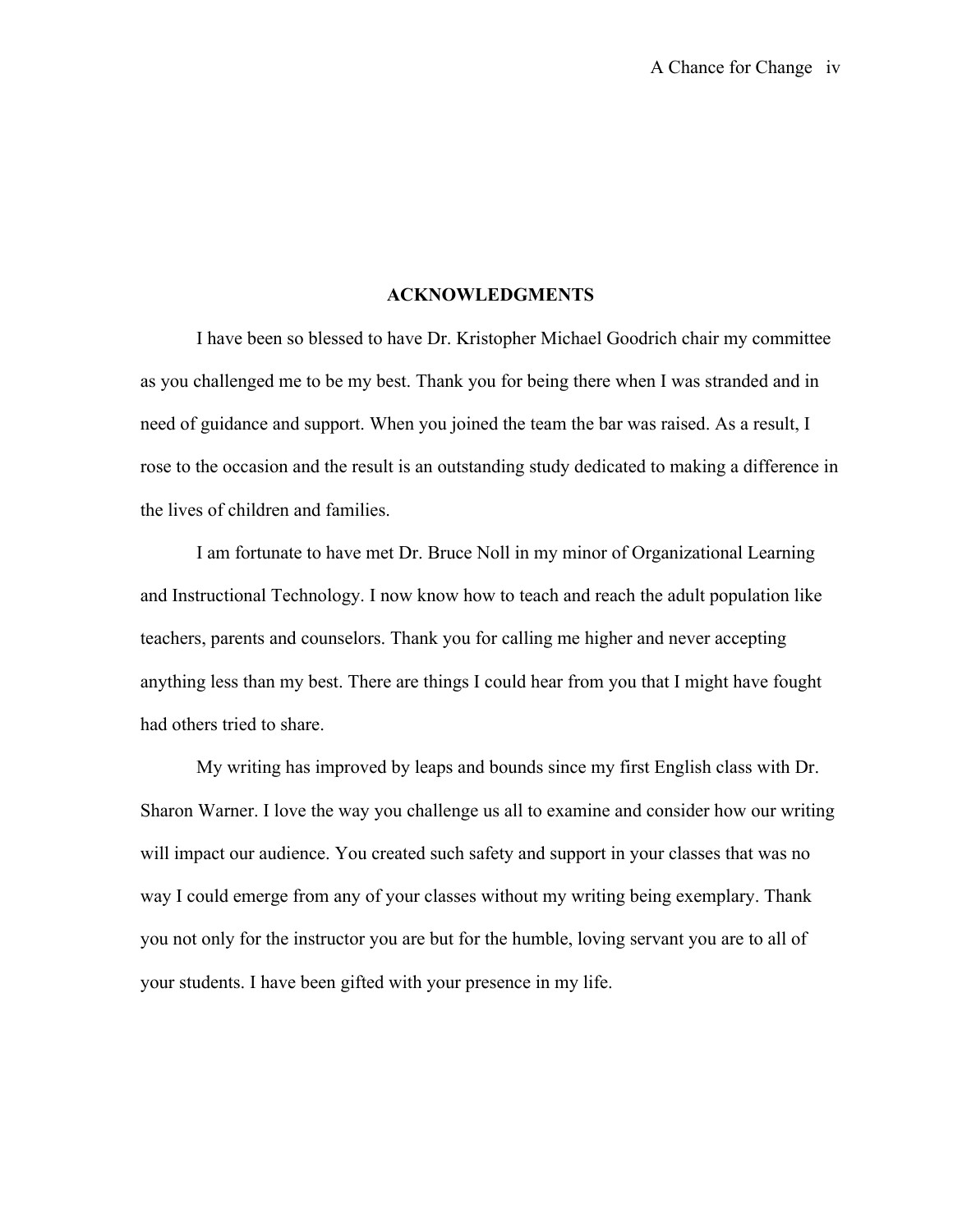## ACKNOWLEDGMENTS

I have been so blessed to have Dr. Kristopher Michael Goodrich chair my committee as you challenged me to be my best. Thank you for being there when I was stranded and in need of guidance and support. When you joined the team the bar was raised. As a result, I rose to the occasion and the result is an outstanding study dedicated to making a difference in the lives of children and families.

I am fortunate to have met Dr. Bruce Noll in my minor of Organizational Learning and Instructional Technology. I now know how to teach and reach the adult population like teachers, parents and counselors. Thank you for calling me higher and never accepting anything less than my best. There are things I could hear from you that I might have fought had others tried to share.

My writing has improved by leaps and bounds since my first English class with Dr. Sharon Warner. I love the way you challenge us all to examine and consider how our writing will impact our audience. You created such safety and support in your classes that was no way I could emerge from any of your classes without my writing being exemplary. Thank you not only for the instructor you are but for the humble, loving servant you are to all of your students. I have been gifted with your presence in my life.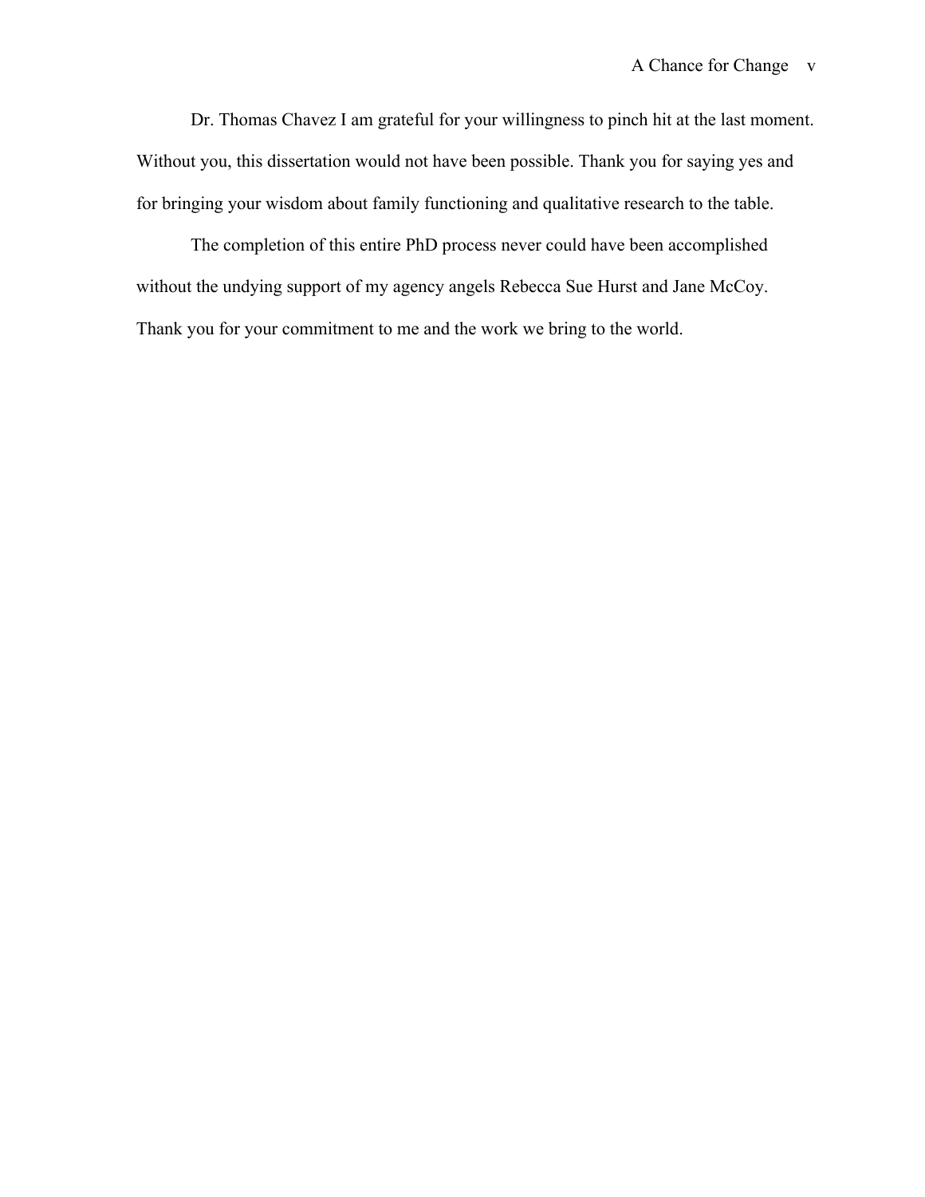Dr. Thomas Chavez I am grateful for your willingness to pinch hit at the last moment. Without you, this dissertation would not have been possible. Thank you for saying yes and for bringing your wisdom about family functioning and qualitative research to the table.

The completion of this entire PhD process never could have been accomplished without the undying support of my agency angels Rebecca Sue Hurst and Jane McCoy. Thank you for your commitment to me and the work we bring to the world.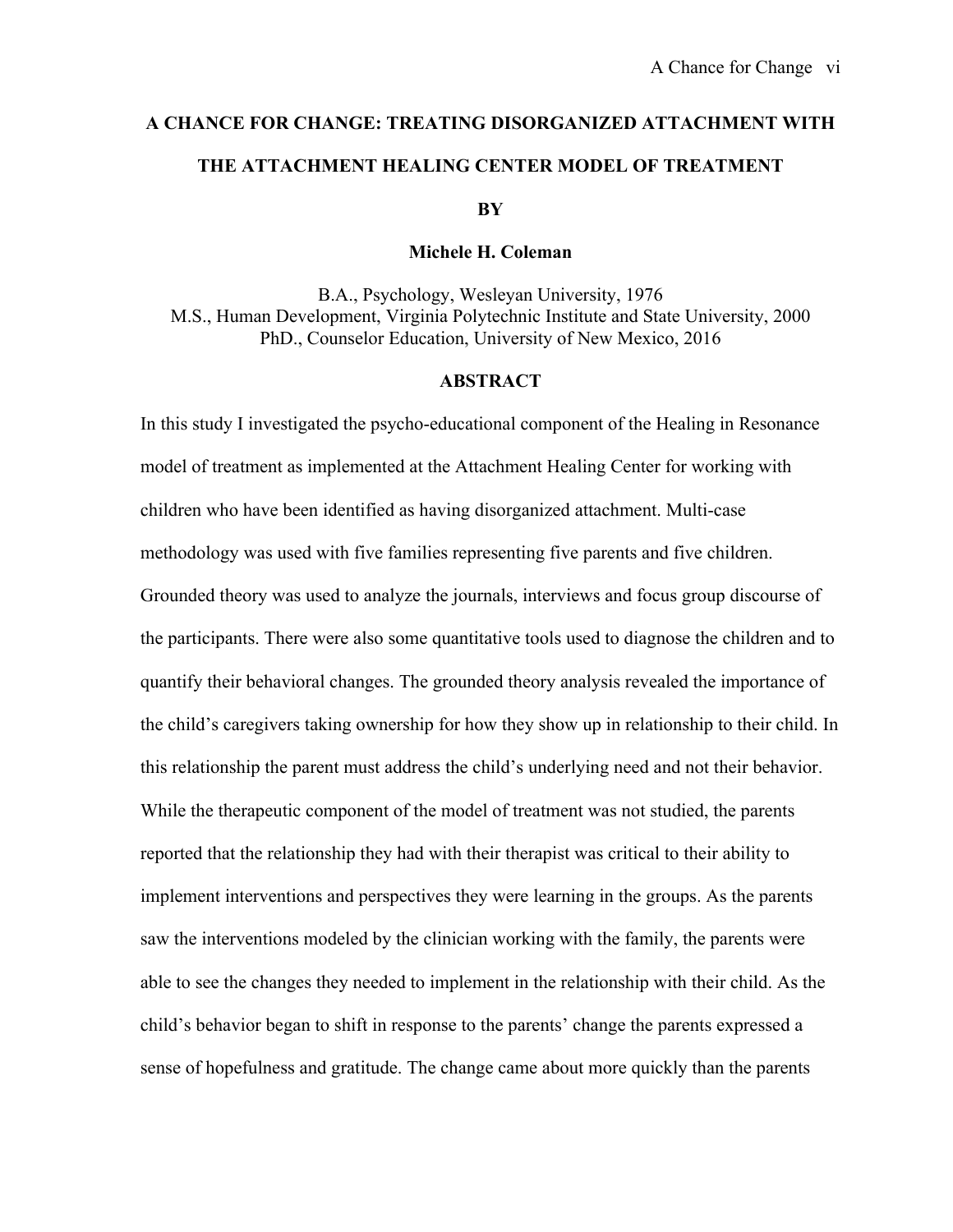# A CHANCE FOR CHANGE: TREATING DISORGANIZED ATTACHMENT WITH THE ATTACHMENT HEALING CENTER MODEL OF TREATMENT

**BY**

**Michele H. Coleman**

B.A., Psychology, Wesleyan University, 1976
M.S., Human Development, Virginia Polytechnic Institute and State University, 2000
PhD., Counselor Education, University of New Mexico, 2016

## ABSTRACT

In this study I investigated the psycho-educational component of the Healing in Resonance model of treatment as implemented at the Attachment Healing Center for working with children who have been identified as having disorganized attachment. Multi-case methodology was used with five families representing five parents and five children. Grounded theory was used to analyze the journals, interviews and focus group discourse of the participants. There were also some quantitative tools used to diagnose the children and to quantify their behavioral changes. The grounded theory analysis revealed the importance of the child's caregivers taking ownership for how they show up in relationship to their child. In this relationship the parent must address the child's underlying need and not their behavior. While the therapeutic component of the model of treatment was not studied, the parents reported that the relationship they had with their therapist was critical to their ability to implement interventions and perspectives they were learning in the groups. As the parents saw the interventions modeled by the clinician working with the family, the parents were able to see the changes they needed to implement in the relationship with their child. As the child's behavior began to shift in response to the parents' change the parents expressed a sense of hopefulness and gratitude. The change came about more quickly than the parents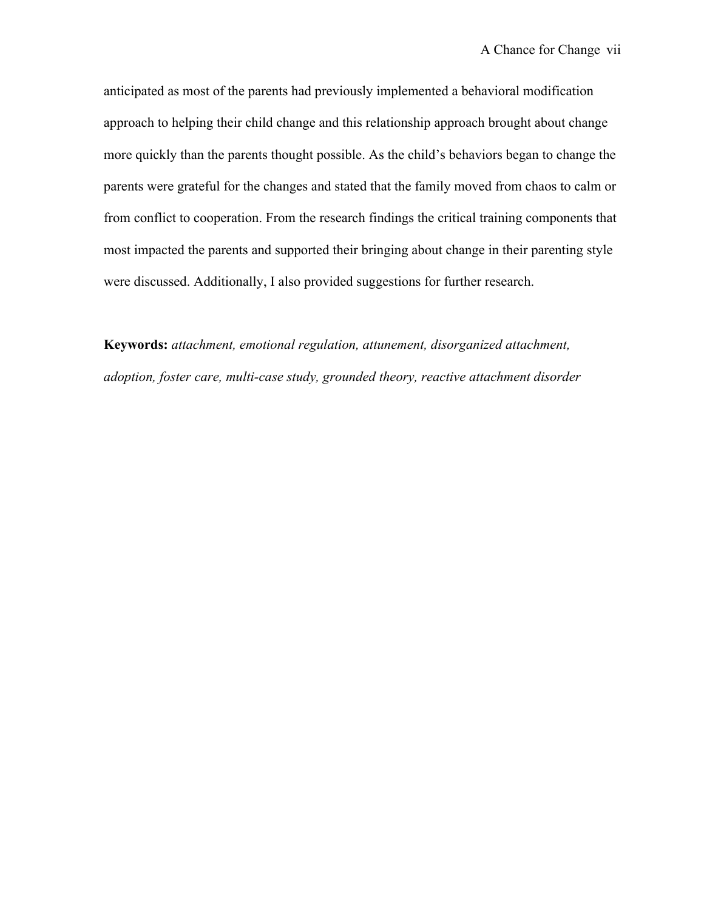anticipated as most of the parents had previously implemented a behavioral modification approach to helping their child change and this relationship approach brought about change more quickly than the parents thought possible. As the child's behaviors began to change the parents were grateful for the changes and stated that the family moved from chaos to calm or from conflict to cooperation. From the research findings the critical training components that most impacted the parents and supported their bringing about change in their parenting style were discussed. Additionally, I also provided suggestions for further research.

**Keywords:** *attachment, emotional regulation, attunement, disorganized attachment, adoption, foster care, multi-case study, grounded theory, reactive attachment disorder*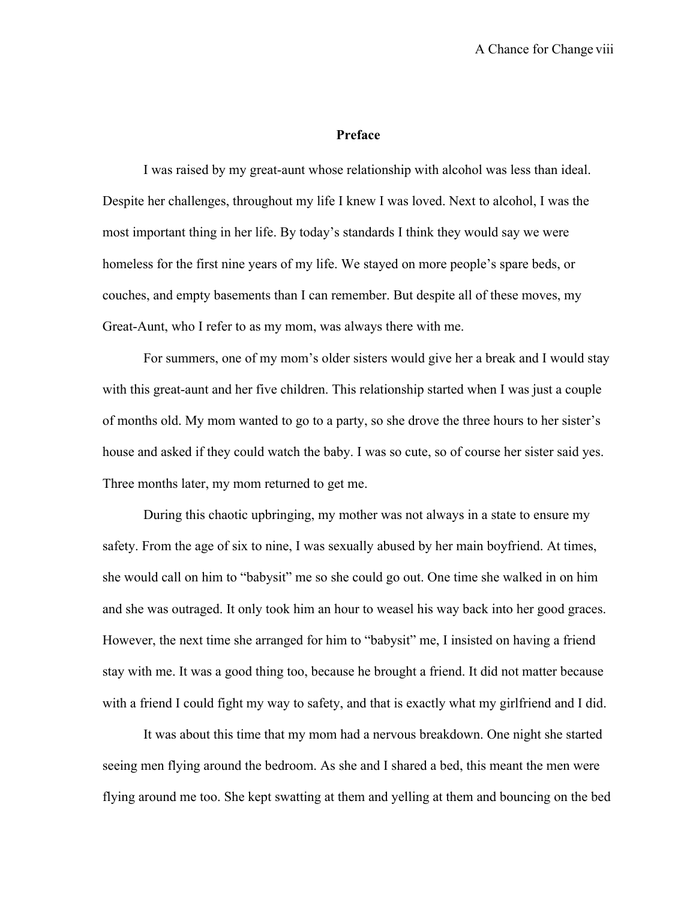## Preface

I was raised by my great-aunt whose relationship with alcohol was less than ideal. Despite her challenges, throughout my life I knew I was loved. Next to alcohol, I was the most important thing in her life. By today's standards I think they would say we were homeless for the first nine years of my life. We stayed on more people's spare beds, or couches, and empty basements than I can remember. But despite all of these moves, my Great-Aunt, who I refer to as my mom, was always there with me.

For summers, one of my mom's older sisters would give her a break and I would stay with this great-aunt and her five children. This relationship started when I was just a couple of months old. My mom wanted to go to a party, so she drove the three hours to her sister's house and asked if they could watch the baby. I was so cute, so of course her sister said yes. Three months later, my mom returned to get me.

During this chaotic upbringing, my mother was not always in a state to ensure my safety. From the age of six to nine, I was sexually abused by her main boyfriend. At times, she would call on him to "babysit" me so she could go out. One time she walked in on him and she was outraged. It only took him an hour to weasel his way back into her good graces. However, the next time she arranged for him to "babysit" me, I insisted on having a friend stay with me. It was a good thing too, because he brought a friend. It did not matter because with a friend I could fight my way to safety, and that is exactly what my girlfriend and I did.

It was about this time that my mom had a nervous breakdown. One night she started seeing men flying around the bedroom. As she and I shared a bed, this meant the men were flying around me too. She kept swatting at them and yelling at them and bouncing on the bed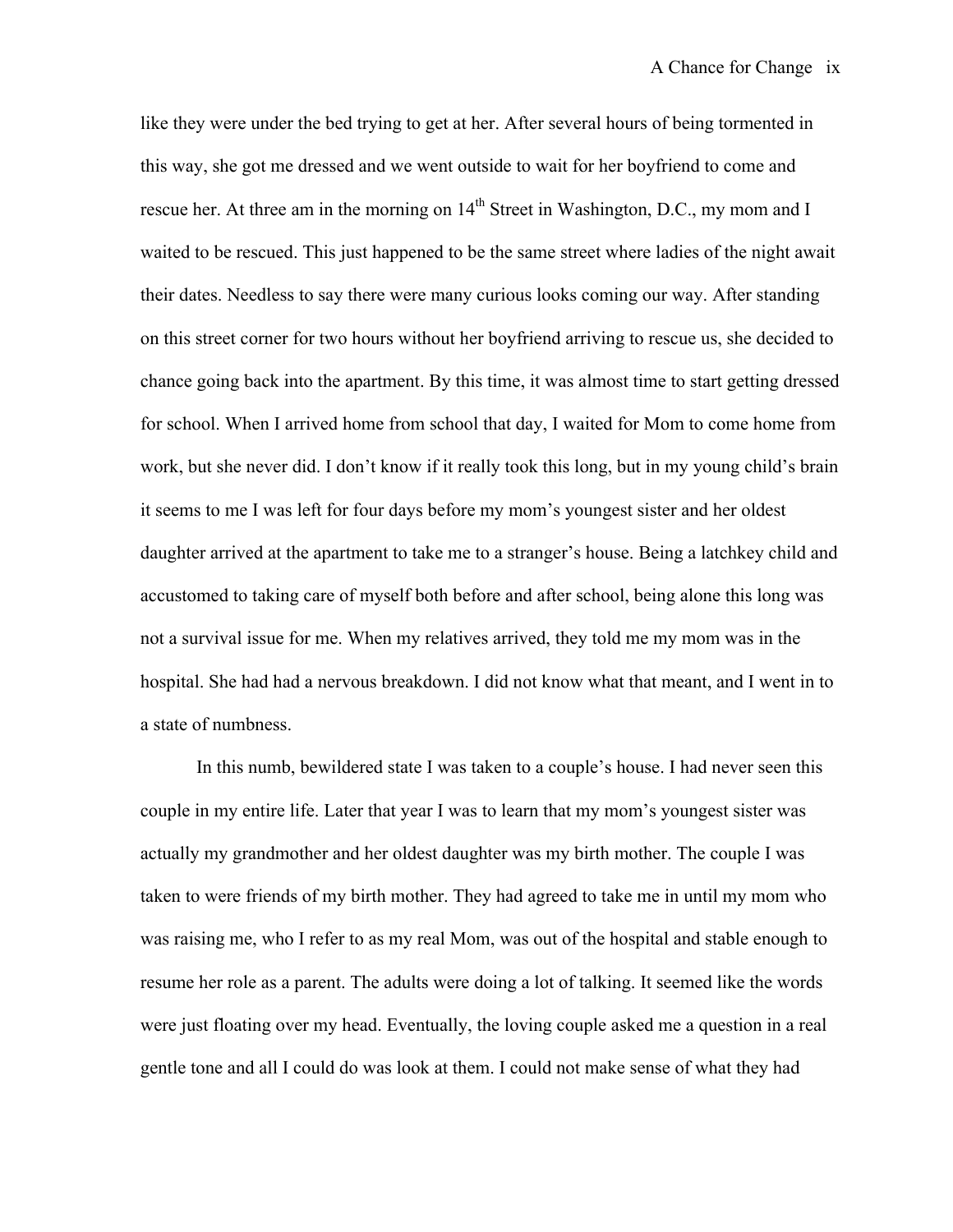like they were under the bed trying to get at her. After several hours of being tormented in this way, she got me dressed and we went outside to wait for her boyfriend to come and rescue her. At three am in the morning on 14th Street in Washington, D.C., my mom and I waited to be rescued. This just happened to be the same street where ladies of the night await their dates. Needless to say there were many curious looks coming our way. After standing on this street corner for two hours without her boyfriend arriving to rescue us, she decided to chance going back into the apartment. By this time, it was almost time to start getting dressed for school. When I arrived home from school that day, I waited for Mom to come home from work, but she never did. I don't know if it really took this long, but in my young child's brain it seems to me I was left for four days before my mom's youngest sister and her oldest daughter arrived at the apartment to take me to a stranger's house. Being a latchkey child and accustomed to taking care of myself both before and after school, being alone this long was not a survival issue for me. When my relatives arrived, they told me my mom was in the hospital. She had had a nervous breakdown. I did not know what that meant, and I went in to a state of numbness.

In this numb, bewildered state I was taken to a couple's house. I had never seen this couple in my entire life. Later that year I was to learn that my mom's youngest sister was actually my grandmother and her oldest daughter was my birth mother. The couple I was taken to were friends of my birth mother. They had agreed to take me in until my mom who was raising me, who I refer to as my real Mom, was out of the hospital and stable enough to resume her role as a parent. The adults were doing a lot of talking. It seemed like the words were just floating over my head. Eventually, the loving couple asked me a question in a real gentle tone and all I could do was look at them. I could not make sense of what they had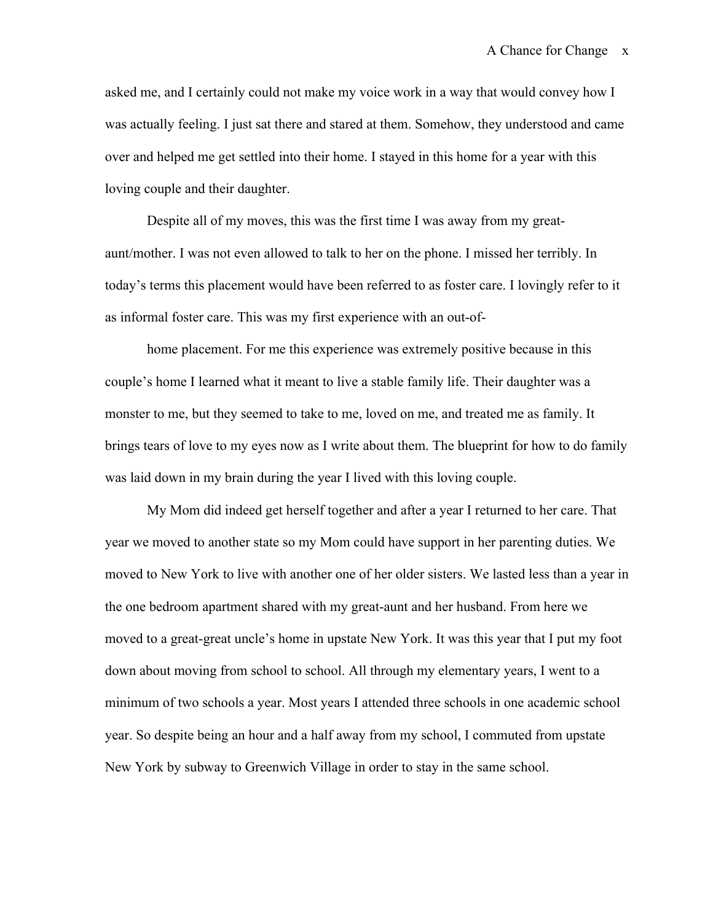asked me, and I certainly could not make my voice work in a way that would convey how I was actually feeling. I just sat there and stared at them. Somehow, they understood and came over and helped me get settled into their home. I stayed in this home for a year with this loving couple and their daughter.

Despite all of my moves, this was the first time I was away from my great-aunt/mother. I was not even allowed to talk to her on the phone. I missed her terribly. In today's terms this placement would have been referred to as foster care. I lovingly refer to it as informal foster care. This was my first experience with an out-of-

home placement. For me this experience was extremely positive because in this couple's home I learned what it meant to live a stable family life. Their daughter was a monster to me, but they seemed to take to me, loved on me, and treated me as family. It brings tears of love to my eyes now as I write about them. The blueprint for how to do family was laid down in my brain during the year I lived with this loving couple.

My Mom did indeed get herself together and after a year I returned to her care. That year we moved to another state so my Mom could have support in her parenting duties. We moved to New York to live with another one of her older sisters. We lasted less than a year in the one bedroom apartment shared with my great-aunt and her husband. From here we moved to a great-great uncle's home in upstate New York. It was this year that I put my foot down about moving from school to school. All through my elementary years, I went to a minimum of two schools a year. Most years I attended three schools in one academic school year. So despite being an hour and a half away from my school, I commuted from upstate New York by subway to Greenwich Village in order to stay in the same school.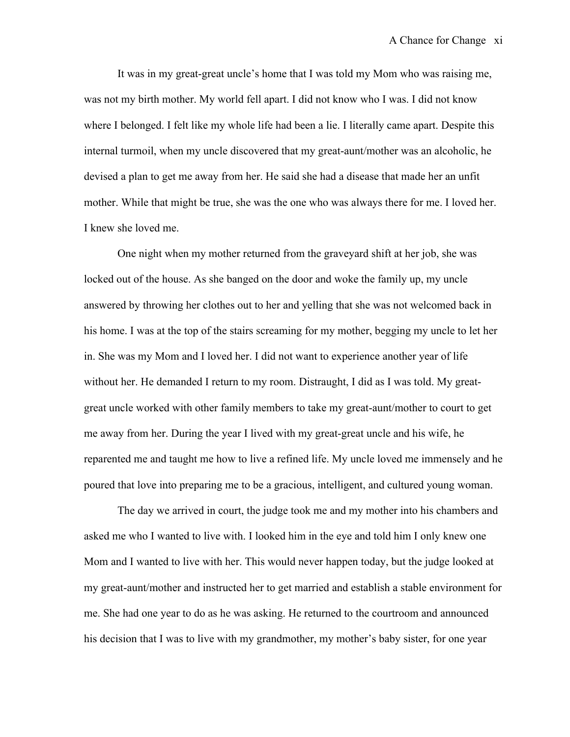It was in my great-great uncle's home that I was told my Mom who was raising me, was not my birth mother. My world fell apart. I did not know who I was. I did not know where I belonged. I felt like my whole life had been a lie. I literally came apart. Despite this internal turmoil, when my uncle discovered that my great-aunt/mother was an alcoholic, he devised a plan to get me away from her. He said she had a disease that made her an unfit mother. While that might be true, she was the one who was always there for me. I loved her. I knew she loved me.

One night when my mother returned from the graveyard shift at her job, she was locked out of the house. As she banged on the door and woke the family up, my uncle answered by throwing her clothes out to her and yelling that she was not welcomed back in his home. I was at the top of the stairs screaming for my mother, begging my uncle to let her in. She was my Mom and I loved her. I did not want to experience another year of life without her. He demanded I return to my room. Distraught, I did as I was told. My great-great uncle worked with other family members to take my great-aunt/mother to court to get me away from her. During the year I lived with my great-great uncle and his wife, he reparented me and taught me how to live a refined life. My uncle loved me immensely and he poured that love into preparing me to be a gracious, intelligent, and cultured young woman.

The day we arrived in court, the judge took me and my mother into his chambers and asked me who I wanted to live with. I looked him in the eye and told him I only knew one Mom and I wanted to live with her. This would never happen today, but the judge looked at my great-aunt/mother and instructed her to get married and establish a stable environment for me. She had one year to do as he was asking. He returned to the courtroom and announced his decision that I was to live with my grandmother, my mother's baby sister, for one year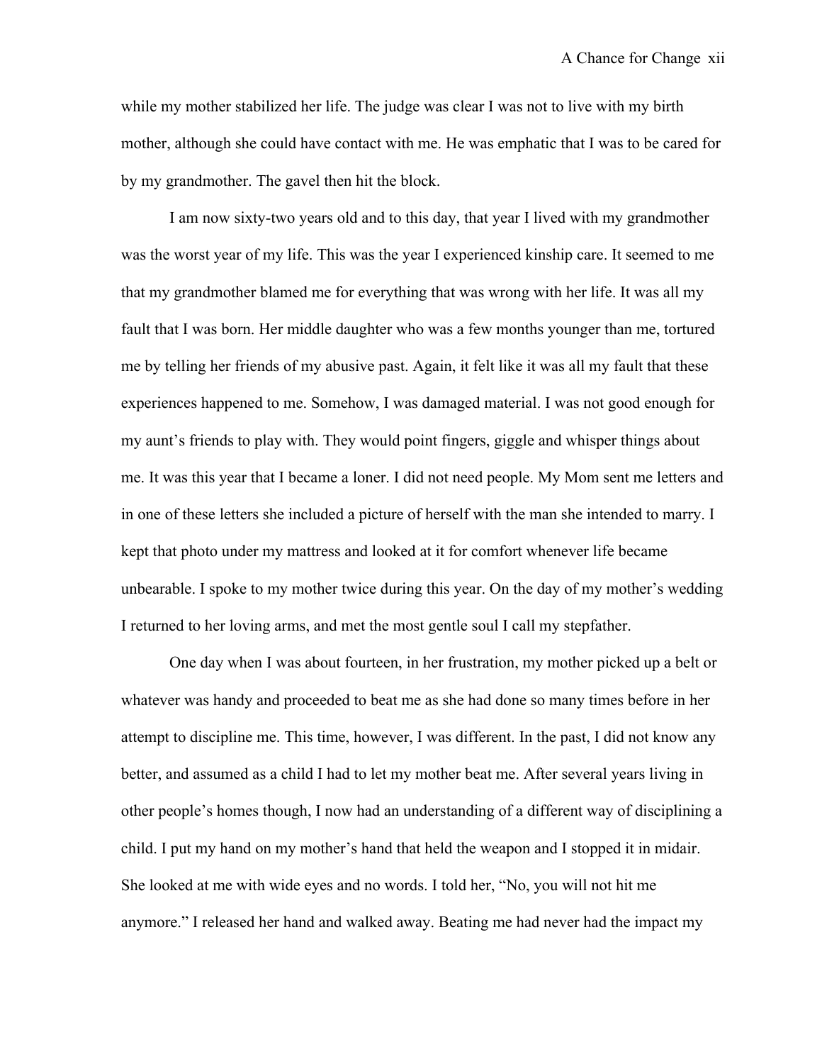while my mother stabilized her life. The judge was clear I was not to live with my birth mother, although she could have contact with me. He was emphatic that I was to be cared for by my grandmother. The gavel then hit the block.

I am now sixty-two years old and to this day, that year I lived with my grandmother was the worst year of my life. This was the year I experienced kinship care. It seemed to me that my grandmother blamed me for everything that was wrong with her life. It was all my fault that I was born. Her middle daughter who was a few months younger than me, tortured me by telling her friends of my abusive past. Again, it felt like it was all my fault that these experiences happened to me. Somehow, I was damaged material. I was not good enough for my aunt's friends to play with. They would point fingers, giggle and whisper things about me. It was this year that I became a loner. I did not need people. My Mom sent me letters and in one of these letters she included a picture of herself with the man she intended to marry. I kept that photo under my mattress and looked at it for comfort whenever life became unbearable. I spoke to my mother twice during this year. On the day of my mother's wedding I returned to her loving arms, and met the most gentle soul I call my stepfather.

One day when I was about fourteen, in her frustration, my mother picked up a belt or whatever was handy and proceeded to beat me as she had done so many times before in her attempt to discipline me. This time, however, I was different. In the past, I did not know any better, and assumed as a child I had to let my mother beat me. After several years living in other people's homes though, I now had an understanding of a different way of disciplining a child. I put my hand on my mother's hand that held the weapon and I stopped it in midair. She looked at me with wide eyes and no words. I told her, "No, you will not hit me anymore." I released her hand and walked away. Beating me had never had the impact my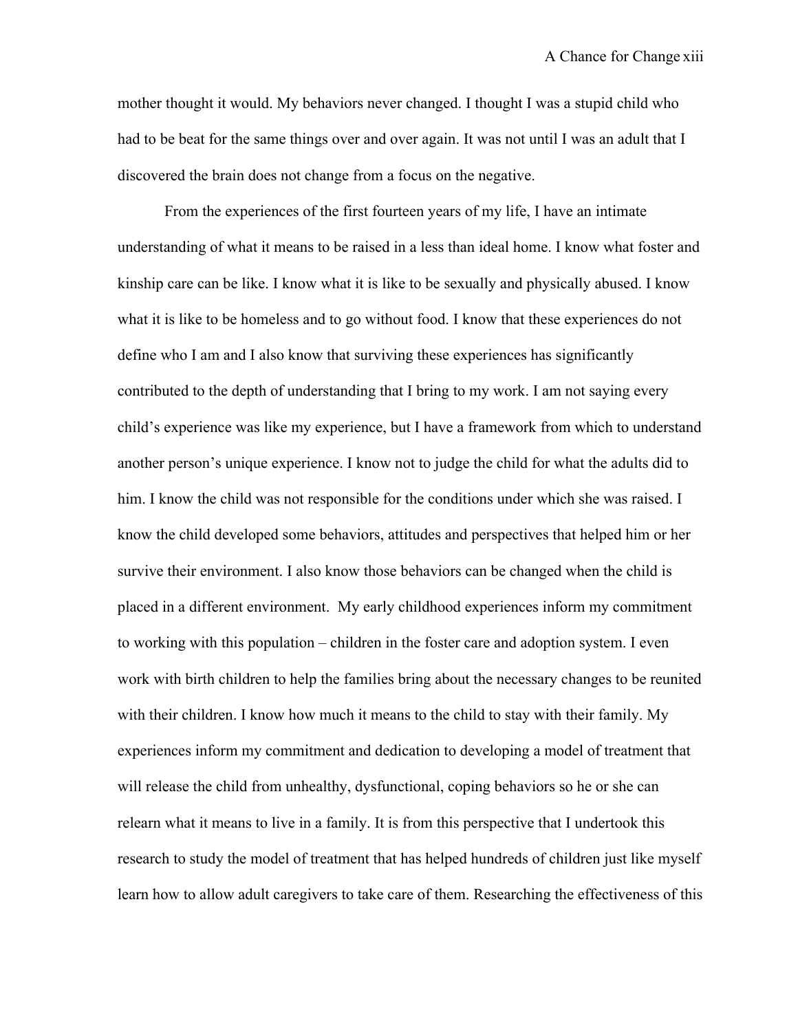mother thought it would. My behaviors never changed. I thought I was a stupid child who had to be beat for the same things over and over again. It was not until I was an adult that I discovered the brain does not change from a focus on the negative.

From the experiences of the first fourteen years of my life, I have an intimate understanding of what it means to be raised in a less than ideal home. I know what foster and kinship care can be like. I know what it is like to be sexually and physically abused. I know what it is like to be homeless and to go without food. I know that these experiences do not define who I am and I also know that surviving these experiences has significantly contributed to the depth of understanding that I bring to my work. I am not saying every child's experience was like my experience, but I have a framework from which to understand another person's unique experience. I know not to judge the child for what the adults did to him. I know the child was not responsible for the conditions under which she was raised. I know the child developed some behaviors, attitudes and perspectives that helped him or her survive their environment. I also know those behaviors can be changed when the child is placed in a different environment. My early childhood experiences inform my commitment to working with this population – children in the foster care and adoption system. I even work with birth children to help the families bring about the necessary changes to be reunited with their children. I know how much it means to the child to stay with their family. My experiences inform my commitment and dedication to developing a model of treatment that will release the child from unhealthy, dysfunctional, coping behaviors so he or she can relearn what it means to live in a family. It is from this perspective that I undertook this research to study the model of treatment that has helped hundreds of children just like myself learn how to allow adult caregivers to take care of them. Researching the effectiveness of this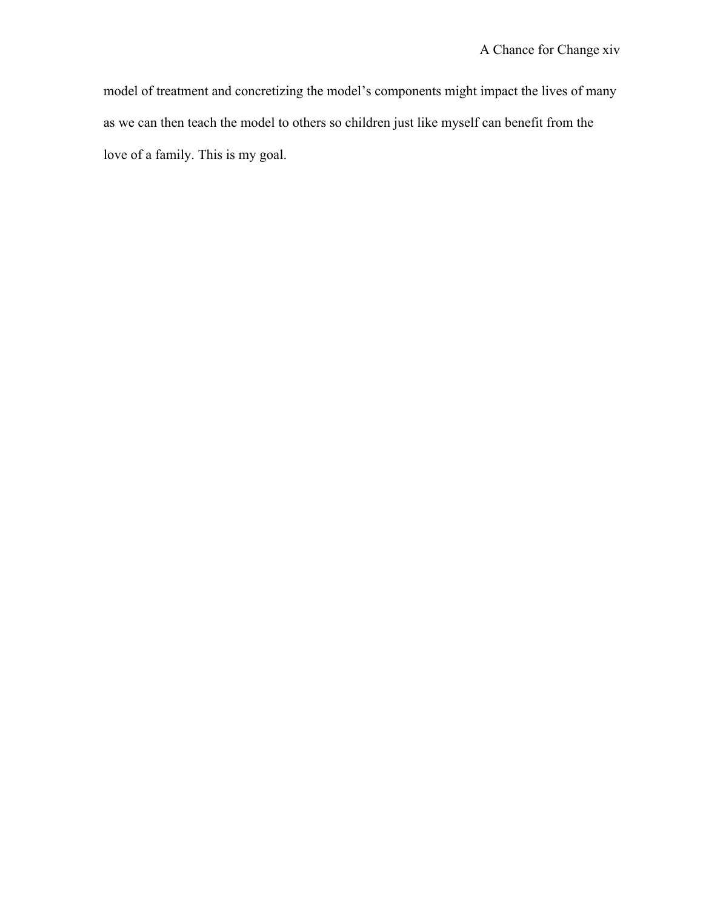model of treatment and concretizing the model's components might impact the lives of many as we can then teach the model to others so children just like myself can benefit from the love of a family. This is my goal.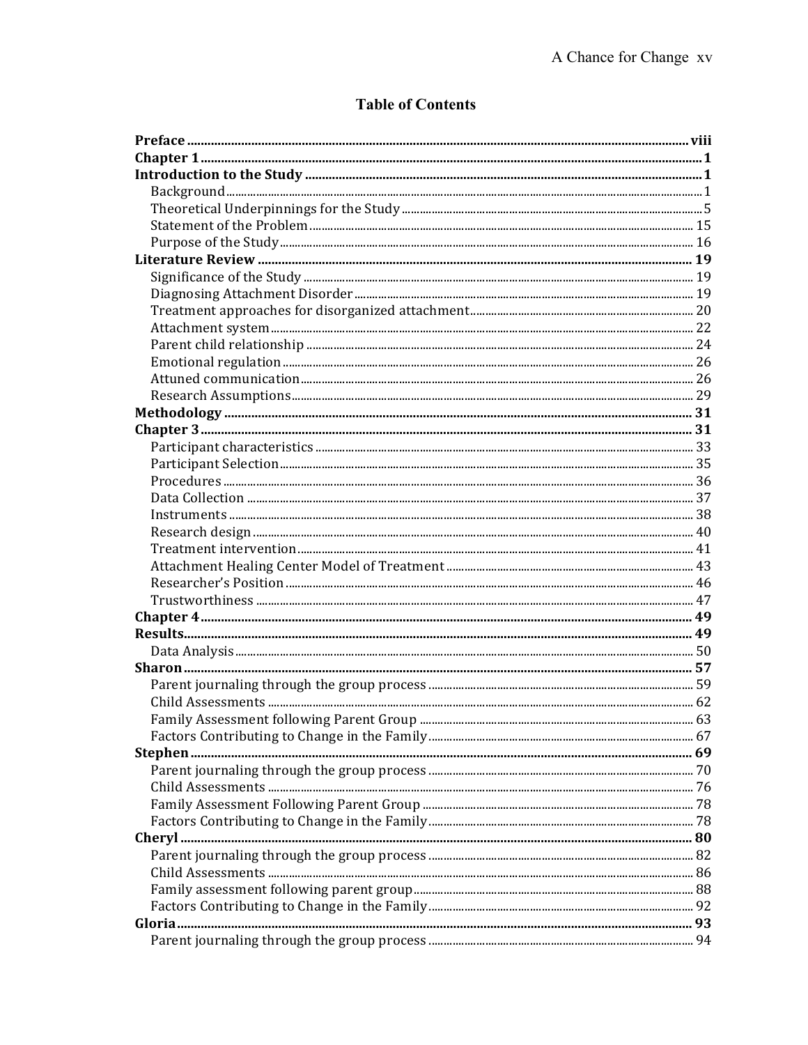# Table of Contents

**Preface** .......... viii
**Chapter 1** .......... 1
**Introduction to the Study** .......... 1
- Background .......... 1
- Theoretical Underpinnings for the Study .......... 5
- Statement of the Problem .......... 15
- Purpose of the Study .......... 16

**Literature Review** .......... 19
- Significance of the Study .......... 19
- Diagnosing Attachment Disorder .......... 19
- Treatment approaches for disorganized attachment .......... 20
- Attachment system .......... 22
- Parent child relationship .......... 24
- Emotional regulation .......... 26
- Attuned communication .......... 26
- Research Assumptions .......... 29

**Methodology** .......... 31
**Chapter 3** .......... 31
- Participant characteristics .......... 33
- Participant Selection .......... 35
- Procedures .......... 36
- Data Collection .......... 37
- Instruments .......... 38
- Research design .......... 40
- Treatment intervention .......... 41
- Attachment Healing Center Model of Treatment .......... 43
- Researcher's Position .......... 46
- Trustworthiness .......... 47

**Chapter 4** .......... 49
**Results** .......... 49
- Data Analysis .......... 50

**Sharon** .......... 57
- Parent journaling through the group process .......... 59
- Child Assessments .......... 62
- Family Assessment following Parent Group .......... 63
- Factors Contributing to Change in the Family .......... 67

**Stephen** .......... 69
- Parent journaling through the group process .......... 70
- Child Assessments .......... 76
- Family Assessment Following Parent Group .......... 78
- Factors Contributing to Change in the Family .......... 78

**Cheryl** .......... 80
- Parent journaling through the group process .......... 82
- Child Assessments .......... 86
- Family assessment following parent group .......... 88
- Factors Contributing to Change in the Family .......... 92

**Gloria** .......... 93
- Parent journaling through the group process .......... 94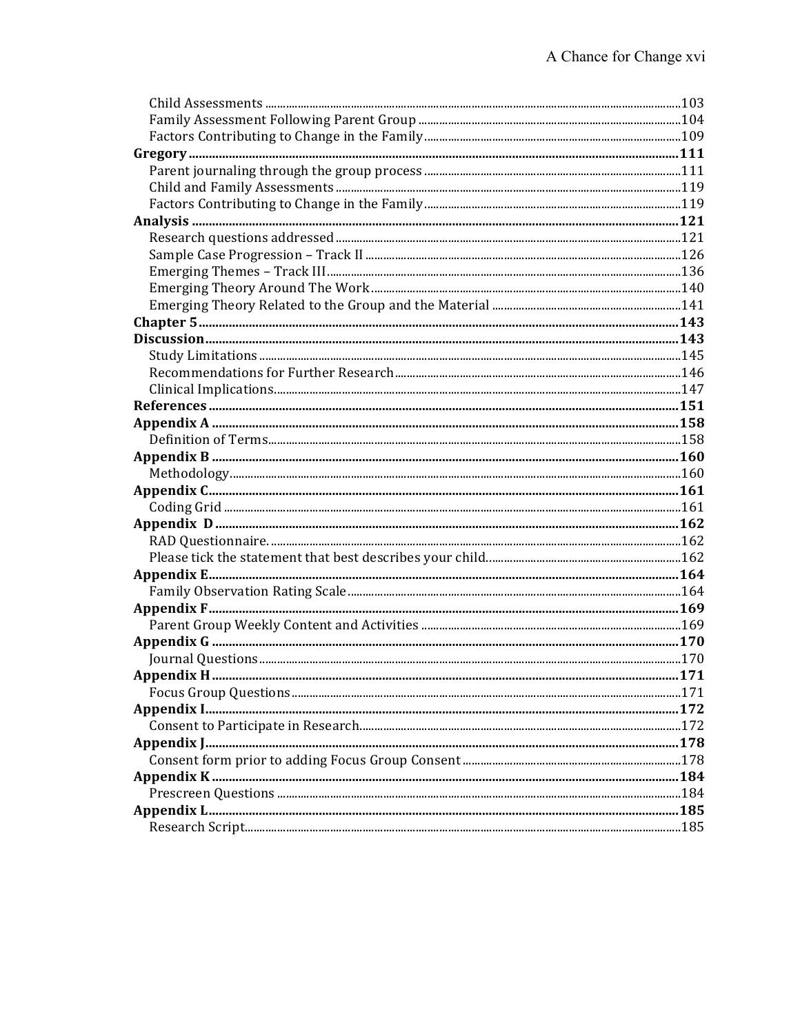Child Assessments ....................................................................................................................................103
Family Assessment Following Parent Group ........................................................................................104
Factors Contributing to Change in the Family......................................................................................109
**Gregory ....................................................................................................................................................111**
Parent journaling through the group process .......................................................................................111
Child and Family Assessments ...................................................................................................................119
Factors Contributing to Change in the Family......................................................................................119
**Analysis ....................................................................................................................................................121**
Research questions addressed ...................................................................................................................121
Sample Case Progression – Track II .........................................................................................................126
Emerging Themes – Track III.......................................................................................................................136
Emerging Theory Around The Work........................................................................................................140
Emerging Theory Related to the Group and the Material ................................................................141
**Chapter 5....................................................................................................................................................143**
**Discussion..................................................................................................................................................143**
Study Limitations ............................................................................................................................................145
Recommendations for Further Research................................................................................................146
Clinical Implications.......................................................................................................................................147
**References .................................................................................................................................................151**
**Appendix A ...............................................................................................................................................158**
Definition of Terms..........................................................................................................................................158
**Appendix B ...............................................................................................................................................160**
Methodology......................................................................................................................................................160
**Appendix C................................................................................................................................................161**
Coding Grid .......................................................................................................................................................161
**Appendix D ...............................................................................................................................................162**
RAD Questionnaire. .........................................................................................................................................162
Please tick the statement that best describes your child..................................................................162
**Appendix E................................................................................................................................................164**
Family Observation Rating Scale...............................................................................................................164
**Appendix F................................................................................................................................................169**
Parent Group Weekly Content and Activities .......................................................................................169
**Appendix G ...............................................................................................................................................170**
Journal Questions.............................................................................................................................................170
**Appendix H ...............................................................................................................................................171**
Focus Group Questions..................................................................................................................................171
**Appendix I.................................................................................................................................................172**
Consent to Participate in Research...........................................................................................................172
**Appendix J.................................................................................................................................................178**
Consent form prior to adding Focus Group Consent .........................................................................178
**Appendix K ...............................................................................................................................................184**
Prescreen Questions .......................................................................................................................................184
**Appendix L................................................................................................................................................185**
Research Script.................................................................................................................................................185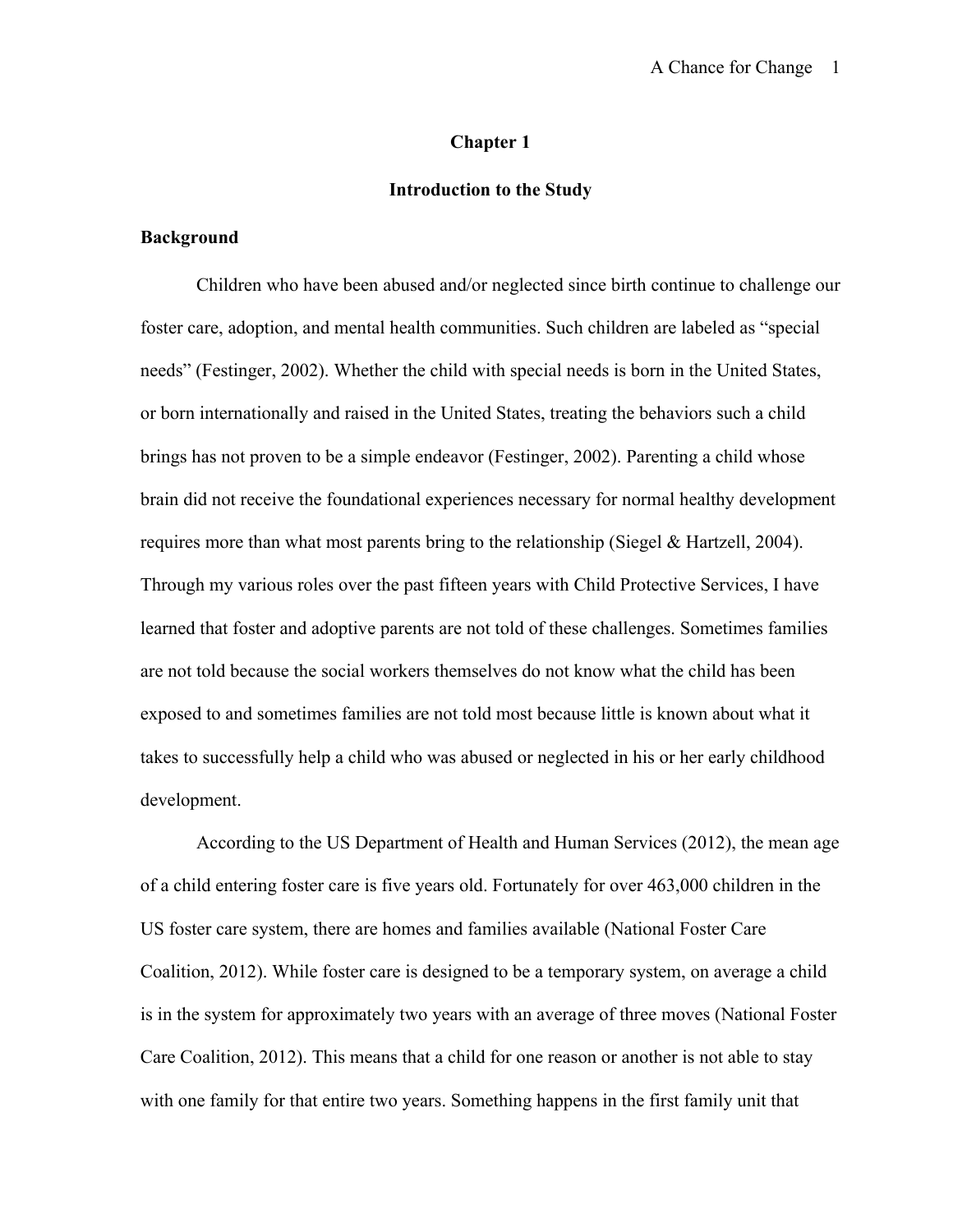# Chapter 1

## Introduction to the Study

### Background

Children who have been abused and/or neglected since birth continue to challenge our foster care, adoption, and mental health communities. Such children are labeled as "special needs" (Festinger, 2002). Whether the child with special needs is born in the United States, or born internationally and raised in the United States, treating the behaviors such a child brings has not proven to be a simple endeavor (Festinger, 2002). Parenting a child whose brain did not receive the foundational experiences necessary for normal healthy development requires more than what most parents bring to the relationship (Siegel & Hartzell, 2004). Through my various roles over the past fifteen years with Child Protective Services, I have learned that foster and adoptive parents are not told of these challenges. Sometimes families are not told because the social workers themselves do not know what the child has been exposed to and sometimes families are not told most because little is known about what it takes to successfully help a child who was abused or neglected in his or her early childhood development.

According to the US Department of Health and Human Services (2012), the mean age of a child entering foster care is five years old. Fortunately for over 463,000 children in the US foster care system, there are homes and families available (National Foster Care Coalition, 2012). While foster care is designed to be a temporary system, on average a child is in the system for approximately two years with an average of three moves (National Foster Care Coalition, 2012). This means that a child for one reason or another is not able to stay with one family for that entire two years. Something happens in the first family unit that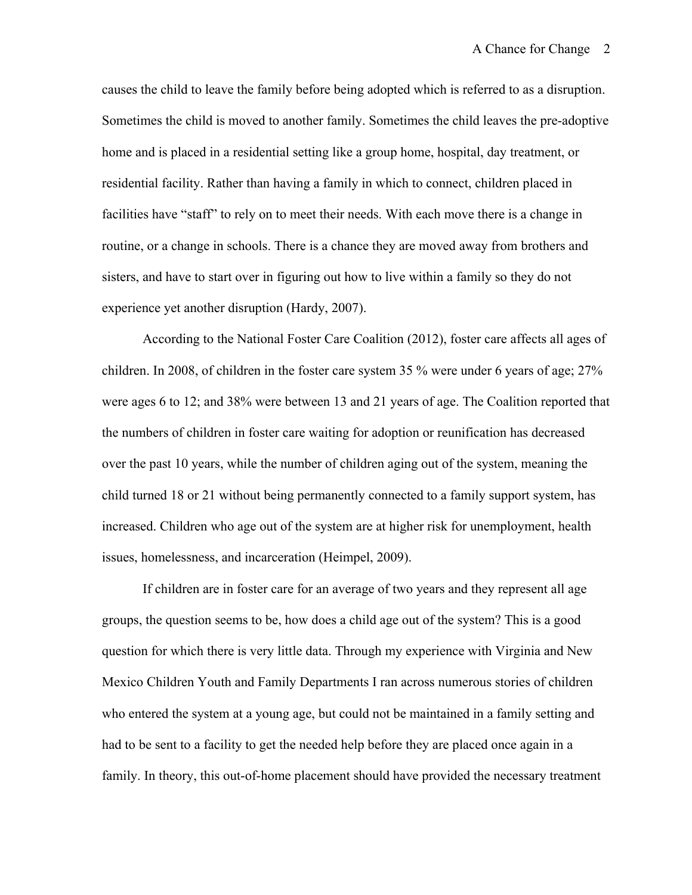causes the child to leave the family before being adopted which is referred to as a disruption. Sometimes the child is moved to another family. Sometimes the child leaves the pre-adoptive home and is placed in a residential setting like a group home, hospital, day treatment, or residential facility. Rather than having a family in which to connect, children placed in facilities have "staff" to rely on to meet their needs. With each move there is a change in routine, or a change in schools. There is a chance they are moved away from brothers and sisters, and have to start over in figuring out how to live within a family so they do not experience yet another disruption (Hardy, 2007).

According to the National Foster Care Coalition (2012), foster care affects all ages of children. In 2008, of children in the foster care system 35 % were under 6 years of age; 27% were ages 6 to 12; and 38% were between 13 and 21 years of age. The Coalition reported that the numbers of children in foster care waiting for adoption or reunification has decreased over the past 10 years, while the number of children aging out of the system, meaning the child turned 18 or 21 without being permanently connected to a family support system, has increased. Children who age out of the system are at higher risk for unemployment, health issues, homelessness, and incarceration (Heimpel, 2009).

If children are in foster care for an average of two years and they represent all age groups, the question seems to be, how does a child age out of the system? This is a good question for which there is very little data. Through my experience with Virginia and New Mexico Children Youth and Family Departments I ran across numerous stories of children who entered the system at a young age, but could not be maintained in a family setting and had to be sent to a facility to get the needed help before they are placed once again in a family. In theory, this out-of-home placement should have provided the necessary treatment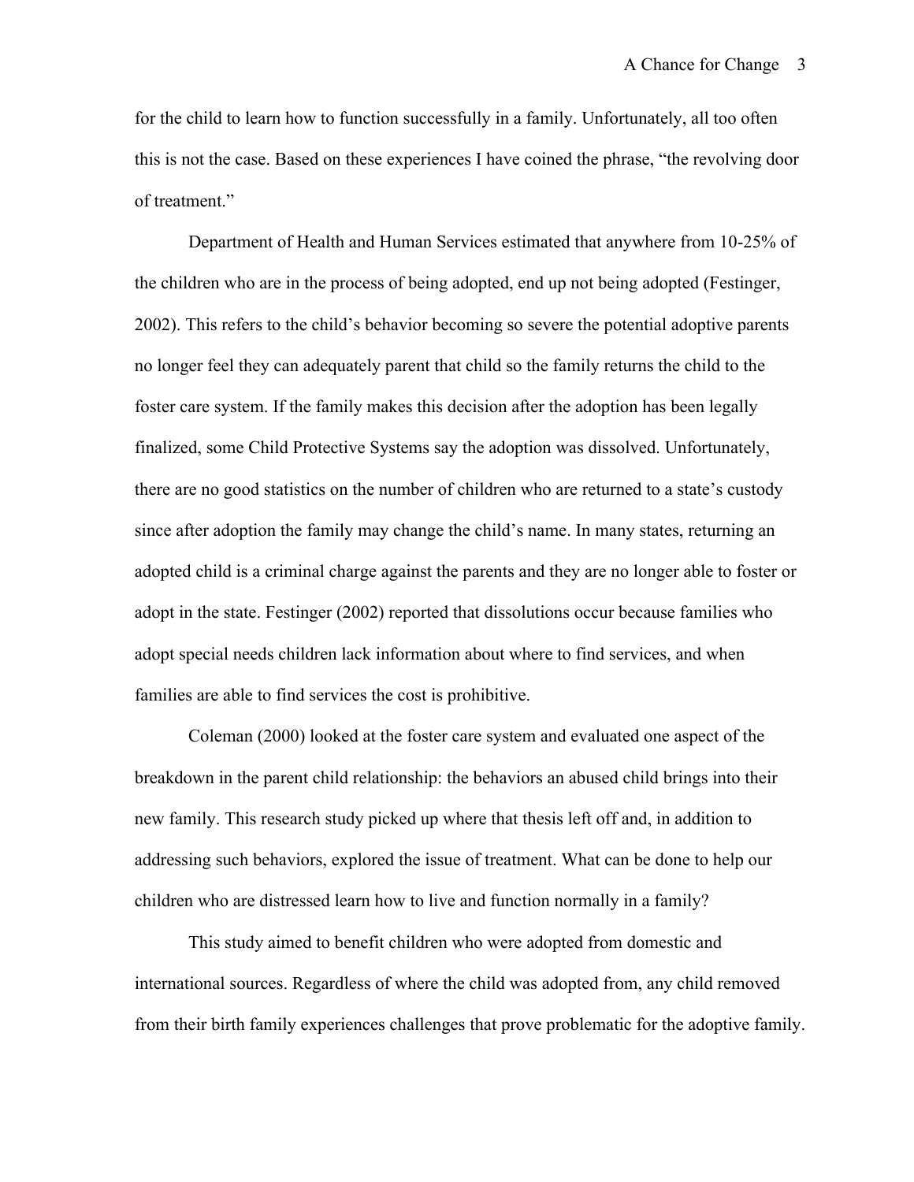for the child to learn how to function successfully in a family. Unfortunately, all too often this is not the case. Based on these experiences I have coined the phrase, "the revolving door of treatment."

Department of Health and Human Services estimated that anywhere from 10-25% of the children who are in the process of being adopted, end up not being adopted (Festinger, 2002). This refers to the child's behavior becoming so severe the potential adoptive parents no longer feel they can adequately parent that child so the family returns the child to the foster care system. If the family makes this decision after the adoption has been legally finalized, some Child Protective Systems say the adoption was dissolved. Unfortunately, there are no good statistics on the number of children who are returned to a state's custody since after adoption the family may change the child's name. In many states, returning an adopted child is a criminal charge against the parents and they are no longer able to foster or adopt in the state. Festinger (2002) reported that dissolutions occur because families who adopt special needs children lack information about where to find services, and when families are able to find services the cost is prohibitive.

Coleman (2000) looked at the foster care system and evaluated one aspect of the breakdown in the parent child relationship: the behaviors an abused child brings into their new family. This research study picked up where that thesis left off and, in addition to addressing such behaviors, explored the issue of treatment. What can be done to help our children who are distressed learn how to live and function normally in a family?

This study aimed to benefit children who were adopted from domestic and international sources. Regardless of where the child was adopted from, any child removed from their birth family experiences challenges that prove problematic for the adoptive family.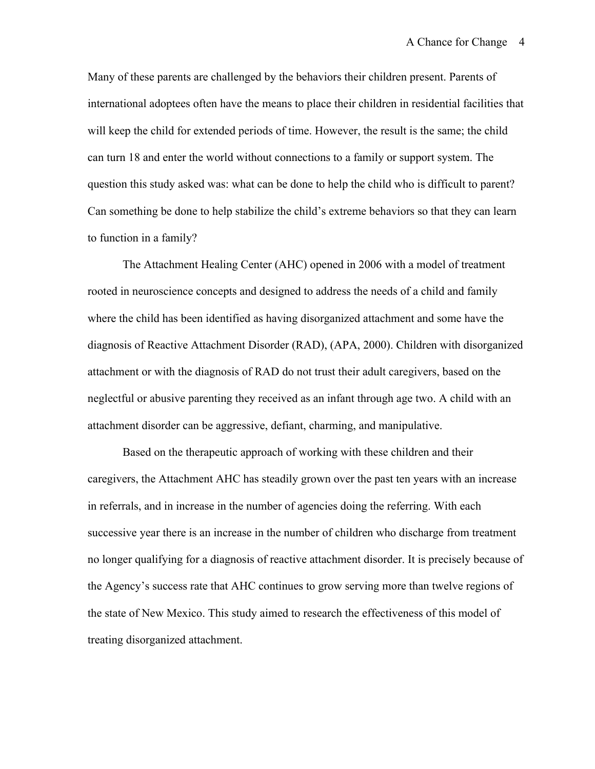Many of these parents are challenged by the behaviors their children present. Parents of international adoptees often have the means to place their children in residential facilities that will keep the child for extended periods of time. However, the result is the same; the child can turn 18 and enter the world without connections to a family or support system. The question this study asked was: what can be done to help the child who is difficult to parent? Can something be done to help stabilize the child's extreme behaviors so that they can learn to function in a family?

The Attachment Healing Center (AHC) opened in 2006 with a model of treatment rooted in neuroscience concepts and designed to address the needs of a child and family where the child has been identified as having disorganized attachment and some have the diagnosis of Reactive Attachment Disorder (RAD), (APA, 2000). Children with disorganized attachment or with the diagnosis of RAD do not trust their adult caregivers, based on the neglectful or abusive parenting they received as an infant through age two. A child with an attachment disorder can be aggressive, defiant, charming, and manipulative.

Based on the therapeutic approach of working with these children and their caregivers, the Attachment AHC has steadily grown over the past ten years with an increase in referrals, and in increase in the number of agencies doing the referring. With each successive year there is an increase in the number of children who discharge from treatment no longer qualifying for a diagnosis of reactive attachment disorder. It is precisely because of the Agency's success rate that AHC continues to grow serving more than twelve regions of the state of New Mexico. This study aimed to research the effectiveness of this model of treating disorganized attachment.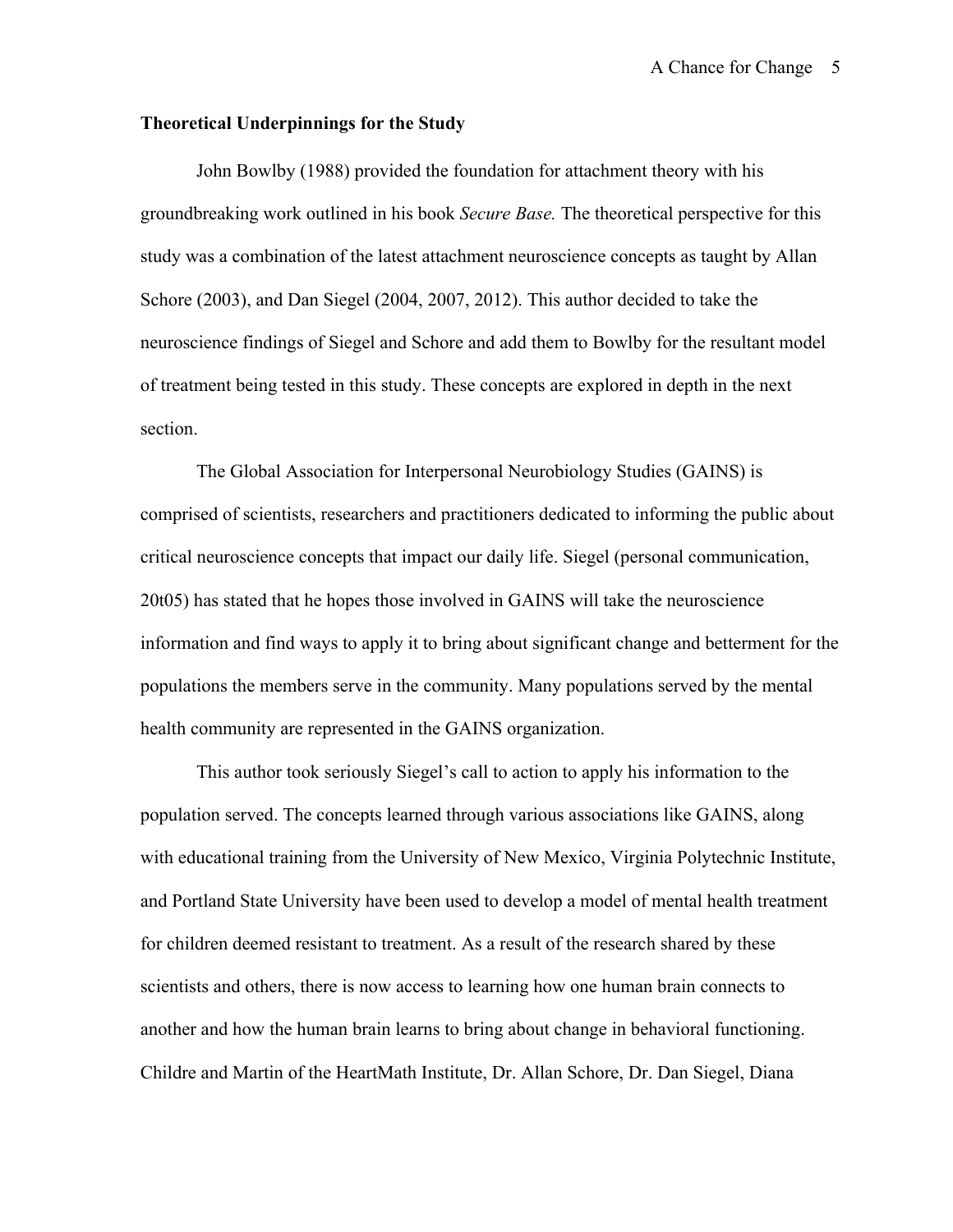**Theoretical Underpinnings for the Study**

John Bowlby (1988) provided the foundation for attachment theory with his groundbreaking work outlined in his book *Secure Base.* The theoretical perspective for this study was a combination of the latest attachment neuroscience concepts as taught by Allan Schore (2003), and Dan Siegel (2004, 2007, 2012). This author decided to take the neuroscience findings of Siegel and Schore and add them to Bowlby for the resultant model of treatment being tested in this study. These concepts are explored in depth in the next section.

The Global Association for Interpersonal Neurobiology Studies (GAINS) is comprised of scientists, researchers and practitioners dedicated to informing the public about critical neuroscience concepts that impact our daily life. Siegel (personal communication, 20t05) has stated that he hopes those involved in GAINS will take the neuroscience information and find ways to apply it to bring about significant change and betterment for the populations the members serve in the community. Many populations served by the mental health community are represented in the GAINS organization.

This author took seriously Siegel's call to action to apply his information to the population served. The concepts learned through various associations like GAINS, along with educational training from the University of New Mexico, Virginia Polytechnic Institute, and Portland State University have been used to develop a model of mental health treatment for children deemed resistant to treatment. As a result of the research shared by these scientists and others, there is now access to learning how one human brain connects to another and how the human brain learns to bring about change in behavioral functioning. Childre and Martin of the HeartMath Institute, Dr. Allan Schore, Dr. Dan Siegel, Diana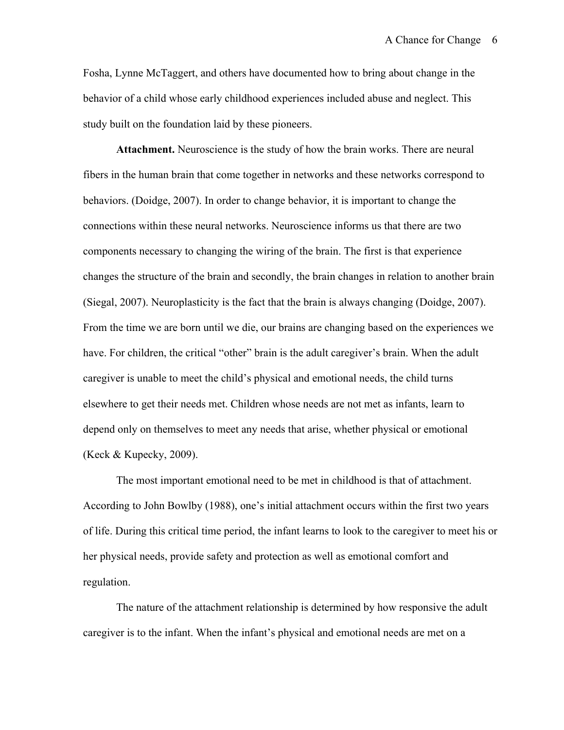Fosha, Lynne McTaggert, and others have documented how to bring about change in the behavior of a child whose early childhood experiences included abuse and neglect. This study built on the foundation laid by these pioneers.

**Attachment.** Neuroscience is the study of how the brain works. There are neural fibers in the human brain that come together in networks and these networks correspond to behaviors. (Doidge, 2007). In order to change behavior, it is important to change the connections within these neural networks. Neuroscience informs us that there are two components necessary to changing the wiring of the brain. The first is that experience changes the structure of the brain and secondly, the brain changes in relation to another brain (Siegal, 2007). Neuroplasticity is the fact that the brain is always changing (Doidge, 2007). From the time we are born until we die, our brains are changing based on the experiences we have. For children, the critical "other" brain is the adult caregiver's brain. When the adult caregiver is unable to meet the child's physical and emotional needs, the child turns elsewhere to get their needs met. Children whose needs are not met as infants, learn to depend only on themselves to meet any needs that arise, whether physical or emotional (Keck & Kupecky, 2009).

The most important emotional need to be met in childhood is that of attachment. According to John Bowlby (1988), one's initial attachment occurs within the first two years of life. During this critical time period, the infant learns to look to the caregiver to meet his or her physical needs, provide safety and protection as well as emotional comfort and regulation.

The nature of the attachment relationship is determined by how responsive the adult caregiver is to the infant. When the infant's physical and emotional needs are met on a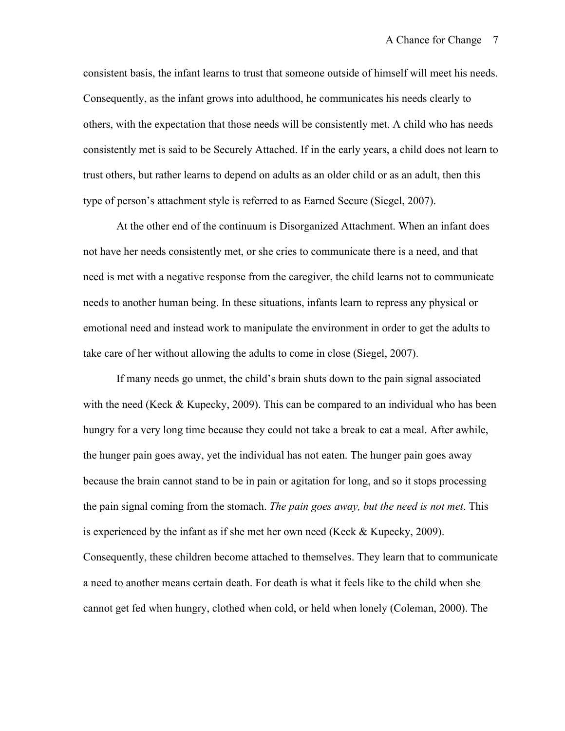consistent basis, the infant learns to trust that someone outside of himself will meet his needs. Consequently, as the infant grows into adulthood, he communicates his needs clearly to others, with the expectation that those needs will be consistently met. A child who has needs consistently met is said to be Securely Attached. If in the early years, a child does not learn to trust others, but rather learns to depend on adults as an older child or as an adult, then this type of person's attachment style is referred to as Earned Secure (Siegel, 2007).

At the other end of the continuum is Disorganized Attachment. When an infant does not have her needs consistently met, or she cries to communicate there is a need, and that need is met with a negative response from the caregiver, the child learns not to communicate needs to another human being. In these situations, infants learn to repress any physical or emotional need and instead work to manipulate the environment in order to get the adults to take care of her without allowing the adults to come in close (Siegel, 2007).

If many needs go unmet, the child's brain shuts down to the pain signal associated with the need (Keck & Kupecky, 2009). This can be compared to an individual who has been hungry for a very long time because they could not take a break to eat a meal. After awhile, the hunger pain goes away, yet the individual has not eaten. The hunger pain goes away because the brain cannot stand to be in pain or agitation for long, and so it stops processing the pain signal coming from the stomach. *The pain goes away, but the need is not met*. This is experienced by the infant as if she met her own need (Keck & Kupecky, 2009). Consequently, these children become attached to themselves. They learn that to communicate a need to another means certain death. For death is what it feels like to the child when she cannot get fed when hungry, clothed when cold, or held when lonely (Coleman, 2000). The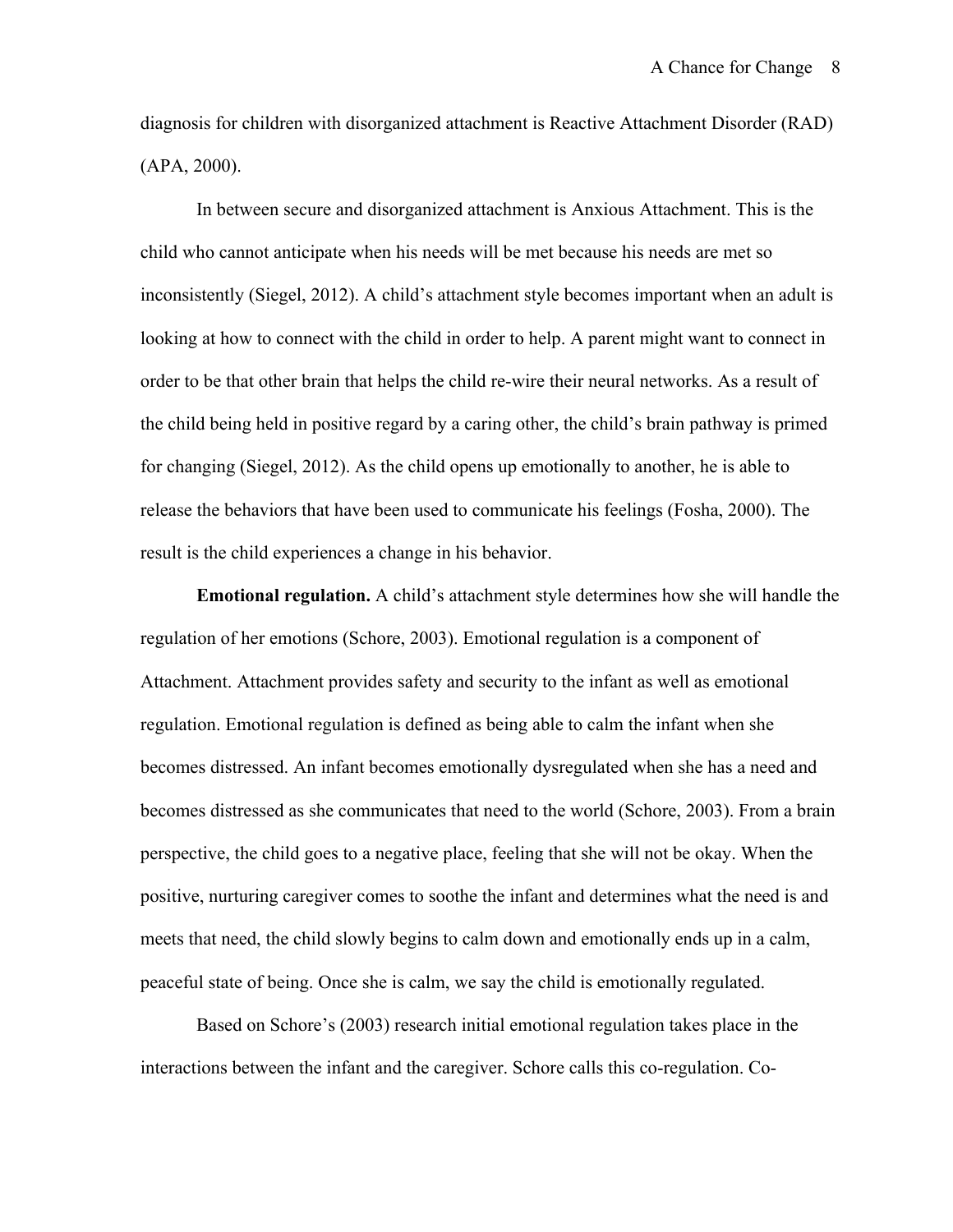diagnosis for children with disorganized attachment is Reactive Attachment Disorder (RAD) (APA, 2000).

In between secure and disorganized attachment is Anxious Attachment. This is the child who cannot anticipate when his needs will be met because his needs are met so inconsistently (Siegel, 2012). A child's attachment style becomes important when an adult is looking at how to connect with the child in order to help. A parent might want to connect in order to be that other brain that helps the child re-wire their neural networks. As a result of the child being held in positive regard by a caring other, the child's brain pathway is primed for changing (Siegel, 2012). As the child opens up emotionally to another, he is able to release the behaviors that have been used to communicate his feelings (Fosha, 2000). The result is the child experiences a change in his behavior.

**Emotional regulation.** A child's attachment style determines how she will handle the regulation of her emotions (Schore, 2003). Emotional regulation is a component of Attachment. Attachment provides safety and security to the infant as well as emotional regulation. Emotional regulation is defined as being able to calm the infant when she becomes distressed. An infant becomes emotionally dysregulated when she has a need and becomes distressed as she communicates that need to the world (Schore, 2003). From a brain perspective, the child goes to a negative place, feeling that she will not be okay. When the positive, nurturing caregiver comes to soothe the infant and determines what the need is and meets that need, the child slowly begins to calm down and emotionally ends up in a calm, peaceful state of being. Once she is calm, we say the child is emotionally regulated.

Based on Schore's (2003) research initial emotional regulation takes place in the interactions between the infant and the caregiver. Schore calls this co-regulation. Co-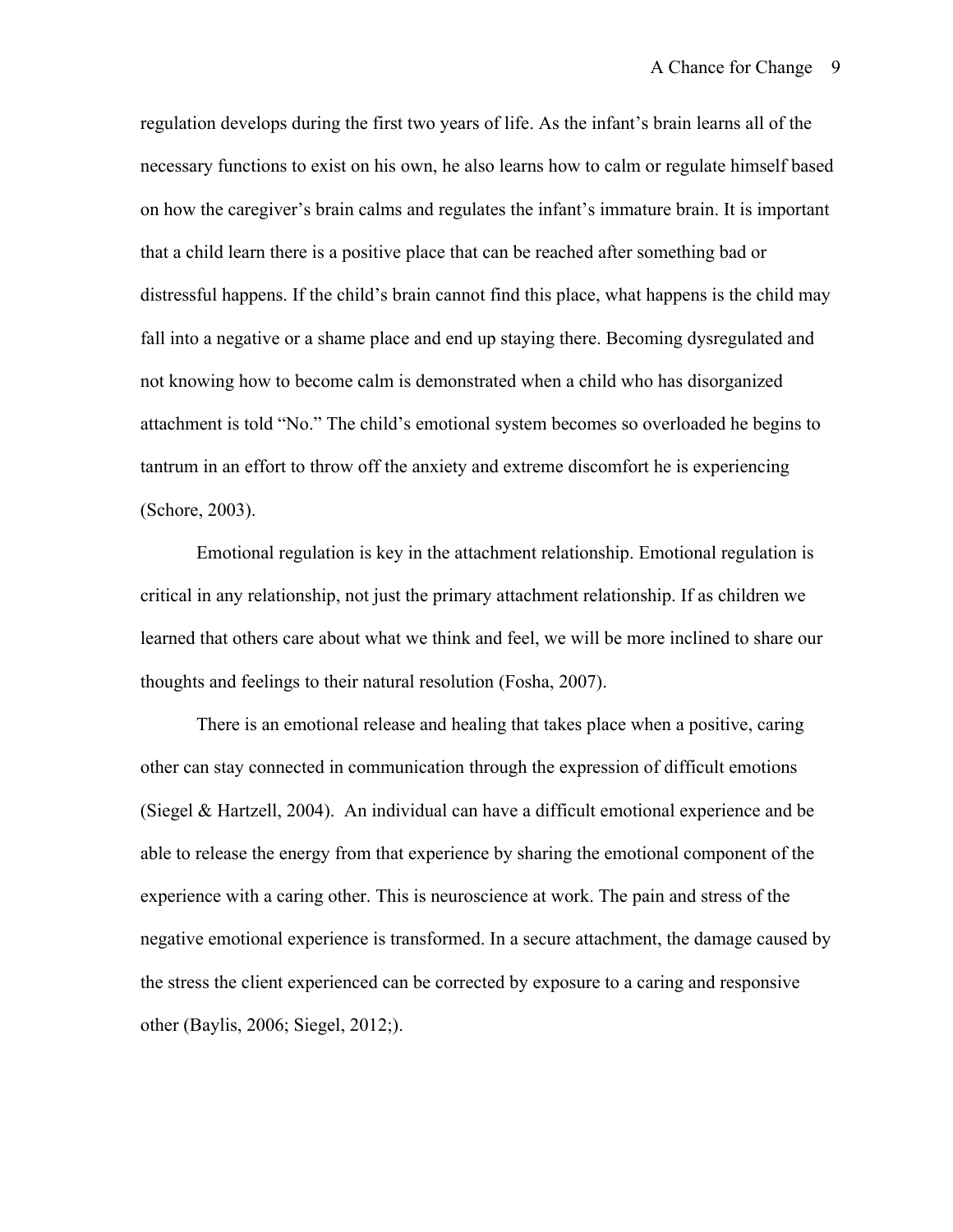regulation develops during the first two years of life. As the infant's brain learns all of the necessary functions to exist on his own, he also learns how to calm or regulate himself based on how the caregiver's brain calms and regulates the infant's immature brain. It is important that a child learn there is a positive place that can be reached after something bad or distressful happens. If the child's brain cannot find this place, what happens is the child may fall into a negative or a shame place and end up staying there. Becoming dysregulated and not knowing how to become calm is demonstrated when a child who has disorganized attachment is told "No." The child's emotional system becomes so overloaded he begins to tantrum in an effort to throw off the anxiety and extreme discomfort he is experiencing (Schore, 2003).

Emotional regulation is key in the attachment relationship. Emotional regulation is critical in any relationship, not just the primary attachment relationship. If as children we learned that others care about what we think and feel, we will be more inclined to share our thoughts and feelings to their natural resolution (Fosha, 2007).

There is an emotional release and healing that takes place when a positive, caring other can stay connected in communication through the expression of difficult emotions (Siegel & Hartzell, 2004). An individual can have a difficult emotional experience and be able to release the energy from that experience by sharing the emotional component of the experience with a caring other. This is neuroscience at work. The pain and stress of the negative emotional experience is transformed. In a secure attachment, the damage caused by the stress the client experienced can be corrected by exposure to a caring and responsive other (Baylis, 2006; Siegel, 2012;).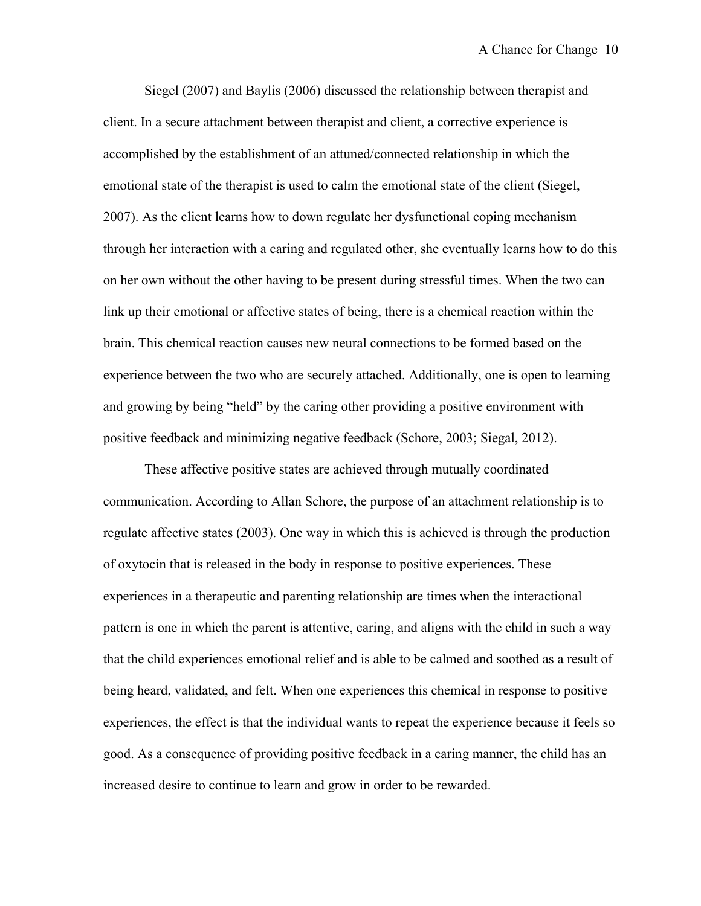Siegel (2007) and Baylis (2006) discussed the relationship between therapist and client. In a secure attachment between therapist and client, a corrective experience is accomplished by the establishment of an attuned/connected relationship in which the emotional state of the therapist is used to calm the emotional state of the client (Siegel, 2007). As the client learns how to down regulate her dysfunctional coping mechanism through her interaction with a caring and regulated other, she eventually learns how to do this on her own without the other having to be present during stressful times. When the two can link up their emotional or affective states of being, there is a chemical reaction within the brain. This chemical reaction causes new neural connections to be formed based on the experience between the two who are securely attached. Additionally, one is open to learning and growing by being "held" by the caring other providing a positive environment with positive feedback and minimizing negative feedback (Schore, 2003; Siegal, 2012).

These affective positive states are achieved through mutually coordinated communication. According to Allan Schore, the purpose of an attachment relationship is to regulate affective states (2003). One way in which this is achieved is through the production of oxytocin that is released in the body in response to positive experiences. These experiences in a therapeutic and parenting relationship are times when the interactional pattern is one in which the parent is attentive, caring, and aligns with the child in such a way that the child experiences emotional relief and is able to be calmed and soothed as a result of being heard, validated, and felt. When one experiences this chemical in response to positive experiences, the effect is that the individual wants to repeat the experience because it feels so good. As a consequence of providing positive feedback in a caring manner, the child has an increased desire to continue to learn and grow in order to be rewarded.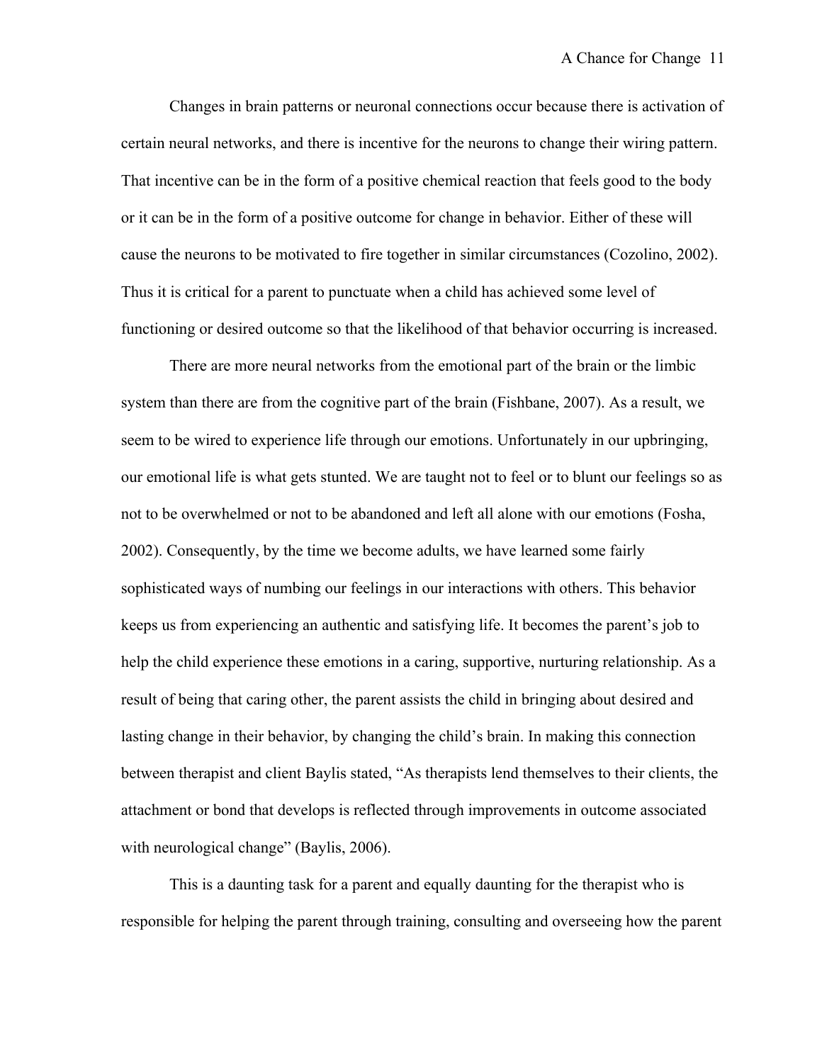Changes in brain patterns or neuronal connections occur because there is activation of certain neural networks, and there is incentive for the neurons to change their wiring pattern. That incentive can be in the form of a positive chemical reaction that feels good to the body or it can be in the form of a positive outcome for change in behavior. Either of these will cause the neurons to be motivated to fire together in similar circumstances (Cozolino, 2002). Thus it is critical for a parent to punctuate when a child has achieved some level of functioning or desired outcome so that the likelihood of that behavior occurring is increased.

There are more neural networks from the emotional part of the brain or the limbic system than there are from the cognitive part of the brain (Fishbane, 2007). As a result, we seem to be wired to experience life through our emotions. Unfortunately in our upbringing, our emotional life is what gets stunted. We are taught not to feel or to blunt our feelings so as not to be overwhelmed or not to be abandoned and left all alone with our emotions (Fosha, 2002). Consequently, by the time we become adults, we have learned some fairly sophisticated ways of numbing our feelings in our interactions with others. This behavior keeps us from experiencing an authentic and satisfying life. It becomes the parent's job to help the child experience these emotions in a caring, supportive, nurturing relationship. As a result of being that caring other, the parent assists the child in bringing about desired and lasting change in their behavior, by changing the child's brain. In making this connection between therapist and client Baylis stated, "As therapists lend themselves to their clients, the attachment or bond that develops is reflected through improvements in outcome associated with neurological change" (Baylis, 2006).

This is a daunting task for a parent and equally daunting for the therapist who is responsible for helping the parent through training, consulting and overseeing how the parent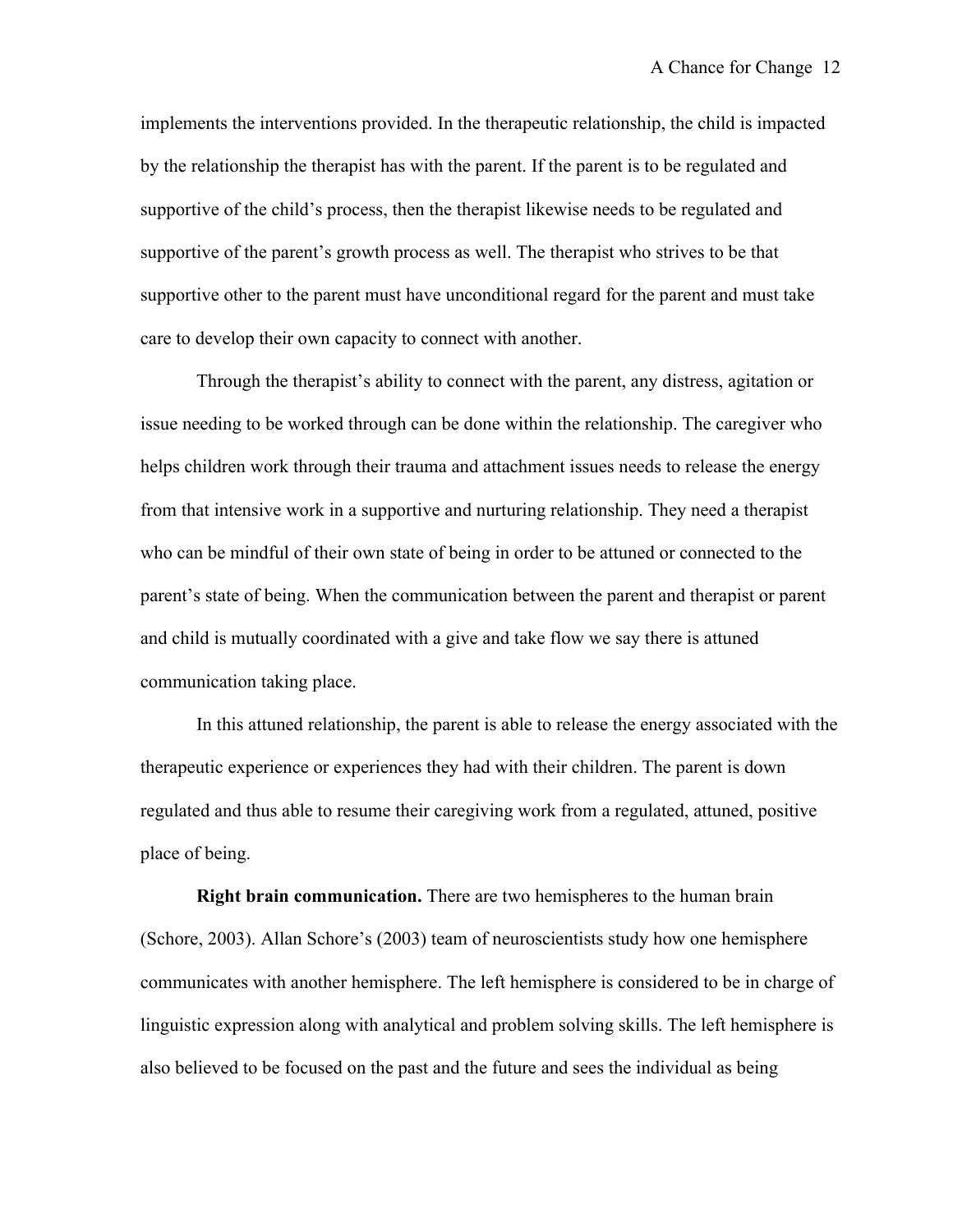implements the interventions provided. In the therapeutic relationship, the child is impacted by the relationship the therapist has with the parent. If the parent is to be regulated and supportive of the child's process, then the therapist likewise needs to be regulated and supportive of the parent's growth process as well. The therapist who strives to be that supportive other to the parent must have unconditional regard for the parent and must take care to develop their own capacity to connect with another.

Through the therapist's ability to connect with the parent, any distress, agitation or issue needing to be worked through can be done within the relationship. The caregiver who helps children work through their trauma and attachment issues needs to release the energy from that intensive work in a supportive and nurturing relationship. They need a therapist who can be mindful of their own state of being in order to be attuned or connected to the parent's state of being. When the communication between the parent and therapist or parent and child is mutually coordinated with a give and take flow we say there is attuned communication taking place.

In this attuned relationship, the parent is able to release the energy associated with the therapeutic experience or experiences they had with their children. The parent is down regulated and thus able to resume their caregiving work from a regulated, attuned, positive place of being.

**Right brain communication.** There are two hemispheres to the human brain (Schore, 2003). Allan Schore's (2003) team of neuroscientists study how one hemisphere communicates with another hemisphere. The left hemisphere is considered to be in charge of linguistic expression along with analytical and problem solving skills. The left hemisphere is also believed to be focused on the past and the future and sees the individual as being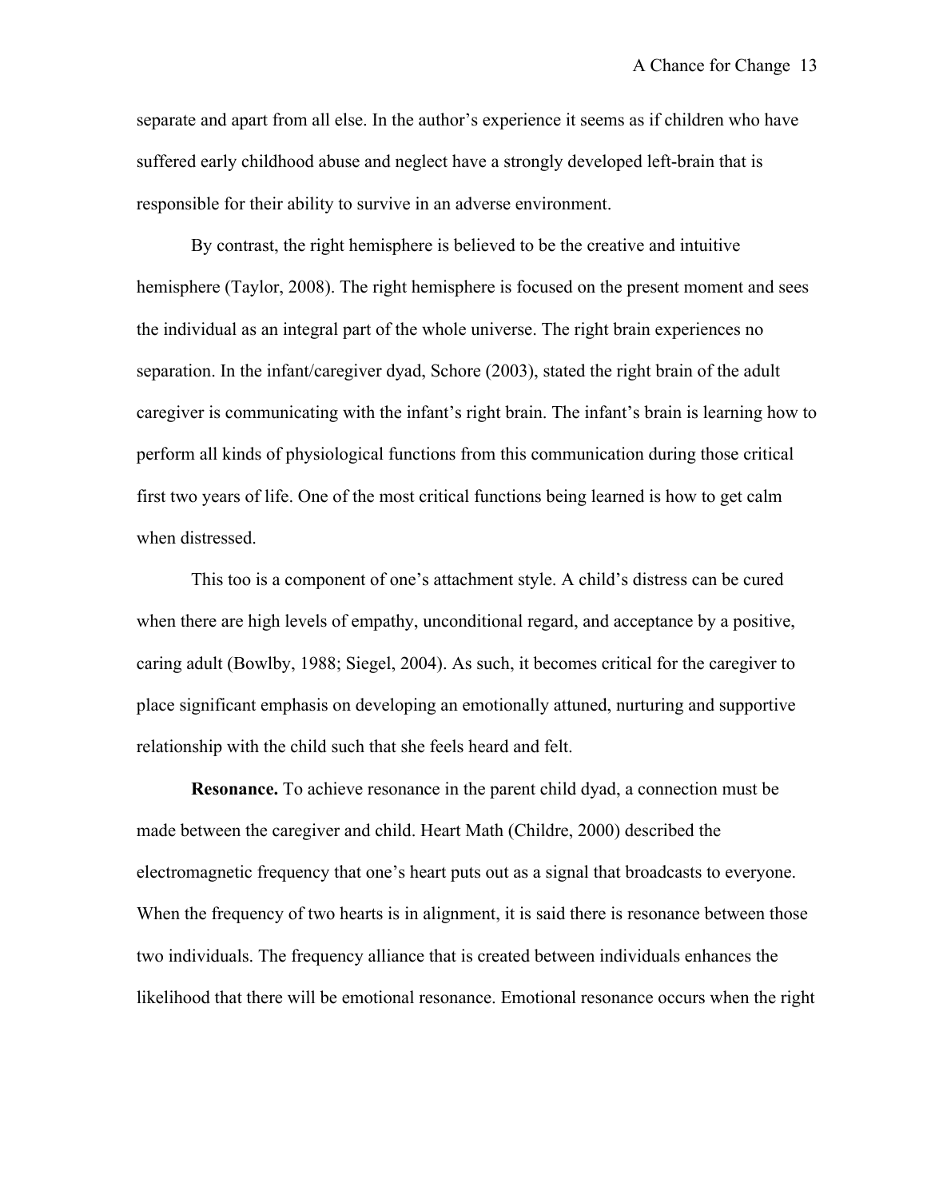separate and apart from all else. In the author's experience it seems as if children who have suffered early childhood abuse and neglect have a strongly developed left-brain that is responsible for their ability to survive in an adverse environment.

By contrast, the right hemisphere is believed to be the creative and intuitive hemisphere (Taylor, 2008). The right hemisphere is focused on the present moment and sees the individual as an integral part of the whole universe. The right brain experiences no separation. In the infant/caregiver dyad, Schore (2003), stated the right brain of the adult caregiver is communicating with the infant's right brain. The infant's brain is learning how to perform all kinds of physiological functions from this communication during those critical first two years of life. One of the most critical functions being learned is how to get calm when distressed.

This too is a component of one's attachment style. A child's distress can be cured when there are high levels of empathy, unconditional regard, and acceptance by a positive, caring adult (Bowlby, 1988; Siegel, 2004). As such, it becomes critical for the caregiver to place significant emphasis on developing an emotionally attuned, nurturing and supportive relationship with the child such that she feels heard and felt.

**Resonance.** To achieve resonance in the parent child dyad, a connection must be made between the caregiver and child. Heart Math (Childre, 2000) described the electromagnetic frequency that one's heart puts out as a signal that broadcasts to everyone. When the frequency of two hearts is in alignment, it is said there is resonance between those two individuals. The frequency alliance that is created between individuals enhances the likelihood that there will be emotional resonance. Emotional resonance occurs when the right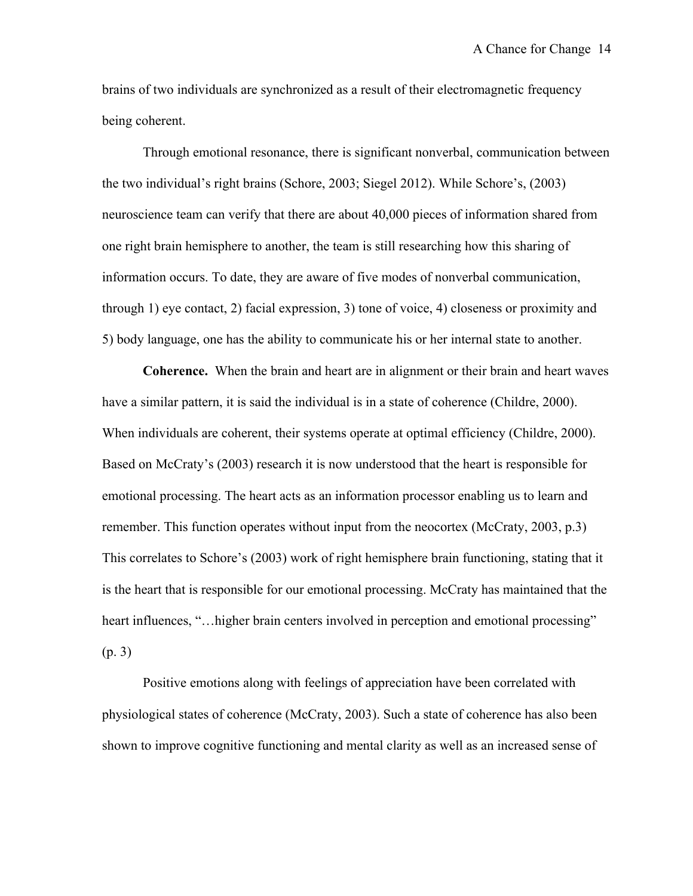brains of two individuals are synchronized as a result of their electromagnetic frequency being coherent.

Through emotional resonance, there is significant nonverbal, communication between the two individual's right brains (Schore, 2003; Siegel 2012). While Schore's, (2003) neuroscience team can verify that there are about 40,000 pieces of information shared from one right brain hemisphere to another, the team is still researching how this sharing of information occurs. To date, they are aware of five modes of nonverbal communication, through 1) eye contact, 2) facial expression, 3) tone of voice, 4) closeness or proximity and 5) body language, one has the ability to communicate his or her internal state to another.

**Coherence.** When the brain and heart are in alignment or their brain and heart waves have a similar pattern, it is said the individual is in a state of coherence (Childre, 2000). When individuals are coherent, their systems operate at optimal efficiency (Childre, 2000). Based on McCraty's (2003) research it is now understood that the heart is responsible for emotional processing. The heart acts as an information processor enabling us to learn and remember. This function operates without input from the neocortex (McCraty, 2003, p.3) This correlates to Schore's (2003) work of right hemisphere brain functioning, stating that it is the heart that is responsible for our emotional processing. McCraty has maintained that the heart influences, "…higher brain centers involved in perception and emotional processing" (p. 3)

Positive emotions along with feelings of appreciation have been correlated with physiological states of coherence (McCraty, 2003). Such a state of coherence has also been shown to improve cognitive functioning and mental clarity as well as an increased sense of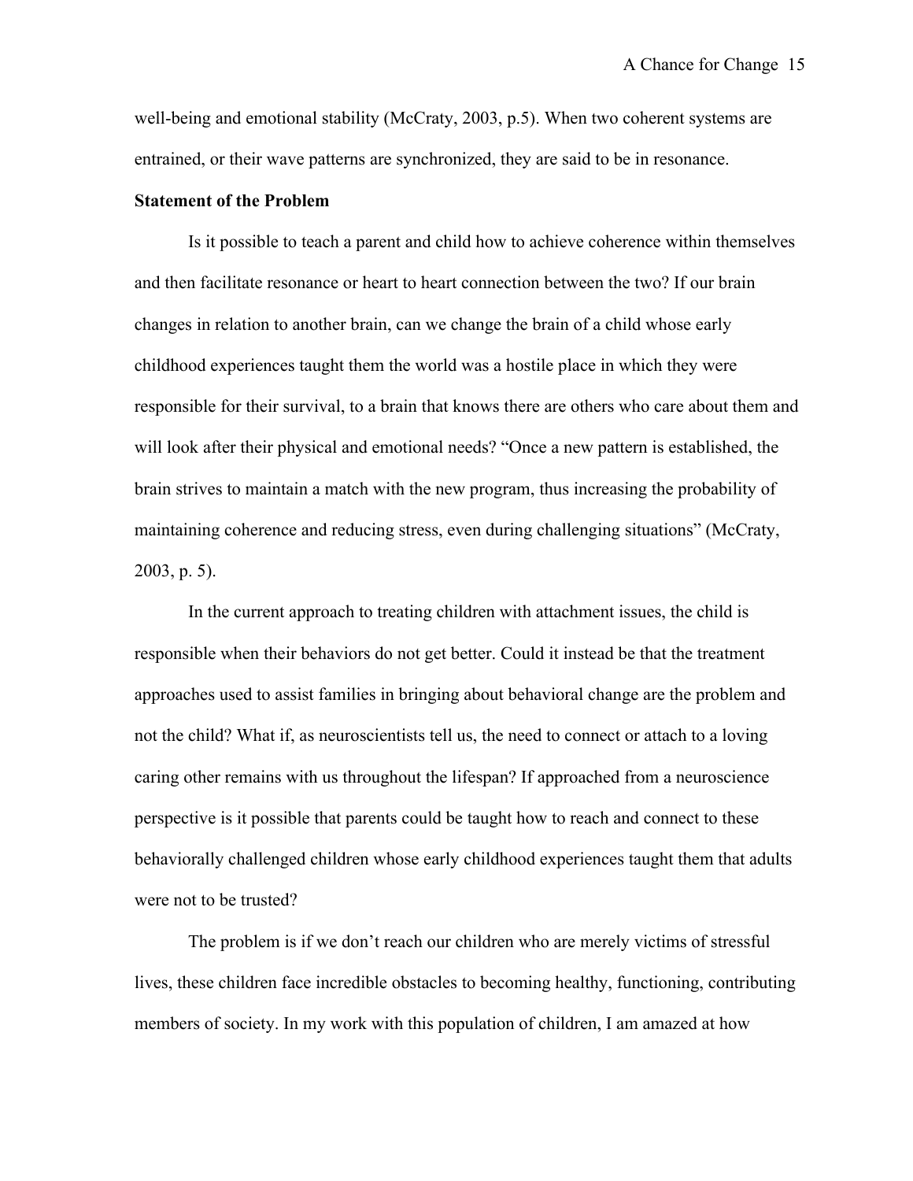well-being and emotional stability (McCraty, 2003, p.5). When two coherent systems are entrained, or their wave patterns are synchronized, they are said to be in resonance.

**Statement of the Problem**

Is it possible to teach a parent and child how to achieve coherence within themselves and then facilitate resonance or heart to heart connection between the two? If our brain changes in relation to another brain, can we change the brain of a child whose early childhood experiences taught them the world was a hostile place in which they were responsible for their survival, to a brain that knows there are others who care about them and will look after their physical and emotional needs? "Once a new pattern is established, the brain strives to maintain a match with the new program, thus increasing the probability of maintaining coherence and reducing stress, even during challenging situations" (McCraty, 2003, p. 5).

In the current approach to treating children with attachment issues, the child is responsible when their behaviors do not get better. Could it instead be that the treatment approaches used to assist families in bringing about behavioral change are the problem and not the child? What if, as neuroscientists tell us, the need to connect or attach to a loving caring other remains with us throughout the lifespan? If approached from a neuroscience perspective is it possible that parents could be taught how to reach and connect to these behaviorally challenged children whose early childhood experiences taught them that adults were not to be trusted?

The problem is if we don't reach our children who are merely victims of stressful lives, these children face incredible obstacles to becoming healthy, functioning, contributing members of society. In my work with this population of children, I am amazed at how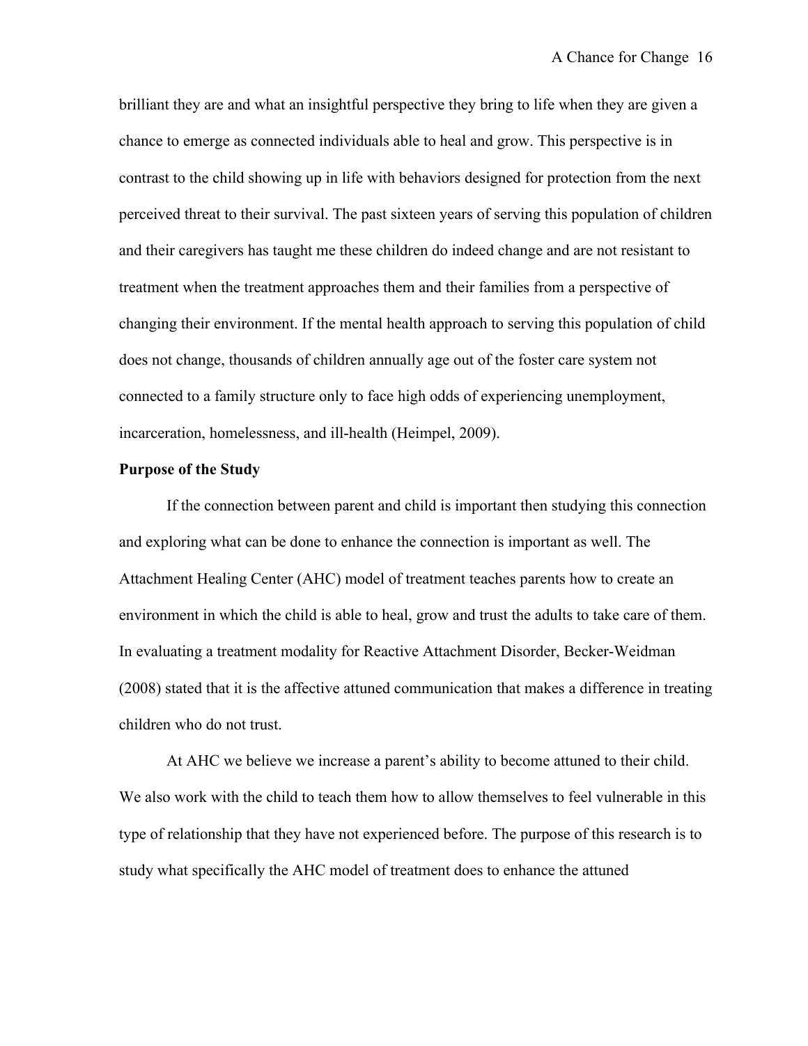brilliant they are and what an insightful perspective they bring to life when they are given a chance to emerge as connected individuals able to heal and grow. This perspective is in contrast to the child showing up in life with behaviors designed for protection from the next perceived threat to their survival. The past sixteen years of serving this population of children and their caregivers has taught me these children do indeed change and are not resistant to treatment when the treatment approaches them and their families from a perspective of changing their environment. If the mental health approach to serving this population of child does not change, thousands of children annually age out of the foster care system not connected to a family structure only to face high odds of experiencing unemployment, incarceration, homelessness, and ill-health (Heimpel, 2009).

**Purpose of the Study**

If the connection between parent and child is important then studying this connection and exploring what can be done to enhance the connection is important as well. The Attachment Healing Center (AHC) model of treatment teaches parents how to create an environment in which the child is able to heal, grow and trust the adults to take care of them. In evaluating a treatment modality for Reactive Attachment Disorder, Becker-Weidman (2008) stated that it is the affective attuned communication that makes a difference in treating children who do not trust.

At AHC we believe we increase a parent's ability to become attuned to their child. We also work with the child to teach them how to allow themselves to feel vulnerable in this type of relationship that they have not experienced before. The purpose of this research is to study what specifically the AHC model of treatment does to enhance the attuned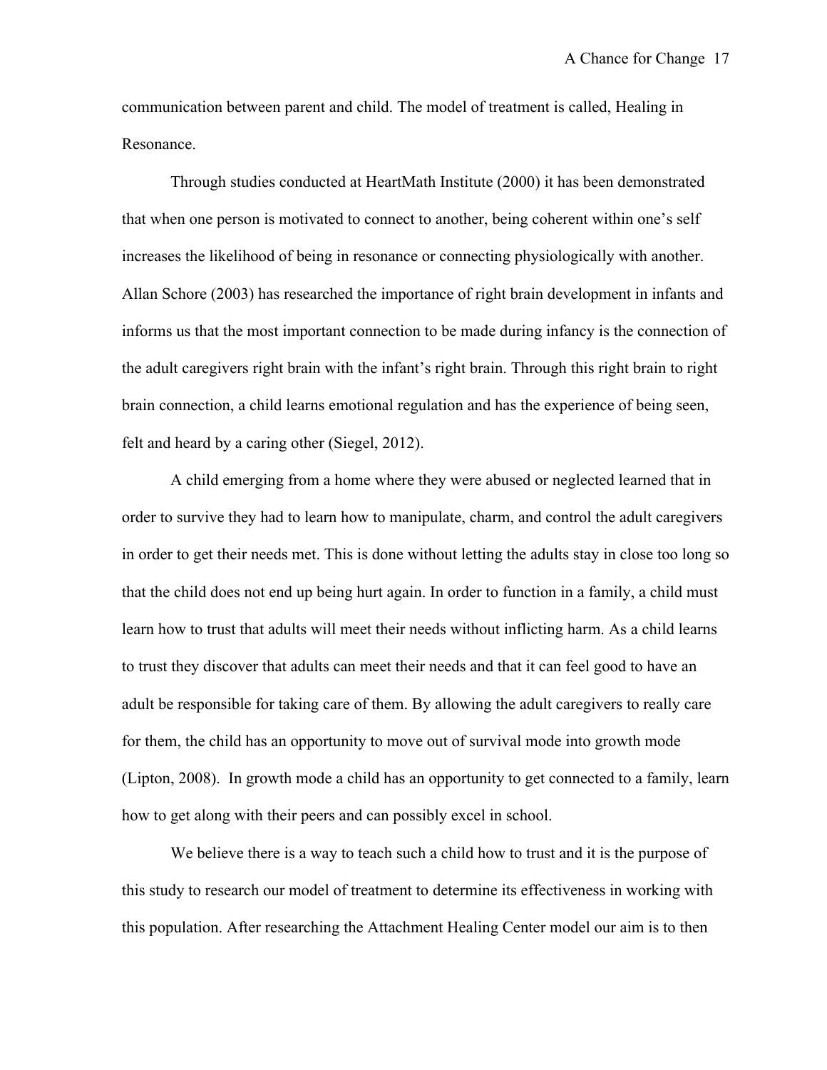communication between parent and child. The model of treatment is called, Healing in Resonance.

Through studies conducted at HeartMath Institute (2000) it has been demonstrated that when one person is motivated to connect to another, being coherent within one's self increases the likelihood of being in resonance or connecting physiologically with another. Allan Schore (2003) has researched the importance of right brain development in infants and informs us that the most important connection to be made during infancy is the connection of the adult caregivers right brain with the infant's right brain. Through this right brain to right brain connection, a child learns emotional regulation and has the experience of being seen, felt and heard by a caring other (Siegel, 2012).

A child emerging from a home where they were abused or neglected learned that in order to survive they had to learn how to manipulate, charm, and control the adult caregivers in order to get their needs met. This is done without letting the adults stay in close too long so that the child does not end up being hurt again. In order to function in a family, a child must learn how to trust that adults will meet their needs without inflicting harm. As a child learns to trust they discover that adults can meet their needs and that it can feel good to have an adult be responsible for taking care of them. By allowing the adult caregivers to really care for them, the child has an opportunity to move out of survival mode into growth mode (Lipton, 2008). In growth mode a child has an opportunity to get connected to a family, learn how to get along with their peers and can possibly excel in school.

We believe there is a way to teach such a child how to trust and it is the purpose of this study to research our model of treatment to determine its effectiveness in working with this population. After researching the Attachment Healing Center model our aim is to then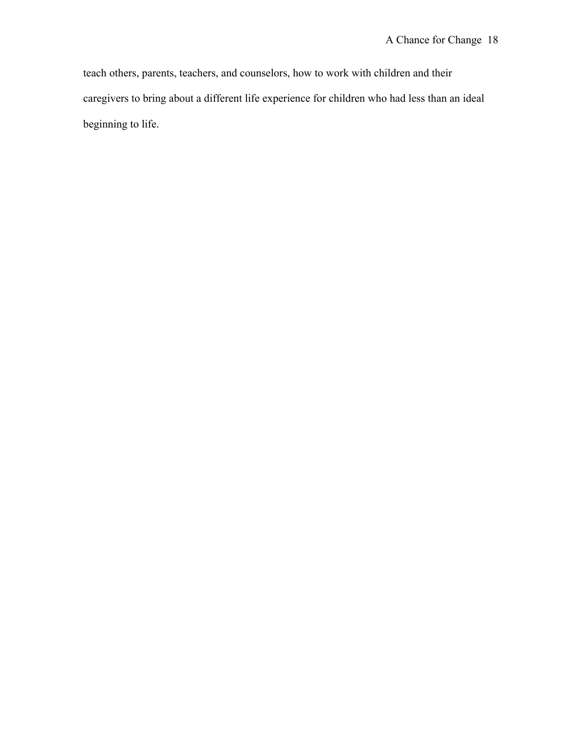teach others, parents, teachers, and counselors, how to work with children and their caregivers to bring about a different life experience for children who had less than an ideal beginning to life.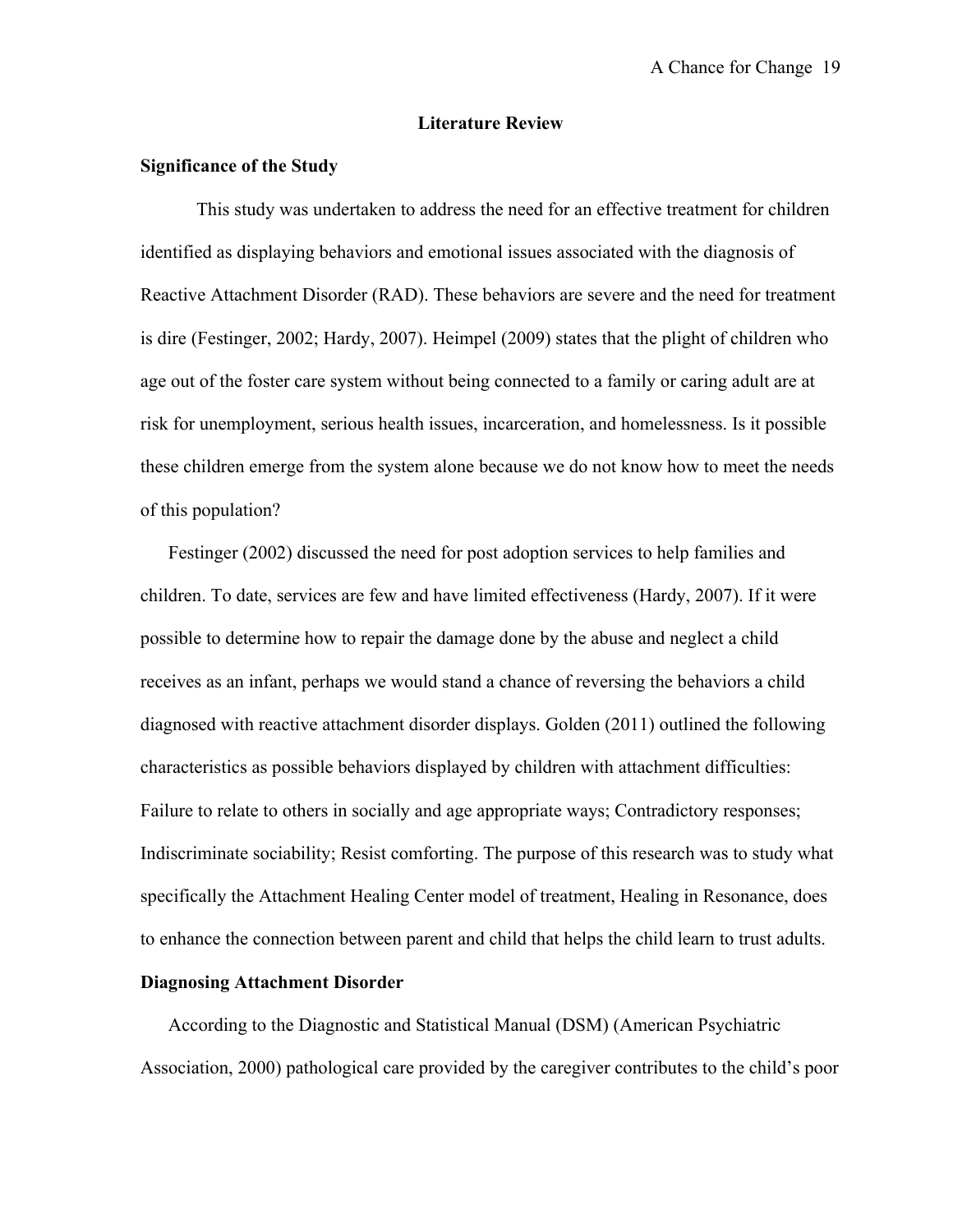## Literature Review

### Significance of the Study

This study was undertaken to address the need for an effective treatment for children identified as displaying behaviors and emotional issues associated with the diagnosis of Reactive Attachment Disorder (RAD). These behaviors are severe and the need for treatment is dire (Festinger, 2002; Hardy, 2007). Heimpel (2009) states that the plight of children who age out of the foster care system without being connected to a family or caring adult are at risk for unemployment, serious health issues, incarceration, and homelessness. Is it possible these children emerge from the system alone because we do not know how to meet the needs of this population?

Festinger (2002) discussed the need for post adoption services to help families and children. To date, services are few and have limited effectiveness (Hardy, 2007). If it were possible to determine how to repair the damage done by the abuse and neglect a child receives as an infant, perhaps we would stand a chance of reversing the behaviors a child diagnosed with reactive attachment disorder displays. Golden (2011) outlined the following characteristics as possible behaviors displayed by children with attachment difficulties: Failure to relate to others in socially and age appropriate ways; Contradictory responses; Indiscriminate sociability; Resist comforting. The purpose of this research was to study what specifically the Attachment Healing Center model of treatment, Healing in Resonance, does to enhance the connection between parent and child that helps the child learn to trust adults.

### Diagnosing Attachment Disorder

According to the Diagnostic and Statistical Manual (DSM) (American Psychiatric Association, 2000) pathological care provided by the caregiver contributes to the child's poor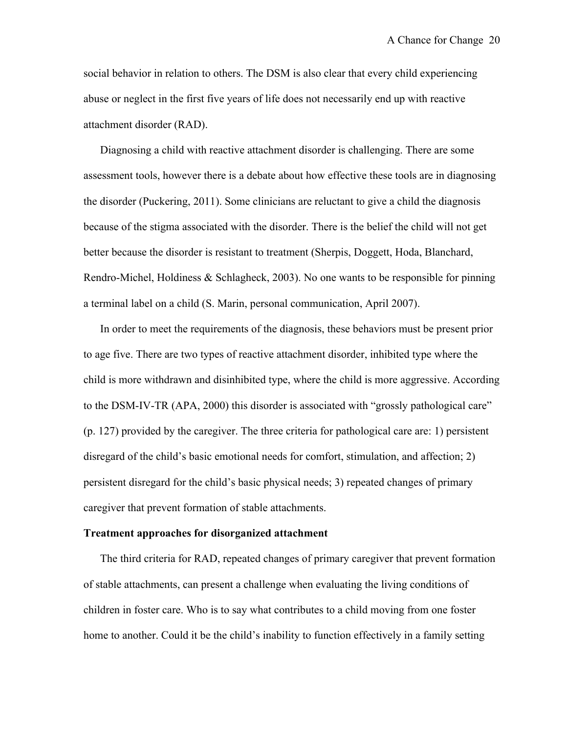social behavior in relation to others. The DSM is also clear that every child experiencing abuse or neglect in the first five years of life does not necessarily end up with reactive attachment disorder (RAD).

Diagnosing a child with reactive attachment disorder is challenging. There are some assessment tools, however there is a debate about how effective these tools are in diagnosing the disorder (Puckering, 2011). Some clinicians are reluctant to give a child the diagnosis because of the stigma associated with the disorder. There is the belief the child will not get better because the disorder is resistant to treatment (Sherpis, Doggett, Hoda, Blanchard, Rendro-Michel, Holdiness & Schlagheck, 2003). No one wants to be responsible for pinning a terminal label on a child (S. Marin, personal communication, April 2007).

In order to meet the requirements of the diagnosis, these behaviors must be present prior to age five. There are two types of reactive attachment disorder, inhibited type where the child is more withdrawn and disinhibited type, where the child is more aggressive. According to the DSM-IV-TR (APA, 2000) this disorder is associated with "grossly pathological care" (p. 127) provided by the caregiver. The three criteria for pathological care are: 1) persistent disregard of the child's basic emotional needs for comfort, stimulation, and affection; 2) persistent disregard for the child's basic physical needs; 3) repeated changes of primary caregiver that prevent formation of stable attachments.

**Treatment approaches for disorganized attachment**

The third criteria for RAD, repeated changes of primary caregiver that prevent formation of stable attachments, can present a challenge when evaluating the living conditions of children in foster care. Who is to say what contributes to a child moving from one foster home to another. Could it be the child's inability to function effectively in a family setting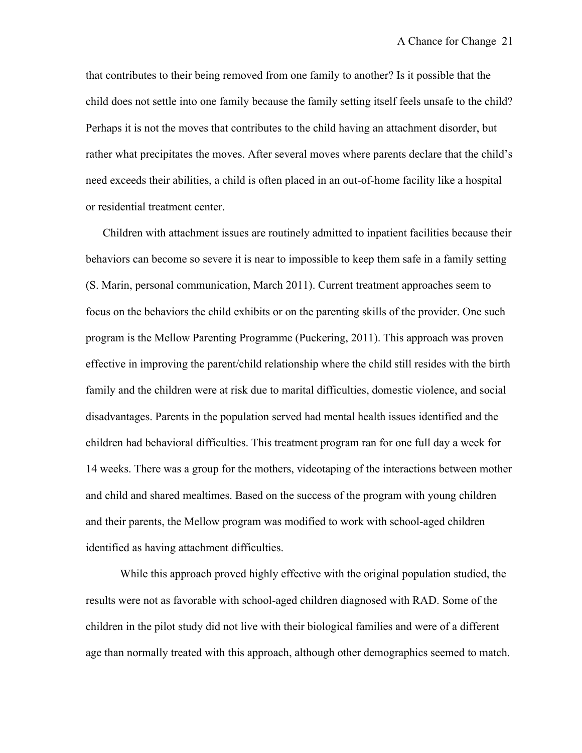that contributes to their being removed from one family to another? Is it possible that the child does not settle into one family because the family setting itself feels unsafe to the child? Perhaps it is not the moves that contributes to the child having an attachment disorder, but rather what precipitates the moves. After several moves where parents declare that the child's need exceeds their abilities, a child is often placed in an out-of-home facility like a hospital or residential treatment center.

Children with attachment issues are routinely admitted to inpatient facilities because their behaviors can become so severe it is near to impossible to keep them safe in a family setting (S. Marin, personal communication, March 2011). Current treatment approaches seem to focus on the behaviors the child exhibits or on the parenting skills of the provider. One such program is the Mellow Parenting Programme (Puckering, 2011). This approach was proven effective in improving the parent/child relationship where the child still resides with the birth family and the children were at risk due to marital difficulties, domestic violence, and social disadvantages. Parents in the population served had mental health issues identified and the children had behavioral difficulties. This treatment program ran for one full day a week for 14 weeks. There was a group for the mothers, videotaping of the interactions between mother and child and shared mealtimes. Based on the success of the program with young children and their parents, the Mellow program was modified to work with school-aged children identified as having attachment difficulties.

While this approach proved highly effective with the original population studied, the results were not as favorable with school-aged children diagnosed with RAD. Some of the children in the pilot study did not live with their biological families and were of a different age than normally treated with this approach, although other demographics seemed to match.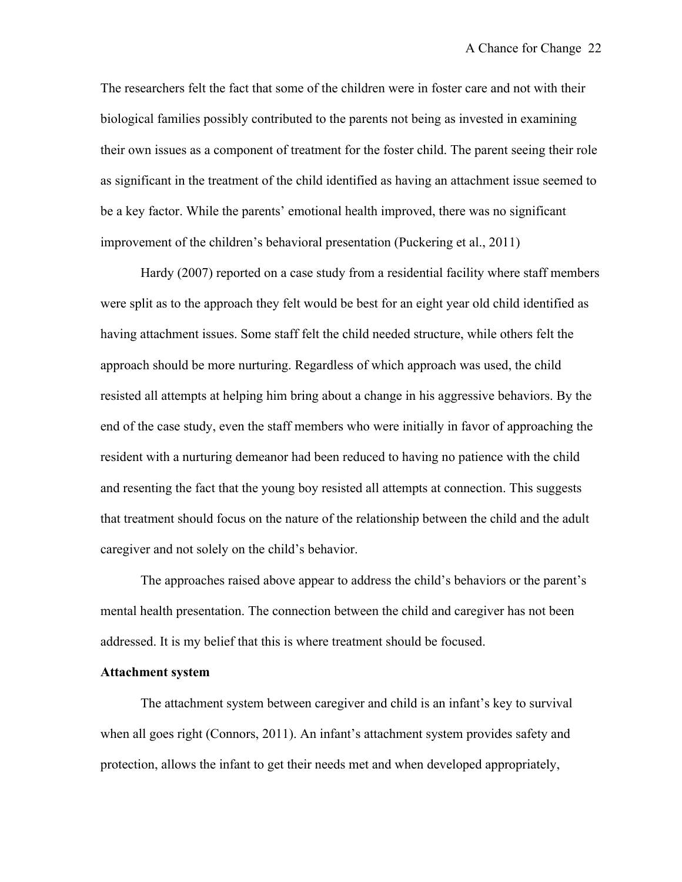The researchers felt the fact that some of the children were in foster care and not with their biological families possibly contributed to the parents not being as invested in examining their own issues as a component of treatment for the foster child. The parent seeing their role as significant in the treatment of the child identified as having an attachment issue seemed to be a key factor. While the parents' emotional health improved, there was no significant improvement of the children's behavioral presentation (Puckering et al., 2011)

Hardy (2007) reported on a case study from a residential facility where staff members were split as to the approach they felt would be best for an eight year old child identified as having attachment issues. Some staff felt the child needed structure, while others felt the approach should be more nurturing. Regardless of which approach was used, the child resisted all attempts at helping him bring about a change in his aggressive behaviors. By the end of the case study, even the staff members who were initially in favor of approaching the resident with a nurturing demeanor had been reduced to having no patience with the child and resenting the fact that the young boy resisted all attempts at connection. This suggests that treatment should focus on the nature of the relationship between the child and the adult caregiver and not solely on the child's behavior.

The approaches raised above appear to address the child's behaviors or the parent's mental health presentation. The connection between the child and caregiver has not been addressed. It is my belief that this is where treatment should be focused.

**Attachment system**

The attachment system between caregiver and child is an infant's key to survival when all goes right (Connors, 2011). An infant's attachment system provides safety and protection, allows the infant to get their needs met and when developed appropriately,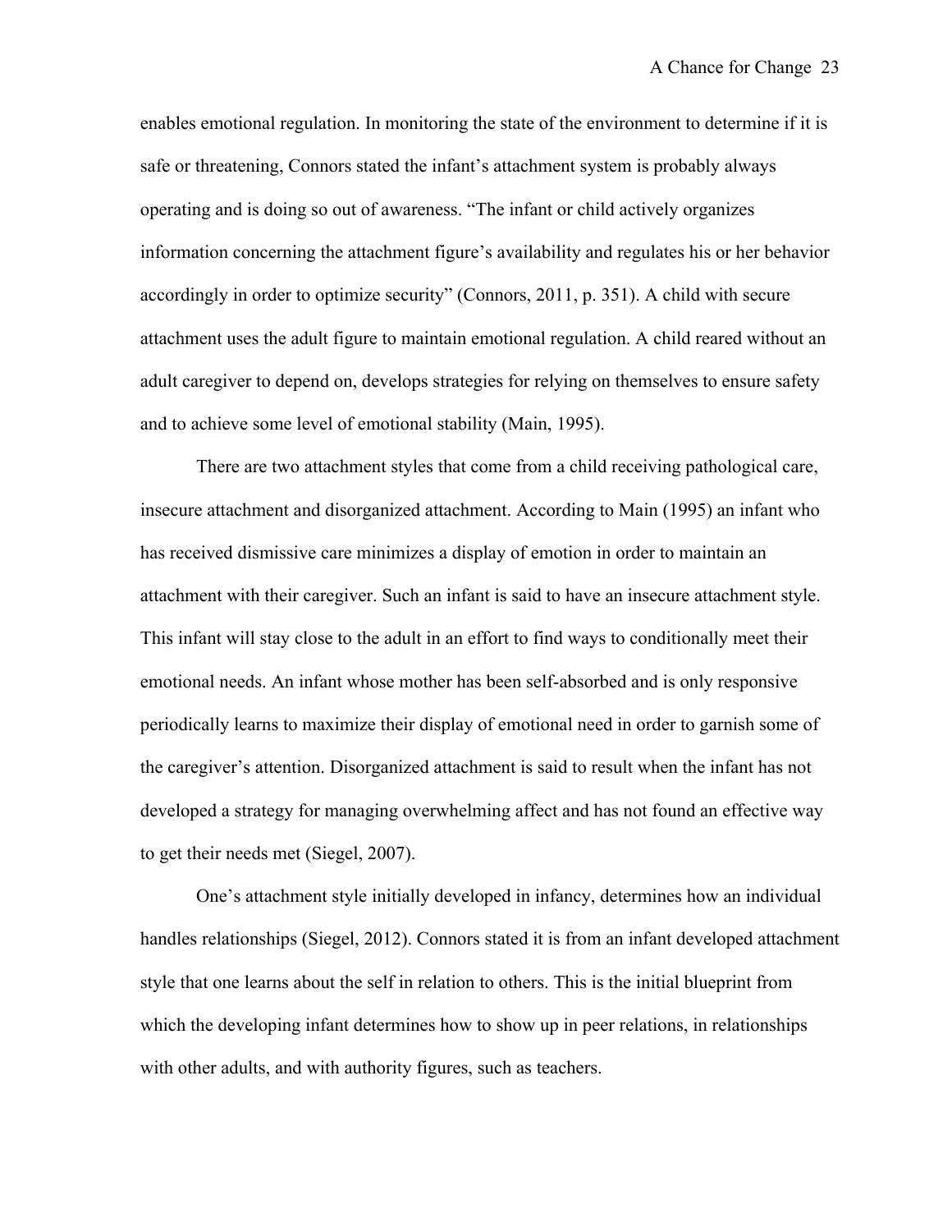enables emotional regulation. In monitoring the state of the environment to determine if it is safe or threatening, Connors stated the infant's attachment system is probably always operating and is doing so out of awareness. "The infant or child actively organizes information concerning the attachment figure's availability and regulates his or her behavior accordingly in order to optimize security" (Connors, 2011, p. 351). A child with secure attachment uses the adult figure to maintain emotional regulation. A child reared without an adult caregiver to depend on, develops strategies for relying on themselves to ensure safety and to achieve some level of emotional stability (Main, 1995).

There are two attachment styles that come from a child receiving pathological care, insecure attachment and disorganized attachment. According to Main (1995) an infant who has received dismissive care minimizes a display of emotion in order to maintain an attachment with their caregiver. Such an infant is said to have an insecure attachment style. This infant will stay close to the adult in an effort to find ways to conditionally meet their emotional needs. An infant whose mother has been self-absorbed and is only responsive periodically learns to maximize their display of emotional need in order to garnish some of the caregiver's attention. Disorganized attachment is said to result when the infant has not developed a strategy for managing overwhelming affect and has not found an effective way to get their needs met (Siegel, 2007).

One's attachment style initially developed in infancy, determines how an individual handles relationships (Siegel, 2012). Connors stated it is from an infant developed attachment style that one learns about the self in relation to others. This is the initial blueprint from which the developing infant determines how to show up in peer relations, in relationships with other adults, and with authority figures, such as teachers.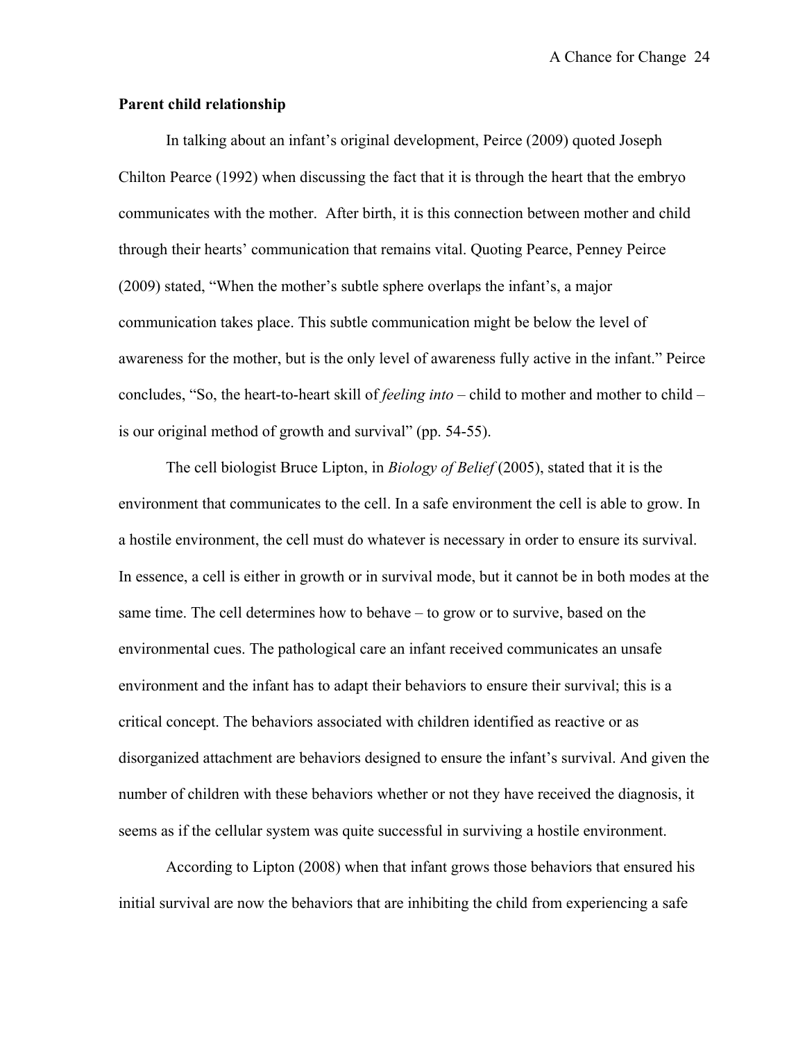**Parent child relationship**

In talking about an infant's original development, Peirce (2009) quoted Joseph Chilton Pearce (1992) when discussing the fact that it is through the heart that the embryo communicates with the mother. After birth, it is this connection between mother and child through their hearts' communication that remains vital. Quoting Pearce, Penney Peirce (2009) stated, "When the mother's subtle sphere overlaps the infant's, a major communication takes place. This subtle communication might be below the level of awareness for the mother, but is the only level of awareness fully active in the infant." Peirce concludes, "So, the heart-to-heart skill of *feeling into* – child to mother and mother to child – is our original method of growth and survival" (pp. 54-55).

The cell biologist Bruce Lipton, in *Biology of Belief* (2005), stated that it is the environment that communicates to the cell. In a safe environment the cell is able to grow. In a hostile environment, the cell must do whatever is necessary in order to ensure its survival. In essence, a cell is either in growth or in survival mode, but it cannot be in both modes at the same time. The cell determines how to behave – to grow or to survive, based on the environmental cues. The pathological care an infant received communicates an unsafe environment and the infant has to adapt their behaviors to ensure their survival; this is a critical concept. The behaviors associated with children identified as reactive or as disorganized attachment are behaviors designed to ensure the infant's survival. And given the number of children with these behaviors whether or not they have received the diagnosis, it seems as if the cellular system was quite successful in surviving a hostile environment.

According to Lipton (2008) when that infant grows those behaviors that ensured his initial survival are now the behaviors that are inhibiting the child from experiencing a safe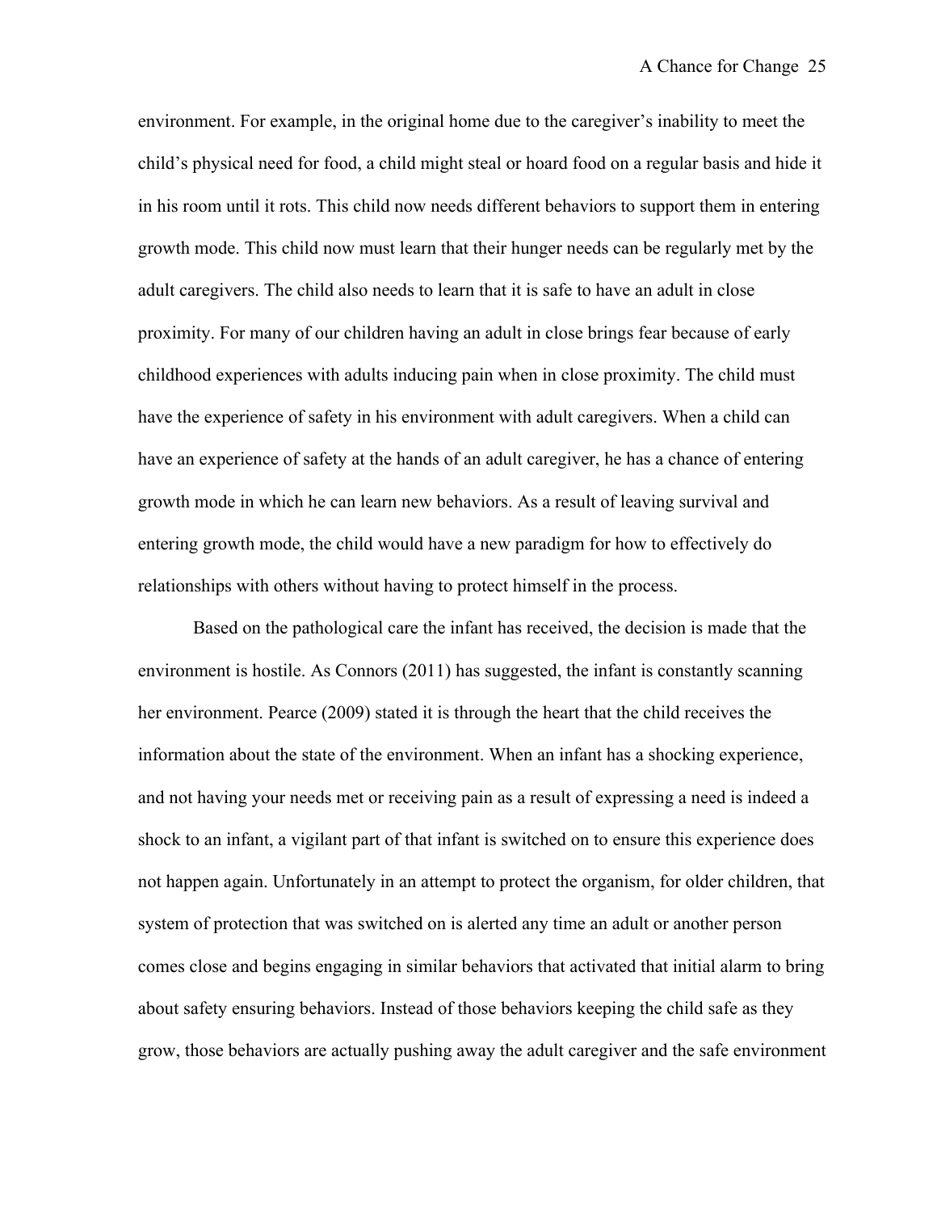environment. For example, in the original home due to the caregiver's inability to meet the child's physical need for food, a child might steal or hoard food on a regular basis and hide it in his room until it rots. This child now needs different behaviors to support them in entering growth mode. This child now must learn that their hunger needs can be regularly met by the adult caregivers. The child also needs to learn that it is safe to have an adult in close proximity. For many of our children having an adult in close brings fear because of early childhood experiences with adults inducing pain when in close proximity. The child must have the experience of safety in his environment with adult caregivers. When a child can have an experience of safety at the hands of an adult caregiver, he has a chance of entering growth mode in which he can learn new behaviors. As a result of leaving survival and entering growth mode, the child would have a new paradigm for how to effectively do relationships with others without having to protect himself in the process.

Based on the pathological care the infant has received, the decision is made that the environment is hostile. As Connors (2011) has suggested, the infant is constantly scanning her environment. Pearce (2009) stated it is through the heart that the child receives the information about the state of the environment. When an infant has a shocking experience, and not having your needs met or receiving pain as a result of expressing a need is indeed a shock to an infant, a vigilant part of that infant is switched on to ensure this experience does not happen again. Unfortunately in an attempt to protect the organism, for older children, that system of protection that was switched on is alerted any time an adult or another person comes close and begins engaging in similar behaviors that activated that initial alarm to bring about safety ensuring behaviors. Instead of those behaviors keeping the child safe as they grow, those behaviors are actually pushing away the adult caregiver and the safe environment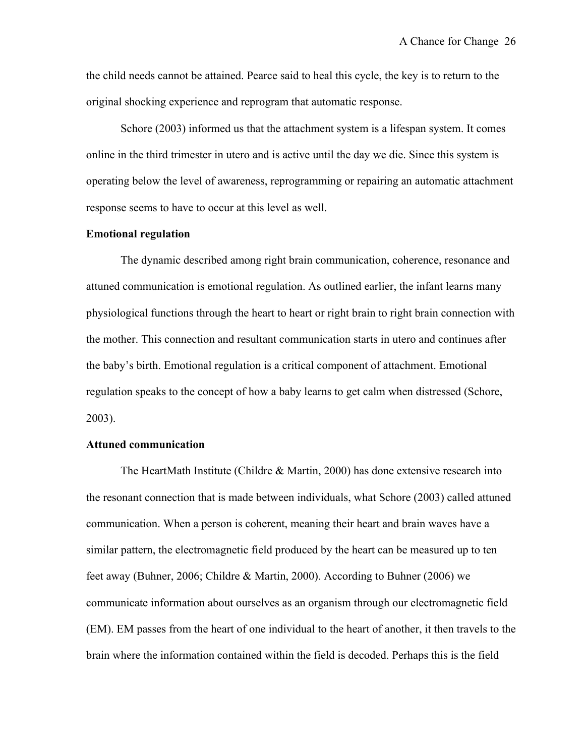the child needs cannot be attained. Pearce said to heal this cycle, the key is to return to the original shocking experience and reprogram that automatic response.

Schore (2003) informed us that the attachment system is a lifespan system. It comes online in the third trimester in utero and is active until the day we die. Since this system is operating below the level of awareness, reprogramming or repairing an automatic attachment response seems to have to occur at this level as well.

**Emotional regulation**

The dynamic described among right brain communication, coherence, resonance and attuned communication is emotional regulation. As outlined earlier, the infant learns many physiological functions through the heart to heart or right brain to right brain connection with the mother. This connection and resultant communication starts in utero and continues after the baby's birth. Emotional regulation is a critical component of attachment. Emotional regulation speaks to the concept of how a baby learns to get calm when distressed (Schore, 2003).

**Attuned communication**

The HeartMath Institute (Childre & Martin, 2000) has done extensive research into the resonant connection that is made between individuals, what Schore (2003) called attuned communication. When a person is coherent, meaning their heart and brain waves have a similar pattern, the electromagnetic field produced by the heart can be measured up to ten feet away (Buhner, 2006; Childre & Martin, 2000). According to Buhner (2006) we communicate information about ourselves as an organism through our electromagnetic field (EM). EM passes from the heart of one individual to the heart of another, it then travels to the brain where the information contained within the field is decoded. Perhaps this is the field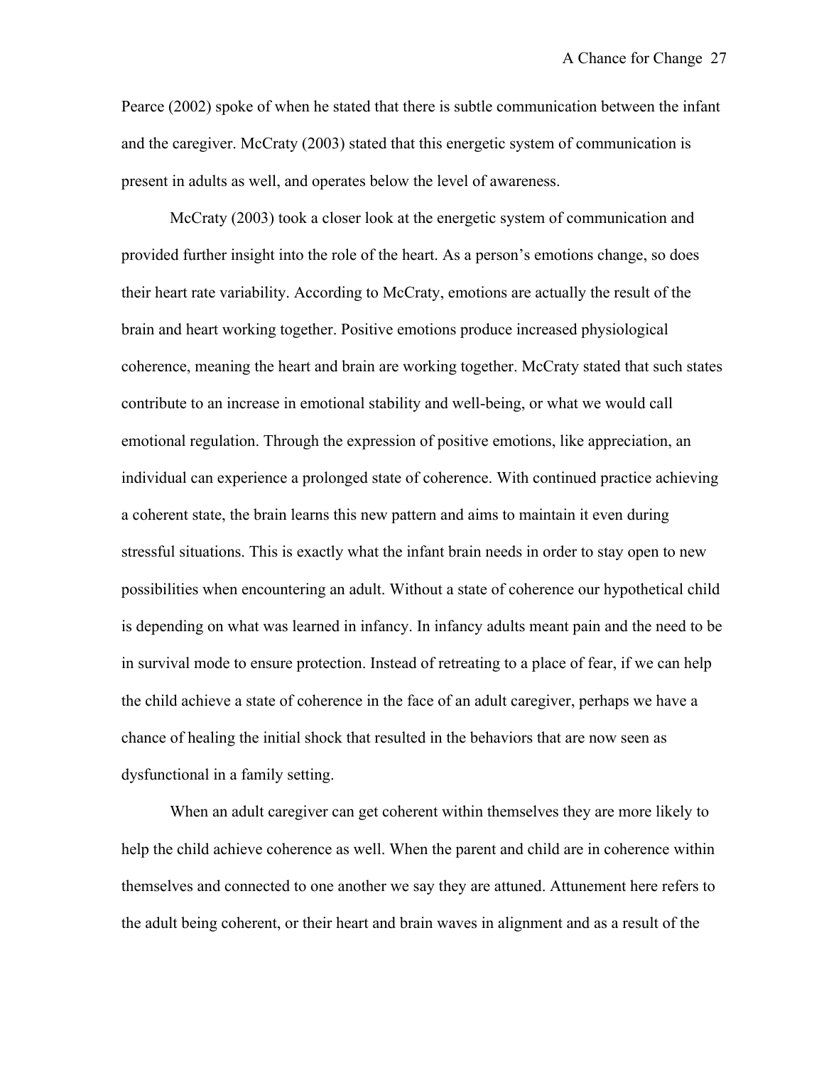Pearce (2002) spoke of when he stated that there is subtle communication between the infant and the caregiver. McCraty (2003) stated that this energetic system of communication is present in adults as well, and operates below the level of awareness.

McCraty (2003) took a closer look at the energetic system of communication and provided further insight into the role of the heart. As a person's emotions change, so does their heart rate variability. According to McCraty, emotions are actually the result of the brain and heart working together. Positive emotions produce increased physiological coherence, meaning the heart and brain are working together. McCraty stated that such states contribute to an increase in emotional stability and well-being, or what we would call emotional regulation. Through the expression of positive emotions, like appreciation, an individual can experience a prolonged state of coherence. With continued practice achieving a coherent state, the brain learns this new pattern and aims to maintain it even during stressful situations. This is exactly what the infant brain needs in order to stay open to new possibilities when encountering an adult. Without a state of coherence our hypothetical child is depending on what was learned in infancy. In infancy adults meant pain and the need to be in survival mode to ensure protection. Instead of retreating to a place of fear, if we can help the child achieve a state of coherence in the face of an adult caregiver, perhaps we have a chance of healing the initial shock that resulted in the behaviors that are now seen as dysfunctional in a family setting.

When an adult caregiver can get coherent within themselves they are more likely to help the child achieve coherence as well. When the parent and child are in coherence within themselves and connected to one another we say they are attuned. Attunement here refers to the adult being coherent, or their heart and brain waves in alignment and as a result of the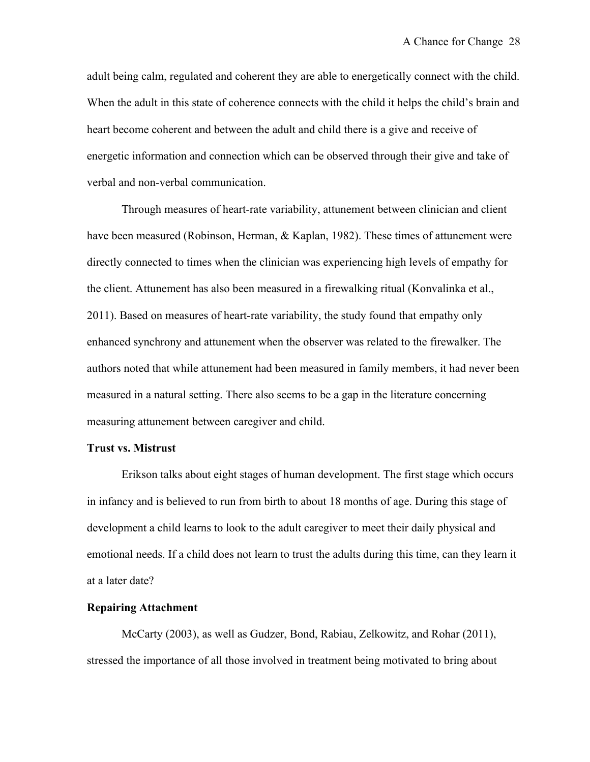adult being calm, regulated and coherent they are able to energetically connect with the child. When the adult in this state of coherence connects with the child it helps the child's brain and heart become coherent and between the adult and child there is a give and receive of energetic information and connection which can be observed through their give and take of verbal and non-verbal communication.

Through measures of heart-rate variability, attunement between clinician and client have been measured (Robinson, Herman, & Kaplan, 1982). These times of attunement were directly connected to times when the clinician was experiencing high levels of empathy for the client. Attunement has also been measured in a firewalking ritual (Konvalinka et al., 2011). Based on measures of heart-rate variability, the study found that empathy only enhanced synchrony and attunement when the observer was related to the firewalker. The authors noted that while attunement had been measured in family members, it had never been measured in a natural setting. There also seems to be a gap in the literature concerning measuring attunement between caregiver and child.

**Trust vs. Mistrust**

Erikson talks about eight stages of human development. The first stage which occurs in infancy and is believed to run from birth to about 18 months of age. During this stage of development a child learns to look to the adult caregiver to meet their daily physical and emotional needs. If a child does not learn to trust the adults during this time, can they learn it at a later date?

**Repairing Attachment**

McCarty (2003), as well as Gudzer, Bond, Rabiau, Zelkowitz, and Rohar (2011), stressed the importance of all those involved in treatment being motivated to bring about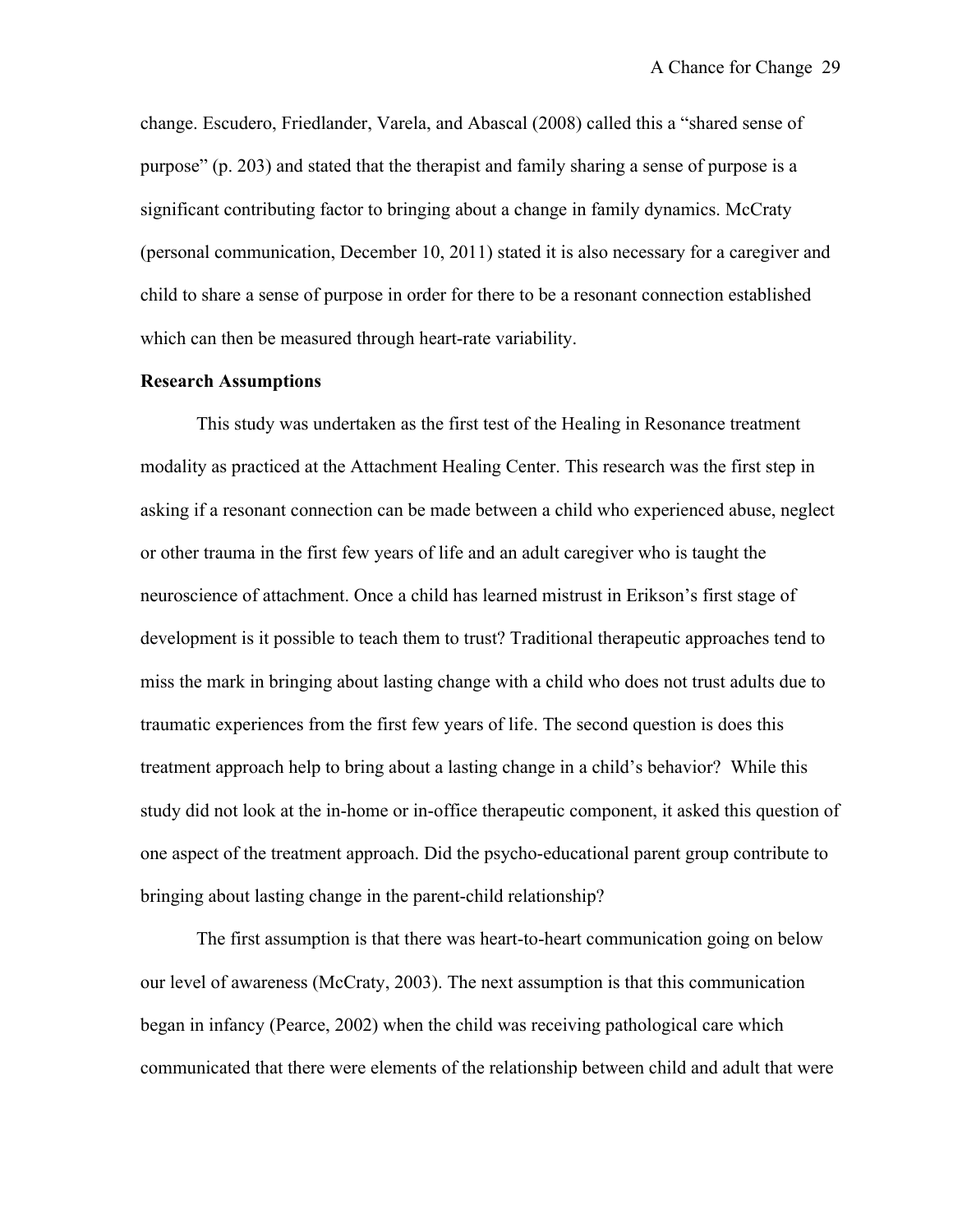change. Escudero, Friedlander, Varela, and Abascal (2008) called this a "shared sense of purpose" (p. 203) and stated that the therapist and family sharing a sense of purpose is a significant contributing factor to bringing about a change in family dynamics. McCraty (personal communication, December 10, 2011) stated it is also necessary for a caregiver and child to share a sense of purpose in order for there to be a resonant connection established which can then be measured through heart-rate variability.

**Research Assumptions**

This study was undertaken as the first test of the Healing in Resonance treatment modality as practiced at the Attachment Healing Center. This research was the first step in asking if a resonant connection can be made between a child who experienced abuse, neglect or other trauma in the first few years of life and an adult caregiver who is taught the neuroscience of attachment. Once a child has learned mistrust in Erikson's first stage of development is it possible to teach them to trust? Traditional therapeutic approaches tend to miss the mark in bringing about lasting change with a child who does not trust adults due to traumatic experiences from the first few years of life. The second question is does this treatment approach help to bring about a lasting change in a child's behavior? While this study did not look at the in-home or in-office therapeutic component, it asked this question of one aspect of the treatment approach. Did the psycho-educational parent group contribute to bringing about lasting change in the parent-child relationship?

The first assumption is that there was heart-to-heart communication going on below our level of awareness (McCraty, 2003). The next assumption is that this communication began in infancy (Pearce, 2002) when the child was receiving pathological care which communicated that there were elements of the relationship between child and adult that were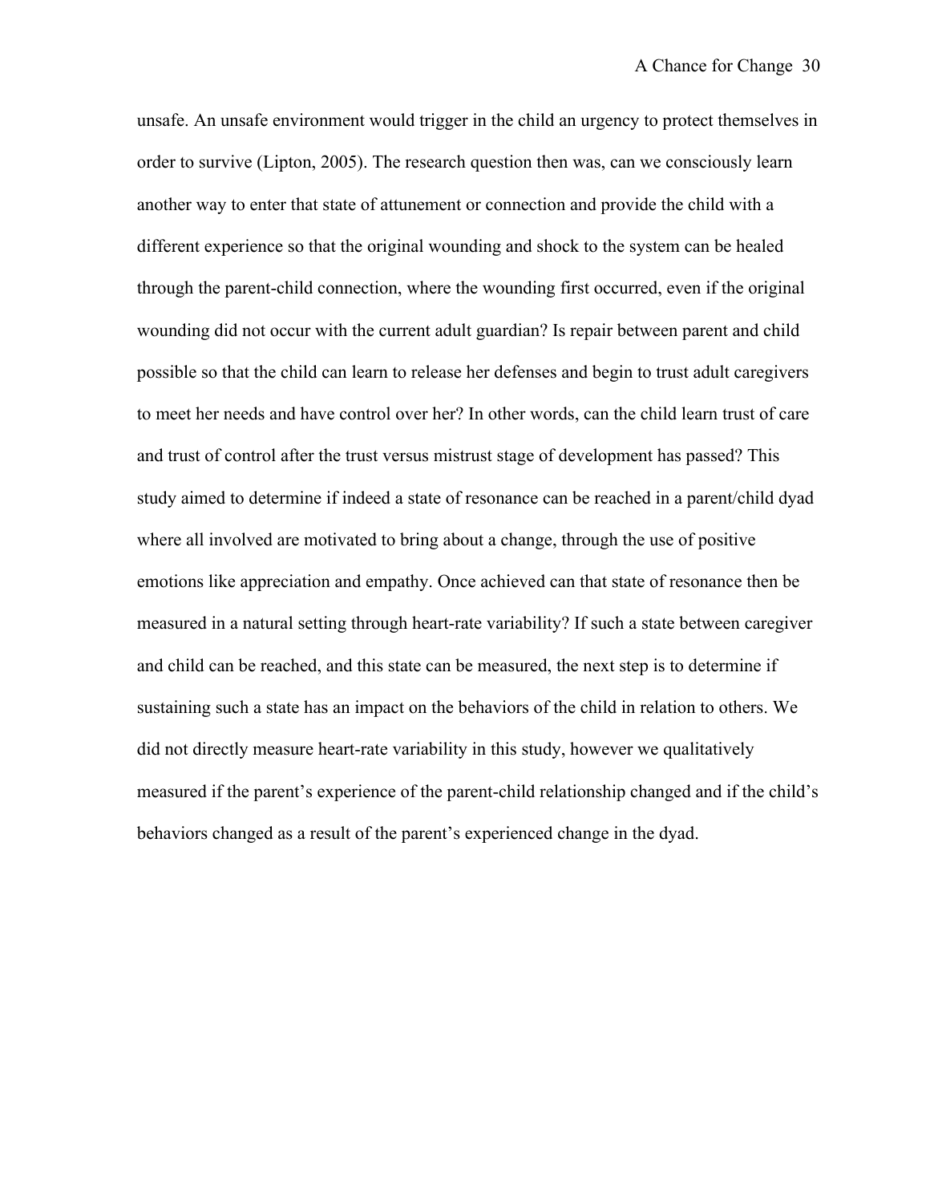unsafe. An unsafe environment would trigger in the child an urgency to protect themselves in order to survive (Lipton, 2005). The research question then was, can we consciously learn another way to enter that state of attunement or connection and provide the child with a different experience so that the original wounding and shock to the system can be healed through the parent-child connection, where the wounding first occurred, even if the original wounding did not occur with the current adult guardian? Is repair between parent and child possible so that the child can learn to release her defenses and begin to trust adult caregivers to meet her needs and have control over her? In other words, can the child learn trust of care and trust of control after the trust versus mistrust stage of development has passed? This study aimed to determine if indeed a state of resonance can be reached in a parent/child dyad where all involved are motivated to bring about a change, through the use of positive emotions like appreciation and empathy. Once achieved can that state of resonance then be measured in a natural setting through heart-rate variability? If such a state between caregiver and child can be reached, and this state can be measured, the next step is to determine if sustaining such a state has an impact on the behaviors of the child in relation to others. We did not directly measure heart-rate variability in this study, however we qualitatively measured if the parent's experience of the parent-child relationship changed and if the child's behaviors changed as a result of the parent's experienced change in the dyad.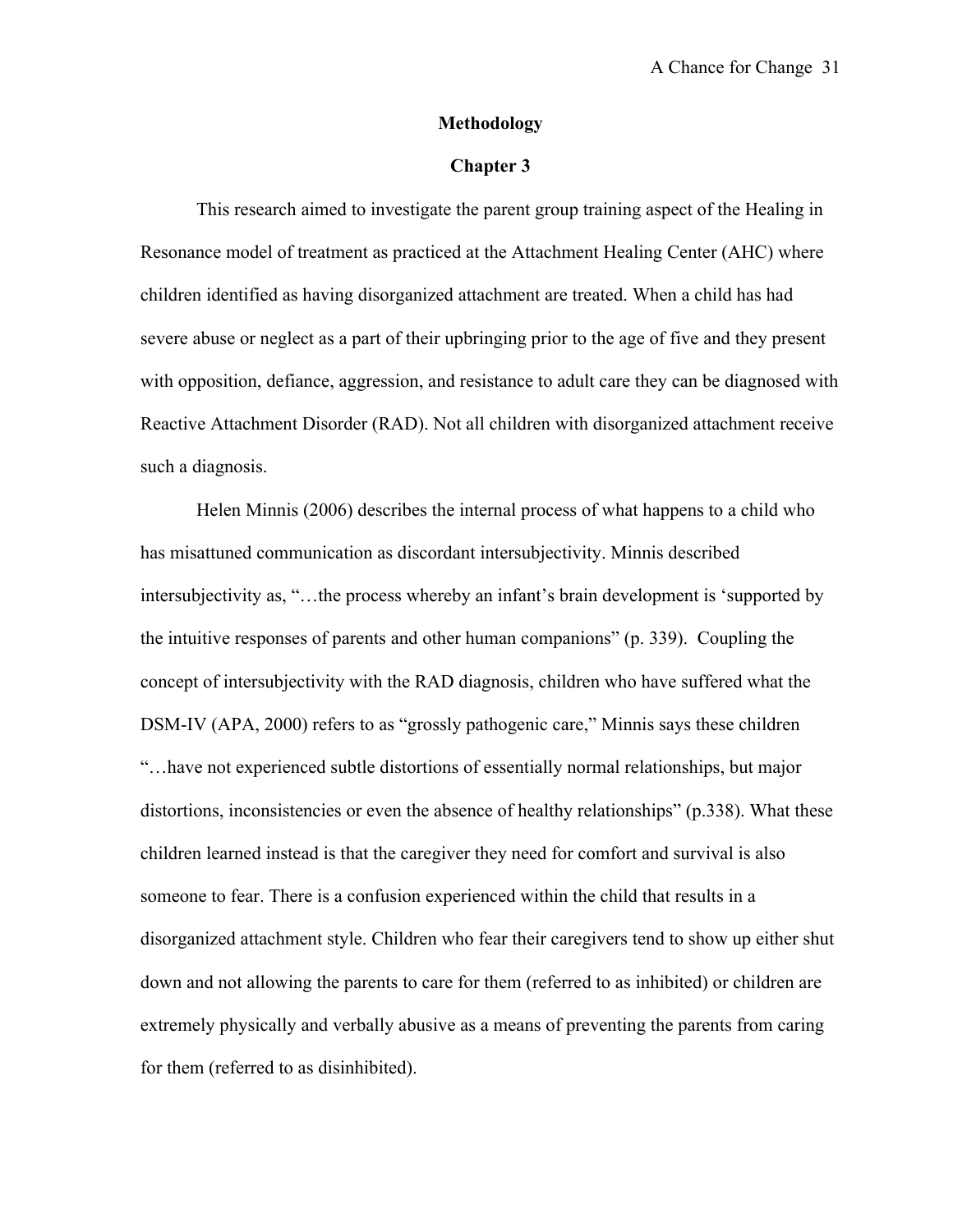## Methodology

## Chapter 3

This research aimed to investigate the parent group training aspect of the Healing in Resonance model of treatment as practiced at the Attachment Healing Center (AHC) where children identified as having disorganized attachment are treated. When a child has had severe abuse or neglect as a part of their upbringing prior to the age of five and they present with opposition, defiance, aggression, and resistance to adult care they can be diagnosed with Reactive Attachment Disorder (RAD). Not all children with disorganized attachment receive such a diagnosis.

Helen Minnis (2006) describes the internal process of what happens to a child who has misattuned communication as discordant intersubjectivity. Minnis described intersubjectivity as, "…the process whereby an infant's brain development is 'supported by the intuitive responses of parents and other human companions" (p. 339). Coupling the concept of intersubjectivity with the RAD diagnosis, children who have suffered what the DSM-IV (APA, 2000) refers to as "grossly pathogenic care," Minnis says these children "…have not experienced subtle distortions of essentially normal relationships, but major distortions, inconsistencies or even the absence of healthy relationships" (p.338). What these children learned instead is that the caregiver they need for comfort and survival is also someone to fear. There is a confusion experienced within the child that results in a disorganized attachment style. Children who fear their caregivers tend to show up either shut down and not allowing the parents to care for them (referred to as inhibited) or children are extremely physically and verbally abusive as a means of preventing the parents from caring for them (referred to as disinhibited).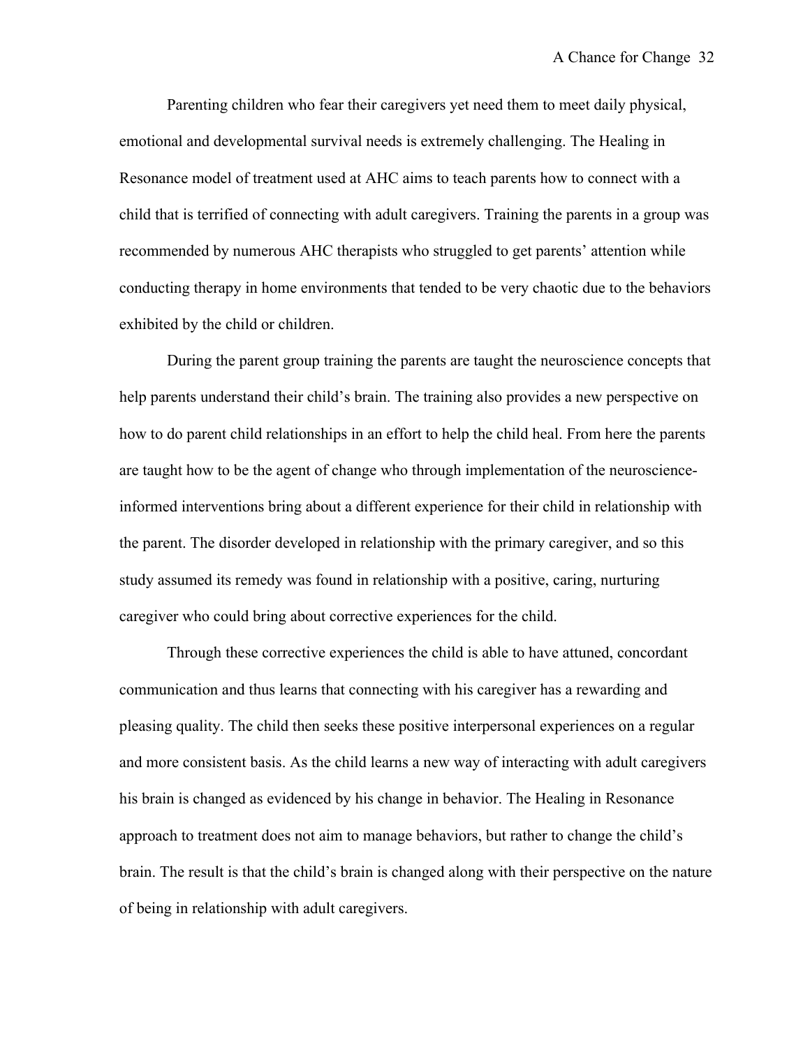Parenting children who fear their caregivers yet need them to meet daily physical, emotional and developmental survival needs is extremely challenging. The Healing in Resonance model of treatment used at AHC aims to teach parents how to connect with a child that is terrified of connecting with adult caregivers. Training the parents in a group was recommended by numerous AHC therapists who struggled to get parents' attention while conducting therapy in home environments that tended to be very chaotic due to the behaviors exhibited by the child or children.

During the parent group training the parents are taught the neuroscience concepts that help parents understand their child's brain. The training also provides a new perspective on how to do parent child relationships in an effort to help the child heal. From here the parents are taught how to be the agent of change who through implementation of the neuroscience-informed interventions bring about a different experience for their child in relationship with the parent. The disorder developed in relationship with the primary caregiver, and so this study assumed its remedy was found in relationship with a positive, caring, nurturing caregiver who could bring about corrective experiences for the child.

Through these corrective experiences the child is able to have attuned, concordant communication and thus learns that connecting with his caregiver has a rewarding and pleasing quality. The child then seeks these positive interpersonal experiences on a regular and more consistent basis. As the child learns a new way of interacting with adult caregivers his brain is changed as evidenced by his change in behavior. The Healing in Resonance approach to treatment does not aim to manage behaviors, but rather to change the child's brain. The result is that the child's brain is changed along with their perspective on the nature of being in relationship with adult caregivers.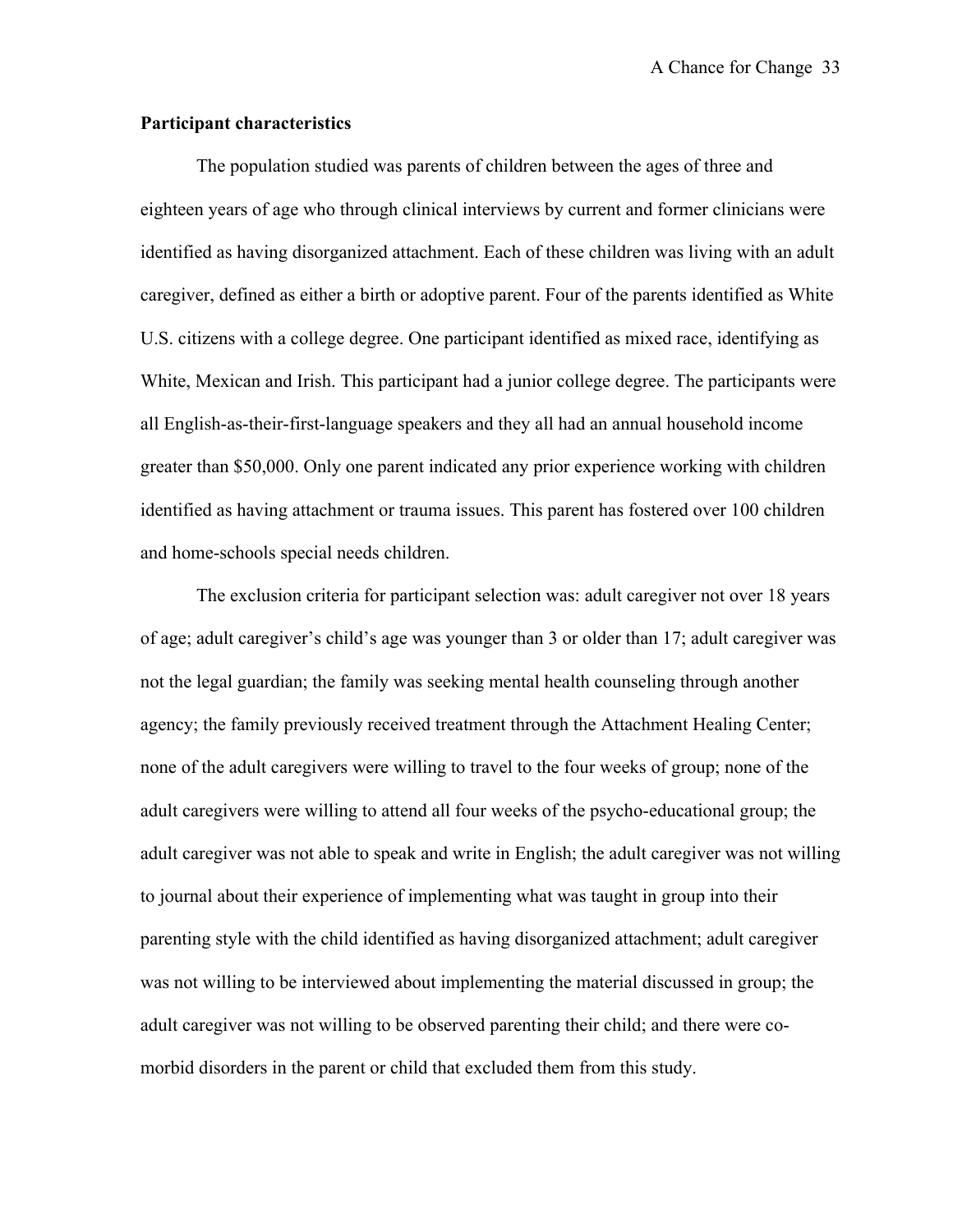**Participant characteristics**

The population studied was parents of children between the ages of three and eighteen years of age who through clinical interviews by current and former clinicians were identified as having disorganized attachment. Each of these children was living with an adult caregiver, defined as either a birth or adoptive parent. Four of the parents identified as White U.S. citizens with a college degree. One participant identified as mixed race, identifying as White, Mexican and Irish. This participant had a junior college degree. The participants were all English-as-their-first-language speakers and they all had an annual household income greater than $50,000. Only one parent indicated any prior experience working with children identified as having attachment or trauma issues. This parent has fostered over 100 children and home-schools special needs children.

The exclusion criteria for participant selection was: adult caregiver not over 18 years of age; adult caregiver's child's age was younger than 3 or older than 17; adult caregiver was not the legal guardian; the family was seeking mental health counseling through another agency; the family previously received treatment through the Attachment Healing Center; none of the adult caregivers were willing to travel to the four weeks of group; none of the adult caregivers were willing to attend all four weeks of the psycho-educational group; the adult caregiver was not able to speak and write in English; the adult caregiver was not willing to journal about their experience of implementing what was taught in group into their parenting style with the child identified as having disorganized attachment; adult caregiver was not willing to be interviewed about implementing the material discussed in group; the adult caregiver was not willing to be observed parenting their child; and there were co-morbid disorders in the parent or child that excluded them from this study.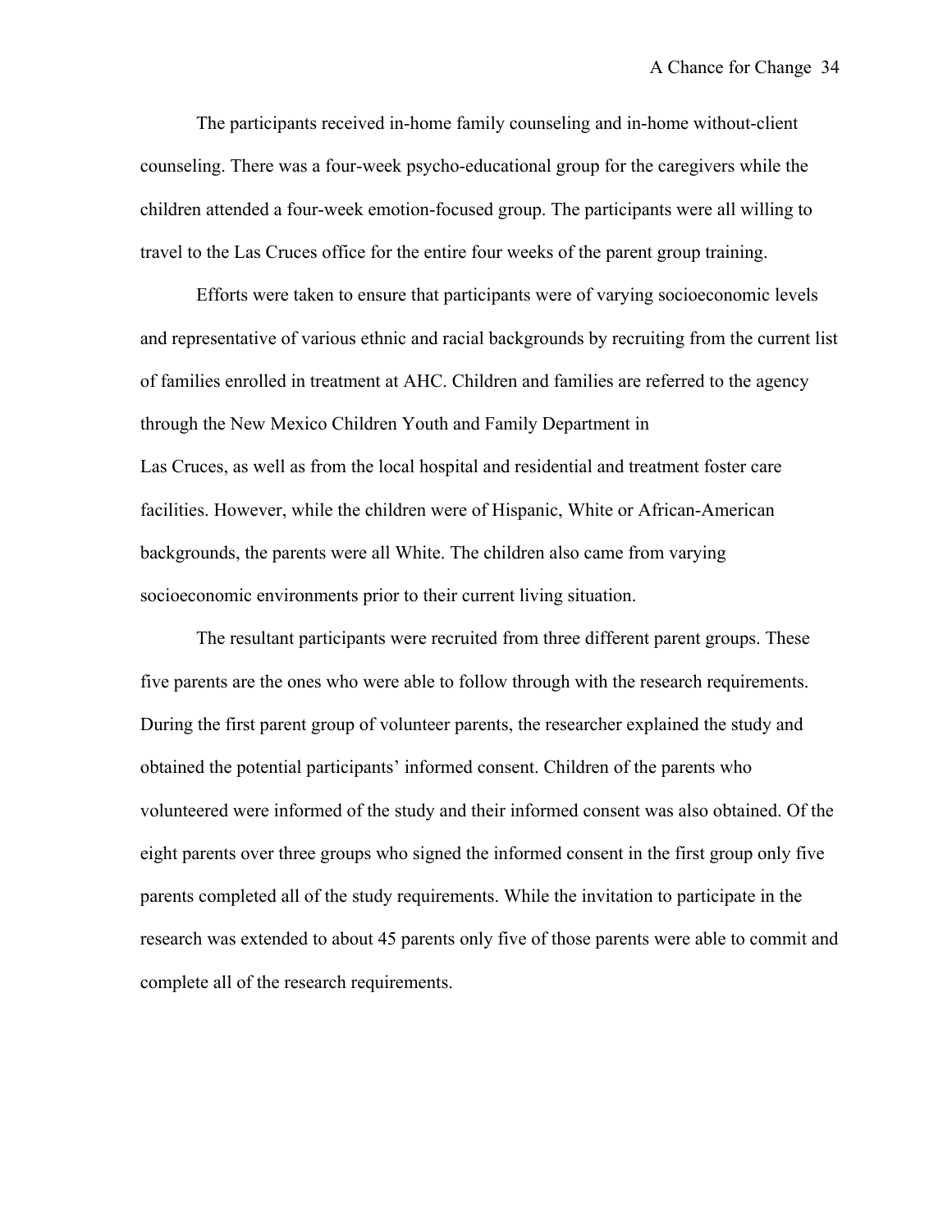The participants received in-home family counseling and in-home without-client counseling. There was a four-week psycho-educational group for the caregivers while the children attended a four-week emotion-focused group. The participants were all willing to travel to the Las Cruces office for the entire four weeks of the parent group training.

Efforts were taken to ensure that participants were of varying socioeconomic levels and representative of various ethnic and racial backgrounds by recruiting from the current list of families enrolled in treatment at AHC. Children and families are referred to the agency through the New Mexico Children Youth and Family Department in Las Cruces, as well as from the local hospital and residential and treatment foster care facilities. However, while the children were of Hispanic, White or African-American backgrounds, the parents were all White. The children also came from varying socioeconomic environments prior to their current living situation.

The resultant participants were recruited from three different parent groups. These five parents are the ones who were able to follow through with the research requirements. During the first parent group of volunteer parents, the researcher explained the study and obtained the potential participants' informed consent. Children of the parents who volunteered were informed of the study and their informed consent was also obtained. Of the eight parents over three groups who signed the informed consent in the first group only five parents completed all of the study requirements. While the invitation to participate in the research was extended to about 45 parents only five of those parents were able to commit and complete all of the research requirements.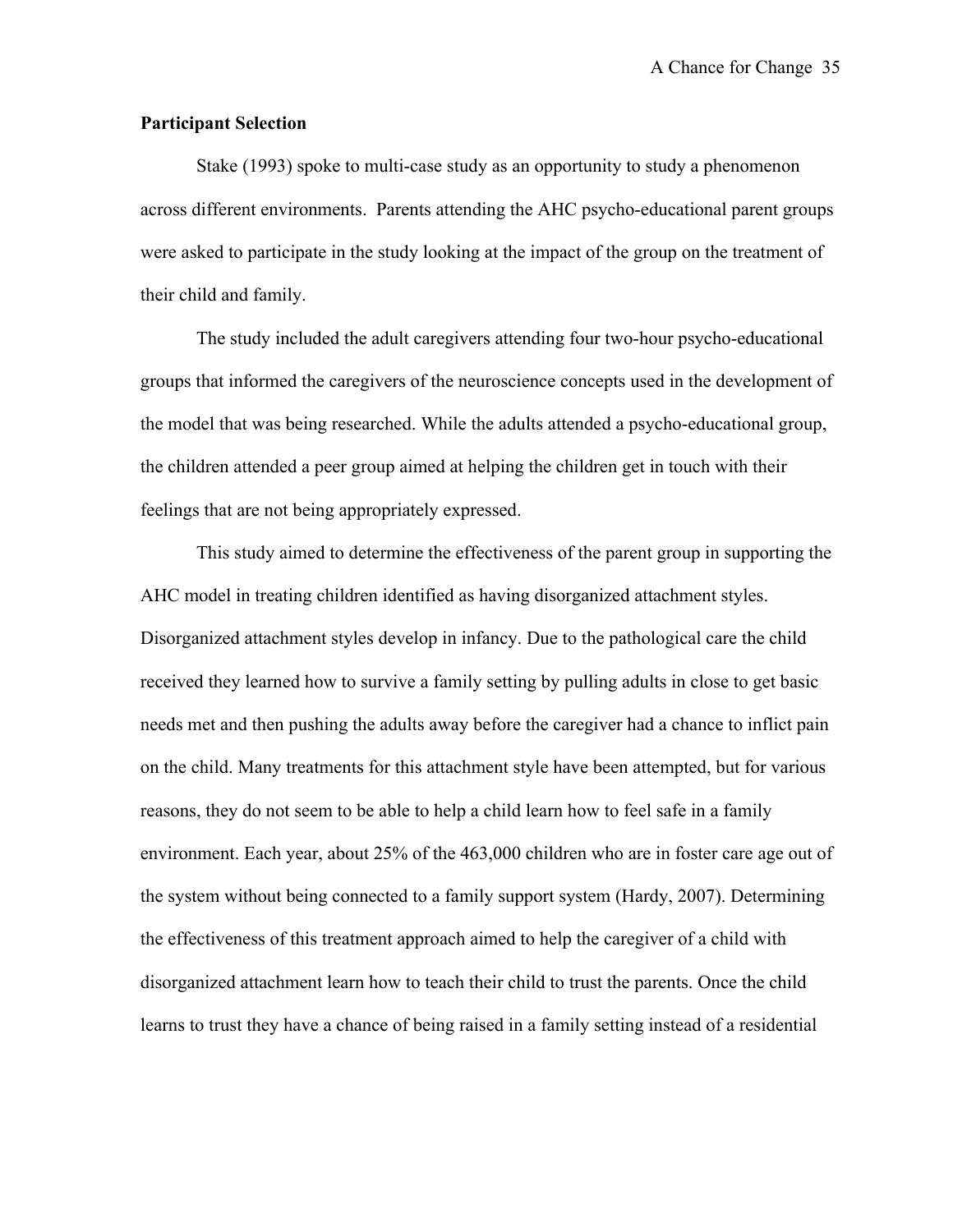**Participant Selection**

Stake (1993) spoke to multi-case study as an opportunity to study a phenomenon across different environments.  Parents attending the AHC psycho-educational parent groups were asked to participate in the study looking at the impact of the group on the treatment of their child and family.

The study included the adult caregivers attending four two-hour psycho-educational groups that informed the caregivers of the neuroscience concepts used in the development of the model that was being researched. While the adults attended a psycho-educational group, the children attended a peer group aimed at helping the children get in touch with their feelings that are not being appropriately expressed.

This study aimed to determine the effectiveness of the parent group in supporting the AHC model in treating children identified as having disorganized attachment styles. Disorganized attachment styles develop in infancy. Due to the pathological care the child received they learned how to survive a family setting by pulling adults in close to get basic needs met and then pushing the adults away before the caregiver had a chance to inflict pain on the child. Many treatments for this attachment style have been attempted, but for various reasons, they do not seem to be able to help a child learn how to feel safe in a family environment. Each year, about 25% of the 463,000 children who are in foster care age out of the system without being connected to a family support system (Hardy, 2007). Determining the effectiveness of this treatment approach aimed to help the caregiver of a child with disorganized attachment learn how to teach their child to trust the parents. Once the child learns to trust they have a chance of being raised in a family setting instead of a residential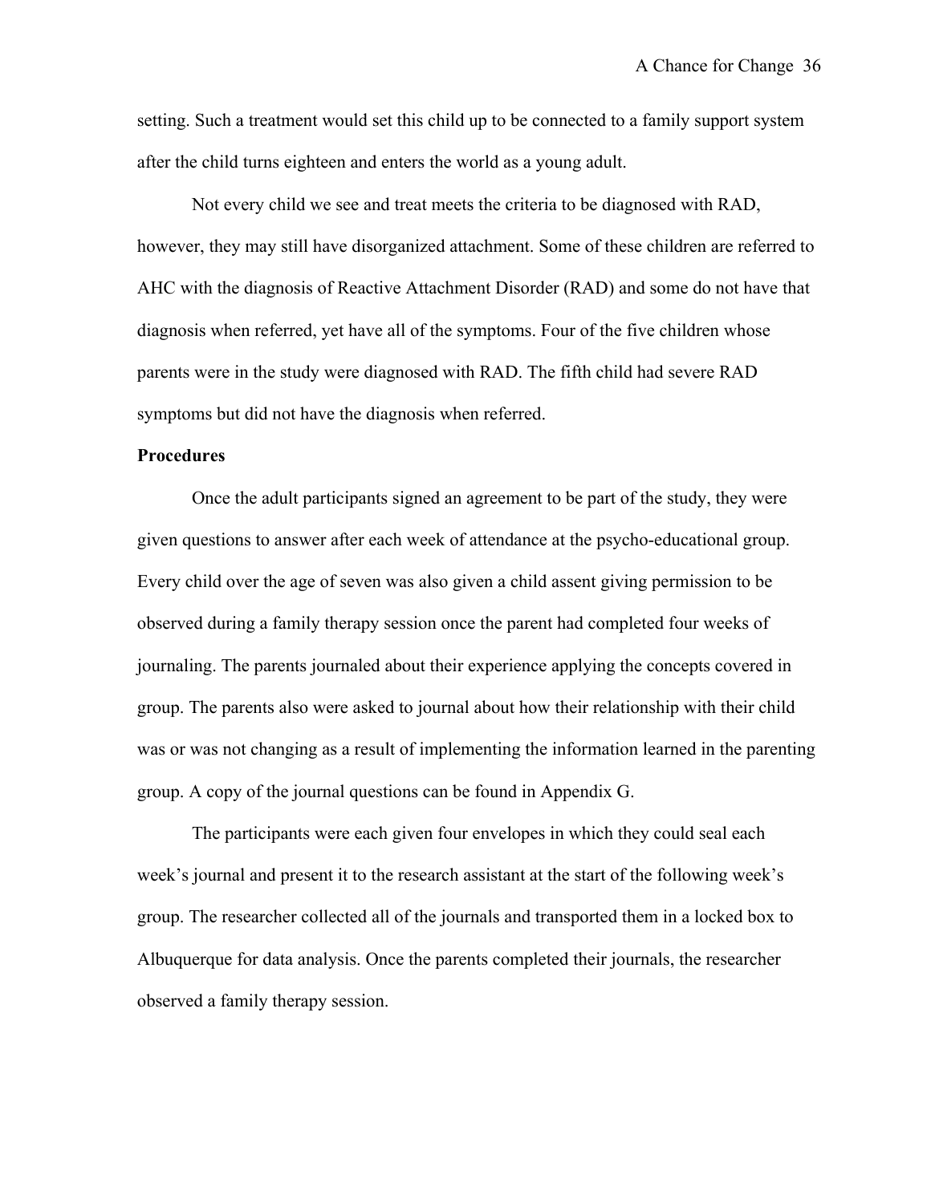setting. Such a treatment would set this child up to be connected to a family support system after the child turns eighteen and enters the world as a young adult.

Not every child we see and treat meets the criteria to be diagnosed with RAD, however, they may still have disorganized attachment. Some of these children are referred to AHC with the diagnosis of Reactive Attachment Disorder (RAD) and some do not have that diagnosis when referred, yet have all of the symptoms. Four of the five children whose parents were in the study were diagnosed with RAD. The fifth child had severe RAD symptoms but did not have the diagnosis when referred.

**Procedures**

Once the adult participants signed an agreement to be part of the study, they were given questions to answer after each week of attendance at the psycho-educational group. Every child over the age of seven was also given a child assent giving permission to be observed during a family therapy session once the parent had completed four weeks of journaling. The parents journaled about their experience applying the concepts covered in group. The parents also were asked to journal about how their relationship with their child was or was not changing as a result of implementing the information learned in the parenting group. A copy of the journal questions can be found in Appendix G.

The participants were each given four envelopes in which they could seal each week's journal and present it to the research assistant at the start of the following week's group. The researcher collected all of the journals and transported them in a locked box to Albuquerque for data analysis. Once the parents completed their journals, the researcher observed a family therapy session.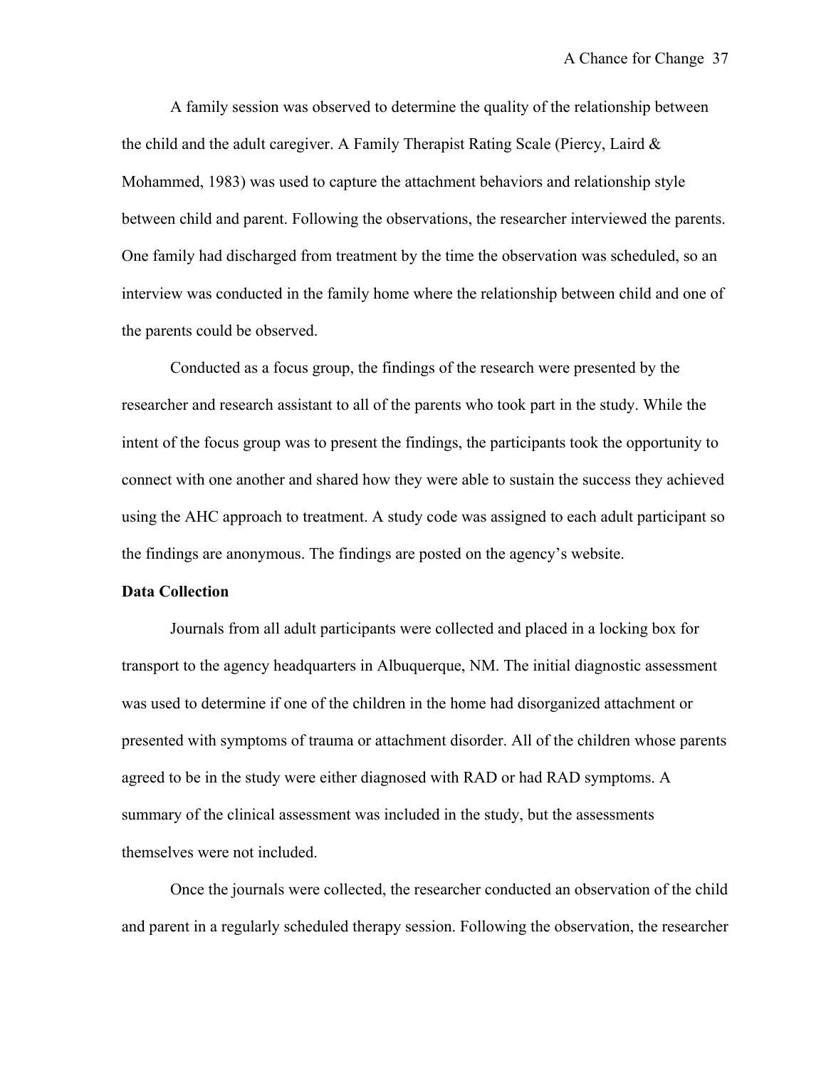A family session was observed to determine the quality of the relationship between the child and the adult caregiver. A Family Therapist Rating Scale (Piercy, Laird & Mohammed, 1983) was used to capture the attachment behaviors and relationship style between child and parent. Following the observations, the researcher interviewed the parents. One family had discharged from treatment by the time the observation was scheduled, so an interview was conducted in the family home where the relationship between child and one of the parents could be observed.

Conducted as a focus group, the findings of the research were presented by the researcher and research assistant to all of the parents who took part in the study. While the intent of the focus group was to present the findings, the participants took the opportunity to connect with one another and shared how they were able to sustain the success they achieved using the AHC approach to treatment. A study code was assigned to each adult participant so the findings are anonymous. The findings are posted on the agency's website.

**Data Collection**

Journals from all adult participants were collected and placed in a locking box for transport to the agency headquarters in Albuquerque, NM. The initial diagnostic assessment was used to determine if one of the children in the home had disorganized attachment or presented with symptoms of trauma or attachment disorder. All of the children whose parents agreed to be in the study were either diagnosed with RAD or had RAD symptoms. A summary of the clinical assessment was included in the study, but the assessments themselves were not included.

Once the journals were collected, the researcher conducted an observation of the child and parent in a regularly scheduled therapy session. Following the observation, the researcher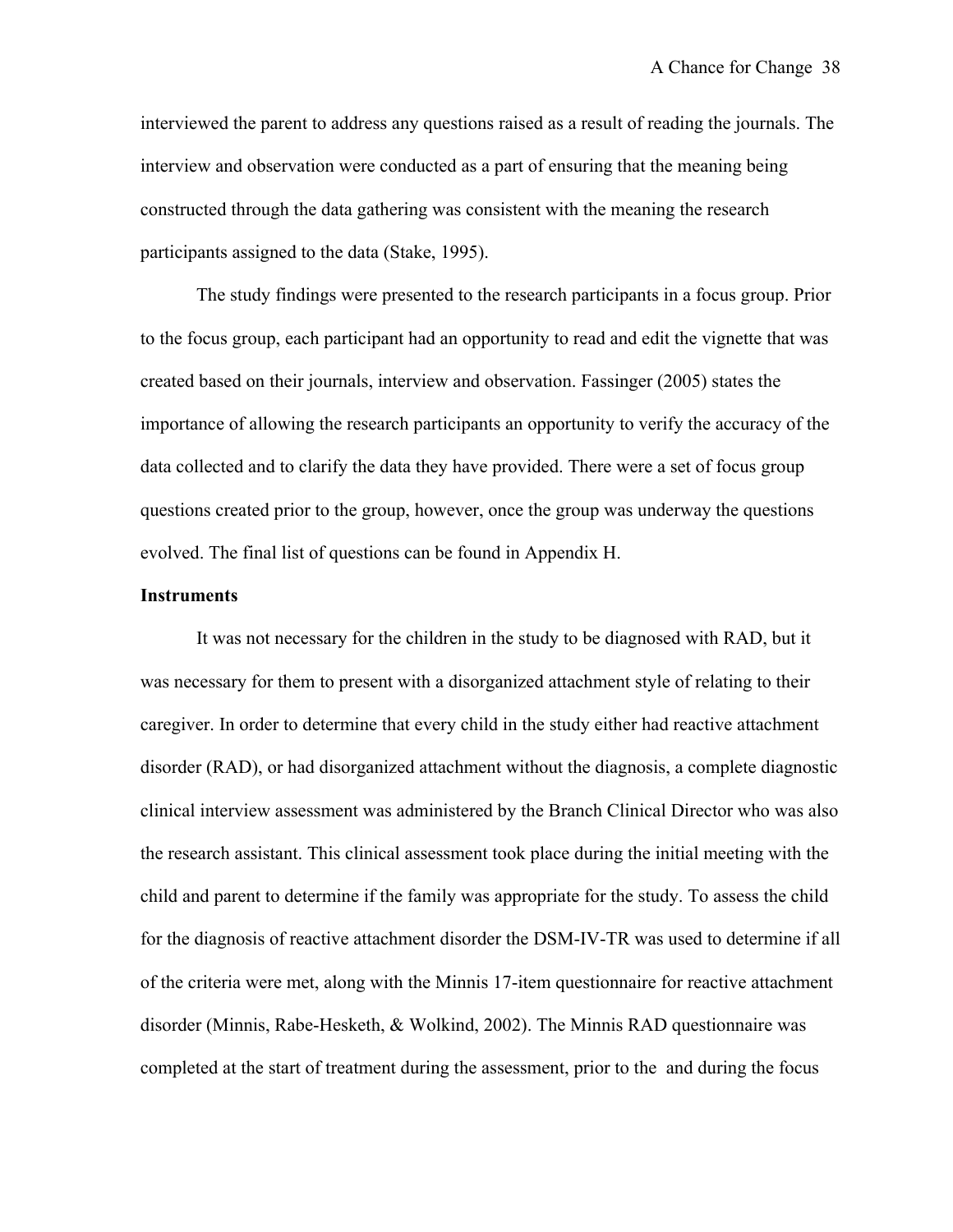interviewed the parent to address any questions raised as a result of reading the journals. The interview and observation were conducted as a part of ensuring that the meaning being constructed through the data gathering was consistent with the meaning the research participants assigned to the data (Stake, 1995).

The study findings were presented to the research participants in a focus group. Prior to the focus group, each participant had an opportunity to read and edit the vignette that was created based on their journals, interview and observation. Fassinger (2005) states the importance of allowing the research participants an opportunity to verify the accuracy of the data collected and to clarify the data they have provided. There were a set of focus group questions created prior to the group, however, once the group was underway the questions evolved. The final list of questions can be found in Appendix H.

**Instruments**

It was not necessary for the children in the study to be diagnosed with RAD, but it was necessary for them to present with a disorganized attachment style of relating to their caregiver. In order to determine that every child in the study either had reactive attachment disorder (RAD), or had disorganized attachment without the diagnosis, a complete diagnostic clinical interview assessment was administered by the Branch Clinical Director who was also the research assistant. This clinical assessment took place during the initial meeting with the child and parent to determine if the family was appropriate for the study. To assess the child for the diagnosis of reactive attachment disorder the DSM-IV-TR was used to determine if all of the criteria were met, along with the Minnis 17-item questionnaire for reactive attachment disorder (Minnis, Rabe-Hesketh, & Wolkind, 2002). The Minnis RAD questionnaire was completed at the start of treatment during the assessment, prior to the  and during the focus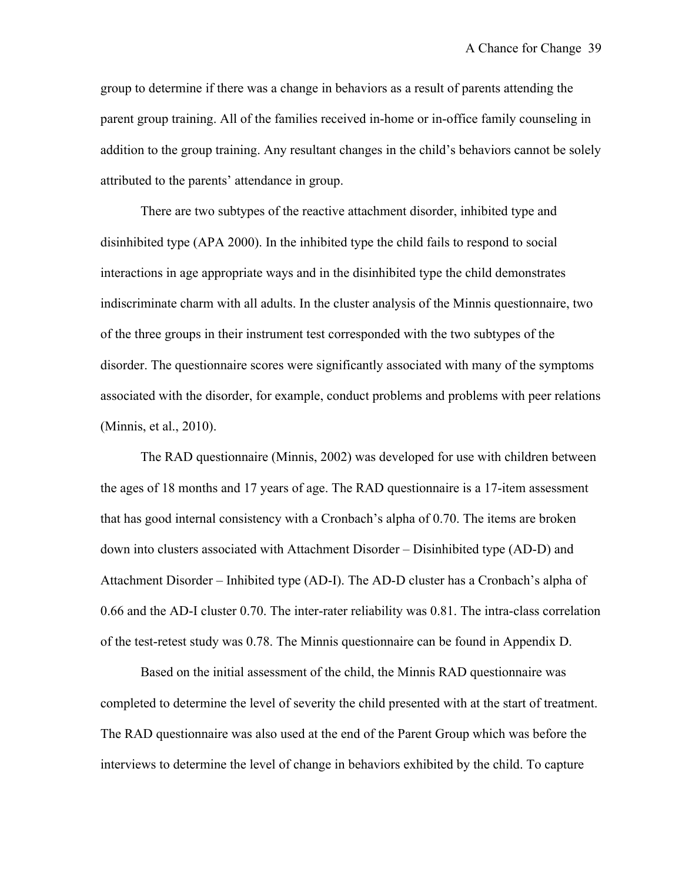group to determine if there was a change in behaviors as a result of parents attending the parent group training. All of the families received in-home or in-office family counseling in addition to the group training. Any resultant changes in the child's behaviors cannot be solely attributed to the parents' attendance in group.

There are two subtypes of the reactive attachment disorder, inhibited type and disinhibited type (APA 2000). In the inhibited type the child fails to respond to social interactions in age appropriate ways and in the disinhibited type the child demonstrates indiscriminate charm with all adults. In the cluster analysis of the Minnis questionnaire, two of the three groups in their instrument test corresponded with the two subtypes of the disorder. The questionnaire scores were significantly associated with many of the symptoms associated with the disorder, for example, conduct problems and problems with peer relations (Minnis, et al., 2010).

The RAD questionnaire (Minnis, 2002) was developed for use with children between the ages of 18 months and 17 years of age. The RAD questionnaire is a 17-item assessment that has good internal consistency with a Cronbach's alpha of 0.70. The items are broken down into clusters associated with Attachment Disorder – Disinhibited type (AD-D) and Attachment Disorder – Inhibited type (AD-I). The AD-D cluster has a Cronbach's alpha of 0.66 and the AD-I cluster 0.70. The inter-rater reliability was 0.81. The intra-class correlation of the test-retest study was 0.78. The Minnis questionnaire can be found in Appendix D.

Based on the initial assessment of the child, the Minnis RAD questionnaire was completed to determine the level of severity the child presented with at the start of treatment. The RAD questionnaire was also used at the end of the Parent Group which was before the interviews to determine the level of change in behaviors exhibited by the child. To capture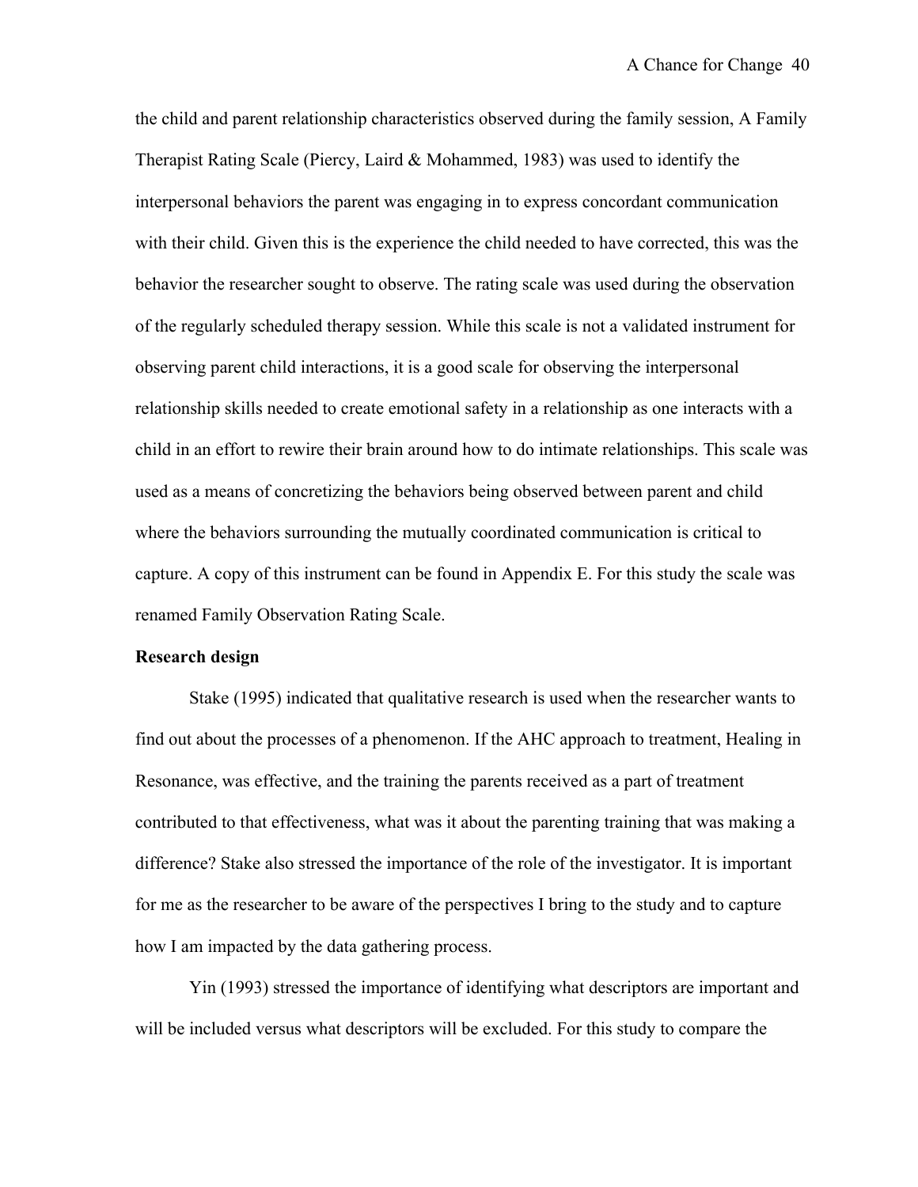the child and parent relationship characteristics observed during the family session, A Family Therapist Rating Scale (Piercy, Laird & Mohammed, 1983) was used to identify the interpersonal behaviors the parent was engaging in to express concordant communication with their child. Given this is the experience the child needed to have corrected, this was the behavior the researcher sought to observe. The rating scale was used during the observation of the regularly scheduled therapy session. While this scale is not a validated instrument for observing parent child interactions, it is a good scale for observing the interpersonal relationship skills needed to create emotional safety in a relationship as one interacts with a child in an effort to rewire their brain around how to do intimate relationships. This scale was used as a means of concretizing the behaviors being observed between parent and child where the behaviors surrounding the mutually coordinated communication is critical to capture. A copy of this instrument can be found in Appendix E. For this study the scale was renamed Family Observation Rating Scale.

**Research design**

Stake (1995) indicated that qualitative research is used when the researcher wants to find out about the processes of a phenomenon. If the AHC approach to treatment, Healing in Resonance, was effective, and the training the parents received as a part of treatment contributed to that effectiveness, what was it about the parenting training that was making a difference? Stake also stressed the importance of the role of the investigator. It is important for me as the researcher to be aware of the perspectives I bring to the study and to capture how I am impacted by the data gathering process.

Yin (1993) stressed the importance of identifying what descriptors are important and will be included versus what descriptors will be excluded. For this study to compare the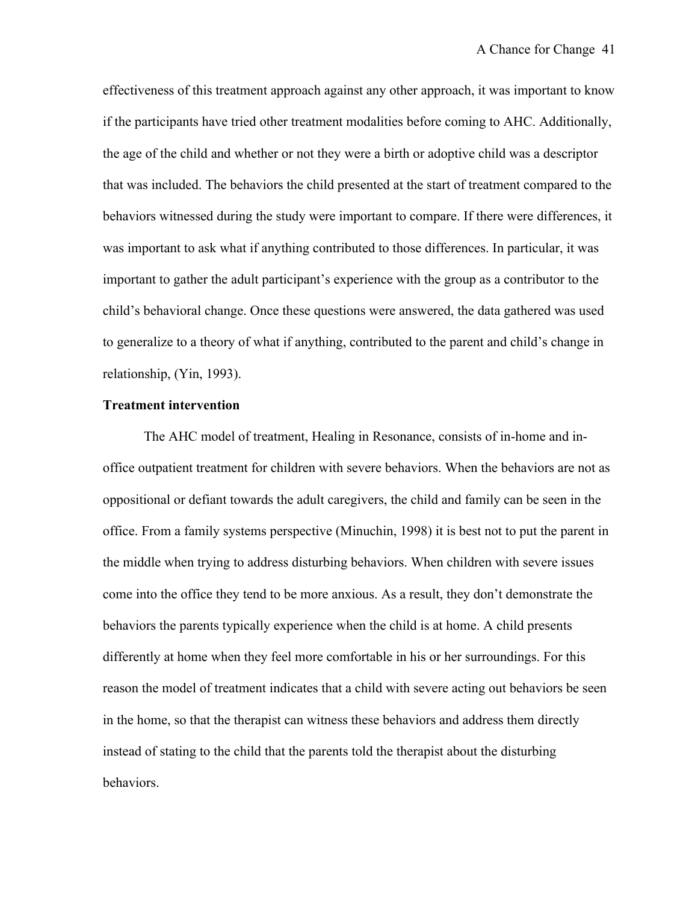effectiveness of this treatment approach against any other approach, it was important to know if the participants have tried other treatment modalities before coming to AHC. Additionally, the age of the child and whether or not they were a birth or adoptive child was a descriptor that was included. The behaviors the child presented at the start of treatment compared to the behaviors witnessed during the study were important to compare. If there were differences, it was important to ask what if anything contributed to those differences. In particular, it was important to gather the adult participant's experience with the group as a contributor to the child's behavioral change. Once these questions were answered, the data gathered was used to generalize to a theory of what if anything, contributed to the parent and child's change in relationship, (Yin, 1993).

**Treatment intervention**

The AHC model of treatment, Healing in Resonance, consists of in-home and in-office outpatient treatment for children with severe behaviors. When the behaviors are not as oppositional or defiant towards the adult caregivers, the child and family can be seen in the office. From a family systems perspective (Minuchin, 1998) it is best not to put the parent in the middle when trying to address disturbing behaviors. When children with severe issues come into the office they tend to be more anxious. As a result, they don't demonstrate the behaviors the parents typically experience when the child is at home. A child presents differently at home when they feel more comfortable in his or her surroundings. For this reason the model of treatment indicates that a child with severe acting out behaviors be seen in the home, so that the therapist can witness these behaviors and address them directly instead of stating to the child that the parents told the therapist about the disturbing behaviors.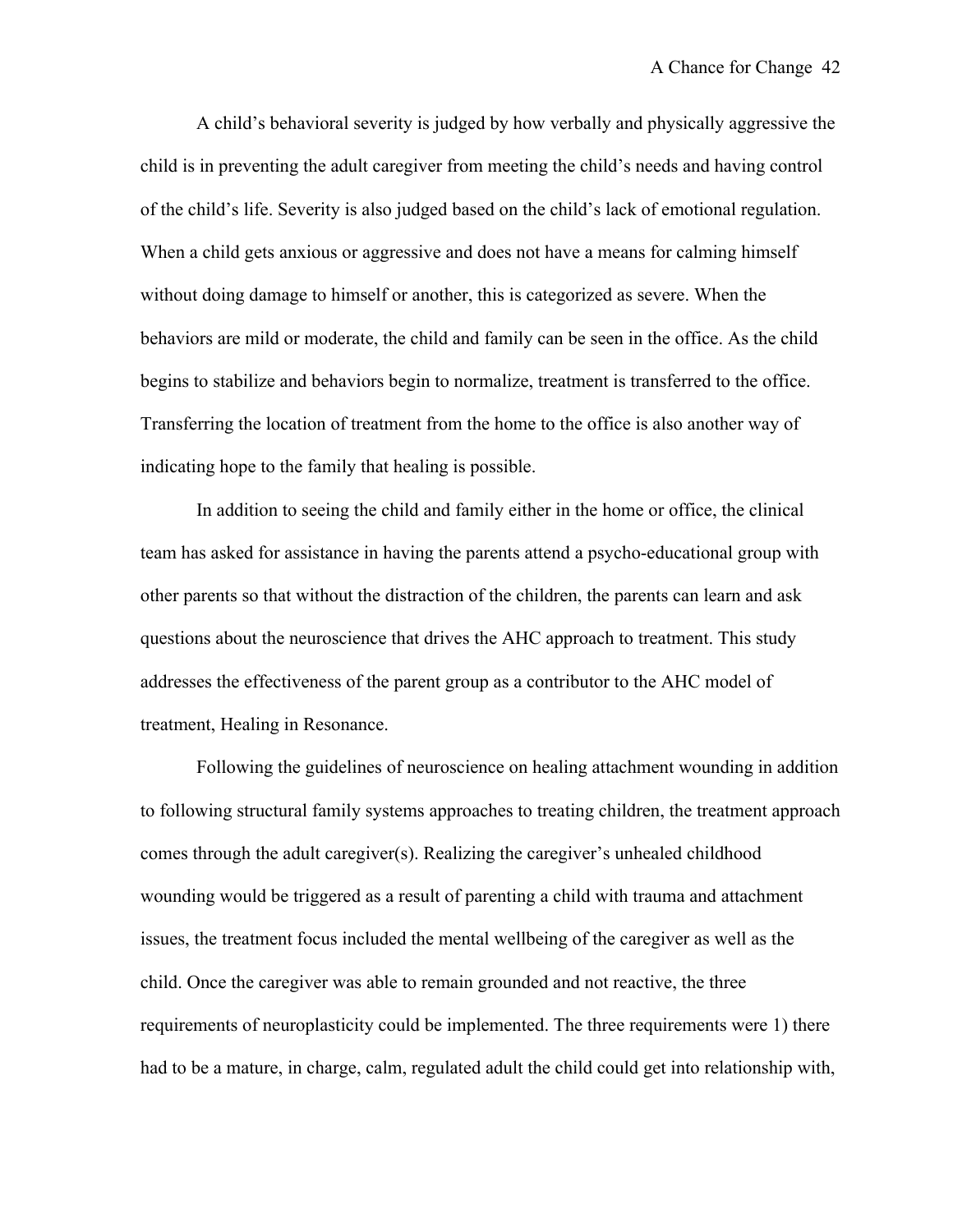A child's behavioral severity is judged by how verbally and physically aggressive the child is in preventing the adult caregiver from meeting the child's needs and having control of the child's life. Severity is also judged based on the child's lack of emotional regulation. When a child gets anxious or aggressive and does not have a means for calming himself without doing damage to himself or another, this is categorized as severe. When the behaviors are mild or moderate, the child and family can be seen in the office. As the child begins to stabilize and behaviors begin to normalize, treatment is transferred to the office. Transferring the location of treatment from the home to the office is also another way of indicating hope to the family that healing is possible.

In addition to seeing the child and family either in the home or office, the clinical team has asked for assistance in having the parents attend a psycho-educational group with other parents so that without the distraction of the children, the parents can learn and ask questions about the neuroscience that drives the AHC approach to treatment. This study addresses the effectiveness of the parent group as a contributor to the AHC model of treatment, Healing in Resonance.

Following the guidelines of neuroscience on healing attachment wounding in addition to following structural family systems approaches to treating children, the treatment approach comes through the adult caregiver(s). Realizing the caregiver's unhealed childhood wounding would be triggered as a result of parenting a child with trauma and attachment issues, the treatment focus included the mental wellbeing of the caregiver as well as the child. Once the caregiver was able to remain grounded and not reactive, the three requirements of neuroplasticity could be implemented. The three requirements were 1) there had to be a mature, in charge, calm, regulated adult the child could get into relationship with,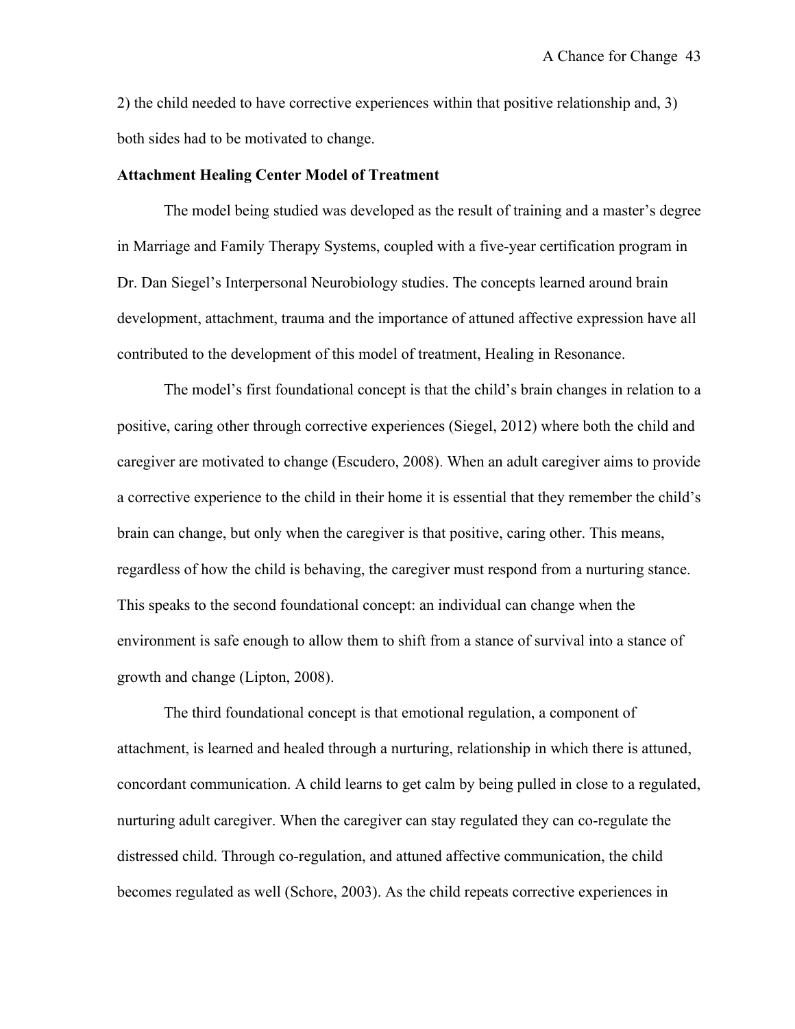2) the child needed to have corrective experiences within that positive relationship and, 3) both sides had to be motivated to change.

**Attachment Healing Center Model of Treatment**

The model being studied was developed as the result of training and a master's degree in Marriage and Family Therapy Systems, coupled with a five-year certification program in Dr. Dan Siegel's Interpersonal Neurobiology studies. The concepts learned around brain development, attachment, trauma and the importance of attuned affective expression have all contributed to the development of this model of treatment, Healing in Resonance.

The model's first foundational concept is that the child's brain changes in relation to a positive, caring other through corrective experiences (Siegel, 2012) where both the child and caregiver are motivated to change (Escudero, 2008). When an adult caregiver aims to provide a corrective experience to the child in their home it is essential that they remember the child's brain can change, but only when the caregiver is that positive, caring other. This means, regardless of how the child is behaving, the caregiver must respond from a nurturing stance. This speaks to the second foundational concept: an individual can change when the environment is safe enough to allow them to shift from a stance of survival into a stance of growth and change (Lipton, 2008).

The third foundational concept is that emotional regulation, a component of attachment, is learned and healed through a nurturing, relationship in which there is attuned, concordant communication. A child learns to get calm by being pulled in close to a regulated, nurturing adult caregiver. When the caregiver can stay regulated they can co-regulate the distressed child. Through co-regulation, and attuned affective communication, the child becomes regulated as well (Schore, 2003). As the child repeats corrective experiences in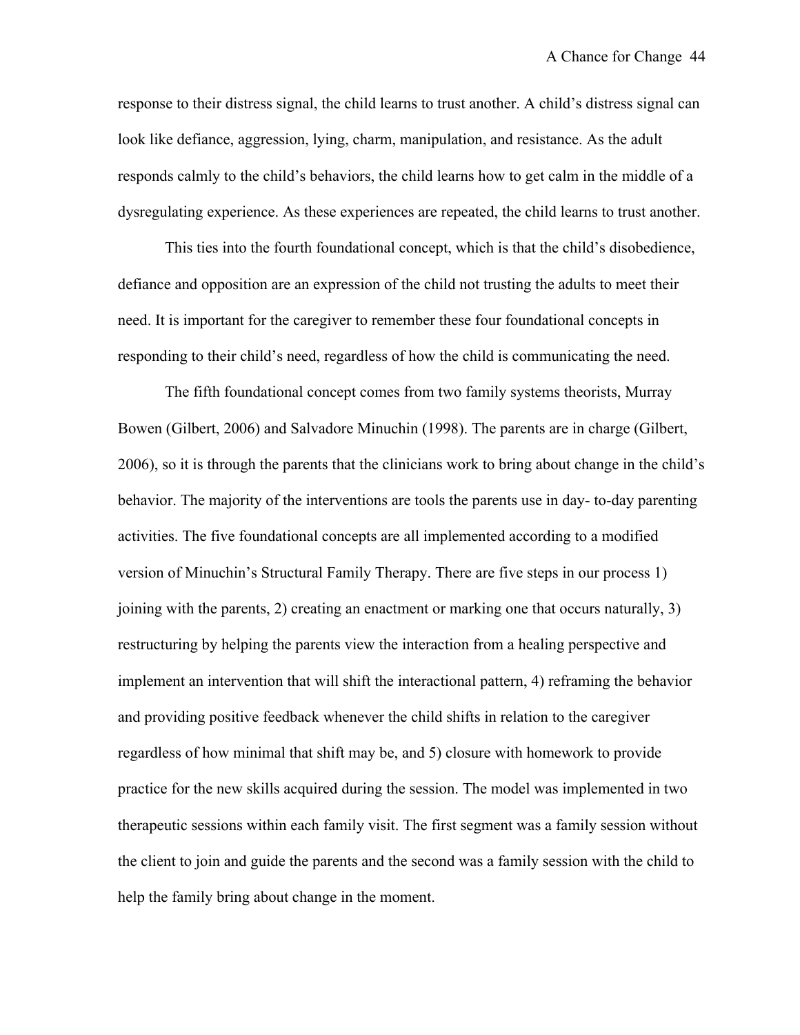response to their distress signal, the child learns to trust another. A child's distress signal can look like defiance, aggression, lying, charm, manipulation, and resistance. As the adult responds calmly to the child's behaviors, the child learns how to get calm in the middle of a dysregulating experience. As these experiences are repeated, the child learns to trust another.

This ties into the fourth foundational concept, which is that the child's disobedience, defiance and opposition are an expression of the child not trusting the adults to meet their need. It is important for the caregiver to remember these four foundational concepts in responding to their child's need, regardless of how the child is communicating the need.

The fifth foundational concept comes from two family systems theorists, Murray Bowen (Gilbert, 2006) and Salvadore Minuchin (1998). The parents are in charge (Gilbert, 2006), so it is through the parents that the clinicians work to bring about change in the child's behavior. The majority of the interventions are tools the parents use in day- to-day parenting activities. The five foundational concepts are all implemented according to a modified version of Minuchin's Structural Family Therapy. There are five steps in our process 1) joining with the parents, 2) creating an enactment or marking one that occurs naturally, 3) restructuring by helping the parents view the interaction from a healing perspective and implement an intervention that will shift the interactional pattern, 4) reframing the behavior and providing positive feedback whenever the child shifts in relation to the caregiver regardless of how minimal that shift may be, and 5) closure with homework to provide practice for the new skills acquired during the session. The model was implemented in two therapeutic sessions within each family visit. The first segment was a family session without the client to join and guide the parents and the second was a family session with the child to help the family bring about change in the moment.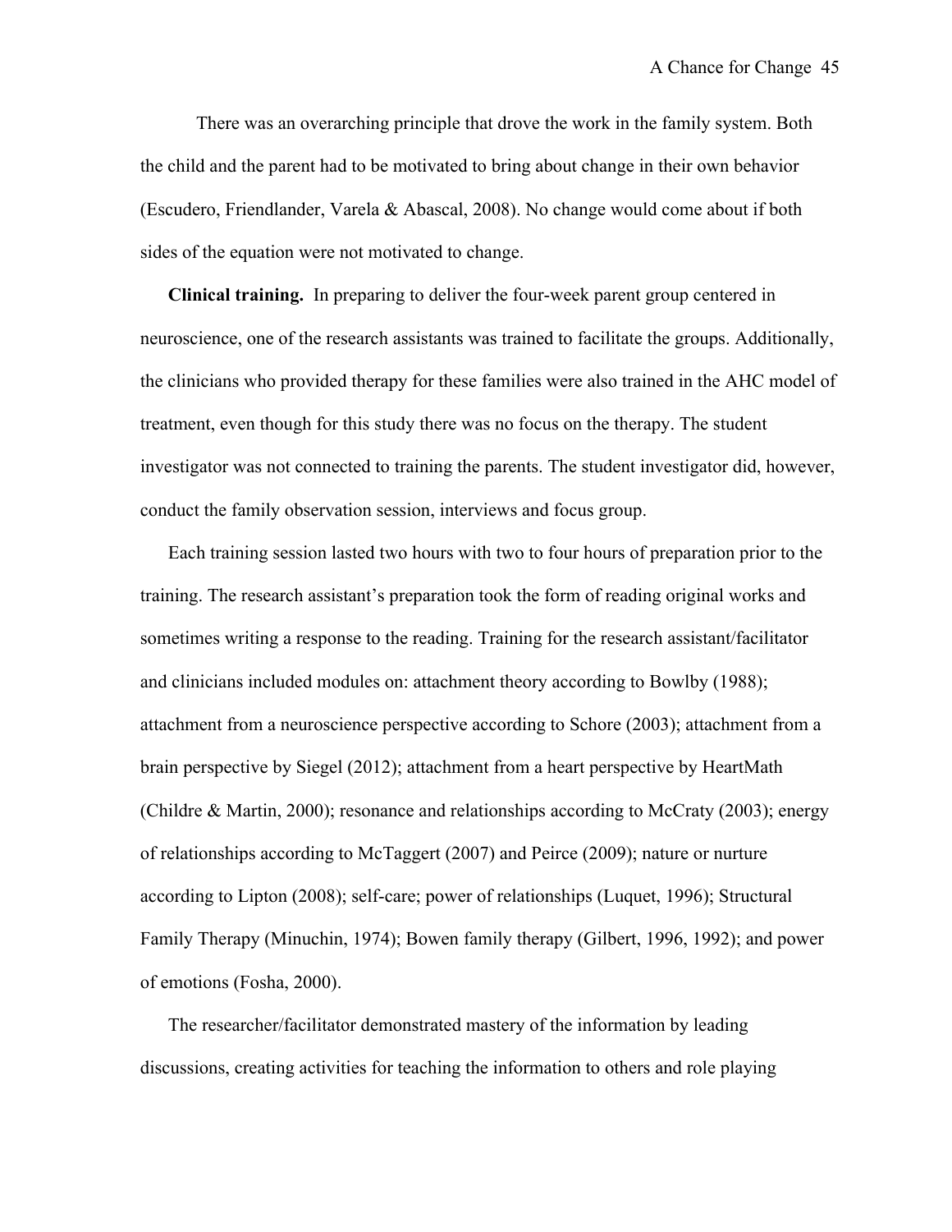There was an overarching principle that drove the work in the family system. Both the child and the parent had to be motivated to bring about change in their own behavior (Escudero, Friendlander, Varela & Abascal, 2008). No change would come about if both sides of the equation were not motivated to change.

**Clinical training.** In preparing to deliver the four-week parent group centered in neuroscience, one of the research assistants was trained to facilitate the groups. Additionally, the clinicians who provided therapy for these families were also trained in the AHC model of treatment, even though for this study there was no focus on the therapy. The student investigator was not connected to training the parents. The student investigator did, however, conduct the family observation session, interviews and focus group.

Each training session lasted two hours with two to four hours of preparation prior to the training. The research assistant's preparation took the form of reading original works and sometimes writing a response to the reading. Training for the research assistant/facilitator and clinicians included modules on: attachment theory according to Bowlby (1988); attachment from a neuroscience perspective according to Schore (2003); attachment from a brain perspective by Siegel (2012); attachment from a heart perspective by HeartMath (Childre & Martin, 2000); resonance and relationships according to McCraty (2003); energy of relationships according to McTaggert (2007) and Peirce (2009); nature or nurture according to Lipton (2008); self-care; power of relationships (Luquet, 1996); Structural Family Therapy (Minuchin, 1974); Bowen family therapy (Gilbert, 1996, 1992); and power of emotions (Fosha, 2000).

The researcher/facilitator demonstrated mastery of the information by leading discussions, creating activities for teaching the information to others and role playing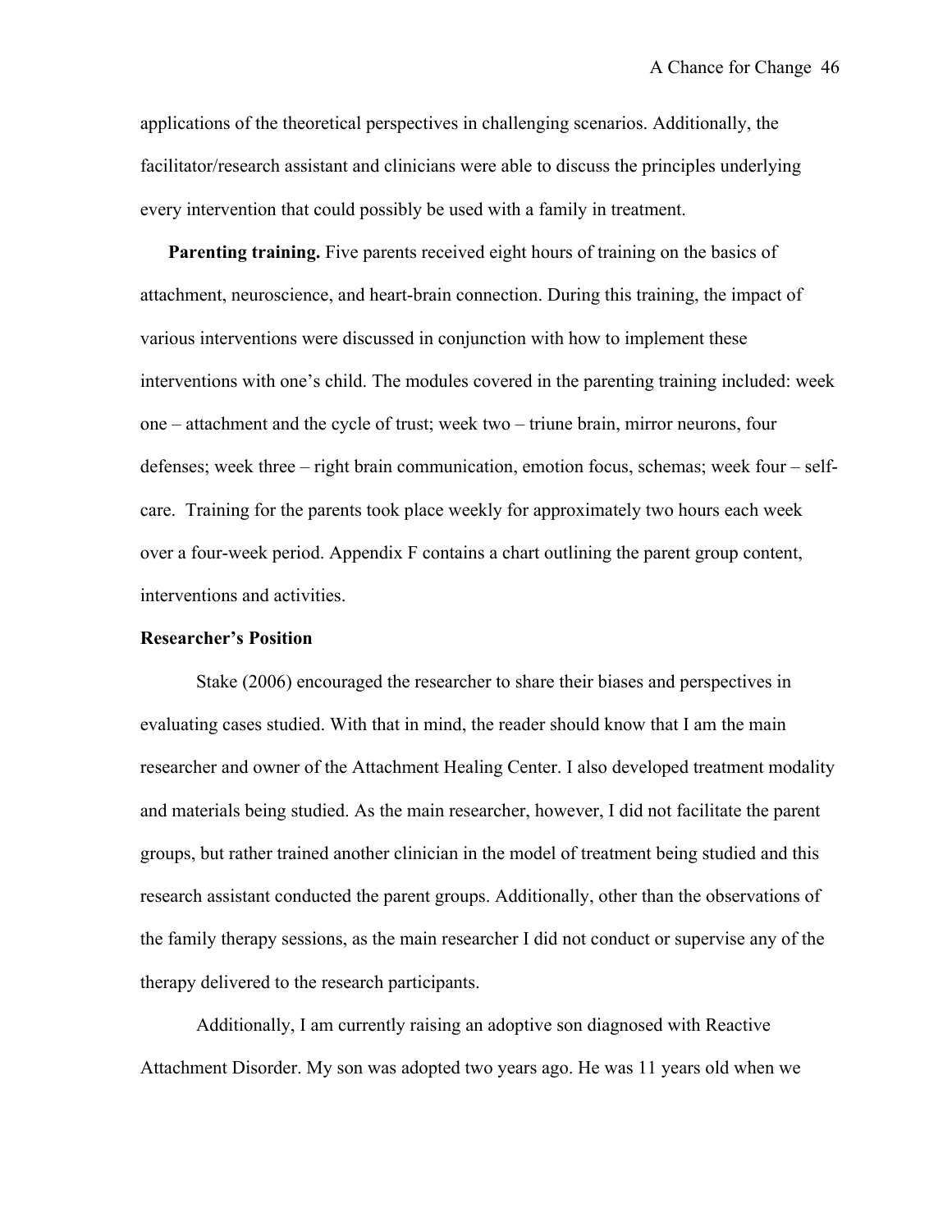applications of the theoretical perspectives in challenging scenarios. Additionally, the facilitator/research assistant and clinicians were able to discuss the principles underlying every intervention that could possibly be used with a family in treatment.

**Parenting training.** Five parents received eight hours of training on the basics of attachment, neuroscience, and heart-brain connection. During this training, the impact of various interventions were discussed in conjunction with how to implement these interventions with one's child. The modules covered in the parenting training included: week one – attachment and the cycle of trust; week two – triune brain, mirror neurons, four defenses; week three – right brain communication, emotion focus, schemas; week four – self-care. Training for the parents took place weekly for approximately two hours each week over a four-week period. Appendix F contains a chart outlining the parent group content, interventions and activities.

### Researcher's Position

Stake (2006) encouraged the researcher to share their biases and perspectives in evaluating cases studied. With that in mind, the reader should know that I am the main researcher and owner of the Attachment Healing Center. I also developed treatment modality and materials being studied. As the main researcher, however, I did not facilitate the parent groups, but rather trained another clinician in the model of treatment being studied and this research assistant conducted the parent groups. Additionally, other than the observations of the family therapy sessions, as the main researcher I did not conduct or supervise any of the therapy delivered to the research participants.

Additionally, I am currently raising an adoptive son diagnosed with Reactive Attachment Disorder. My son was adopted two years ago. He was 11 years old when we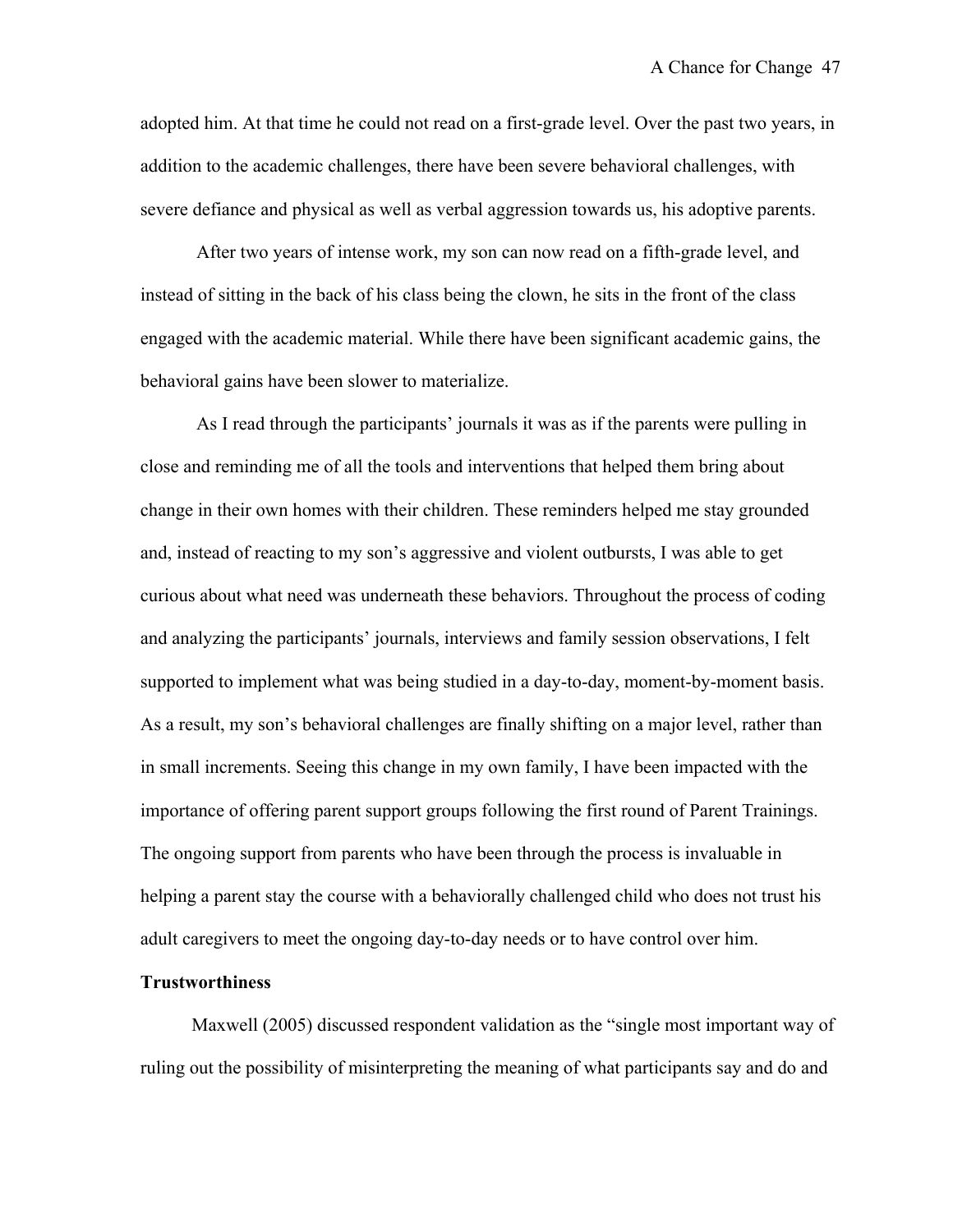adopted him. At that time he could not read on a first-grade level. Over the past two years, in addition to the academic challenges, there have been severe behavioral challenges, with severe defiance and physical as well as verbal aggression towards us, his adoptive parents.

After two years of intense work, my son can now read on a fifth-grade level, and instead of sitting in the back of his class being the clown, he sits in the front of the class engaged with the academic material. While there have been significant academic gains, the behavioral gains have been slower to materialize.

As I read through the participants' journals it was as if the parents were pulling in close and reminding me of all the tools and interventions that helped them bring about change in their own homes with their children. These reminders helped me stay grounded and, instead of reacting to my son's aggressive and violent outbursts, I was able to get curious about what need was underneath these behaviors. Throughout the process of coding and analyzing the participants' journals, interviews and family session observations, I felt supported to implement what was being studied in a day-to-day, moment-by-moment basis. As a result, my son's behavioral challenges are finally shifting on a major level, rather than in small increments. Seeing this change in my own family, I have been impacted with the importance of offering parent support groups following the first round of Parent Trainings. The ongoing support from parents who have been through the process is invaluable in helping a parent stay the course with a behaviorally challenged child who does not trust his adult caregivers to meet the ongoing day-to-day needs or to have control over him.

**Trustworthiness**

Maxwell (2005) discussed respondent validation as the "single most important way of ruling out the possibility of misinterpreting the meaning of what participants say and do and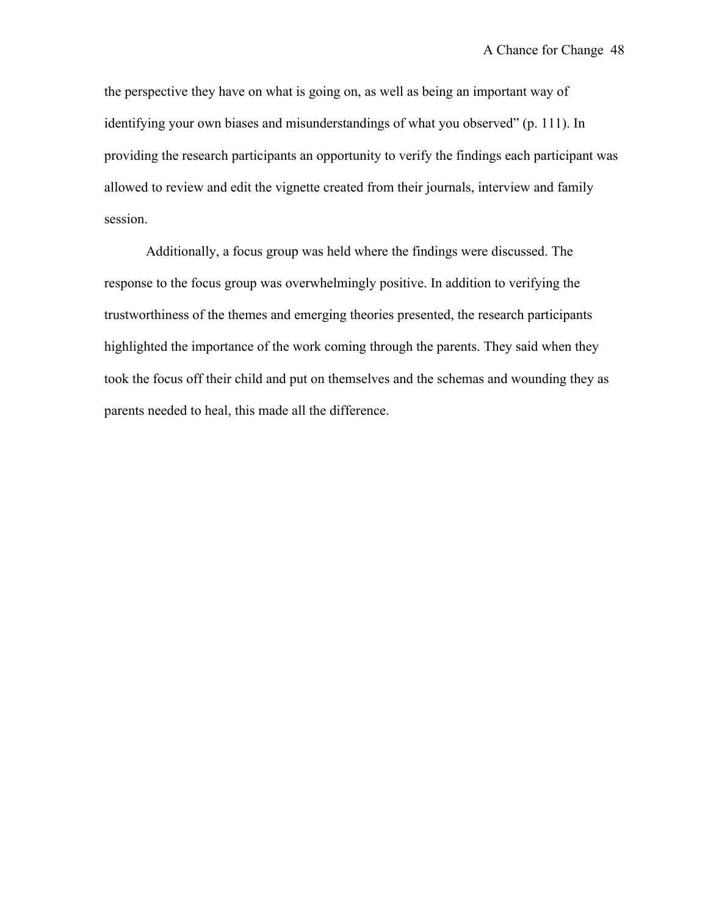the perspective they have on what is going on, as well as being an important way of identifying your own biases and misunderstandings of what you observed" (p. 111). In providing the research participants an opportunity to verify the findings each participant was allowed to review and edit the vignette created from their journals, interview and family session.

Additionally, a focus group was held where the findings were discussed. The response to the focus group was overwhelmingly positive. In addition to verifying the trustworthiness of the themes and emerging theories presented, the research participants highlighted the importance of the work coming through the parents. They said when they took the focus off their child and put on themselves and the schemas and wounding they as parents needed to heal, this made all the difference.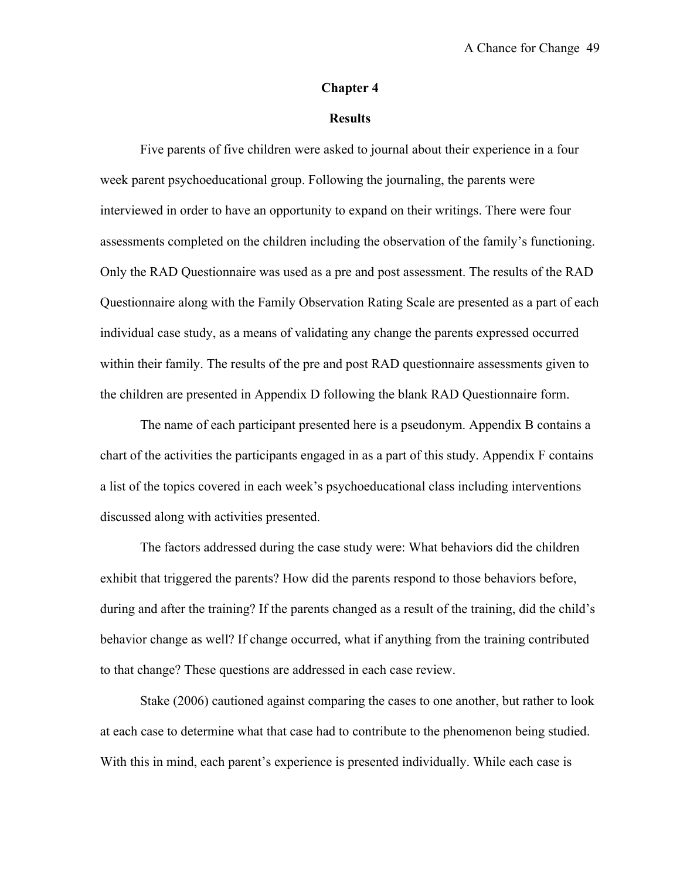# Chapter 4

## Results

Five parents of five children were asked to journal about their experience in a four week parent psychoeducational group. Following the journaling, the parents were interviewed in order to have an opportunity to expand on their writings. There were four assessments completed on the children including the observation of the family's functioning. Only the RAD Questionnaire was used as a pre and post assessment. The results of the RAD Questionnaire along with the Family Observation Rating Scale are presented as a part of each individual case study, as a means of validating any change the parents expressed occurred within their family. The results of the pre and post RAD questionnaire assessments given to the children are presented in Appendix D following the blank RAD Questionnaire form.

The name of each participant presented here is a pseudonym. Appendix B contains a chart of the activities the participants engaged in as a part of this study. Appendix F contains a list of the topics covered in each week's psychoeducational class including interventions discussed along with activities presented.

The factors addressed during the case study were: What behaviors did the children exhibit that triggered the parents? How did the parents respond to those behaviors before, during and after the training? If the parents changed as a result of the training, did the child's behavior change as well? If change occurred, what if anything from the training contributed to that change? These questions are addressed in each case review.

Stake (2006) cautioned against comparing the cases to one another, but rather to look at each case to determine what that case had to contribute to the phenomenon being studied. With this in mind, each parent's experience is presented individually. While each case is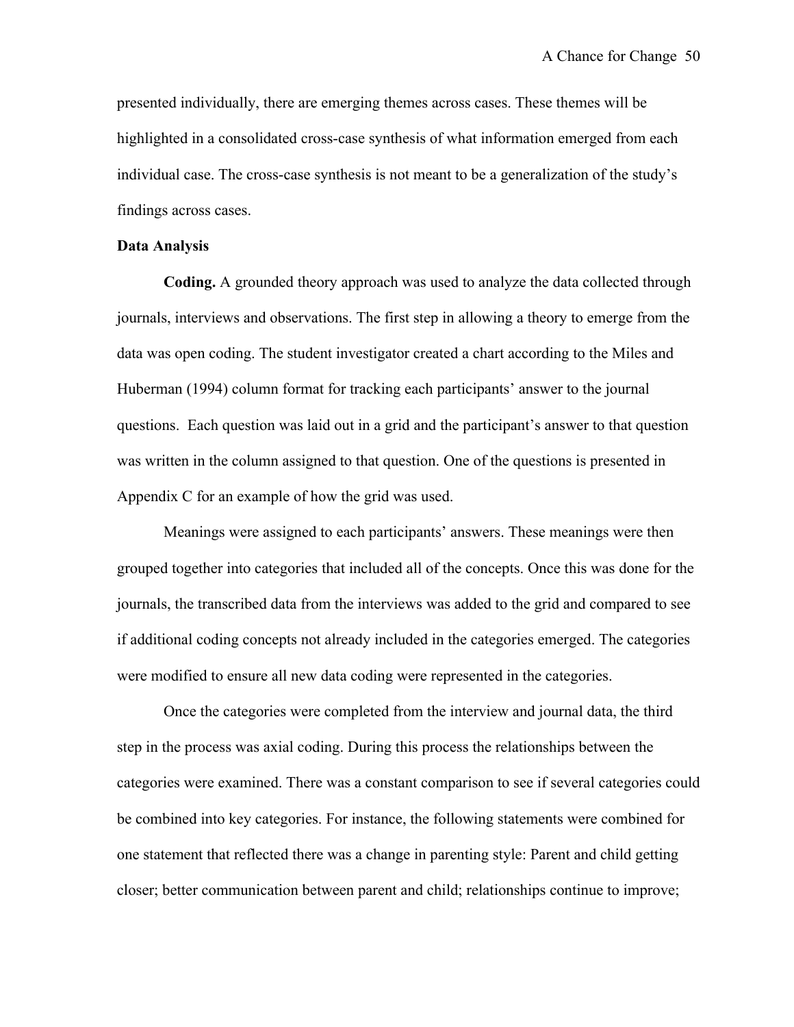presented individually, there are emerging themes across cases. These themes will be highlighted in a consolidated cross-case synthesis of what information emerged from each individual case. The cross-case synthesis is not meant to be a generalization of the study's findings across cases.

**Data Analysis**

**Coding.** A grounded theory approach was used to analyze the data collected through journals, interviews and observations. The first step in allowing a theory to emerge from the data was open coding. The student investigator created a chart according to the Miles and Huberman (1994) column format for tracking each participants' answer to the journal questions. Each question was laid out in a grid and the participant's answer to that question was written in the column assigned to that question. One of the questions is presented in Appendix C for an example of how the grid was used.

Meanings were assigned to each participants' answers. These meanings were then grouped together into categories that included all of the concepts. Once this was done for the journals, the transcribed data from the interviews was added to the grid and compared to see if additional coding concepts not already included in the categories emerged. The categories were modified to ensure all new data coding were represented in the categories.

Once the categories were completed from the interview and journal data, the third step in the process was axial coding. During this process the relationships between the categories were examined. There was a constant comparison to see if several categories could be combined into key categories. For instance, the following statements were combined for one statement that reflected there was a change in parenting style: Parent and child getting closer; better communication between parent and child; relationships continue to improve;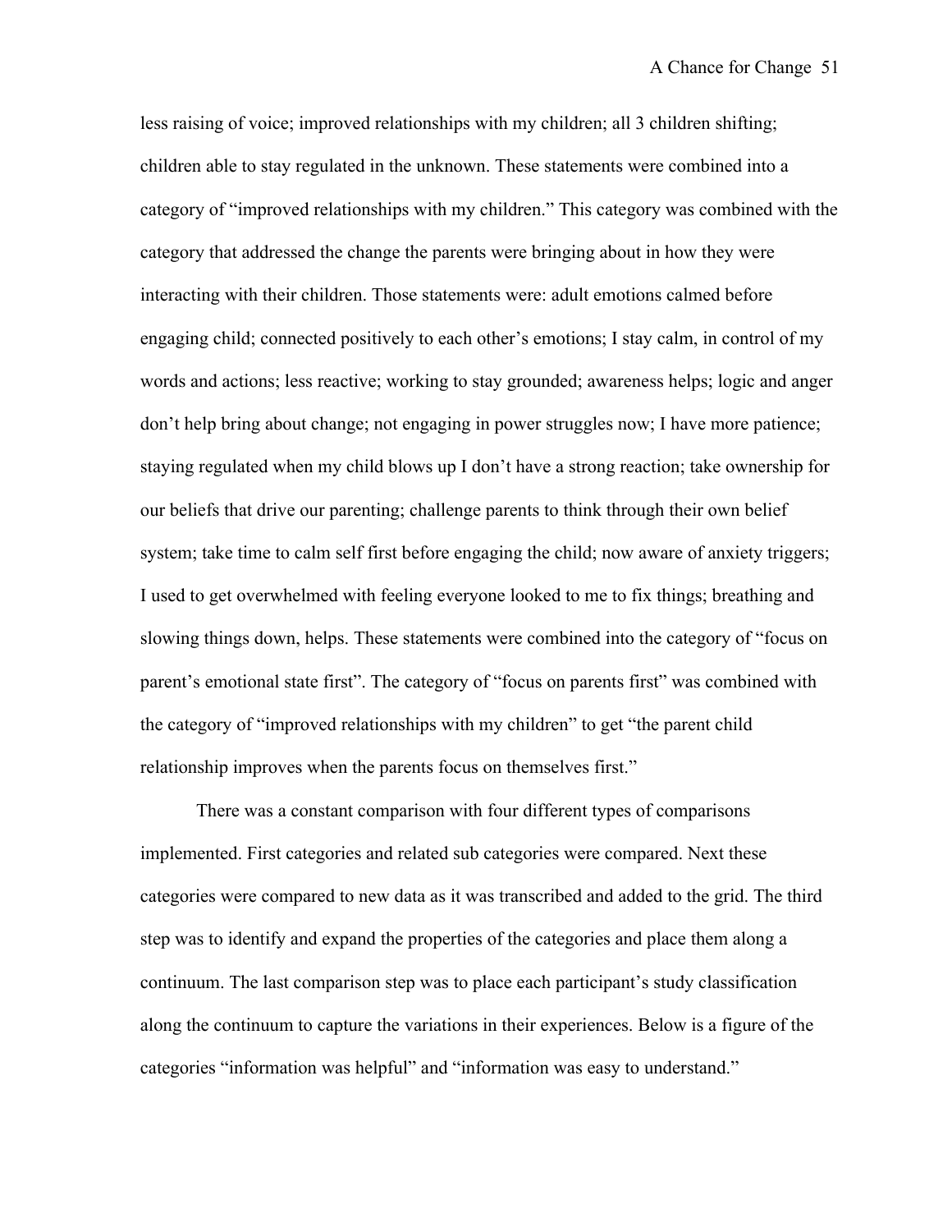less raising of voice; improved relationships with my children; all 3 children shifting; children able to stay regulated in the unknown. These statements were combined into a category of "improved relationships with my children." This category was combined with the category that addressed the change the parents were bringing about in how they were interacting with their children. Those statements were: adult emotions calmed before engaging child; connected positively to each other's emotions; I stay calm, in control of my words and actions; less reactive; working to stay grounded; awareness helps; logic and anger don't help bring about change; not engaging in power struggles now; I have more patience; staying regulated when my child blows up I don't have a strong reaction; take ownership for our beliefs that drive our parenting; challenge parents to think through their own belief system; take time to calm self first before engaging the child; now aware of anxiety triggers; I used to get overwhelmed with feeling everyone looked to me to fix things; breathing and slowing things down, helps. These statements were combined into the category of "focus on parent's emotional state first". The category of "focus on parents first" was combined with the category of "improved relationships with my children" to get "the parent child relationship improves when the parents focus on themselves first."

There was a constant comparison with four different types of comparisons implemented. First categories and related sub categories were compared. Next these categories were compared to new data as it was transcribed and added to the grid. The third step was to identify and expand the properties of the categories and place them along a continuum. The last comparison step was to place each participant's study classification along the continuum to capture the variations in their experiences. Below is a figure of the categories "information was helpful" and "information was easy to understand."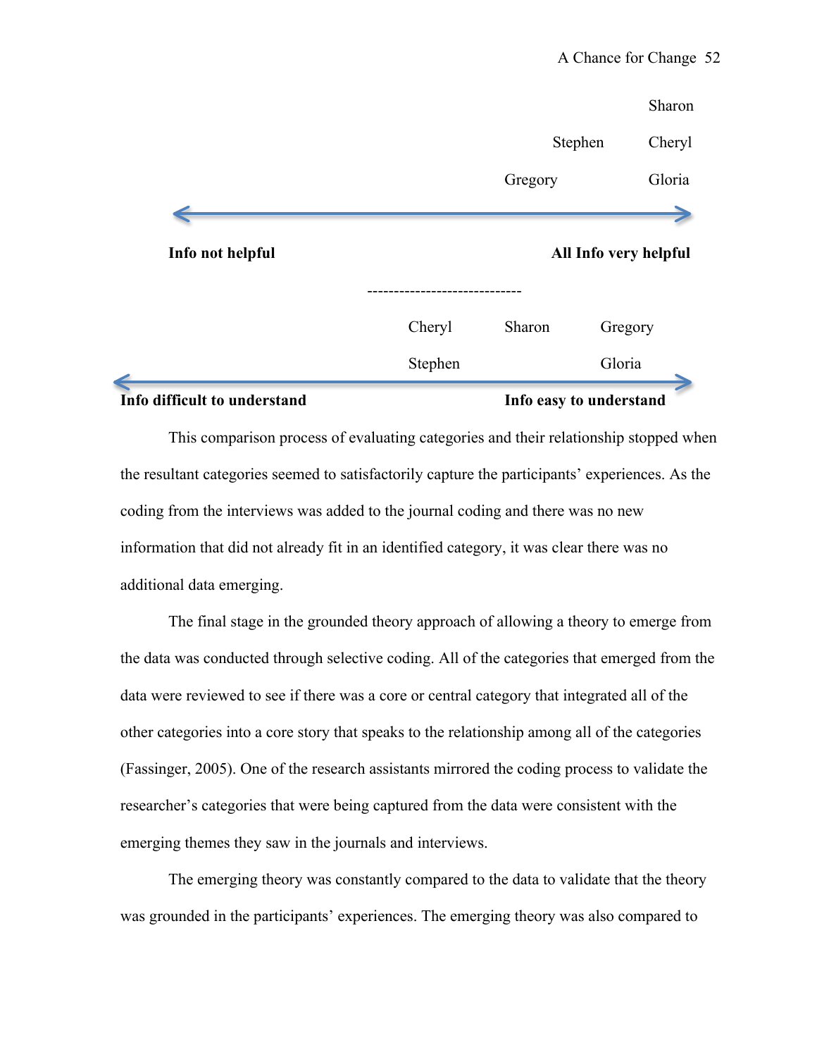Sharon

Stephen Cheryl

Gregory Gloria

←————————————————————→

**Info not helpful** **All Info very helpful**

-----------------------------

Cheryl Sharon Gregory

Stephen Gloria

←————————————————————→

**Info difficult to understand** **Info easy to understand**

This comparison process of evaluating categories and their relationship stopped when the resultant categories seemed to satisfactorily capture the participants' experiences. As the coding from the interviews was added to the journal coding and there was no new information that did not already fit in an identified category, it was clear there was no additional data emerging.

The final stage in the grounded theory approach of allowing a theory to emerge from the data was conducted through selective coding. All of the categories that emerged from the data were reviewed to see if there was a core or central category that integrated all of the other categories into a core story that speaks to the relationship among all of the categories (Fassinger, 2005). One of the research assistants mirrored the coding process to validate the researcher's categories that were being captured from the data were consistent with the emerging themes they saw in the journals and interviews.

The emerging theory was constantly compared to the data to validate that the theory was grounded in the participants' experiences. The emerging theory was also compared to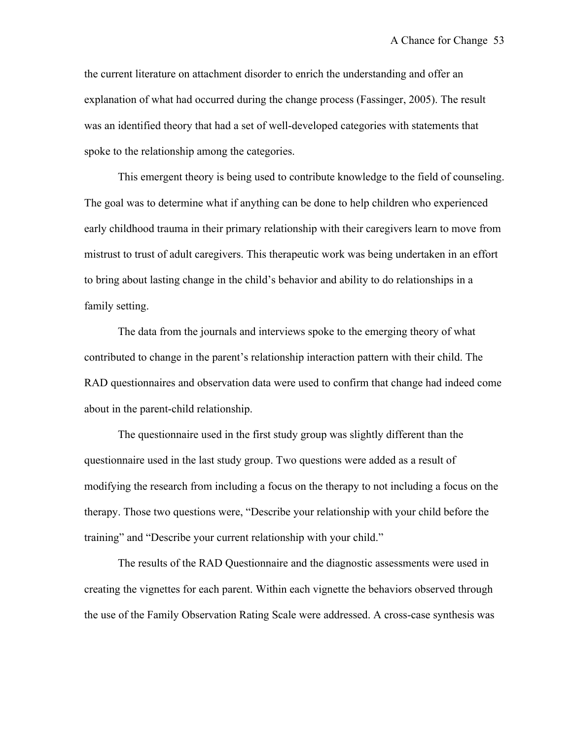the current literature on attachment disorder to enrich the understanding and offer an explanation of what had occurred during the change process (Fassinger, 2005). The result was an identified theory that had a set of well-developed categories with statements that spoke to the relationship among the categories.

This emergent theory is being used to contribute knowledge to the field of counseling. The goal was to determine what if anything can be done to help children who experienced early childhood trauma in their primary relationship with their caregivers learn to move from mistrust to trust of adult caregivers. This therapeutic work was being undertaken in an effort to bring about lasting change in the child's behavior and ability to do relationships in a family setting.

The data from the journals and interviews spoke to the emerging theory of what contributed to change in the parent's relationship interaction pattern with their child. The RAD questionnaires and observation data were used to confirm that change had indeed come about in the parent-child relationship.

The questionnaire used in the first study group was slightly different than the questionnaire used in the last study group. Two questions were added as a result of modifying the research from including a focus on the therapy to not including a focus on the therapy. Those two questions were, "Describe your relationship with your child before the training" and "Describe your current relationship with your child."

The results of the RAD Questionnaire and the diagnostic assessments were used in creating the vignettes for each parent. Within each vignette the behaviors observed through the use of the Family Observation Rating Scale were addressed. A cross-case synthesis was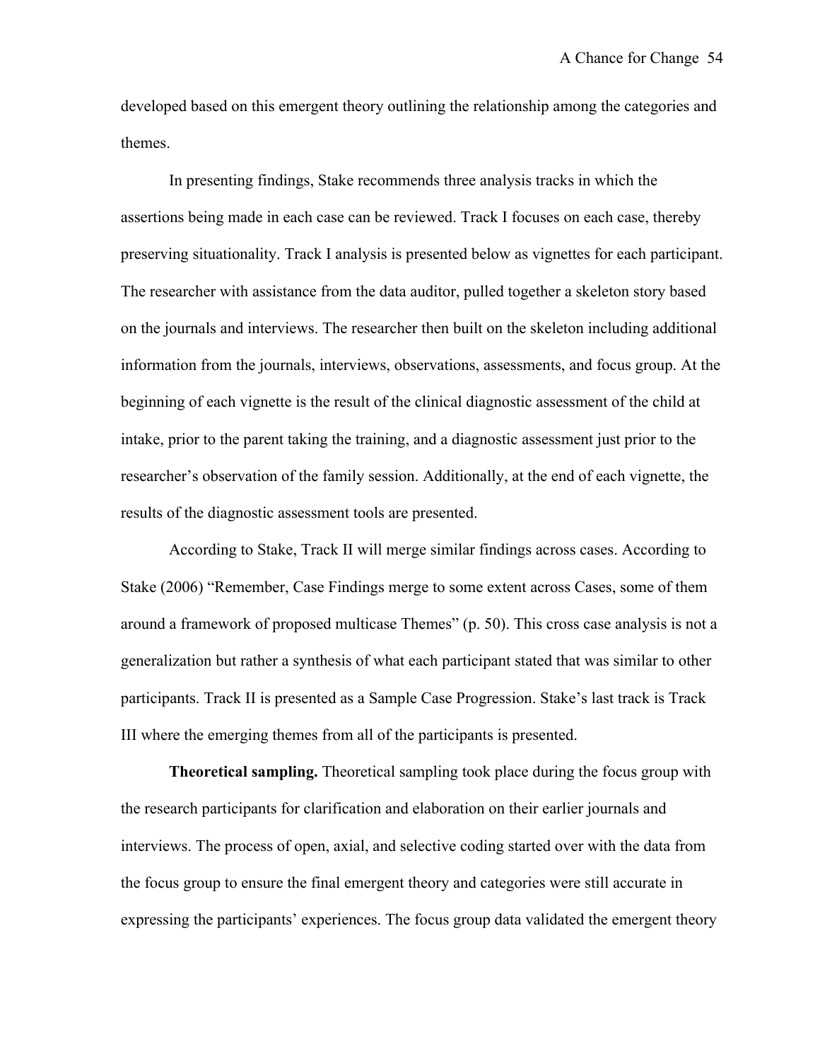developed based on this emergent theory outlining the relationship among the categories and themes.

In presenting findings, Stake recommends three analysis tracks in which the assertions being made in each case can be reviewed. Track I focuses on each case, thereby preserving situationality. Track I analysis is presented below as vignettes for each participant. The researcher with assistance from the data auditor, pulled together a skeleton story based on the journals and interviews. The researcher then built on the skeleton including additional information from the journals, interviews, observations, assessments, and focus group. At the beginning of each vignette is the result of the clinical diagnostic assessment of the child at intake, prior to the parent taking the training, and a diagnostic assessment just prior to the researcher's observation of the family session. Additionally, at the end of each vignette, the results of the diagnostic assessment tools are presented.

According to Stake, Track II will merge similar findings across cases. According to Stake (2006) "Remember, Case Findings merge to some extent across Cases, some of them around a framework of proposed multicase Themes" (p. 50). This cross case analysis is not a generalization but rather a synthesis of what each participant stated that was similar to other participants. Track II is presented as a Sample Case Progression. Stake's last track is Track III where the emerging themes from all of the participants is presented.

**Theoretical sampling.** Theoretical sampling took place during the focus group with the research participants for clarification and elaboration on their earlier journals and interviews. The process of open, axial, and selective coding started over with the data from the focus group to ensure the final emergent theory and categories were still accurate in expressing the participants' experiences. The focus group data validated the emergent theory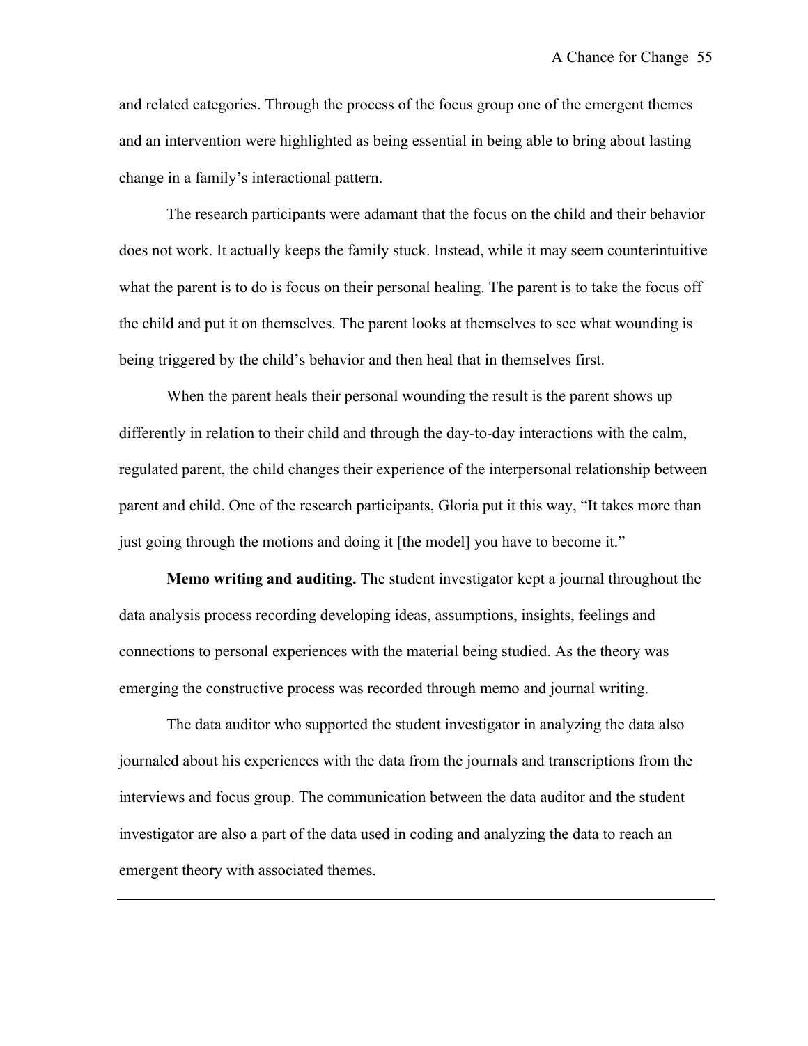and related categories. Through the process of the focus group one of the emergent themes and an intervention were highlighted as being essential in being able to bring about lasting change in a family's interactional pattern.

The research participants were adamant that the focus on the child and their behavior does not work. It actually keeps the family stuck. Instead, while it may seem counterintuitive what the parent is to do is focus on their personal healing. The parent is to take the focus off the child and put it on themselves. The parent looks at themselves to see what wounding is being triggered by the child's behavior and then heal that in themselves first.

When the parent heals their personal wounding the result is the parent shows up differently in relation to their child and through the day-to-day interactions with the calm, regulated parent, the child changes their experience of the interpersonal relationship between parent and child. One of the research participants, Gloria put it this way, "It takes more than just going through the motions and doing it [the model] you have to become it."

**Memo writing and auditing.** The student investigator kept a journal throughout the data analysis process recording developing ideas, assumptions, insights, feelings and connections to personal experiences with the material being studied. As the theory was emerging the constructive process was recorded through memo and journal writing.

The data auditor who supported the student investigator in analyzing the data also journaled about his experiences with the data from the journals and transcriptions from the interviews and focus group. The communication between the data auditor and the student investigator are also a part of the data used in coding and analyzing the data to reach an emergent theory with associated themes.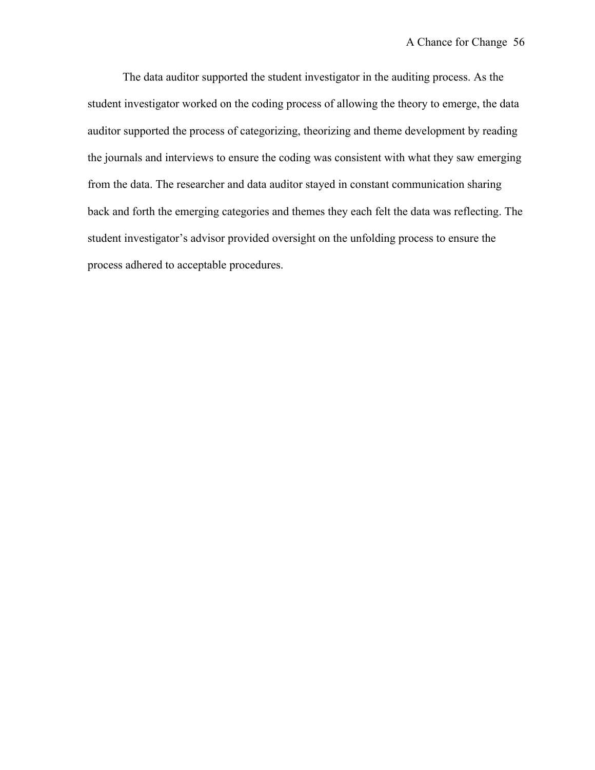The data auditor supported the student investigator in the auditing process. As the student investigator worked on the coding process of allowing the theory to emerge, the data auditor supported the process of categorizing, theorizing and theme development by reading the journals and interviews to ensure the coding was consistent with what they saw emerging from the data. The researcher and data auditor stayed in constant communication sharing back and forth the emerging categories and themes they each felt the data was reflecting. The student investigator's advisor provided oversight on the unfolding process to ensure the process adhered to acceptable procedures.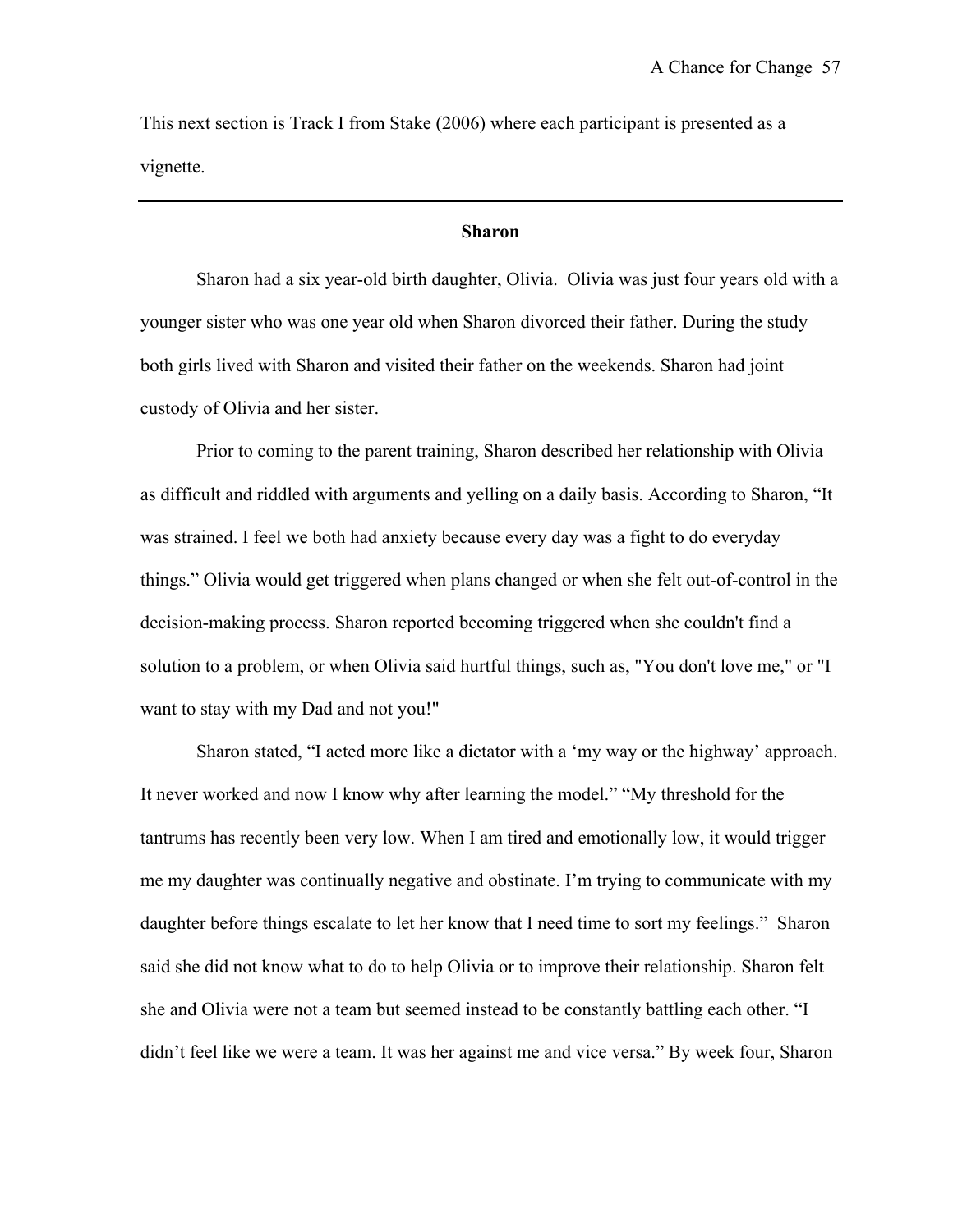This next section is Track I from Stake (2006) where each participant is presented as a vignette.

---

**Sharon**

Sharon had a six year-old birth daughter, Olivia. Olivia was just four years old with a younger sister who was one year old when Sharon divorced their father. During the study both girls lived with Sharon and visited their father on the weekends. Sharon had joint custody of Olivia and her sister.

Prior to coming to the parent training, Sharon described her relationship with Olivia as difficult and riddled with arguments and yelling on a daily basis. According to Sharon, "It was strained. I feel we both had anxiety because every day was a fight to do everyday things." Olivia would get triggered when plans changed or when she felt out-of-control in the decision-making process. Sharon reported becoming triggered when she couldn't find a solution to a problem, or when Olivia said hurtful things, such as, "You don't love me," or "I want to stay with my Dad and not you!"

Sharon stated, "I acted more like a dictator with a 'my way or the highway' approach. It never worked and now I know why after learning the model." "My threshold for the tantrums has recently been very low. When I am tired and emotionally low, it would trigger me my daughter was continually negative and obstinate. I'm trying to communicate with my daughter before things escalate to let her know that I need time to sort my feelings." Sharon said she did not know what to do to help Olivia or to improve their relationship. Sharon felt she and Olivia were not a team but seemed instead to be constantly battling each other. "I didn't feel like we were a team. It was her against me and vice versa." By week four, Sharon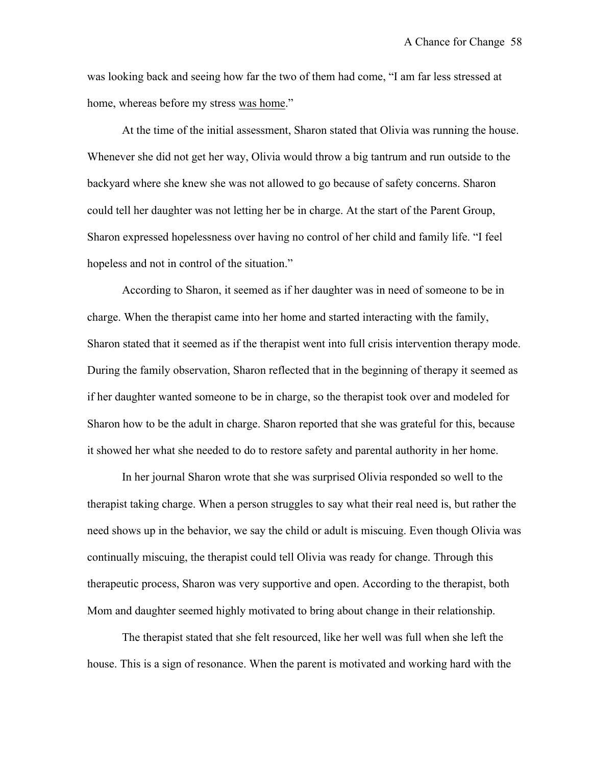was looking back and seeing how far the two of them had come, "I am far less stressed at home, whereas before my stress <u>was home</u>."

At the time of the initial assessment, Sharon stated that Olivia was running the house. Whenever she did not get her way, Olivia would throw a big tantrum and run outside to the backyard where she knew she was not allowed to go because of safety concerns. Sharon could tell her daughter was not letting her be in charge. At the start of the Parent Group, Sharon expressed hopelessness over having no control of her child and family life. "I feel hopeless and not in control of the situation."

According to Sharon, it seemed as if her daughter was in need of someone to be in charge. When the therapist came into her home and started interacting with the family, Sharon stated that it seemed as if the therapist went into full crisis intervention therapy mode. During the family observation, Sharon reflected that in the beginning of therapy it seemed as if her daughter wanted someone to be in charge, so the therapist took over and modeled for Sharon how to be the adult in charge. Sharon reported that she was grateful for this, because it showed her what she needed to do to restore safety and parental authority in her home.

In her journal Sharon wrote that she was surprised Olivia responded so well to the therapist taking charge. When a person struggles to say what their real need is, but rather the need shows up in the behavior, we say the child or adult is miscuing. Even though Olivia was continually miscuing, the therapist could tell Olivia was ready for change. Through this therapeutic process, Sharon was very supportive and open. According to the therapist, both Mom and daughter seemed highly motivated to bring about change in their relationship.

The therapist stated that she felt resourced, like her well was full when she left the house. This is a sign of resonance. When the parent is motivated and working hard with the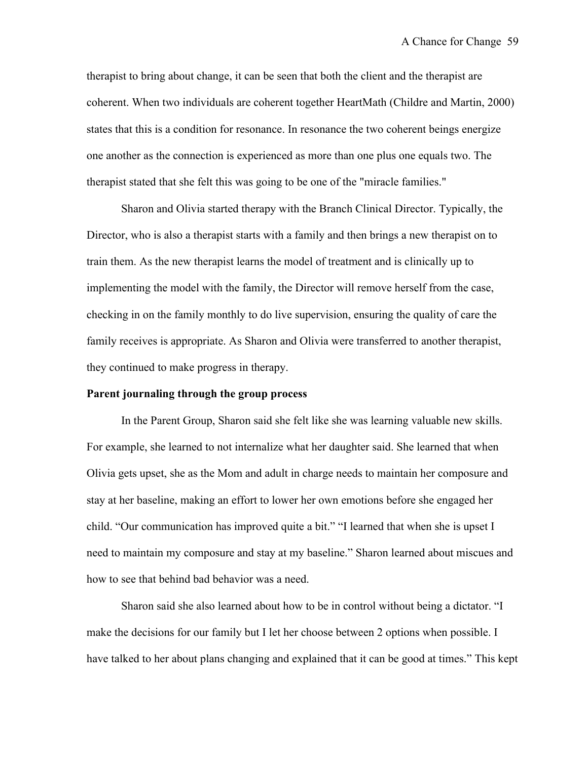therapist to bring about change, it can be seen that both the client and the therapist are coherent. When two individuals are coherent together HeartMath (Childre and Martin, 2000) states that this is a condition for resonance. In resonance the two coherent beings energize one another as the connection is experienced as more than one plus one equals two. The therapist stated that she felt this was going to be one of the "miracle families."

Sharon and Olivia started therapy with the Branch Clinical Director. Typically, the Director, who is also a therapist starts with a family and then brings a new therapist on to train them. As the new therapist learns the model of treatment and is clinically up to implementing the model with the family, the Director will remove herself from the case, checking in on the family monthly to do live supervision, ensuring the quality of care the family receives is appropriate. As Sharon and Olivia were transferred to another therapist, they continued to make progress in therapy.

**Parent journaling through the group process**

In the Parent Group, Sharon said she felt like she was learning valuable new skills. For example, she learned to not internalize what her daughter said. She learned that when Olivia gets upset, she as the Mom and adult in charge needs to maintain her composure and stay at her baseline, making an effort to lower her own emotions before she engaged her child. "Our communication has improved quite a bit." "I learned that when she is upset I need to maintain my composure and stay at my baseline." Sharon learned about miscues and how to see that behind bad behavior was a need.

Sharon said she also learned about how to be in control without being a dictator. "I make the decisions for our family but I let her choose between 2 options when possible. I have talked to her about plans changing and explained that it can be good at times." This kept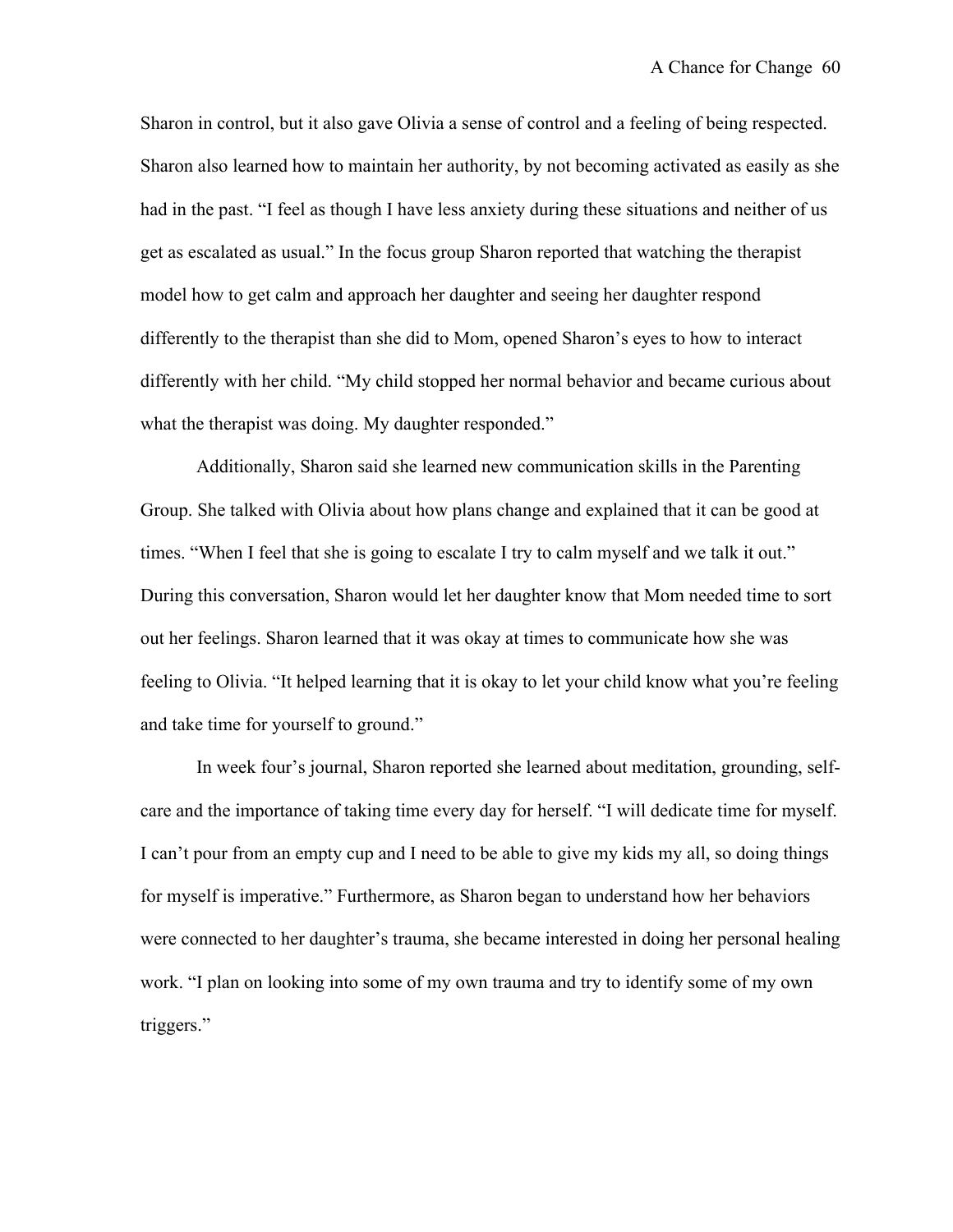Sharon in control, but it also gave Olivia a sense of control and a feeling of being respected. Sharon also learned how to maintain her authority, by not becoming activated as easily as she had in the past. “I feel as though I have less anxiety during these situations and neither of us get as escalated as usual.” In the focus group Sharon reported that watching the therapist model how to get calm and approach her daughter and seeing her daughter respond differently to the therapist than she did to Mom, opened Sharon’s eyes to how to interact differently with her child. “My child stopped her normal behavior and became curious about what the therapist was doing. My daughter responded.”

Additionally, Sharon said she learned new communication skills in the Parenting Group. She talked with Olivia about how plans change and explained that it can be good at times. “When I feel that she is going to escalate I try to calm myself and we talk it out.” During this conversation, Sharon would let her daughter know that Mom needed time to sort out her feelings. Sharon learned that it was okay at times to communicate how she was feeling to Olivia. “It helped learning that it is okay to let your child know what you’re feeling and take time for yourself to ground.”

In week four’s journal, Sharon reported she learned about meditation, grounding, self-care and the importance of taking time every day for herself. “I will dedicate time for myself. I can’t pour from an empty cup and I need to be able to give my kids my all, so doing things for myself is imperative.” Furthermore, as Sharon began to understand how her behaviors were connected to her daughter’s trauma, she became interested in doing her personal healing work. “I plan on looking into some of my own trauma and try to identify some of my own triggers.”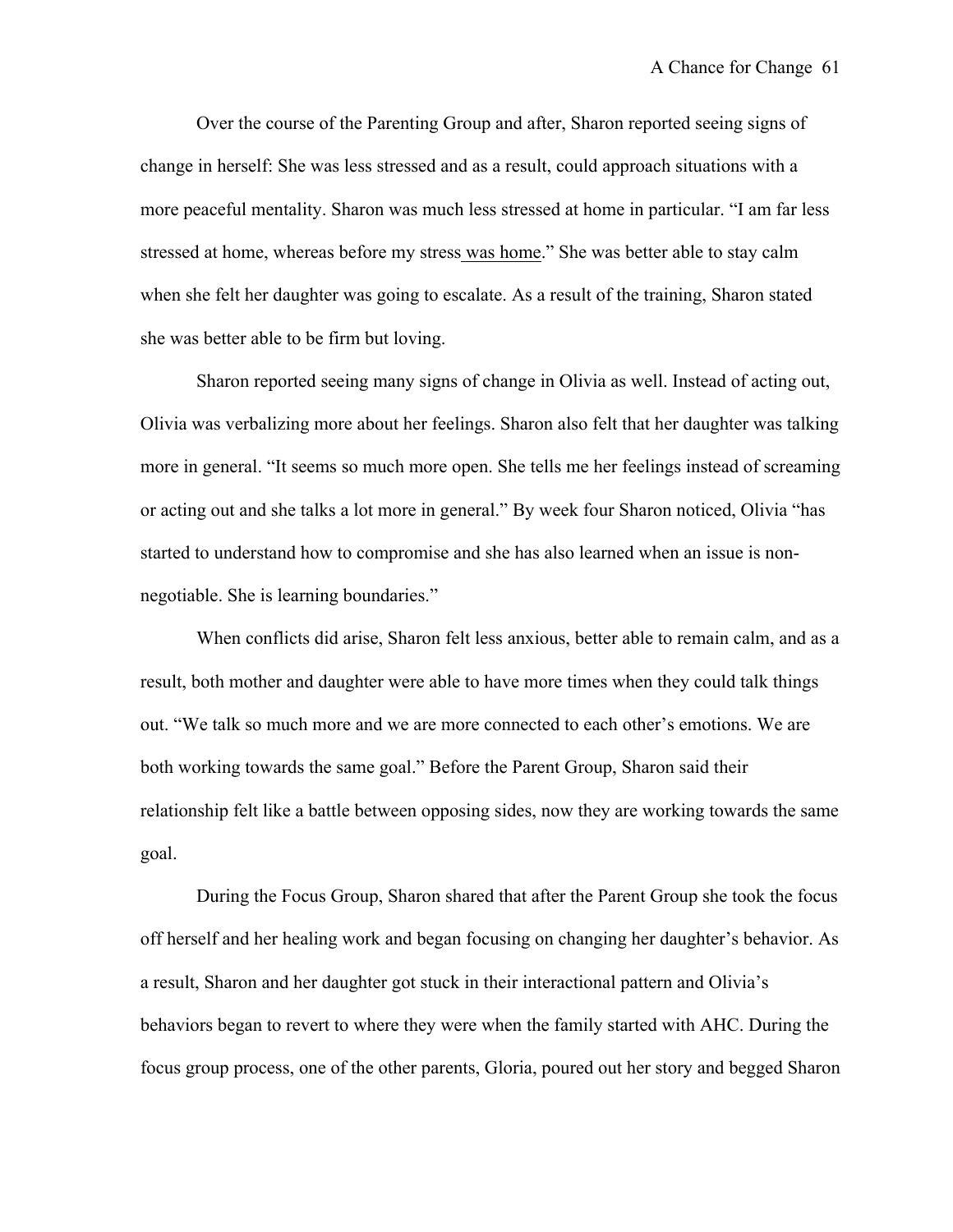Over the course of the Parenting Group and after, Sharon reported seeing signs of change in herself: She was less stressed and as a result, could approach situations with a more peaceful mentality. Sharon was much less stressed at home in particular. "I am far less stressed at home, whereas before my stress was home." She was better able to stay calm when she felt her daughter was going to escalate. As a result of the training, Sharon stated she was better able to be firm but loving.

Sharon reported seeing many signs of change in Olivia as well. Instead of acting out, Olivia was verbalizing more about her feelings. Sharon also felt that her daughter was talking more in general. "It seems so much more open. She tells me her feelings instead of screaming or acting out and she talks a lot more in general." By week four Sharon noticed, Olivia "has started to understand how to compromise and she has also learned when an issue is non-negotiable. She is learning boundaries."

When conflicts did arise, Sharon felt less anxious, better able to remain calm, and as a result, both mother and daughter were able to have more times when they could talk things out. "We talk so much more and we are more connected to each other's emotions. We are both working towards the same goal." Before the Parent Group, Sharon said their relationship felt like a battle between opposing sides, now they are working towards the same goal.

During the Focus Group, Sharon shared that after the Parent Group she took the focus off herself and her healing work and began focusing on changing her daughter's behavior. As a result, Sharon and her daughter got stuck in their interactional pattern and Olivia's behaviors began to revert to where they were when the family started with AHC. During the focus group process, one of the other parents, Gloria, poured out her story and begged Sharon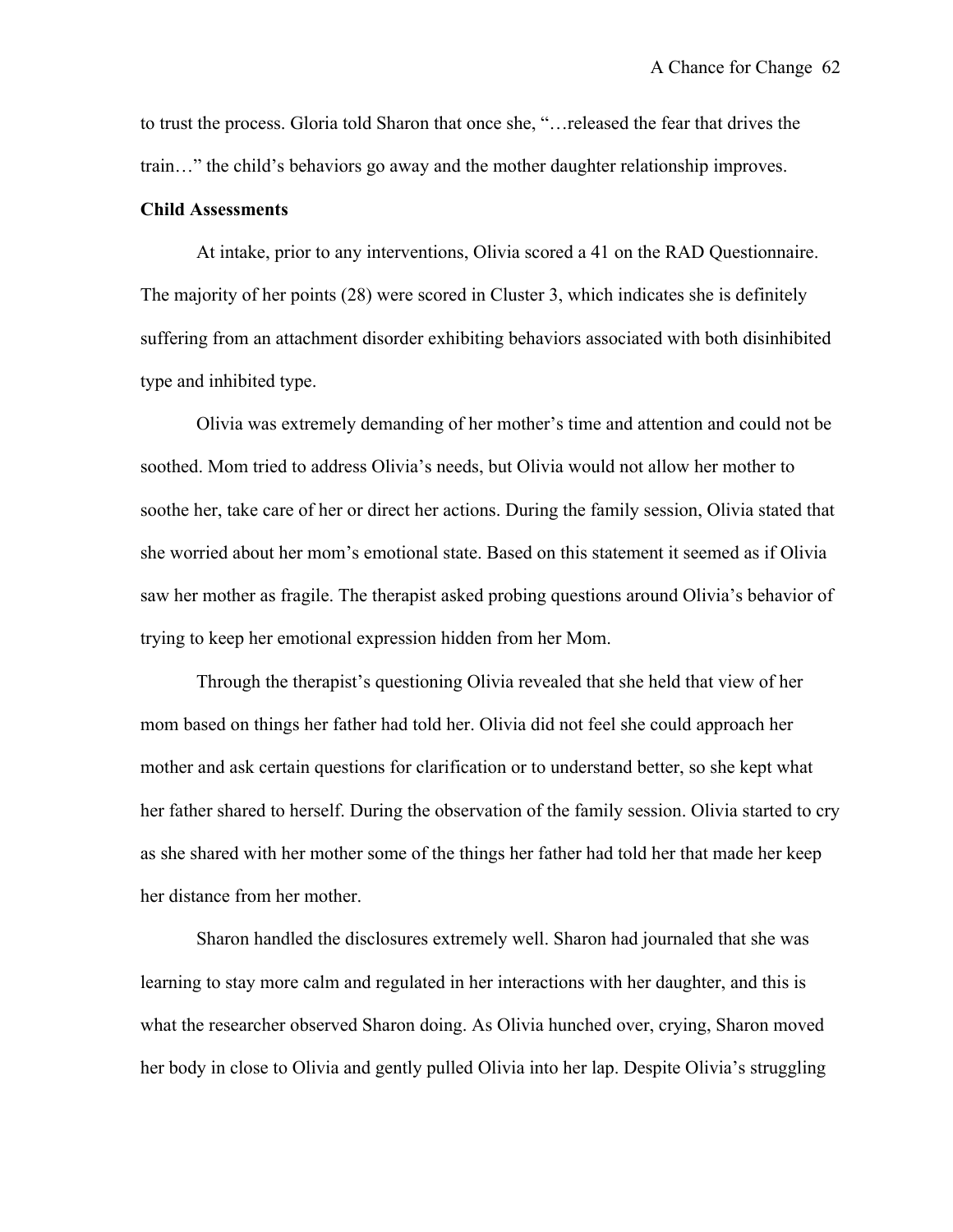to trust the process. Gloria told Sharon that once she, "…released the fear that drives the train…" the child's behaviors go away and the mother daughter relationship improves.

**Child Assessments**

At intake, prior to any interventions, Olivia scored a 41 on the RAD Questionnaire. The majority of her points (28) were scored in Cluster 3, which indicates she is definitely suffering from an attachment disorder exhibiting behaviors associated with both disinhibited type and inhibited type.

Olivia was extremely demanding of her mother's time and attention and could not be soothed. Mom tried to address Olivia's needs, but Olivia would not allow her mother to soothe her, take care of her or direct her actions. During the family session, Olivia stated that she worried about her mom's emotional state. Based on this statement it seemed as if Olivia saw her mother as fragile. The therapist asked probing questions around Olivia's behavior of trying to keep her emotional expression hidden from her Mom.

Through the therapist's questioning Olivia revealed that she held that view of her mom based on things her father had told her. Olivia did not feel she could approach her mother and ask certain questions for clarification or to understand better, so she kept what her father shared to herself. During the observation of the family session. Olivia started to cry as she shared with her mother some of the things her father had told her that made her keep her distance from her mother.

Sharon handled the disclosures extremely well. Sharon had journaled that she was learning to stay more calm and regulated in her interactions with her daughter, and this is what the researcher observed Sharon doing. As Olivia hunched over, crying, Sharon moved her body in close to Olivia and gently pulled Olivia into her lap. Despite Olivia's struggling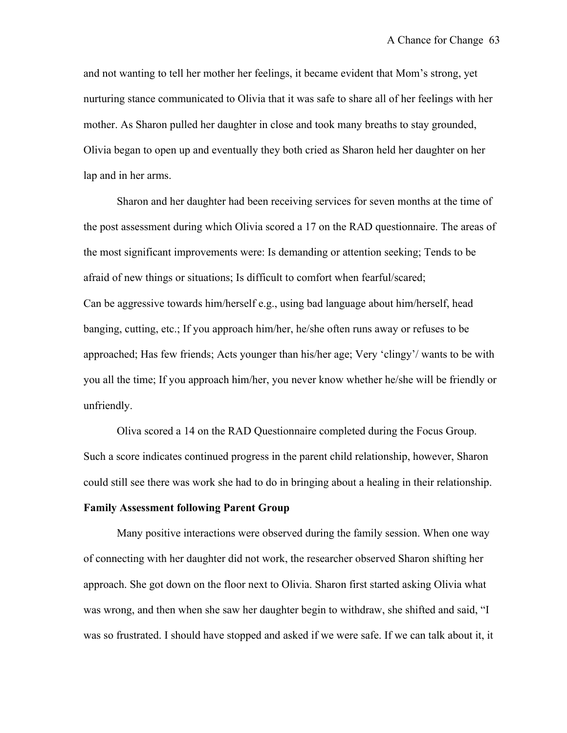and not wanting to tell her mother her feelings, it became evident that Mom's strong, yet nurturing stance communicated to Olivia that it was safe to share all of her feelings with her mother. As Sharon pulled her daughter in close and took many breaths to stay grounded, Olivia began to open up and eventually they both cried as Sharon held her daughter on her lap and in her arms.

Sharon and her daughter had been receiving services for seven months at the time of the post assessment during which Olivia scored a 17 on the RAD questionnaire. The areas of the most significant improvements were: Is demanding or attention seeking; Tends to be afraid of new things or situations; Is difficult to comfort when fearful/scared; Can be aggressive towards him/herself e.g., using bad language about him/herself, head banging, cutting, etc.; If you approach him/her, he/she often runs away or refuses to be approached; Has few friends; Acts younger than his/her age; Very 'clingy'/ wants to be with you all the time; If you approach him/her, you never know whether he/she will be friendly or unfriendly.

Oliva scored a 14 on the RAD Questionnaire completed during the Focus Group. Such a score indicates continued progress in the parent child relationship, however, Sharon could still see there was work she had to do in bringing about a healing in their relationship.

**Family Assessment following Parent Group**

Many positive interactions were observed during the family session. When one way of connecting with her daughter did not work, the researcher observed Sharon shifting her approach. She got down on the floor next to Olivia. Sharon first started asking Olivia what was wrong, and then when she saw her daughter begin to withdraw, she shifted and said, "I was so frustrated. I should have stopped and asked if we were safe. If we can talk about it, it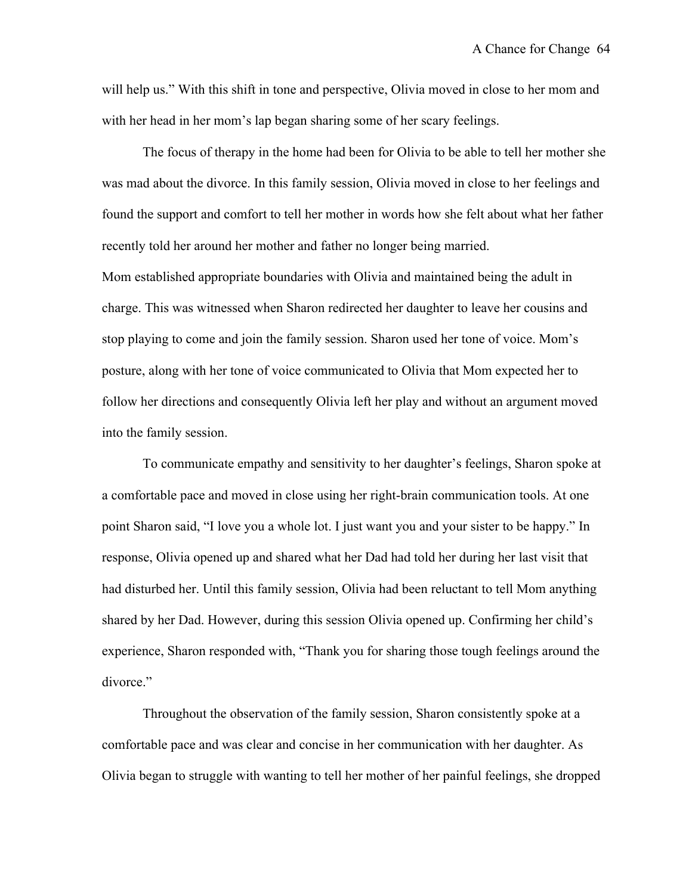will help us." With this shift in tone and perspective, Olivia moved in close to her mom and with her head in her mom's lap began sharing some of her scary feelings.

The focus of therapy in the home had been for Olivia to be able to tell her mother she was mad about the divorce. In this family session, Olivia moved in close to her feelings and found the support and comfort to tell her mother in words how she felt about what her father recently told her around her mother and father no longer being married.

Mom established appropriate boundaries with Olivia and maintained being the adult in charge. This was witnessed when Sharon redirected her daughter to leave her cousins and stop playing to come and join the family session. Sharon used her tone of voice. Mom's posture, along with her tone of voice communicated to Olivia that Mom expected her to follow her directions and consequently Olivia left her play and without an argument moved into the family session.

To communicate empathy and sensitivity to her daughter's feelings, Sharon spoke at a comfortable pace and moved in close using her right-brain communication tools. At one point Sharon said, "I love you a whole lot. I just want you and your sister to be happy." In response, Olivia opened up and shared what her Dad had told her during her last visit that had disturbed her. Until this family session, Olivia had been reluctant to tell Mom anything shared by her Dad. However, during this session Olivia opened up. Confirming her child's experience, Sharon responded with, "Thank you for sharing those tough feelings around the divorce."

Throughout the observation of the family session, Sharon consistently spoke at a comfortable pace and was clear and concise in her communication with her daughter. As Olivia began to struggle with wanting to tell her mother of her painful feelings, she dropped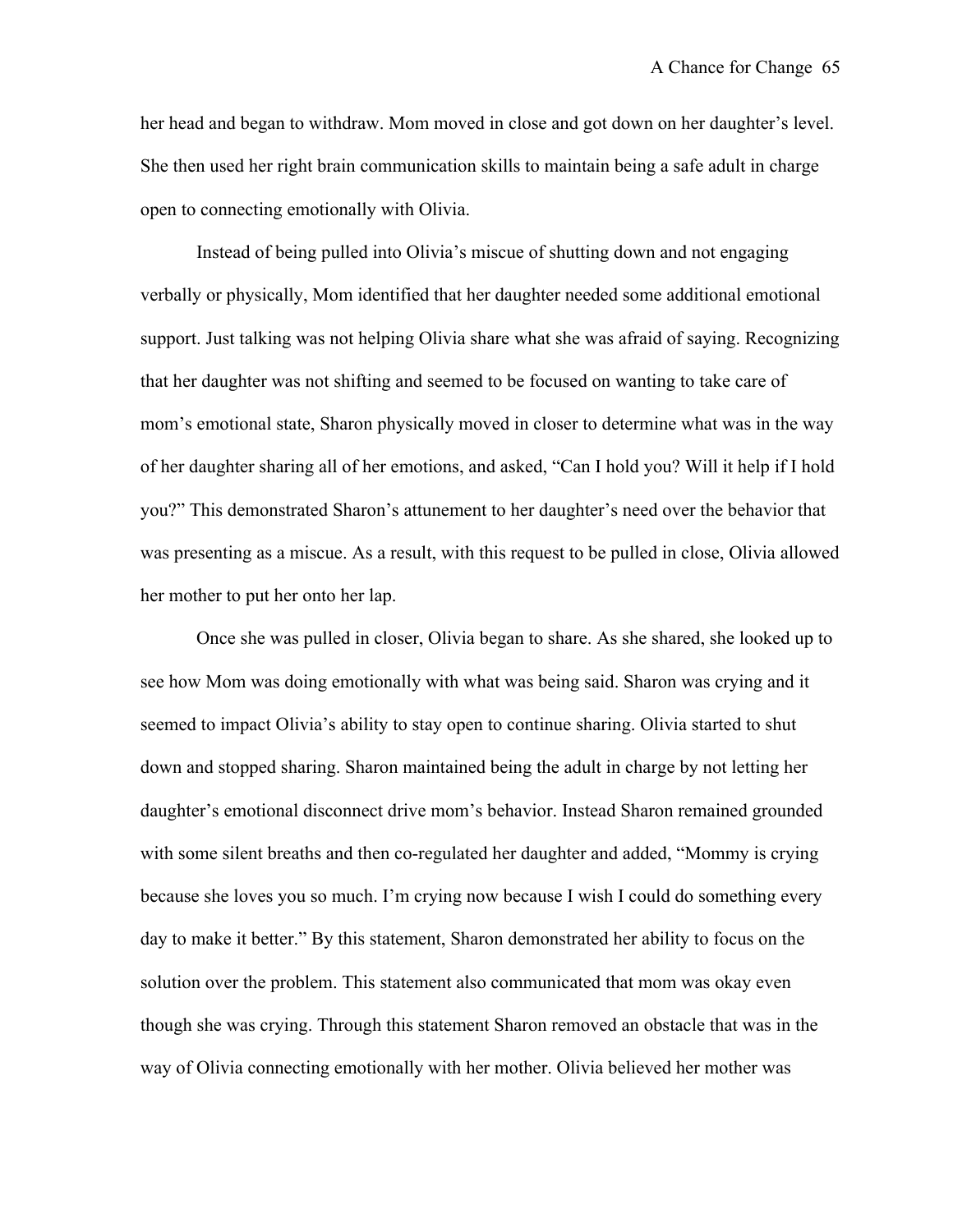her head and began to withdraw. Mom moved in close and got down on her daughter's level. She then used her right brain communication skills to maintain being a safe adult in charge open to connecting emotionally with Olivia.

Instead of being pulled into Olivia's miscue of shutting down and not engaging verbally or physically, Mom identified that her daughter needed some additional emotional support. Just talking was not helping Olivia share what she was afraid of saying. Recognizing that her daughter was not shifting and seemed to be focused on wanting to take care of mom's emotional state, Sharon physically moved in closer to determine what was in the way of her daughter sharing all of her emotions, and asked, "Can I hold you? Will it help if I hold you?" This demonstrated Sharon's attunement to her daughter's need over the behavior that was presenting as a miscue. As a result, with this request to be pulled in close, Olivia allowed her mother to put her onto her lap.

Once she was pulled in closer, Olivia began to share. As she shared, she looked up to see how Mom was doing emotionally with what was being said. Sharon was crying and it seemed to impact Olivia's ability to stay open to continue sharing. Olivia started to shut down and stopped sharing. Sharon maintained being the adult in charge by not letting her daughter's emotional disconnect drive mom's behavior. Instead Sharon remained grounded with some silent breaths and then co-regulated her daughter and added, "Mommy is crying because she loves you so much. I'm crying now because I wish I could do something every day to make it better." By this statement, Sharon demonstrated her ability to focus on the solution over the problem. This statement also communicated that mom was okay even though she was crying. Through this statement Sharon removed an obstacle that was in the way of Olivia connecting emotionally with her mother. Olivia believed her mother was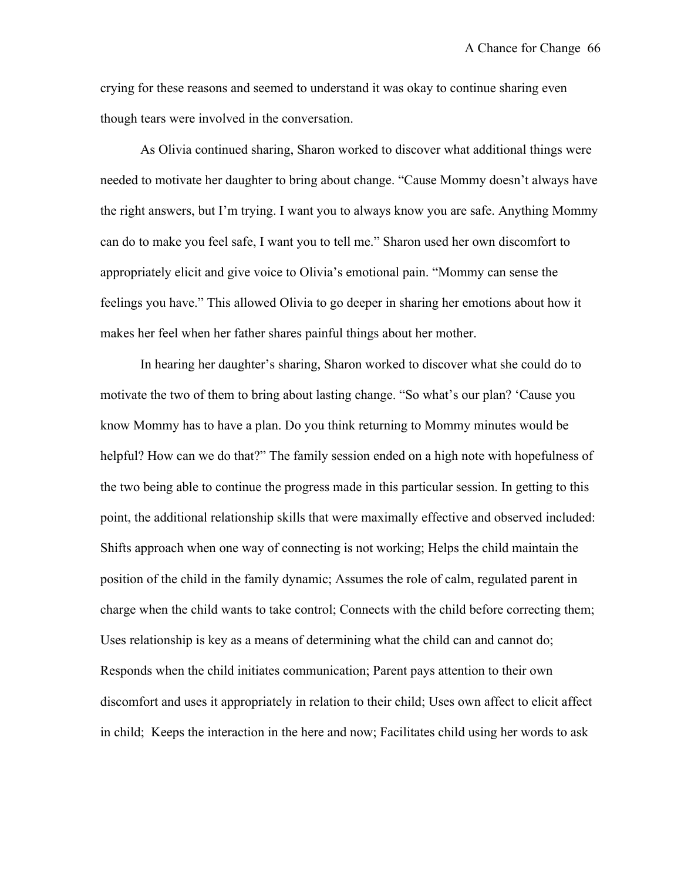crying for these reasons and seemed to understand it was okay to continue sharing even though tears were involved in the conversation.

As Olivia continued sharing, Sharon worked to discover what additional things were needed to motivate her daughter to bring about change. "Cause Mommy doesn't always have the right answers, but I'm trying. I want you to always know you are safe. Anything Mommy can do to make you feel safe, I want you to tell me." Sharon used her own discomfort to appropriately elicit and give voice to Olivia's emotional pain. "Mommy can sense the feelings you have." This allowed Olivia to go deeper in sharing her emotions about how it makes her feel when her father shares painful things about her mother.

In hearing her daughter's sharing, Sharon worked to discover what she could do to motivate the two of them to bring about lasting change. "So what's our plan? 'Cause you know Mommy has to have a plan. Do you think returning to Mommy minutes would be helpful? How can we do that?" The family session ended on a high note with hopefulness of the two being able to continue the progress made in this particular session. In getting to this point, the additional relationship skills that were maximally effective and observed included: Shifts approach when one way of connecting is not working; Helps the child maintain the position of the child in the family dynamic; Assumes the role of calm, regulated parent in charge when the child wants to take control; Connects with the child before correcting them; Uses relationship is key as a means of determining what the child can and cannot do; Responds when the child initiates communication; Parent pays attention to their own discomfort and uses it appropriately in relation to their child; Uses own affect to elicit affect in child; Keeps the interaction in the here and now; Facilitates child using her words to ask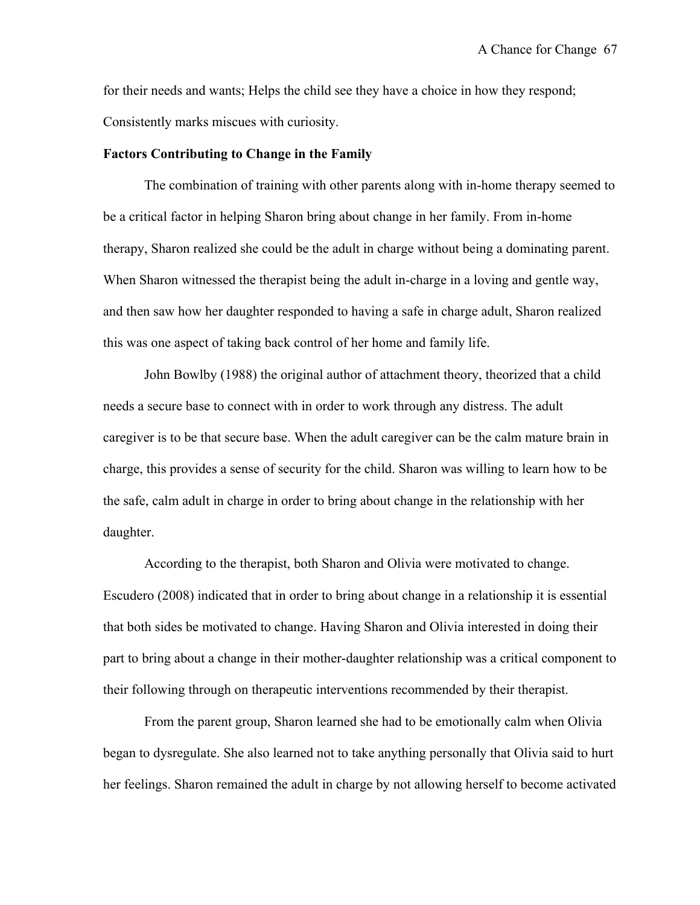for their needs and wants; Helps the child see they have a choice in how they respond; Consistently marks miscues with curiosity.

**Factors Contributing to Change in the Family**

The combination of training with other parents along with in-home therapy seemed to be a critical factor in helping Sharon bring about change in her family. From in-home therapy, Sharon realized she could be the adult in charge without being a dominating parent. When Sharon witnessed the therapist being the adult in-charge in a loving and gentle way, and then saw how her daughter responded to having a safe in charge adult, Sharon realized this was one aspect of taking back control of her home and family life.

John Bowlby (1988) the original author of attachment theory, theorized that a child needs a secure base to connect with in order to work through any distress. The adult caregiver is to be that secure base. When the adult caregiver can be the calm mature brain in charge, this provides a sense of security for the child. Sharon was willing to learn how to be the safe, calm adult in charge in order to bring about change in the relationship with her daughter.

According to the therapist, both Sharon and Olivia were motivated to change. Escudero (2008) indicated that in order to bring about change in a relationship it is essential that both sides be motivated to change. Having Sharon and Olivia interested in doing their part to bring about a change in their mother-daughter relationship was a critical component to their following through on therapeutic interventions recommended by their therapist.

From the parent group, Sharon learned she had to be emotionally calm when Olivia began to dysregulate. She also learned not to take anything personally that Olivia said to hurt her feelings. Sharon remained the adult in charge by not allowing herself to become activated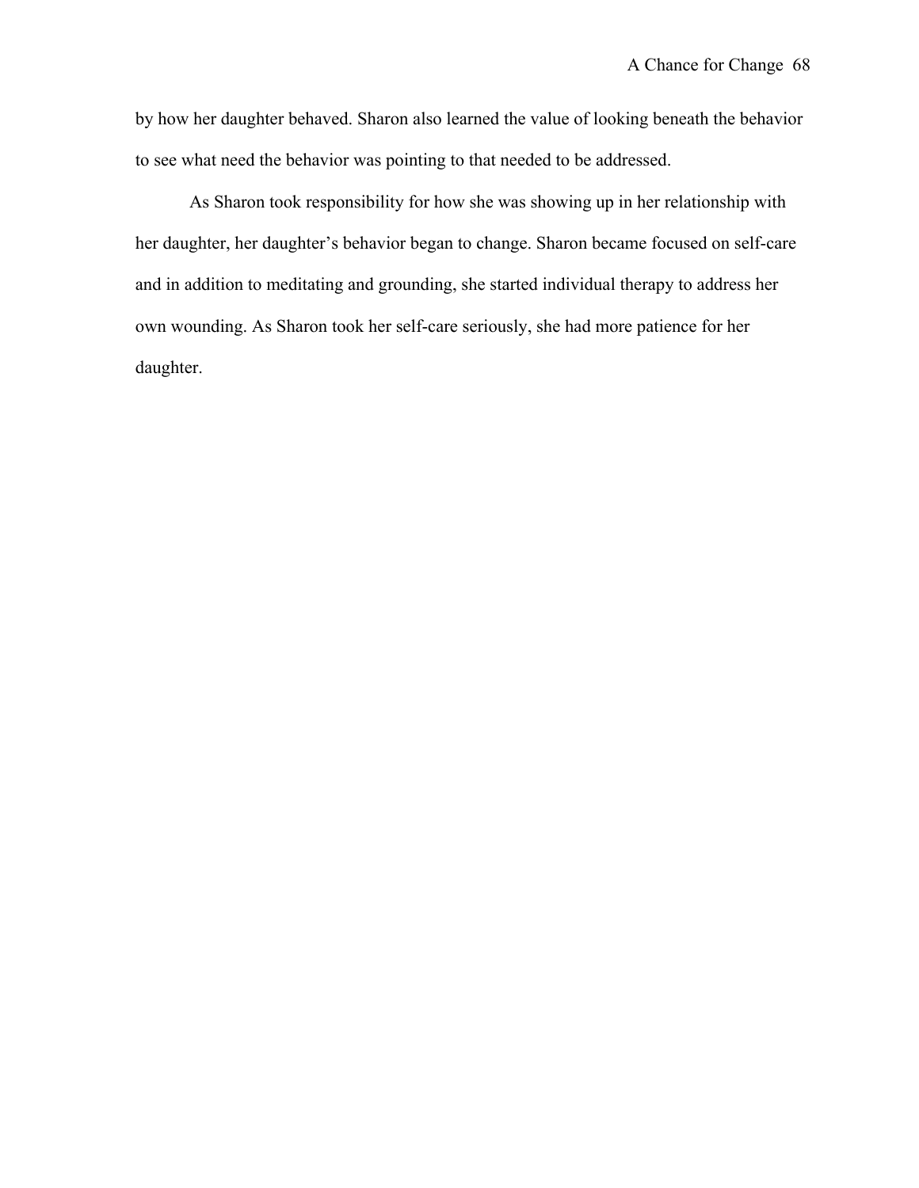by how her daughter behaved. Sharon also learned the value of looking beneath the behavior to see what need the behavior was pointing to that needed to be addressed.

As Sharon took responsibility for how she was showing up in her relationship with her daughter, her daughter's behavior began to change. Sharon became focused on self-care and in addition to meditating and grounding, she started individual therapy to address her own wounding. As Sharon took her self-care seriously, she had more patience for her daughter.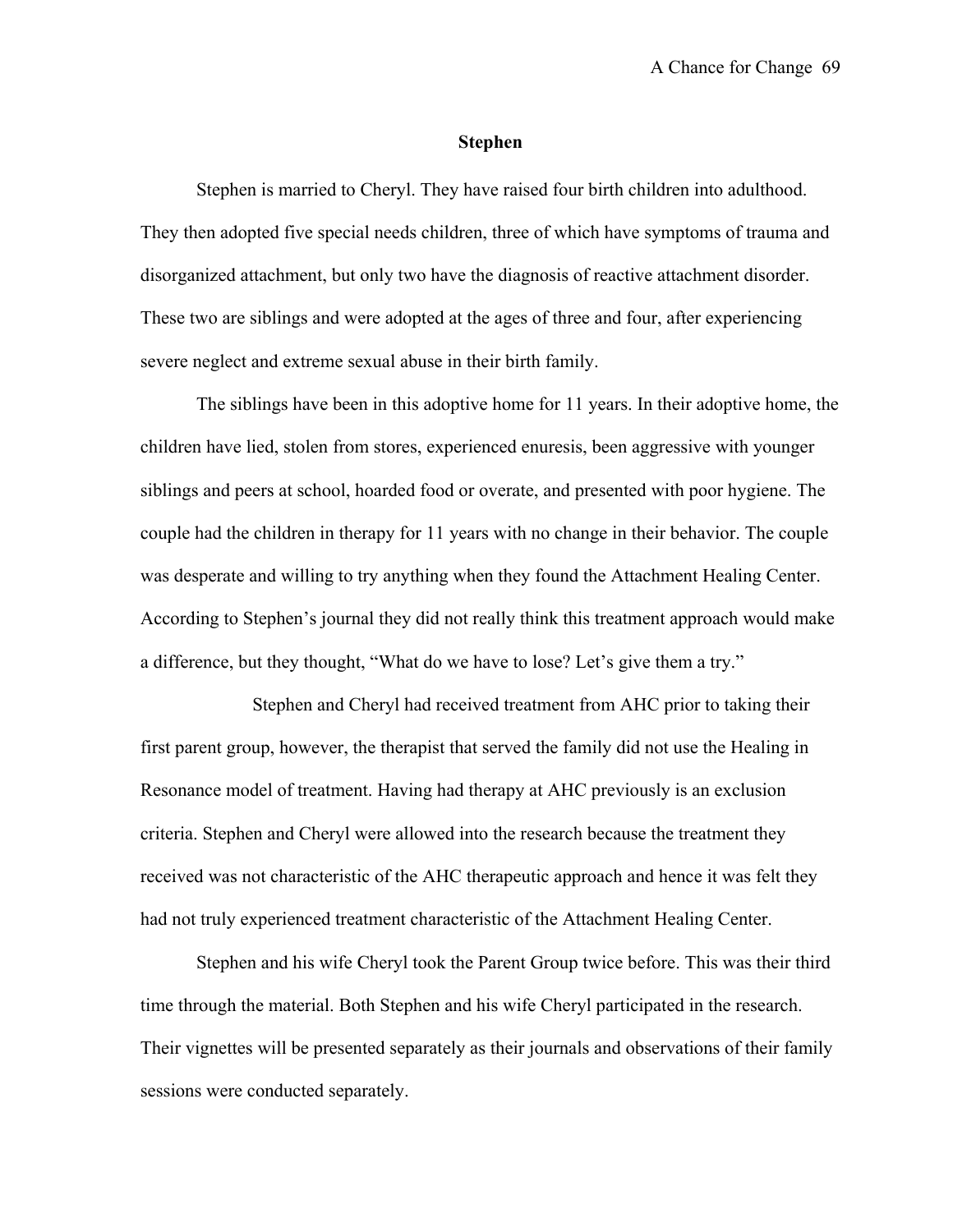## Stephen

Stephen is married to Cheryl. They have raised four birth children into adulthood. They then adopted five special needs children, three of which have symptoms of trauma and disorganized attachment, but only two have the diagnosis of reactive attachment disorder. These two are siblings and were adopted at the ages of three and four, after experiencing severe neglect and extreme sexual abuse in their birth family.

The siblings have been in this adoptive home for 11 years. In their adoptive home, the children have lied, stolen from stores, experienced enuresis, been aggressive with younger siblings and peers at school, hoarded food or overate, and presented with poor hygiene. The couple had the children in therapy for 11 years with no change in their behavior. The couple was desperate and willing to try anything when they found the Attachment Healing Center. According to Stephen's journal they did not really think this treatment approach would make a difference, but they thought, "What do we have to lose? Let's give them a try."

Stephen and Cheryl had received treatment from AHC prior to taking their first parent group, however, the therapist that served the family did not use the Healing in Resonance model of treatment. Having had therapy at AHC previously is an exclusion criteria. Stephen and Cheryl were allowed into the research because the treatment they received was not characteristic of the AHC therapeutic approach and hence it was felt they had not truly experienced treatment characteristic of the Attachment Healing Center.

Stephen and his wife Cheryl took the Parent Group twice before. This was their third time through the material. Both Stephen and his wife Cheryl participated in the research. Their vignettes will be presented separately as their journals and observations of their family sessions were conducted separately.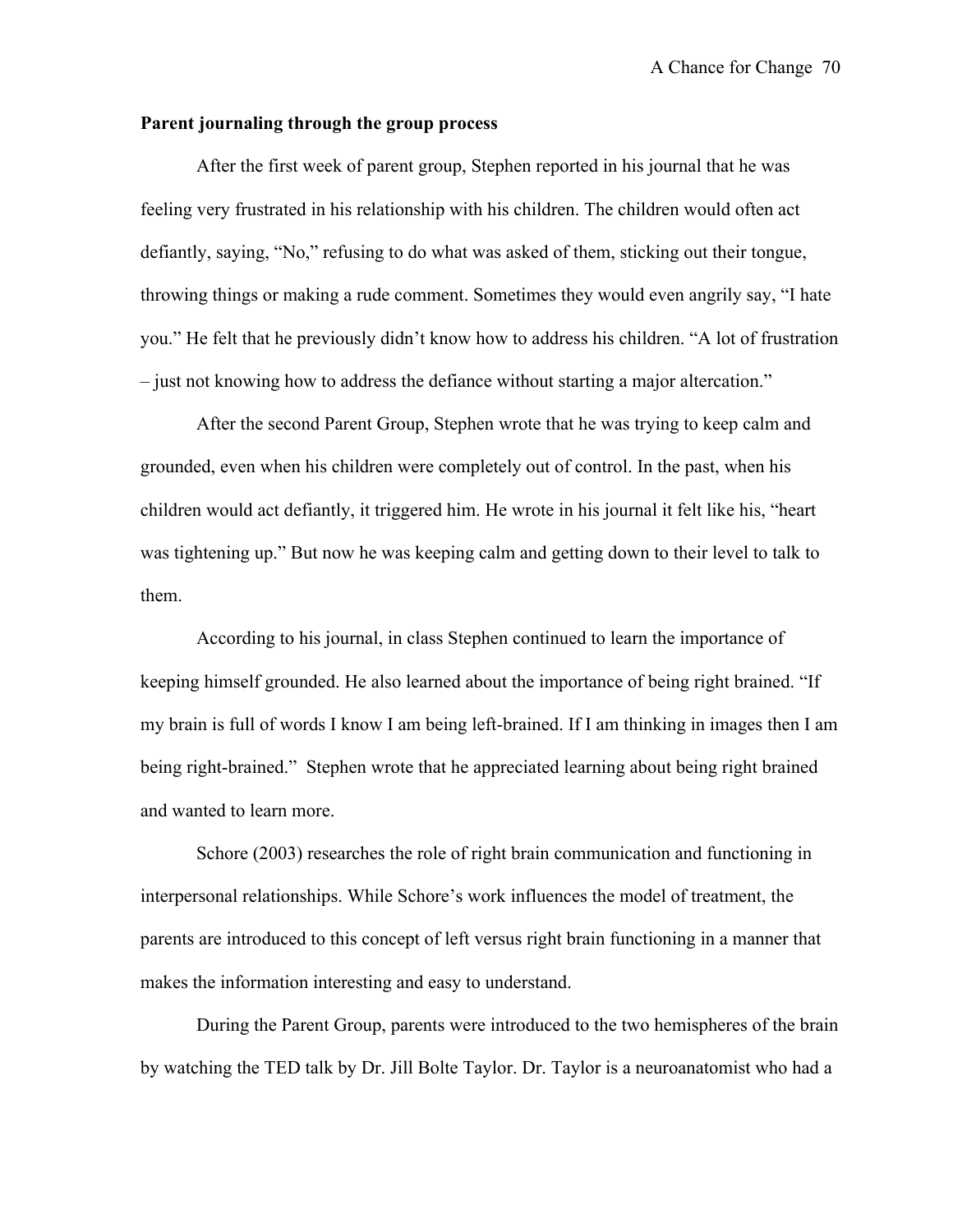**Parent journaling through the group process**

After the first week of parent group, Stephen reported in his journal that he was feeling very frustrated in his relationship with his children. The children would often act defiantly, saying, "No," refusing to do what was asked of them, sticking out their tongue, throwing things or making a rude comment. Sometimes they would even angrily say, "I hate you." He felt that he previously didn't know how to address his children. "A lot of frustration – just not knowing how to address the defiance without starting a major altercation."

After the second Parent Group, Stephen wrote that he was trying to keep calm and grounded, even when his children were completely out of control. In the past, when his children would act defiantly, it triggered him. He wrote in his journal it felt like his, "heart was tightening up." But now he was keeping calm and getting down to their level to talk to them.

According to his journal, in class Stephen continued to learn the importance of keeping himself grounded. He also learned about the importance of being right brained. "If my brain is full of words I know I am being left-brained. If I am thinking in images then I am being right-brained." Stephen wrote that he appreciated learning about being right brained and wanted to learn more.

Schore (2003) researches the role of right brain communication and functioning in interpersonal relationships. While Schore's work influences the model of treatment, the parents are introduced to this concept of left versus right brain functioning in a manner that makes the information interesting and easy to understand.

During the Parent Group, parents were introduced to the two hemispheres of the brain by watching the TED talk by Dr. Jill Bolte Taylor. Dr. Taylor is a neuroanatomist who had a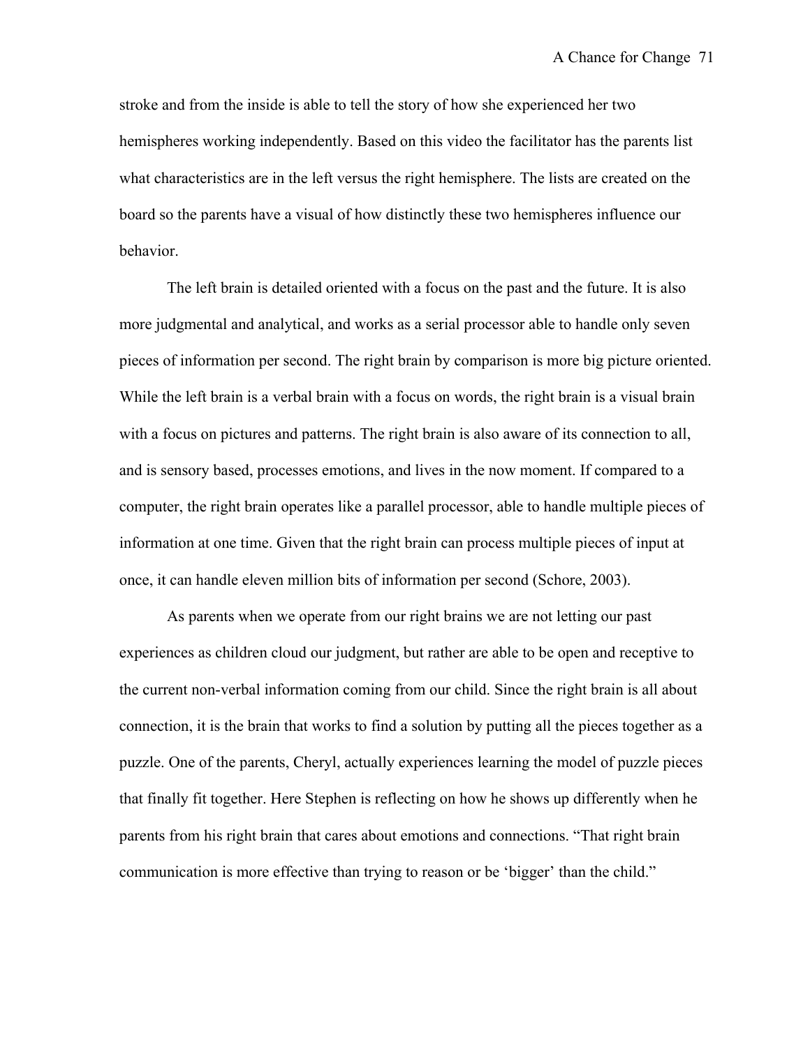stroke and from the inside is able to tell the story of how she experienced her two hemispheres working independently. Based on this video the facilitator has the parents list what characteristics are in the left versus the right hemisphere. The lists are created on the board so the parents have a visual of how distinctly these two hemispheres influence our behavior.

The left brain is detailed oriented with a focus on the past and the future. It is also more judgmental and analytical, and works as a serial processor able to handle only seven pieces of information per second. The right brain by comparison is more big picture oriented. While the left brain is a verbal brain with a focus on words, the right brain is a visual brain with a focus on pictures and patterns. The right brain is also aware of its connection to all, and is sensory based, processes emotions, and lives in the now moment. If compared to a computer, the right brain operates like a parallel processor, able to handle multiple pieces of information at one time. Given that the right brain can process multiple pieces of input at once, it can handle eleven million bits of information per second (Schore, 2003).

As parents when we operate from our right brains we are not letting our past experiences as children cloud our judgment, but rather are able to be open and receptive to the current non-verbal information coming from our child. Since the right brain is all about connection, it is the brain that works to find a solution by putting all the pieces together as a puzzle. One of the parents, Cheryl, actually experiences learning the model of puzzle pieces that finally fit together. Here Stephen is reflecting on how he shows up differently when he parents from his right brain that cares about emotions and connections. "That right brain communication is more effective than trying to reason or be 'bigger' than the child."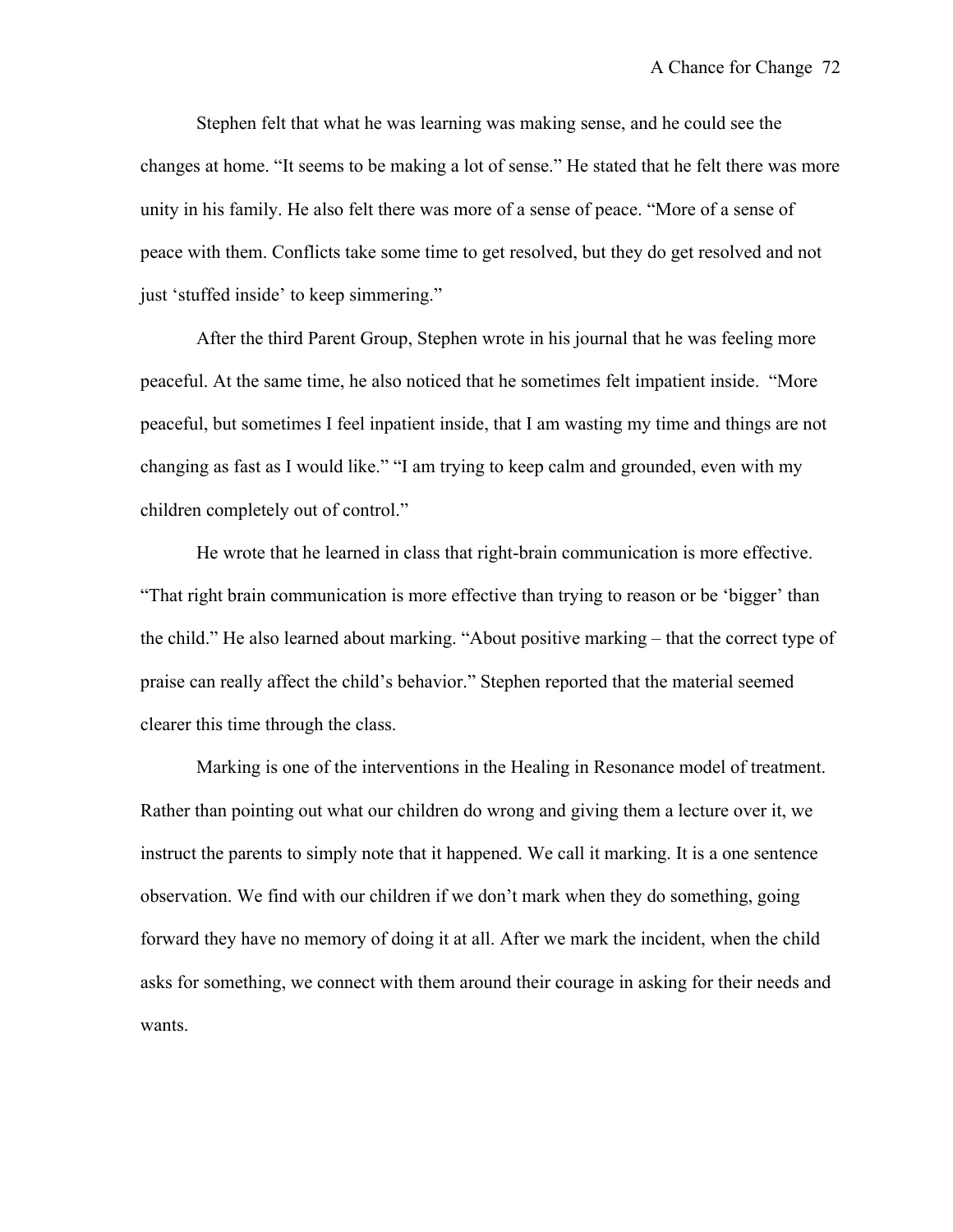Stephen felt that what he was learning was making sense, and he could see the changes at home. “It seems to be making a lot of sense.” He stated that he felt there was more unity in his family. He also felt there was more of a sense of peace. “More of a sense of peace with them. Conflicts take some time to get resolved, but they do get resolved and not just ‘stuffed inside’ to keep simmering.”

After the third Parent Group, Stephen wrote in his journal that he was feeling more peaceful. At the same time, he also noticed that he sometimes felt impatient inside. “More peaceful, but sometimes I feel inpatient inside, that I am wasting my time and things are not changing as fast as I would like.” “I am trying to keep calm and grounded, even with my children completely out of control.”

He wrote that he learned in class that right-brain communication is more effective. “That right brain communication is more effective than trying to reason or be ‘bigger’ than the child.” He also learned about marking. “About positive marking – that the correct type of praise can really affect the child’s behavior.” Stephen reported that the material seemed clearer this time through the class.

Marking is one of the interventions in the Healing in Resonance model of treatment. Rather than pointing out what our children do wrong and giving them a lecture over it, we instruct the parents to simply note that it happened. We call it marking. It is a one sentence observation. We find with our children if we don’t mark when they do something, going forward they have no memory of doing it at all. After we mark the incident, when the child asks for something, we connect with them around their courage in asking for their needs and wants.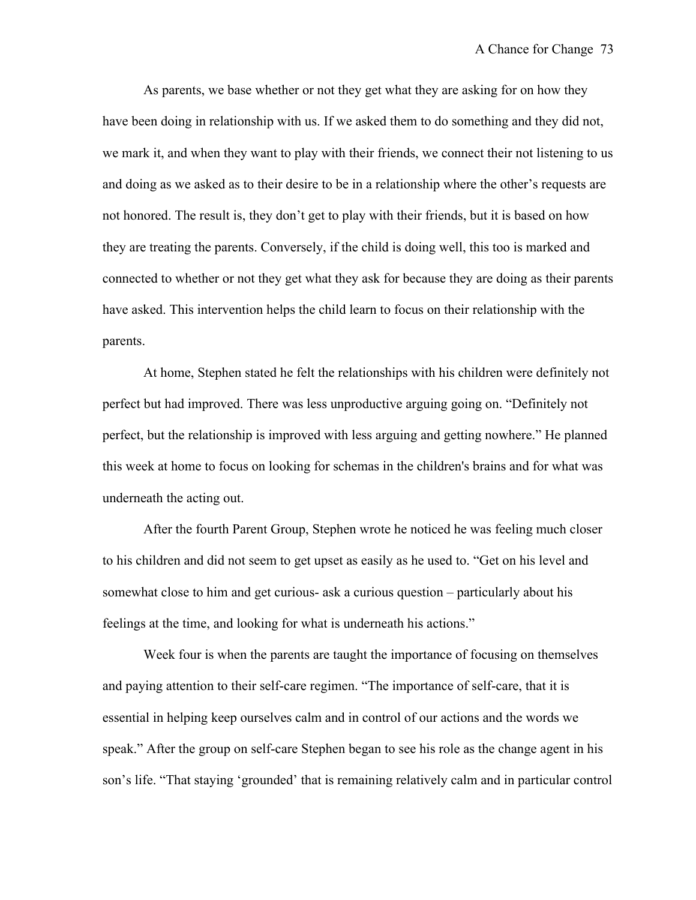As parents, we base whether or not they get what they are asking for on how they have been doing in relationship with us. If we asked them to do something and they did not, we mark it, and when they want to play with their friends, we connect their not listening to us and doing as we asked as to their desire to be in a relationship where the other's requests are not honored. The result is, they don't get to play with their friends, but it is based on how they are treating the parents. Conversely, if the child is doing well, this too is marked and connected to whether or not they get what they ask for because they are doing as their parents have asked. This intervention helps the child learn to focus on their relationship with the parents.

At home, Stephen stated he felt the relationships with his children were definitely not perfect but had improved. There was less unproductive arguing going on. "Definitely not perfect, but the relationship is improved with less arguing and getting nowhere." He planned this week at home to focus on looking for schemas in the children's brains and for what was underneath the acting out.

After the fourth Parent Group, Stephen wrote he noticed he was feeling much closer to his children and did not seem to get upset as easily as he used to. "Get on his level and somewhat close to him and get curious- ask a curious question – particularly about his feelings at the time, and looking for what is underneath his actions."

Week four is when the parents are taught the importance of focusing on themselves and paying attention to their self-care regimen. "The importance of self-care, that it is essential in helping keep ourselves calm and in control of our actions and the words we speak." After the group on self-care Stephen began to see his role as the change agent in his son's life. "That staying 'grounded' that is remaining relatively calm and in particular control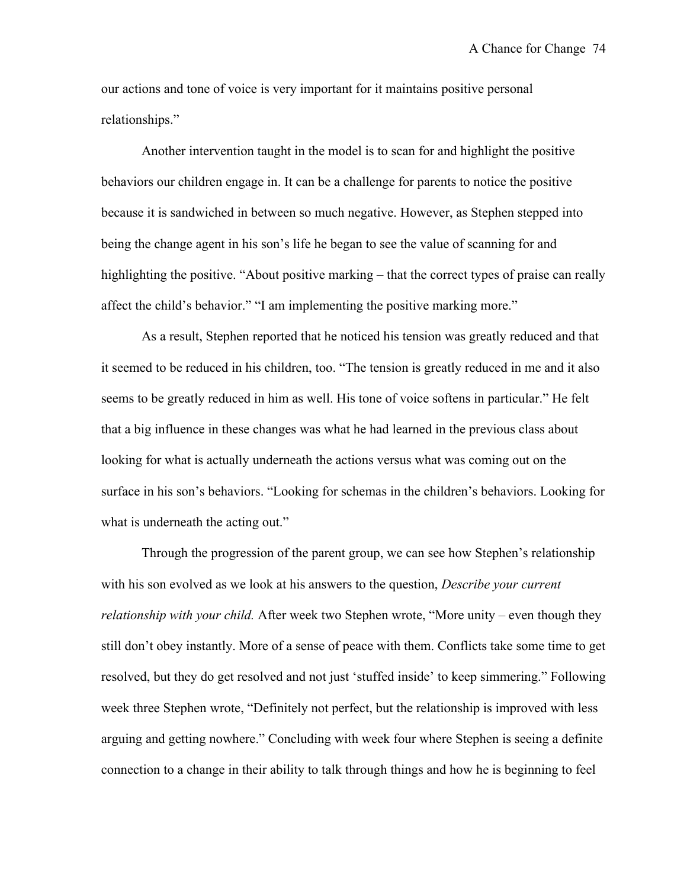our actions and tone of voice is very important for it maintains positive personal relationships."

Another intervention taught in the model is to scan for and highlight the positive behaviors our children engage in. It can be a challenge for parents to notice the positive because it is sandwiched in between so much negative. However, as Stephen stepped into being the change agent in his son's life he began to see the value of scanning for and highlighting the positive. "About positive marking – that the correct types of praise can really affect the child's behavior." "I am implementing the positive marking more."

As a result, Stephen reported that he noticed his tension was greatly reduced and that it seemed to be reduced in his children, too. "The tension is greatly reduced in me and it also seems to be greatly reduced in him as well. His tone of voice softens in particular." He felt that a big influence in these changes was what he had learned in the previous class about looking for what is actually underneath the actions versus what was coming out on the surface in his son's behaviors. "Looking for schemas in the children's behaviors. Looking for what is underneath the acting out."

Through the progression of the parent group, we can see how Stephen's relationship with his son evolved as we look at his answers to the question, *Describe your current relationship with your child.* After week two Stephen wrote, "More unity – even though they still don't obey instantly. More of a sense of peace with them. Conflicts take some time to get resolved, but they do get resolved and not just 'stuffed inside' to keep simmering." Following week three Stephen wrote, "Definitely not perfect, but the relationship is improved with less arguing and getting nowhere." Concluding with week four where Stephen is seeing a definite connection to a change in their ability to talk through things and how he is beginning to feel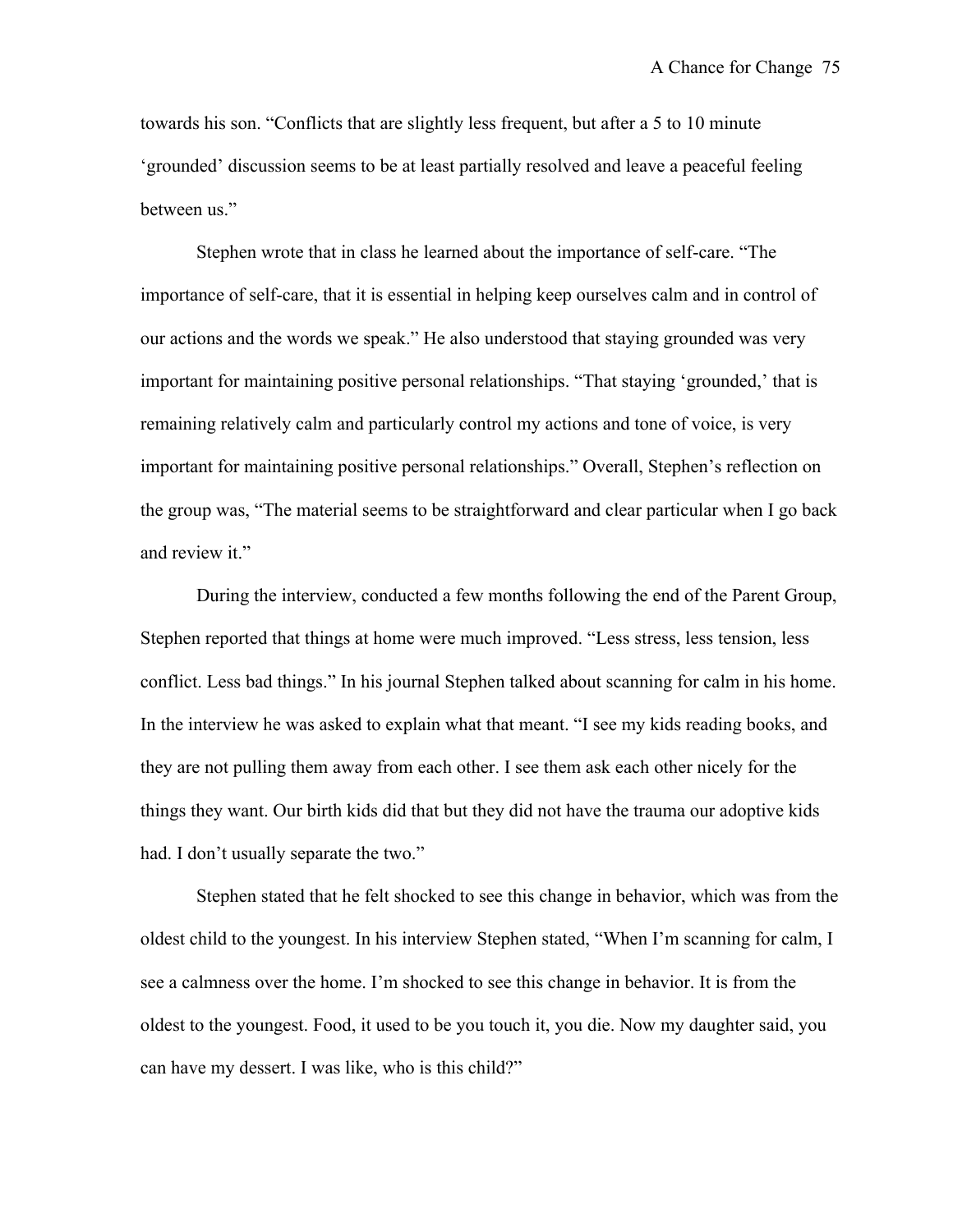towards his son. "Conflicts that are slightly less frequent, but after a 5 to 10 minute 'grounded' discussion seems to be at least partially resolved and leave a peaceful feeling between us."

Stephen wrote that in class he learned about the importance of self-care. "The importance of self-care, that it is essential in helping keep ourselves calm and in control of our actions and the words we speak." He also understood that staying grounded was very important for maintaining positive personal relationships. "That staying 'grounded,' that is remaining relatively calm and particularly control my actions and tone of voice, is very important for maintaining positive personal relationships." Overall, Stephen's reflection on the group was, "The material seems to be straightforward and clear particular when I go back and review it."

During the interview, conducted a few months following the end of the Parent Group, Stephen reported that things at home were much improved. "Less stress, less tension, less conflict. Less bad things." In his journal Stephen talked about scanning for calm in his home. In the interview he was asked to explain what that meant. "I see my kids reading books, and they are not pulling them away from each other. I see them ask each other nicely for the things they want. Our birth kids did that but they did not have the trauma our adoptive kids had. I don't usually separate the two."

Stephen stated that he felt shocked to see this change in behavior, which was from the oldest child to the youngest. In his interview Stephen stated, "When I'm scanning for calm, I see a calmness over the home. I'm shocked to see this change in behavior. It is from the oldest to the youngest. Food, it used to be you touch it, you die. Now my daughter said, you can have my dessert. I was like, who is this child?"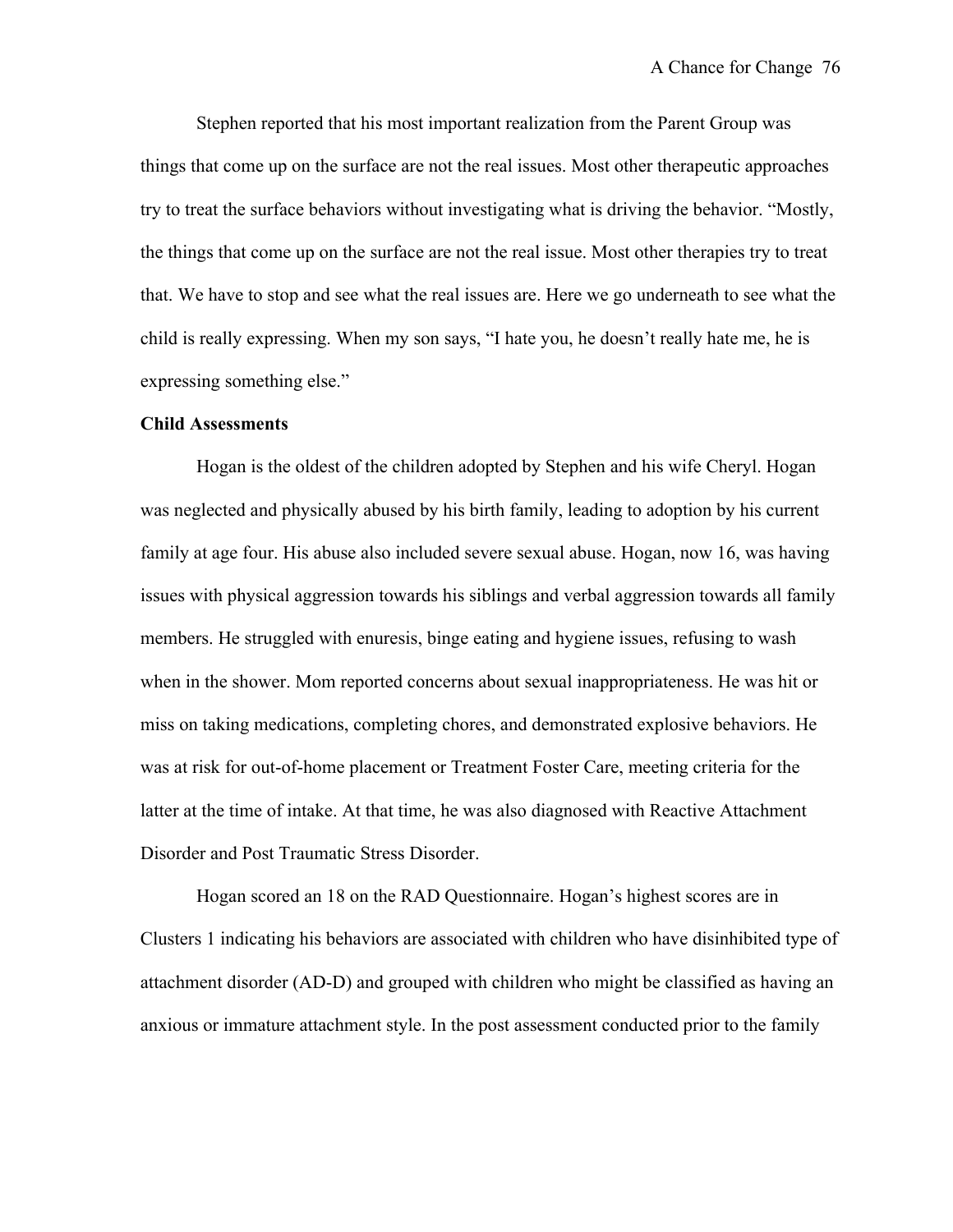Stephen reported that his most important realization from the Parent Group was things that come up on the surface are not the real issues. Most other therapeutic approaches try to treat the surface behaviors without investigating what is driving the behavior. "Mostly, the things that come up on the surface are not the real issue. Most other therapies try to treat that. We have to stop and see what the real issues are. Here we go underneath to see what the child is really expressing. When my son says, "I hate you, he doesn't really hate me, he is expressing something else."

**Child Assessments**

Hogan is the oldest of the children adopted by Stephen and his wife Cheryl. Hogan was neglected and physically abused by his birth family, leading to adoption by his current family at age four. His abuse also included severe sexual abuse. Hogan, now 16, was having issues with physical aggression towards his siblings and verbal aggression towards all family members. He struggled with enuresis, binge eating and hygiene issues, refusing to wash when in the shower. Mom reported concerns about sexual inappropriateness. He was hit or miss on taking medications, completing chores, and demonstrated explosive behaviors. He was at risk for out-of-home placement or Treatment Foster Care, meeting criteria for the latter at the time of intake. At that time, he was also diagnosed with Reactive Attachment Disorder and Post Traumatic Stress Disorder.

Hogan scored an 18 on the RAD Questionnaire. Hogan's highest scores are in Clusters 1 indicating his behaviors are associated with children who have disinhibited type of attachment disorder (AD-D) and grouped with children who might be classified as having an anxious or immature attachment style. In the post assessment conducted prior to the family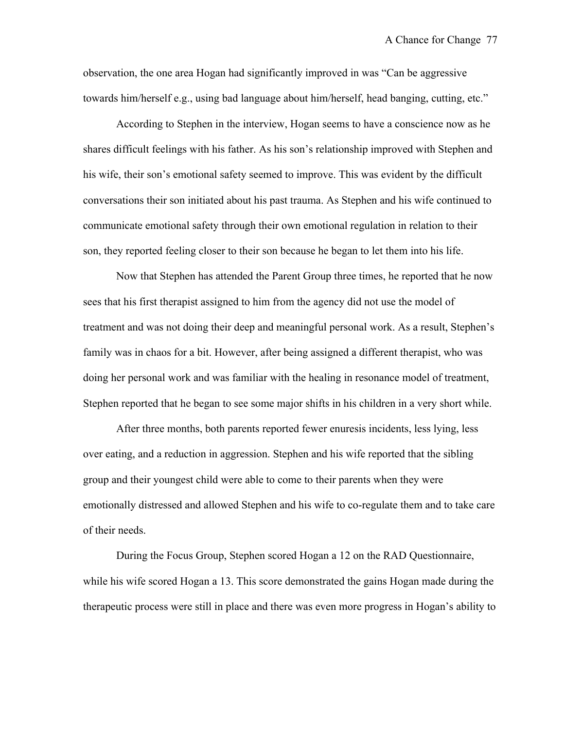observation, the one area Hogan had significantly improved in was "Can be aggressive towards him/herself e.g., using bad language about him/herself, head banging, cutting, etc."

According to Stephen in the interview, Hogan seems to have a conscience now as he shares difficult feelings with his father. As his son's relationship improved with Stephen and his wife, their son's emotional safety seemed to improve. This was evident by the difficult conversations their son initiated about his past trauma. As Stephen and his wife continued to communicate emotional safety through their own emotional regulation in relation to their son, they reported feeling closer to their son because he began to let them into his life.

Now that Stephen has attended the Parent Group three times, he reported that he now sees that his first therapist assigned to him from the agency did not use the model of treatment and was not doing their deep and meaningful personal work. As a result, Stephen's family was in chaos for a bit. However, after being assigned a different therapist, who was doing her personal work and was familiar with the healing in resonance model of treatment, Stephen reported that he began to see some major shifts in his children in a very short while.

After three months, both parents reported fewer enuresis incidents, less lying, less over eating, and a reduction in aggression. Stephen and his wife reported that the sibling group and their youngest child were able to come to their parents when they were emotionally distressed and allowed Stephen and his wife to co-regulate them and to take care of their needs.

During the Focus Group, Stephen scored Hogan a 12 on the RAD Questionnaire, while his wife scored Hogan a 13. This score demonstrated the gains Hogan made during the therapeutic process were still in place and there was even more progress in Hogan's ability to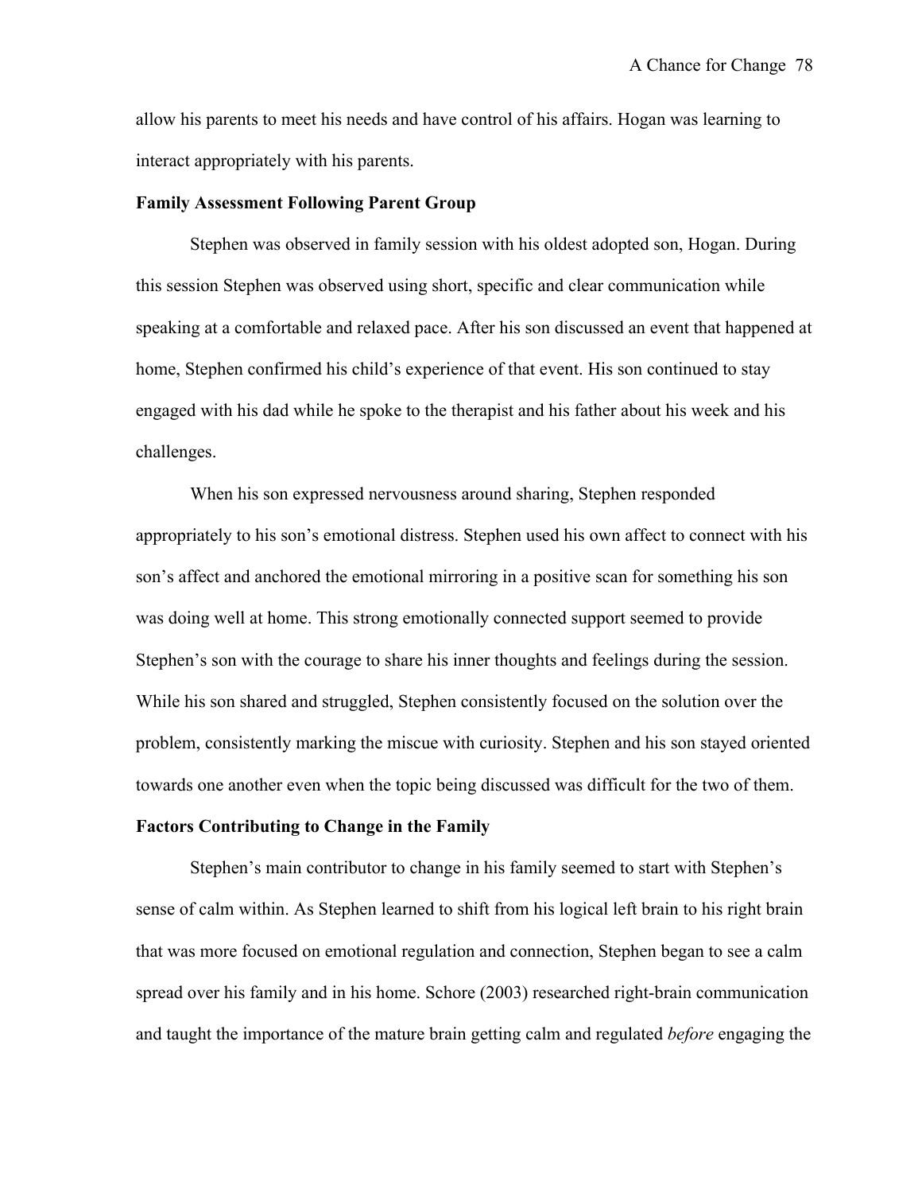allow his parents to meet his needs and have control of his affairs. Hogan was learning to interact appropriately with his parents.

**Family Assessment Following Parent Group**

Stephen was observed in family session with his oldest adopted son, Hogan. During this session Stephen was observed using short, specific and clear communication while speaking at a comfortable and relaxed pace. After his son discussed an event that happened at home, Stephen confirmed his child's experience of that event. His son continued to stay engaged with his dad while he spoke to the therapist and his father about his week and his challenges.

When his son expressed nervousness around sharing, Stephen responded appropriately to his son's emotional distress. Stephen used his own affect to connect with his son's affect and anchored the emotional mirroring in a positive scan for something his son was doing well at home. This strong emotionally connected support seemed to provide Stephen's son with the courage to share his inner thoughts and feelings during the session. While his son shared and struggled, Stephen consistently focused on the solution over the problem, consistently marking the miscue with curiosity. Stephen and his son stayed oriented towards one another even when the topic being discussed was difficult for the two of them.

**Factors Contributing to Change in the Family**

Stephen's main contributor to change in his family seemed to start with Stephen's sense of calm within. As Stephen learned to shift from his logical left brain to his right brain that was more focused on emotional regulation and connection, Stephen began to see a calm spread over his family and in his home. Schore (2003) researched right-brain communication and taught the importance of the mature brain getting calm and regulated *before* engaging the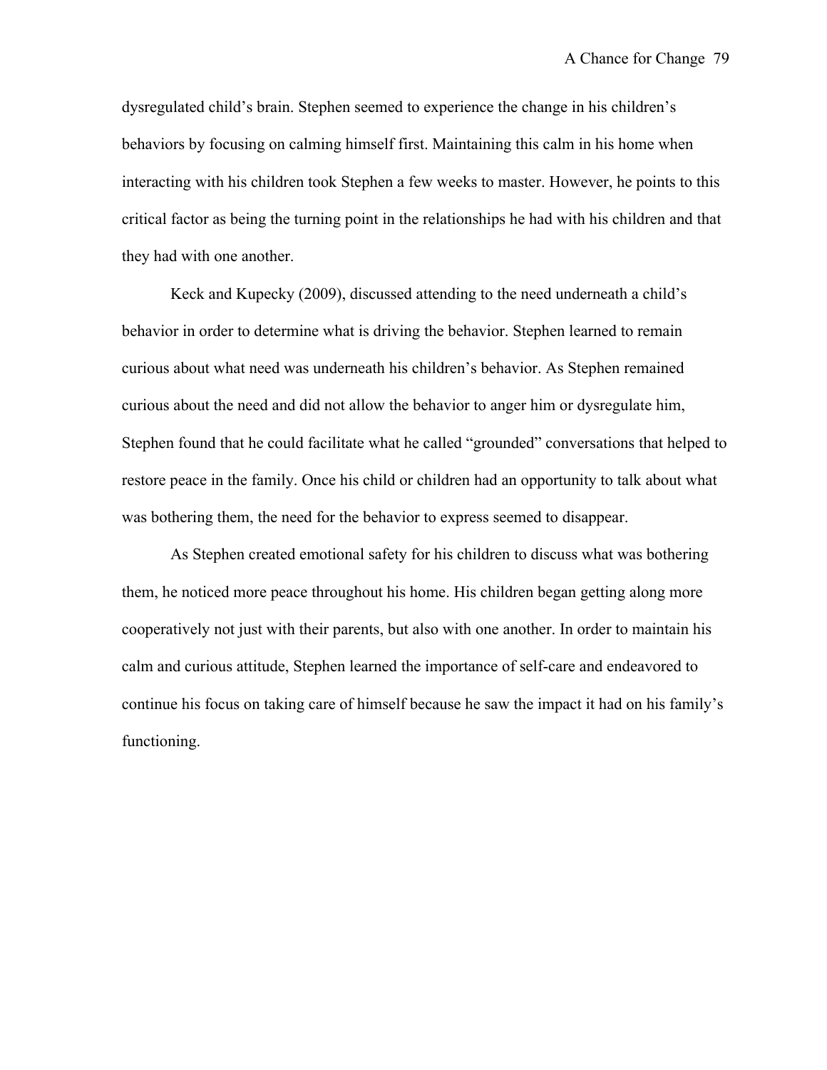dysregulated child's brain. Stephen seemed to experience the change in his children's behaviors by focusing on calming himself first. Maintaining this calm in his home when interacting with his children took Stephen a few weeks to master. However, he points to this critical factor as being the turning point in the relationships he had with his children and that they had with one another.

Keck and Kupecky (2009), discussed attending to the need underneath a child's behavior in order to determine what is driving the behavior. Stephen learned to remain curious about what need was underneath his children's behavior. As Stephen remained curious about the need and did not allow the behavior to anger him or dysregulate him, Stephen found that he could facilitate what he called "grounded" conversations that helped to restore peace in the family. Once his child or children had an opportunity to talk about what was bothering them, the need for the behavior to express seemed to disappear.

As Stephen created emotional safety for his children to discuss what was bothering them, he noticed more peace throughout his home. His children began getting along more cooperatively not just with their parents, but also with one another. In order to maintain his calm and curious attitude, Stephen learned the importance of self-care and endeavored to continue his focus on taking care of himself because he saw the impact it had on his family's functioning.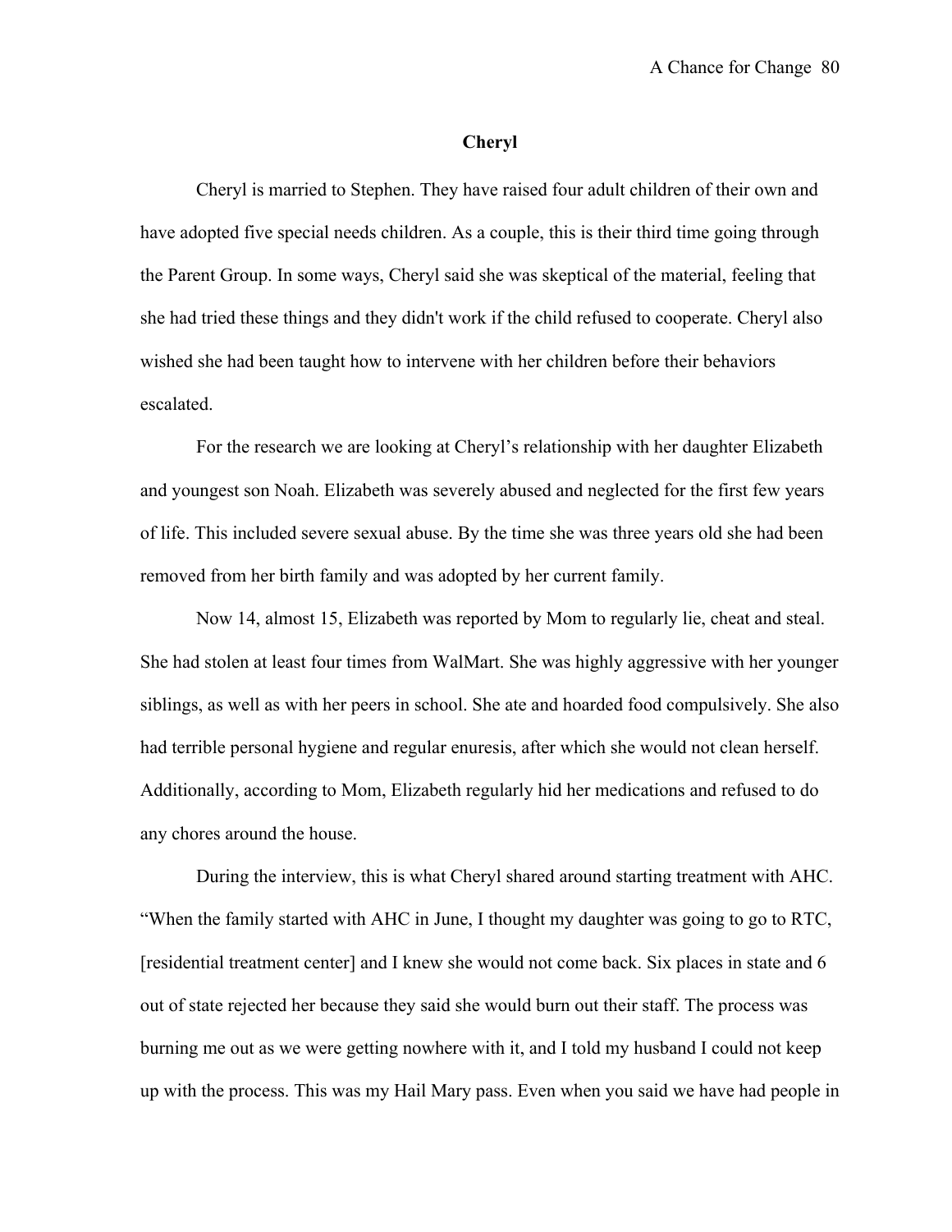## Cheryl

Cheryl is married to Stephen. They have raised four adult children of their own and have adopted five special needs children. As a couple, this is their third time going through the Parent Group. In some ways, Cheryl said she was skeptical of the material, feeling that she had tried these things and they didn't work if the child refused to cooperate. Cheryl also wished she had been taught how to intervene with her children before their behaviors escalated.

For the research we are looking at Cheryl's relationship with her daughter Elizabeth and youngest son Noah. Elizabeth was severely abused and neglected for the first few years of life. This included severe sexual abuse. By the time she was three years old she had been removed from her birth family and was adopted by her current family.

Now 14, almost 15, Elizabeth was reported by Mom to regularly lie, cheat and steal. She had stolen at least four times from WalMart. She was highly aggressive with her younger siblings, as well as with her peers in school. She ate and hoarded food compulsively. She also had terrible personal hygiene and regular enuresis, after which she would not clean herself. Additionally, according to Mom, Elizabeth regularly hid her medications and refused to do any chores around the house.

During the interview, this is what Cheryl shared around starting treatment with AHC. "When the family started with AHC in June, I thought my daughter was going to go to RTC, [residential treatment center] and I knew she would not come back. Six places in state and 6 out of state rejected her because they said she would burn out their staff. The process was burning me out as we were getting nowhere with it, and I told my husband I could not keep up with the process. This was my Hail Mary pass. Even when you said we have had people in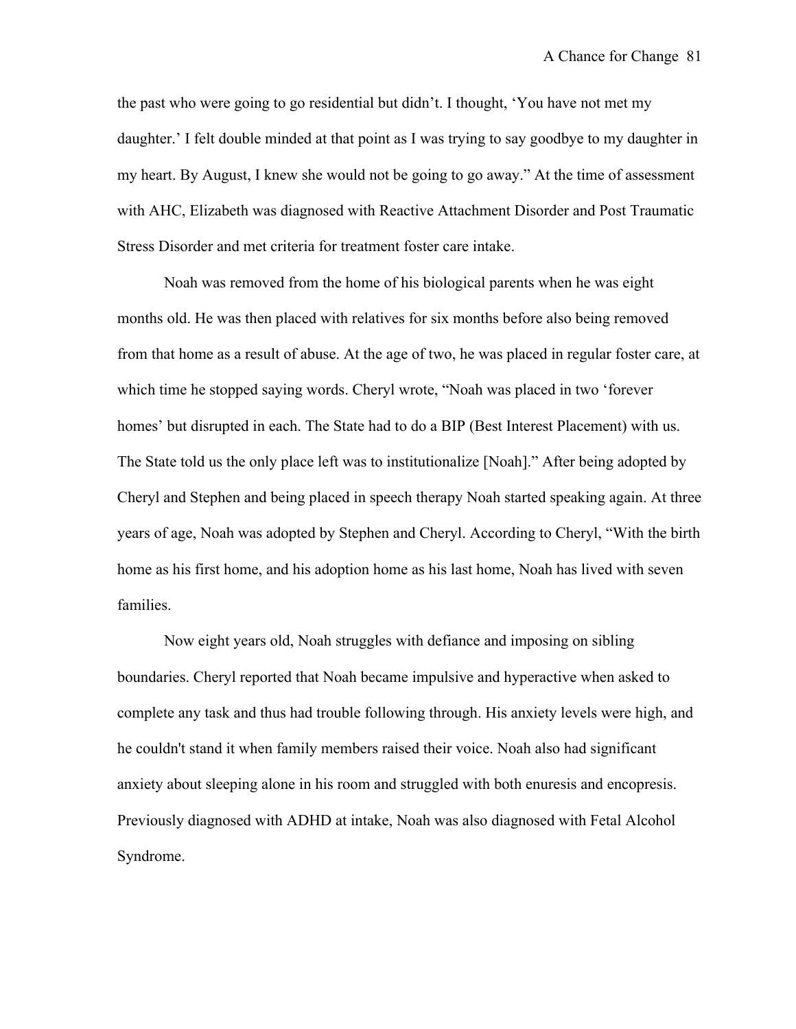the past who were going to go residential but didn't. I thought, 'You have not met my daughter.' I felt double minded at that point as I was trying to say goodbye to my daughter in my heart. By August, I knew she would not be going to go away." At the time of assessment with AHC, Elizabeth was diagnosed with Reactive Attachment Disorder and Post Traumatic Stress Disorder and met criteria for treatment foster care intake.

Noah was removed from the home of his biological parents when he was eight months old. He was then placed with relatives for six months before also being removed from that home as a result of abuse. At the age of two, he was placed in regular foster care, at which time he stopped saying words. Cheryl wrote, "Noah was placed in two 'forever homes' but disrupted in each. The State had to do a BIP (Best Interest Placement) with us. The State told us the only place left was to institutionalize [Noah]." After being adopted by Cheryl and Stephen and being placed in speech therapy Noah started speaking again. At three years of age, Noah was adopted by Stephen and Cheryl. According to Cheryl, "With the birth home as his first home, and his adoption home as his last home, Noah has lived with seven families.

Now eight years old, Noah struggles with defiance and imposing on sibling boundaries. Cheryl reported that Noah became impulsive and hyperactive when asked to complete any task and thus had trouble following through. His anxiety levels were high, and he couldn't stand it when family members raised their voice. Noah also had significant anxiety about sleeping alone in his room and struggled with both enuresis and encopresis. Previously diagnosed with ADHD at intake, Noah was also diagnosed with Fetal Alcohol Syndrome.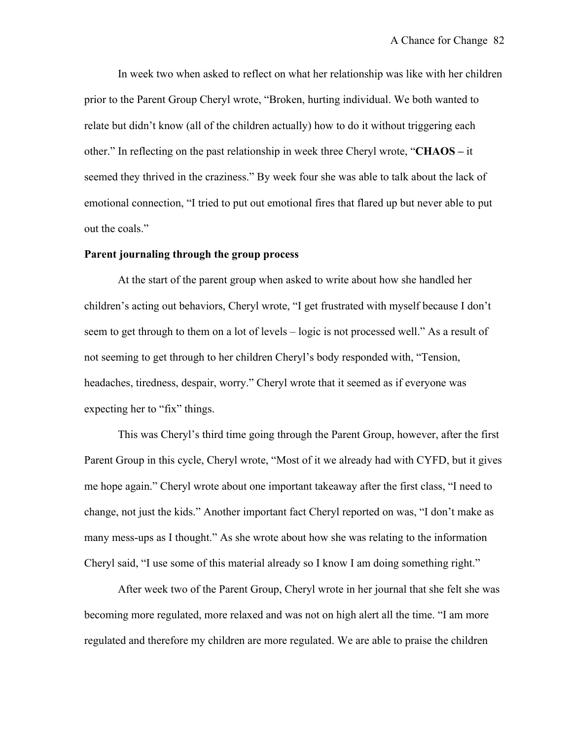In week two when asked to reflect on what her relationship was like with her children prior to the Parent Group Cheryl wrote, "Broken, hurting individual. We both wanted to relate but didn't know (all of the children actually) how to do it without triggering each other." In reflecting on the past relationship in week three Cheryl wrote, "**CHAOS –** it seemed they thrived in the craziness." By week four she was able to talk about the lack of emotional connection, "I tried to put out emotional fires that flared up but never able to put out the coals."

**Parent journaling through the group process**

At the start of the parent group when asked to write about how she handled her children's acting out behaviors, Cheryl wrote, "I get frustrated with myself because I don't seem to get through to them on a lot of levels – logic is not processed well." As a result of not seeming to get through to her children Cheryl's body responded with, "Tension, headaches, tiredness, despair, worry." Cheryl wrote that it seemed as if everyone was expecting her to "fix" things.

This was Cheryl's third time going through the Parent Group, however, after the first Parent Group in this cycle, Cheryl wrote, "Most of it we already had with CYFD, but it gives me hope again." Cheryl wrote about one important takeaway after the first class, "I need to change, not just the kids." Another important fact Cheryl reported on was, "I don't make as many mess-ups as I thought." As she wrote about how she was relating to the information Cheryl said, "I use some of this material already so I know I am doing something right."

After week two of the Parent Group, Cheryl wrote in her journal that she felt she was becoming more regulated, more relaxed and was not on high alert all the time. "I am more regulated and therefore my children are more regulated. We are able to praise the children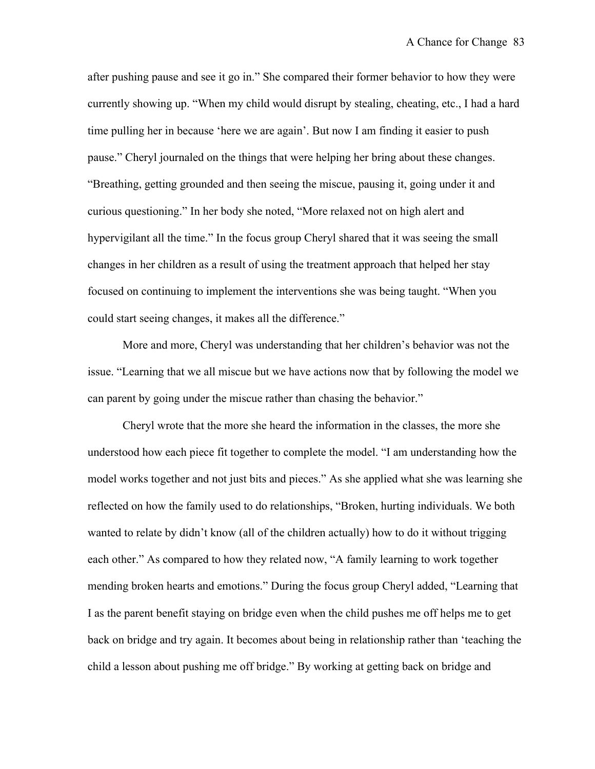after pushing pause and see it go in." She compared their former behavior to how they were currently showing up. "When my child would disrupt by stealing, cheating, etc., I had a hard time pulling her in because 'here we are again'. But now I am finding it easier to push pause." Cheryl journaled on the things that were helping her bring about these changes. "Breathing, getting grounded and then seeing the miscue, pausing it, going under it and curious questioning." In her body she noted, "More relaxed not on high alert and hypervigilant all the time." In the focus group Cheryl shared that it was seeing the small changes in her children as a result of using the treatment approach that helped her stay focused on continuing to implement the interventions she was being taught. "When you could start seeing changes, it makes all the difference."

More and more, Cheryl was understanding that her children's behavior was not the issue. "Learning that we all miscue but we have actions now that by following the model we can parent by going under the miscue rather than chasing the behavior."

Cheryl wrote that the more she heard the information in the classes, the more she understood how each piece fit together to complete the model. "I am understanding how the model works together and not just bits and pieces." As she applied what she was learning she reflected on how the family used to do relationships, "Broken, hurting individuals. We both wanted to relate by didn't know (all of the children actually) how to do it without trigging each other." As compared to how they related now, "A family learning to work together mending broken hearts and emotions." During the focus group Cheryl added, "Learning that I as the parent benefit staying on bridge even when the child pushes me off helps me to get back on bridge and try again. It becomes about being in relationship rather than 'teaching the child a lesson about pushing me off bridge." By working at getting back on bridge and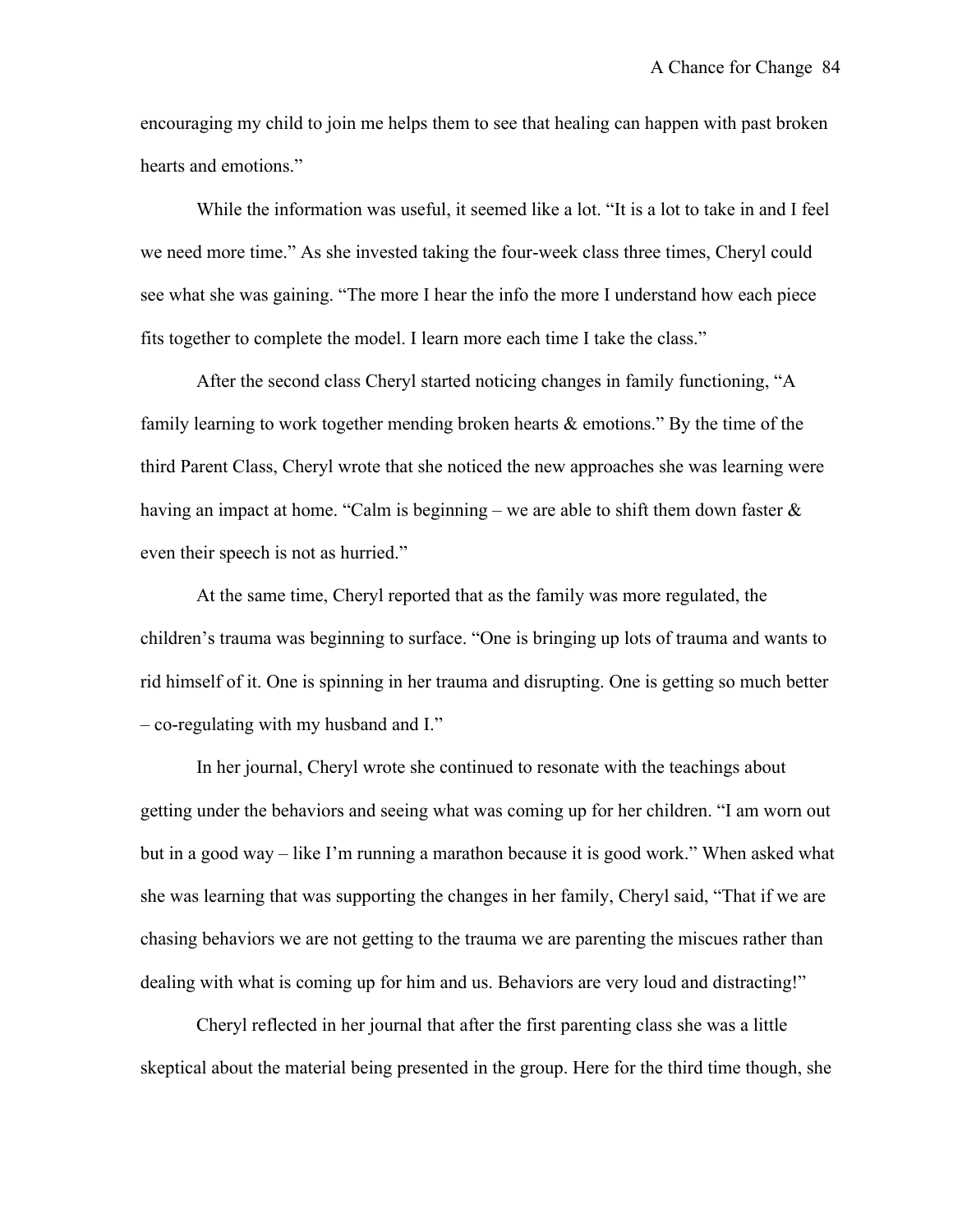encouraging my child to join me helps them to see that healing can happen with past broken hearts and emotions."

While the information was useful, it seemed like a lot. "It is a lot to take in and I feel we need more time." As she invested taking the four-week class three times, Cheryl could see what she was gaining. "The more I hear the info the more I understand how each piece fits together to complete the model. I learn more each time I take the class."

After the second class Cheryl started noticing changes in family functioning, "A family learning to work together mending broken hearts & emotions." By the time of the third Parent Class, Cheryl wrote that she noticed the new approaches she was learning were having an impact at home. "Calm is beginning – we are able to shift them down faster & even their speech is not as hurried."

At the same time, Cheryl reported that as the family was more regulated, the children's trauma was beginning to surface. "One is bringing up lots of trauma and wants to rid himself of it. One is spinning in her trauma and disrupting. One is getting so much better – co-regulating with my husband and I."

In her journal, Cheryl wrote she continued to resonate with the teachings about getting under the behaviors and seeing what was coming up for her children. "I am worn out but in a good way – like I'm running a marathon because it is good work." When asked what she was learning that was supporting the changes in her family, Cheryl said, "That if we are chasing behaviors we are not getting to the trauma we are parenting the miscues rather than dealing with what is coming up for him and us. Behaviors are very loud and distracting!"

Cheryl reflected in her journal that after the first parenting class she was a little skeptical about the material being presented in the group. Here for the third time though, she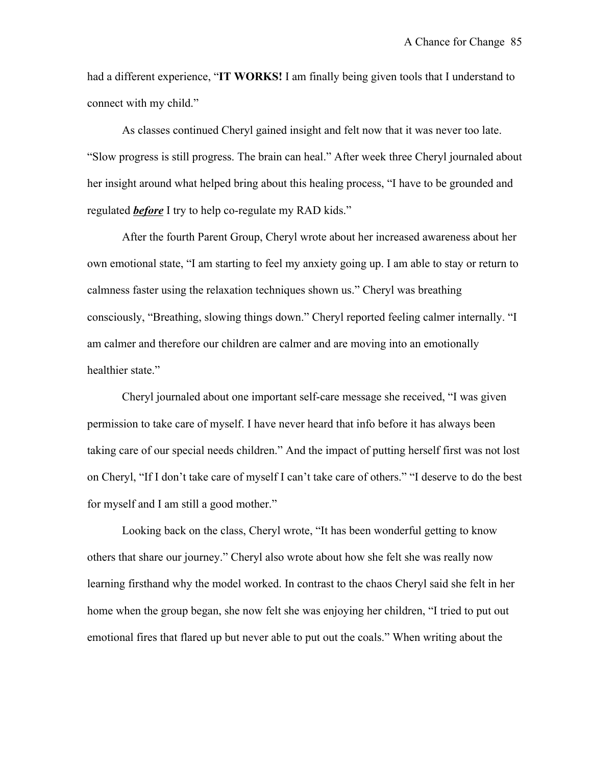had a different experience, "**IT WORKS!** I am finally being given tools that I understand to connect with my child."

As classes continued Cheryl gained insight and felt now that it was never too late. "Slow progress is still progress. The brain can heal." After week three Cheryl journaled about her insight around what helped bring about this healing process, "I have to be grounded and regulated ***before*** I try to help co-regulate my RAD kids."

After the fourth Parent Group, Cheryl wrote about her increased awareness about her own emotional state, "I am starting to feel my anxiety going up. I am able to stay or return to calmness faster using the relaxation techniques shown us." Cheryl was breathing consciously, "Breathing, slowing things down." Cheryl reported feeling calmer internally. "I am calmer and therefore our children are calmer and are moving into an emotionally healthier state."

Cheryl journaled about one important self-care message she received, "I was given permission to take care of myself. I have never heard that info before it has always been taking care of our special needs children." And the impact of putting herself first was not lost on Cheryl, "If I don't take care of myself I can't take care of others." "I deserve to do the best for myself and I am still a good mother."

Looking back on the class, Cheryl wrote, "It has been wonderful getting to know others that share our journey." Cheryl also wrote about how she felt she was really now learning firsthand why the model worked. In contrast to the chaos Cheryl said she felt in her home when the group began, she now felt she was enjoying her children, "I tried to put out emotional fires that flared up but never able to put out the coals." When writing about the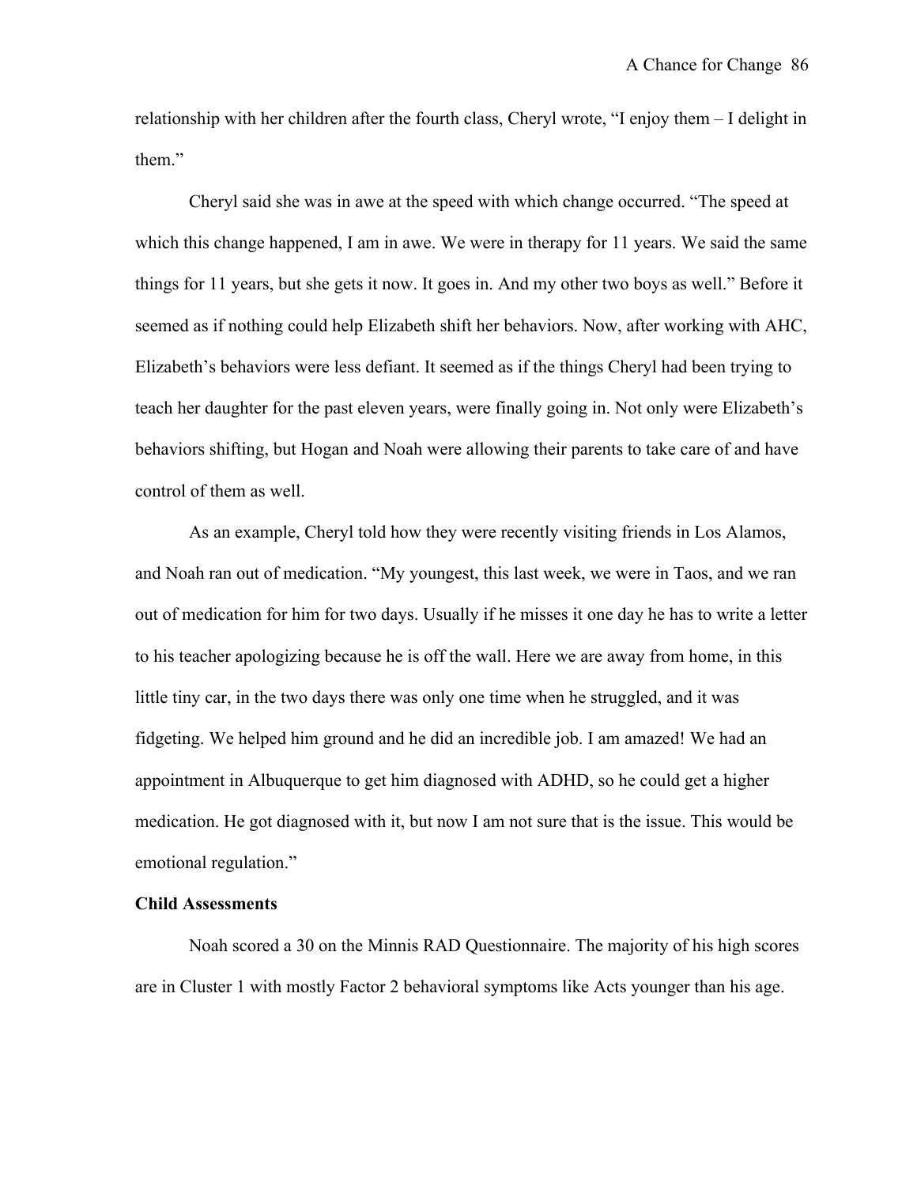relationship with her children after the fourth class, Cheryl wrote, "I enjoy them – I delight in them."

Cheryl said she was in awe at the speed with which change occurred. "The speed at which this change happened, I am in awe. We were in therapy for 11 years. We said the same things for 11 years, but she gets it now. It goes in. And my other two boys as well." Before it seemed as if nothing could help Elizabeth shift her behaviors. Now, after working with AHC, Elizabeth's behaviors were less defiant. It seemed as if the things Cheryl had been trying to teach her daughter for the past eleven years, were finally going in. Not only were Elizabeth's behaviors shifting, but Hogan and Noah were allowing their parents to take care of and have control of them as well.

As an example, Cheryl told how they were recently visiting friends in Los Alamos, and Noah ran out of medication. "My youngest, this last week, we were in Taos, and we ran out of medication for him for two days. Usually if he misses it one day he has to write a letter to his teacher apologizing because he is off the wall. Here we are away from home, in this little tiny car, in the two days there was only one time when he struggled, and it was fidgeting. We helped him ground and he did an incredible job. I am amazed! We had an appointment in Albuquerque to get him diagnosed with ADHD, so he could get a higher medication. He got diagnosed with it, but now I am not sure that is the issue. This would be emotional regulation."

**Child Assessments**

Noah scored a 30 on the Minnis RAD Questionnaire. The majority of his high scores are in Cluster 1 with mostly Factor 2 behavioral symptoms like Acts younger than his age.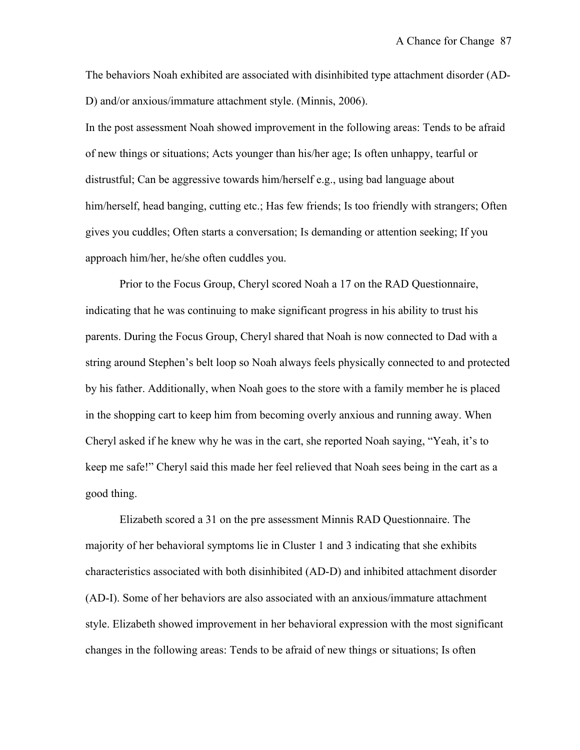The behaviors Noah exhibited are associated with disinhibited type attachment disorder (AD-D) and/or anxious/immature attachment style. (Minnis, 2006).

In the post assessment Noah showed improvement in the following areas: Tends to be afraid of new things or situations; Acts younger than his/her age; Is often unhappy, tearful or distrustful; Can be aggressive towards him/herself e.g., using bad language about him/herself, head banging, cutting etc.; Has few friends; Is too friendly with strangers; Often gives you cuddles; Often starts a conversation; Is demanding or attention seeking; If you approach him/her, he/she often cuddles you.

Prior to the Focus Group, Cheryl scored Noah a 17 on the RAD Questionnaire, indicating that he was continuing to make significant progress in his ability to trust his parents. During the Focus Group, Cheryl shared that Noah is now connected to Dad with a string around Stephen's belt loop so Noah always feels physically connected to and protected by his father. Additionally, when Noah goes to the store with a family member he is placed in the shopping cart to keep him from becoming overly anxious and running away. When Cheryl asked if he knew why he was in the cart, she reported Noah saying, "Yeah, it's to keep me safe!" Cheryl said this made her feel relieved that Noah sees being in the cart as a good thing.

Elizabeth scored a 31 on the pre assessment Minnis RAD Questionnaire. The majority of her behavioral symptoms lie in Cluster 1 and 3 indicating that she exhibits characteristics associated with both disinhibited (AD-D) and inhibited attachment disorder (AD-I). Some of her behaviors are also associated with an anxious/immature attachment style. Elizabeth showed improvement in her behavioral expression with the most significant changes in the following areas: Tends to be afraid of new things or situations; Is often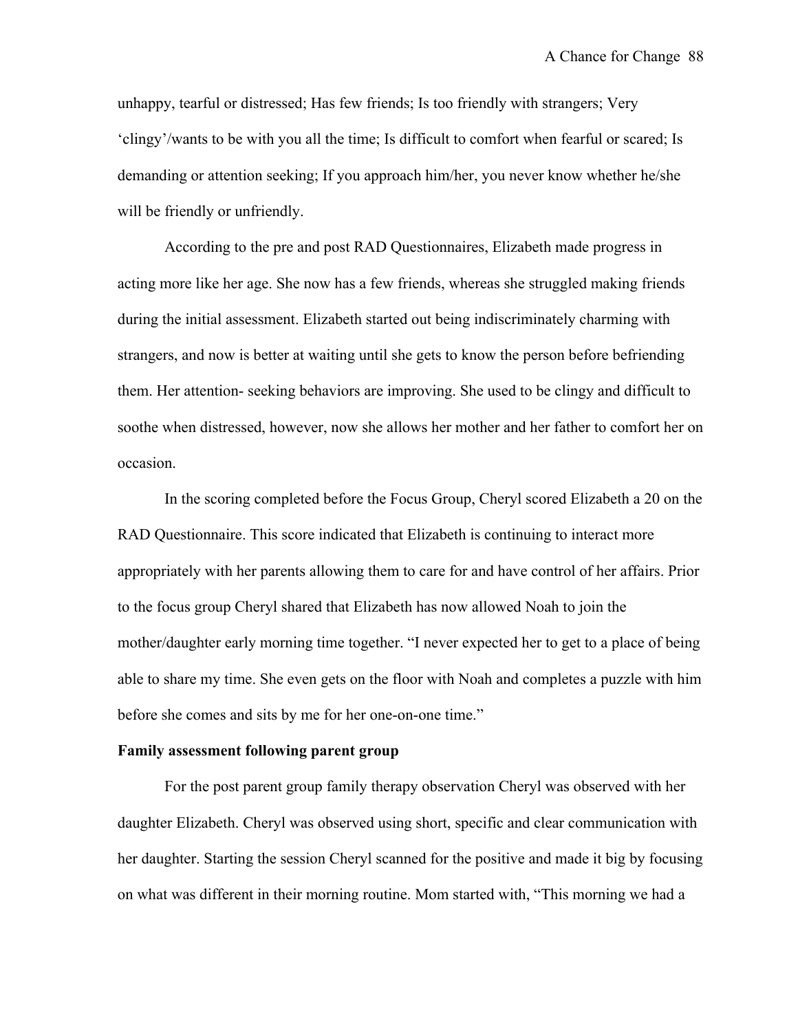unhappy, tearful or distressed; Has few friends; Is too friendly with strangers; Very 'clingy'/wants to be with you all the time; Is difficult to comfort when fearful or scared; Is demanding or attention seeking; If you approach him/her, you never know whether he/she will be friendly or unfriendly.

According to the pre and post RAD Questionnaires, Elizabeth made progress in acting more like her age. She now has a few friends, whereas she struggled making friends during the initial assessment. Elizabeth started out being indiscriminately charming with strangers, and now is better at waiting until she gets to know the person before befriending them. Her attention- seeking behaviors are improving. She used to be clingy and difficult to soothe when distressed, however, now she allows her mother and her father to comfort her on occasion.

In the scoring completed before the Focus Group, Cheryl scored Elizabeth a 20 on the RAD Questionnaire. This score indicated that Elizabeth is continuing to interact more appropriately with her parents allowing them to care for and have control of her affairs. Prior to the focus group Cheryl shared that Elizabeth has now allowed Noah to join the mother/daughter early morning time together. "I never expected her to get to a place of being able to share my time. She even gets on the floor with Noah and completes a puzzle with him before she comes and sits by me for her one-on-one time."

**Family assessment following parent group**

For the post parent group family therapy observation Cheryl was observed with her daughter Elizabeth. Cheryl was observed using short, specific and clear communication with her daughter. Starting the session Cheryl scanned for the positive and made it big by focusing on what was different in their morning routine. Mom started with, "This morning we had a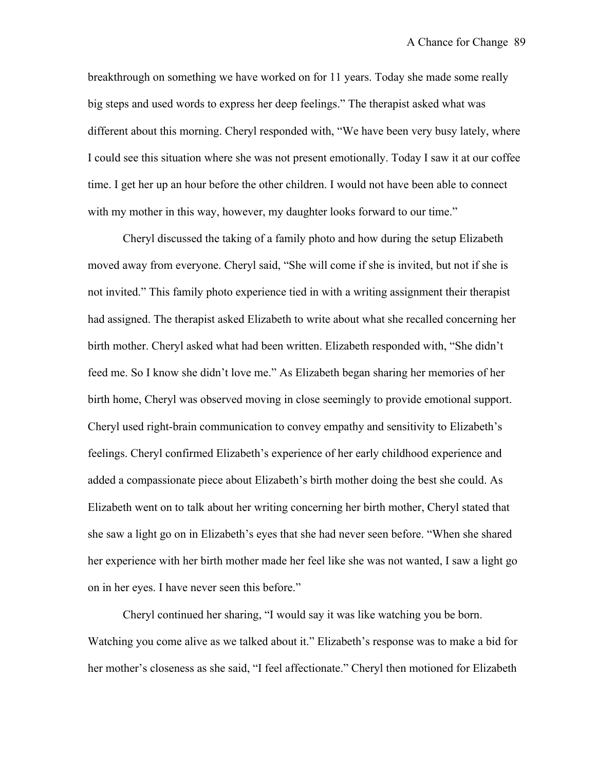breakthrough on something we have worked on for 11 years. Today she made some really big steps and used words to express her deep feelings." The therapist asked what was different about this morning. Cheryl responded with, "We have been very busy lately, where I could see this situation where she was not present emotionally. Today I saw it at our coffee time. I get her up an hour before the other children. I would not have been able to connect with my mother in this way, however, my daughter looks forward to our time."

Cheryl discussed the taking of a family photo and how during the setup Elizabeth moved away from everyone. Cheryl said, "She will come if she is invited, but not if she is not invited." This family photo experience tied in with a writing assignment their therapist had assigned. The therapist asked Elizabeth to write about what she recalled concerning her birth mother. Cheryl asked what had been written. Elizabeth responded with, "She didn't feed me. So I know she didn't love me." As Elizabeth began sharing her memories of her birth home, Cheryl was observed moving in close seemingly to provide emotional support. Cheryl used right-brain communication to convey empathy and sensitivity to Elizabeth's feelings. Cheryl confirmed Elizabeth's experience of her early childhood experience and added a compassionate piece about Elizabeth's birth mother doing the best she could. As Elizabeth went on to talk about her writing concerning her birth mother, Cheryl stated that she saw a light go on in Elizabeth's eyes that she had never seen before. "When she shared her experience with her birth mother made her feel like she was not wanted, I saw a light go on in her eyes. I have never seen this before."

Cheryl continued her sharing, "I would say it was like watching you be born. Watching you come alive as we talked about it." Elizabeth's response was to make a bid for her mother's closeness as she said, "I feel affectionate." Cheryl then motioned for Elizabeth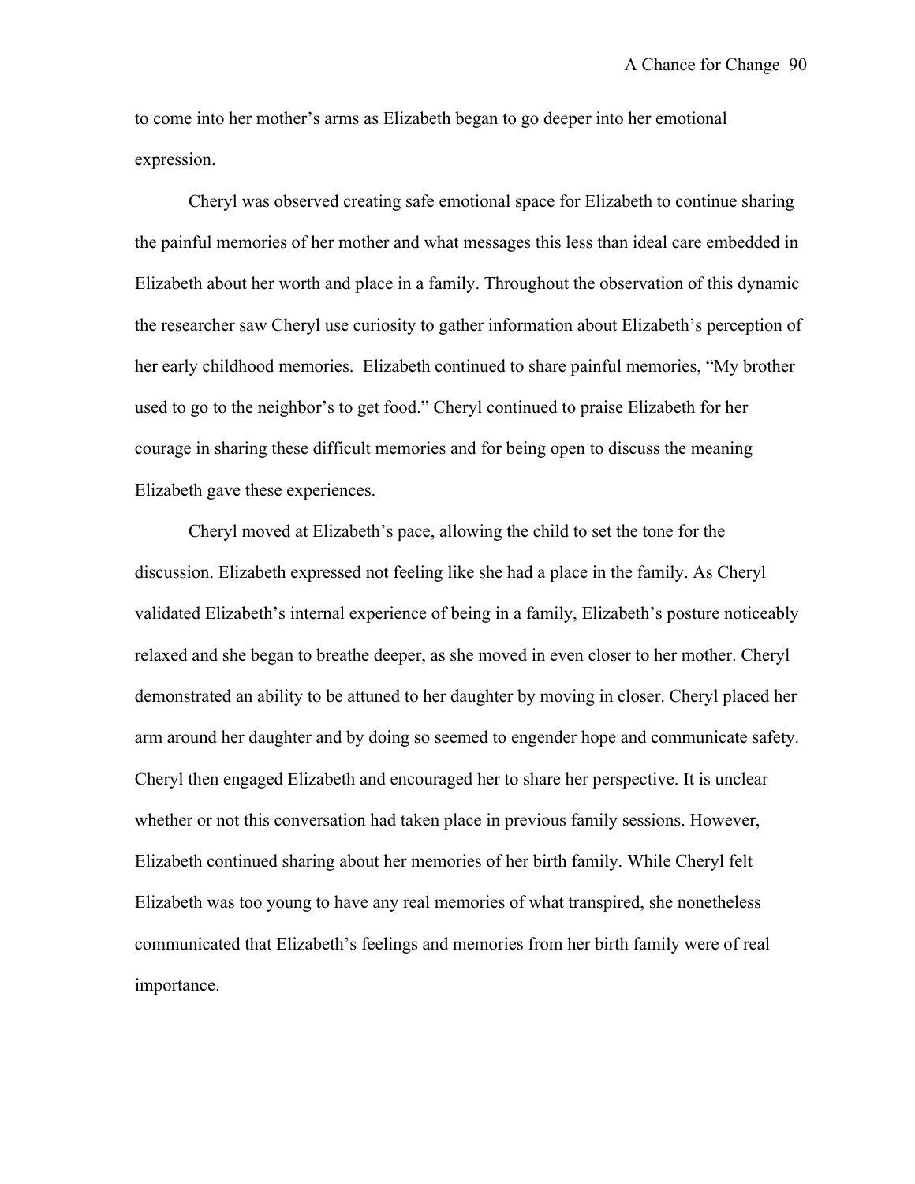to come into her mother's arms as Elizabeth began to go deeper into her emotional expression.

Cheryl was observed creating safe emotional space for Elizabeth to continue sharing the painful memories of her mother and what messages this less than ideal care embedded in Elizabeth about her worth and place in a family. Throughout the observation of this dynamic the researcher saw Cheryl use curiosity to gather information about Elizabeth's perception of her early childhood memories. Elizabeth continued to share painful memories, "My brother used to go to the neighbor's to get food." Cheryl continued to praise Elizabeth for her courage in sharing these difficult memories and for being open to discuss the meaning Elizabeth gave these experiences.

Cheryl moved at Elizabeth's pace, allowing the child to set the tone for the discussion. Elizabeth expressed not feeling like she had a place in the family. As Cheryl validated Elizabeth's internal experience of being in a family, Elizabeth's posture noticeably relaxed and she began to breathe deeper, as she moved in even closer to her mother. Cheryl demonstrated an ability to be attuned to her daughter by moving in closer. Cheryl placed her arm around her daughter and by doing so seemed to engender hope and communicate safety. Cheryl then engaged Elizabeth and encouraged her to share her perspective. It is unclear whether or not this conversation had taken place in previous family sessions. However, Elizabeth continued sharing about her memories of her birth family. While Cheryl felt Elizabeth was too young to have any real memories of what transpired, she nonetheless communicated that Elizabeth's feelings and memories from her birth family were of real importance.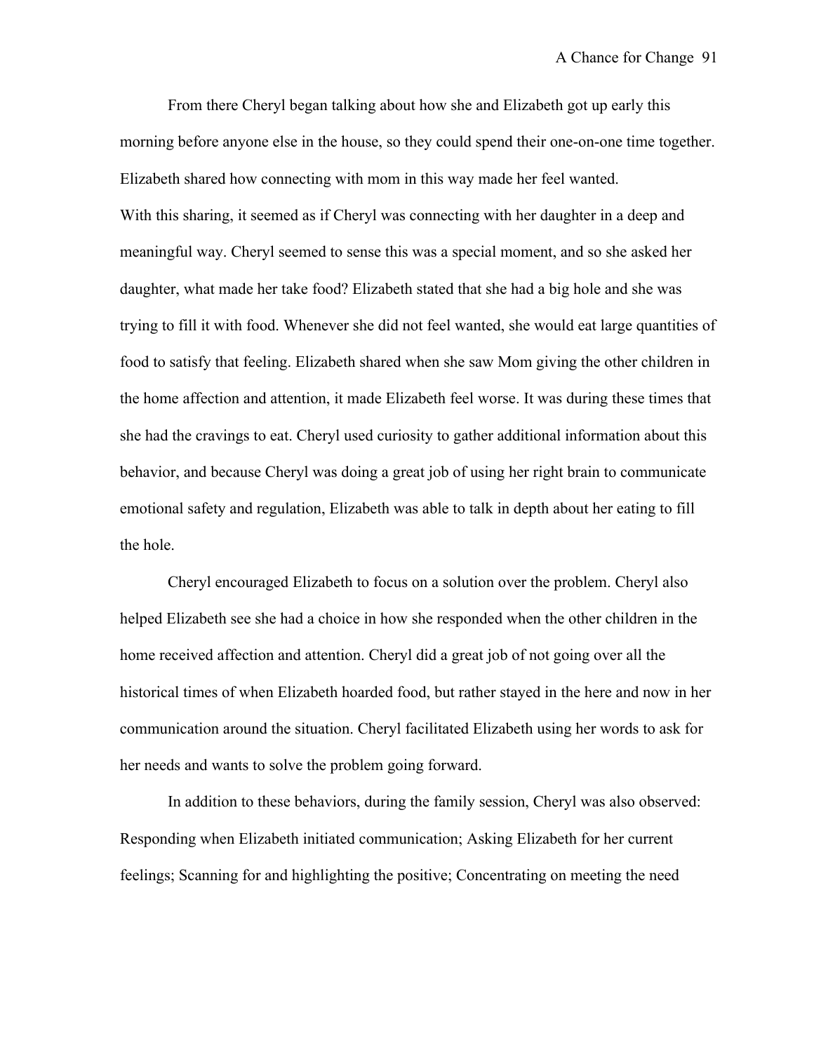From there Cheryl began talking about how she and Elizabeth got up early this morning before anyone else in the house, so they could spend their one-on-one time together. Elizabeth shared how connecting with mom in this way made her feel wanted.

With this sharing, it seemed as if Cheryl was connecting with her daughter in a deep and meaningful way. Cheryl seemed to sense this was a special moment, and so she asked her daughter, what made her take food? Elizabeth stated that she had a big hole and she was trying to fill it with food. Whenever she did not feel wanted, she would eat large quantities of food to satisfy that feeling. Elizabeth shared when she saw Mom giving the other children in the home affection and attention, it made Elizabeth feel worse. It was during these times that she had the cravings to eat. Cheryl used curiosity to gather additional information about this behavior, and because Cheryl was doing a great job of using her right brain to communicate emotional safety and regulation, Elizabeth was able to talk in depth about her eating to fill the hole.

Cheryl encouraged Elizabeth to focus on a solution over the problem. Cheryl also helped Elizabeth see she had a choice in how she responded when the other children in the home received affection and attention. Cheryl did a great job of not going over all the historical times of when Elizabeth hoarded food, but rather stayed in the here and now in her communication around the situation. Cheryl facilitated Elizabeth using her words to ask for her needs and wants to solve the problem going forward.

In addition to these behaviors, during the family session, Cheryl was also observed: Responding when Elizabeth initiated communication; Asking Elizabeth for her current feelings; Scanning for and highlighting the positive; Concentrating on meeting the need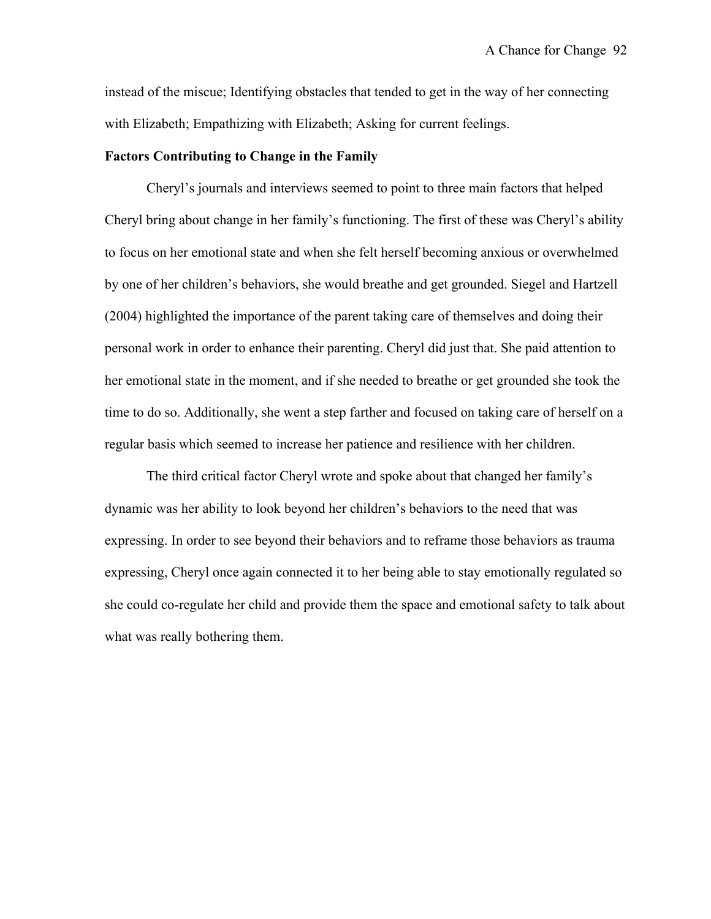instead of the miscue; Identifying obstacles that tended to get in the way of her connecting with Elizabeth; Empathizing with Elizabeth; Asking for current feelings.

**Factors Contributing to Change in the Family**

Cheryl's journals and interviews seemed to point to three main factors that helped Cheryl bring about change in her family's functioning. The first of these was Cheryl's ability to focus on her emotional state and when she felt herself becoming anxious or overwhelmed by one of her children's behaviors, she would breathe and get grounded. Siegel and Hartzell (2004) highlighted the importance of the parent taking care of themselves and doing their personal work in order to enhance their parenting. Cheryl did just that. She paid attention to her emotional state in the moment, and if she needed to breathe or get grounded she took the time to do so. Additionally, she went a step farther and focused on taking care of herself on a regular basis which seemed to increase her patience and resilience with her children.

The third critical factor Cheryl wrote and spoke about that changed her family's dynamic was her ability to look beyond her children's behaviors to the need that was expressing. In order to see beyond their behaviors and to reframe those behaviors as trauma expressing, Cheryl once again connected it to her being able to stay emotionally regulated so she could co-regulate her child and provide them the space and emotional safety to talk about what was really bothering them.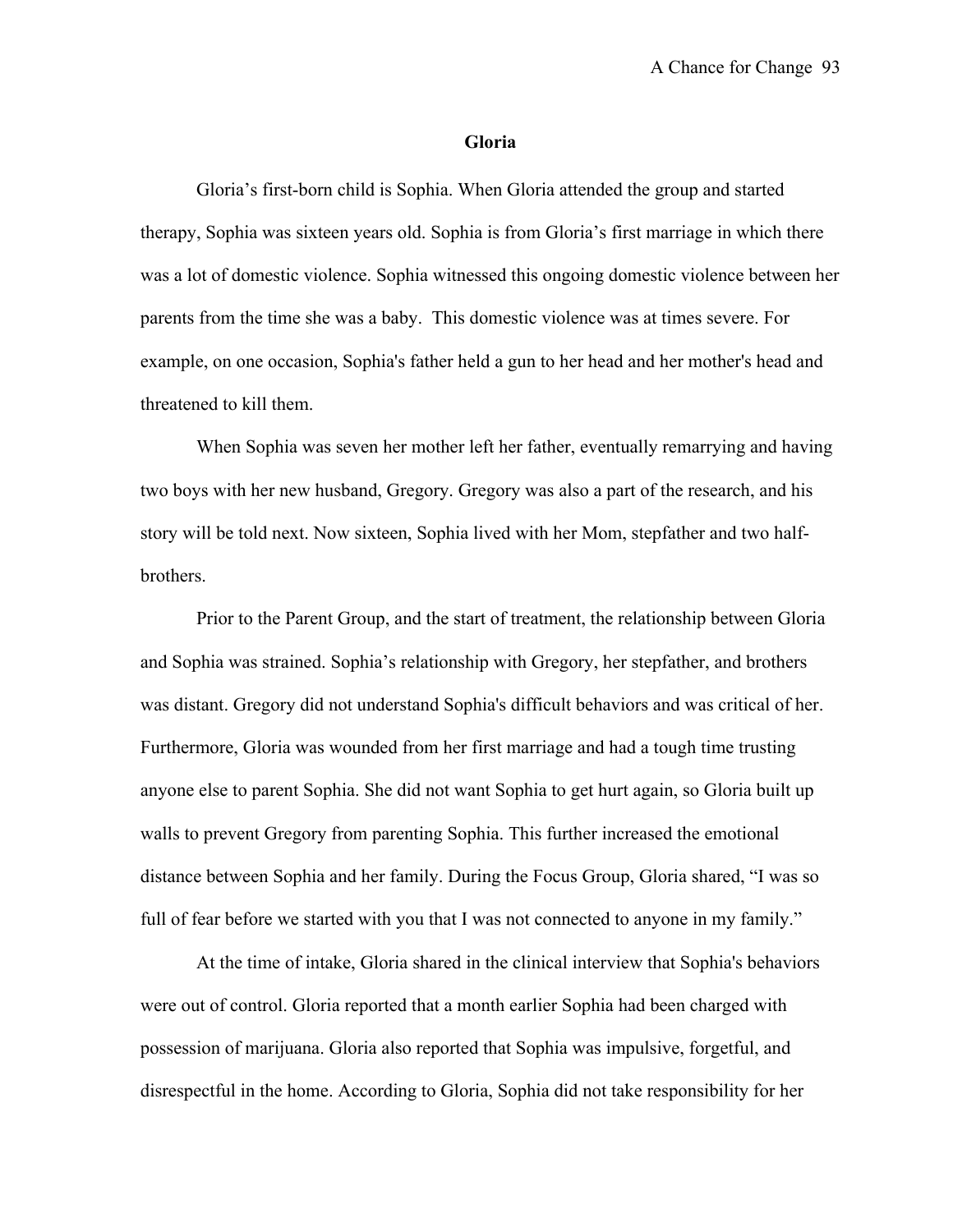## Gloria

Gloria's first-born child is Sophia. When Gloria attended the group and started therapy, Sophia was sixteen years old. Sophia is from Gloria's first marriage in which there was a lot of domestic violence. Sophia witnessed this ongoing domestic violence between her parents from the time she was a baby. This domestic violence was at times severe. For example, on one occasion, Sophia's father held a gun to her head and her mother's head and threatened to kill them.

When Sophia was seven her mother left her father, eventually remarrying and having two boys with her new husband, Gregory. Gregory was also a part of the research, and his story will be told next. Now sixteen, Sophia lived with her Mom, stepfather and two half-brothers.

Prior to the Parent Group, and the start of treatment, the relationship between Gloria and Sophia was strained. Sophia's relationship with Gregory, her stepfather, and brothers was distant. Gregory did not understand Sophia's difficult behaviors and was critical of her. Furthermore, Gloria was wounded from her first marriage and had a tough time trusting anyone else to parent Sophia. She did not want Sophia to get hurt again, so Gloria built up walls to prevent Gregory from parenting Sophia. This further increased the emotional distance between Sophia and her family. During the Focus Group, Gloria shared, "I was so full of fear before we started with you that I was not connected to anyone in my family."

At the time of intake, Gloria shared in the clinical interview that Sophia's behaviors were out of control. Gloria reported that a month earlier Sophia had been charged with possession of marijuana. Gloria also reported that Sophia was impulsive, forgetful, and disrespectful in the home. According to Gloria, Sophia did not take responsibility for her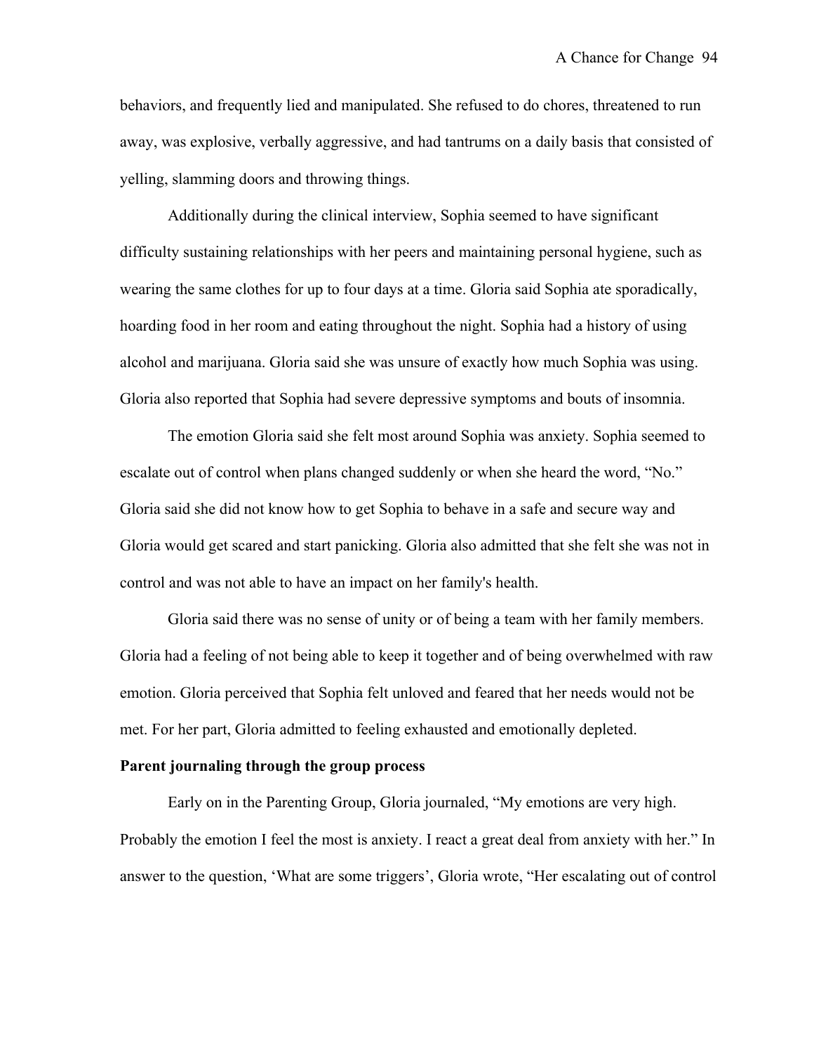behaviors, and frequently lied and manipulated. She refused to do chores, threatened to run away, was explosive, verbally aggressive, and had tantrums on a daily basis that consisted of yelling, slamming doors and throwing things.

Additionally during the clinical interview, Sophia seemed to have significant difficulty sustaining relationships with her peers and maintaining personal hygiene, such as wearing the same clothes for up to four days at a time. Gloria said Sophia ate sporadically, hoarding food in her room and eating throughout the night. Sophia had a history of using alcohol and marijuana. Gloria said she was unsure of exactly how much Sophia was using. Gloria also reported that Sophia had severe depressive symptoms and bouts of insomnia.

The emotion Gloria said she felt most around Sophia was anxiety. Sophia seemed to escalate out of control when plans changed suddenly or when she heard the word, "No." Gloria said she did not know how to get Sophia to behave in a safe and secure way and Gloria would get scared and start panicking. Gloria also admitted that she felt she was not in control and was not able to have an impact on her family's health.

Gloria said there was no sense of unity or of being a team with her family members. Gloria had a feeling of not being able to keep it together and of being overwhelmed with raw emotion. Gloria perceived that Sophia felt unloved and feared that her needs would not be met. For her part, Gloria admitted to feeling exhausted and emotionally depleted.

**Parent journaling through the group process**

Early on in the Parenting Group, Gloria journaled, "My emotions are very high. Probably the emotion I feel the most is anxiety. I react a great deal from anxiety with her." In answer to the question, 'What are some triggers', Gloria wrote, "Her escalating out of control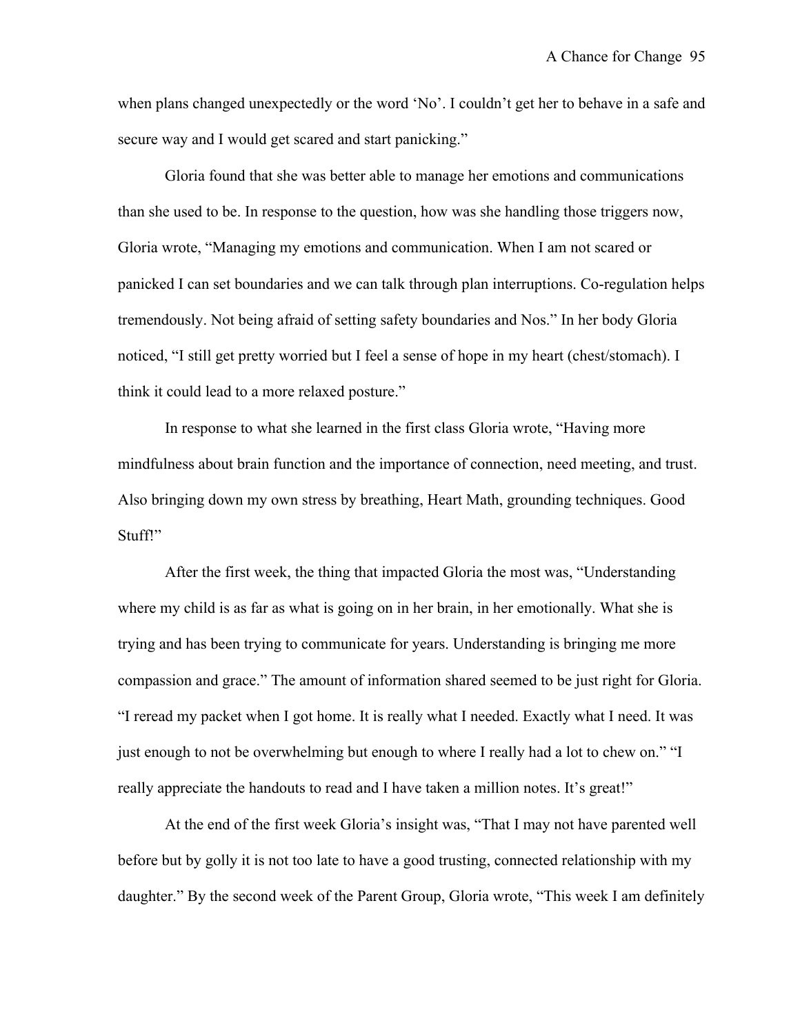when plans changed unexpectedly or the word 'No'. I couldn't get her to behave in a safe and secure way and I would get scared and start panicking."

Gloria found that she was better able to manage her emotions and communications than she used to be. In response to the question, how was she handling those triggers now, Gloria wrote, "Managing my emotions and communication. When I am not scared or panicked I can set boundaries and we can talk through plan interruptions. Co-regulation helps tremendously. Not being afraid of setting safety boundaries and Nos." In her body Gloria noticed, "I still get pretty worried but I feel a sense of hope in my heart (chest/stomach). I think it could lead to a more relaxed posture."

In response to what she learned in the first class Gloria wrote, "Having more mindfulness about brain function and the importance of connection, need meeting, and trust. Also bringing down my own stress by breathing, Heart Math, grounding techniques. Good Stuff!"

After the first week, the thing that impacted Gloria the most was, "Understanding where my child is as far as what is going on in her brain, in her emotionally. What she is trying and has been trying to communicate for years. Understanding is bringing me more compassion and grace." The amount of information shared seemed to be just right for Gloria. "I reread my packet when I got home. It is really what I needed. Exactly what I need. It was just enough to not be overwhelming but enough to where I really had a lot to chew on." "I really appreciate the handouts to read and I have taken a million notes. It's great!"

At the end of the first week Gloria's insight was, "That I may not have parented well before but by golly it is not too late to have a good trusting, connected relationship with my daughter." By the second week of the Parent Group, Gloria wrote, "This week I am definitely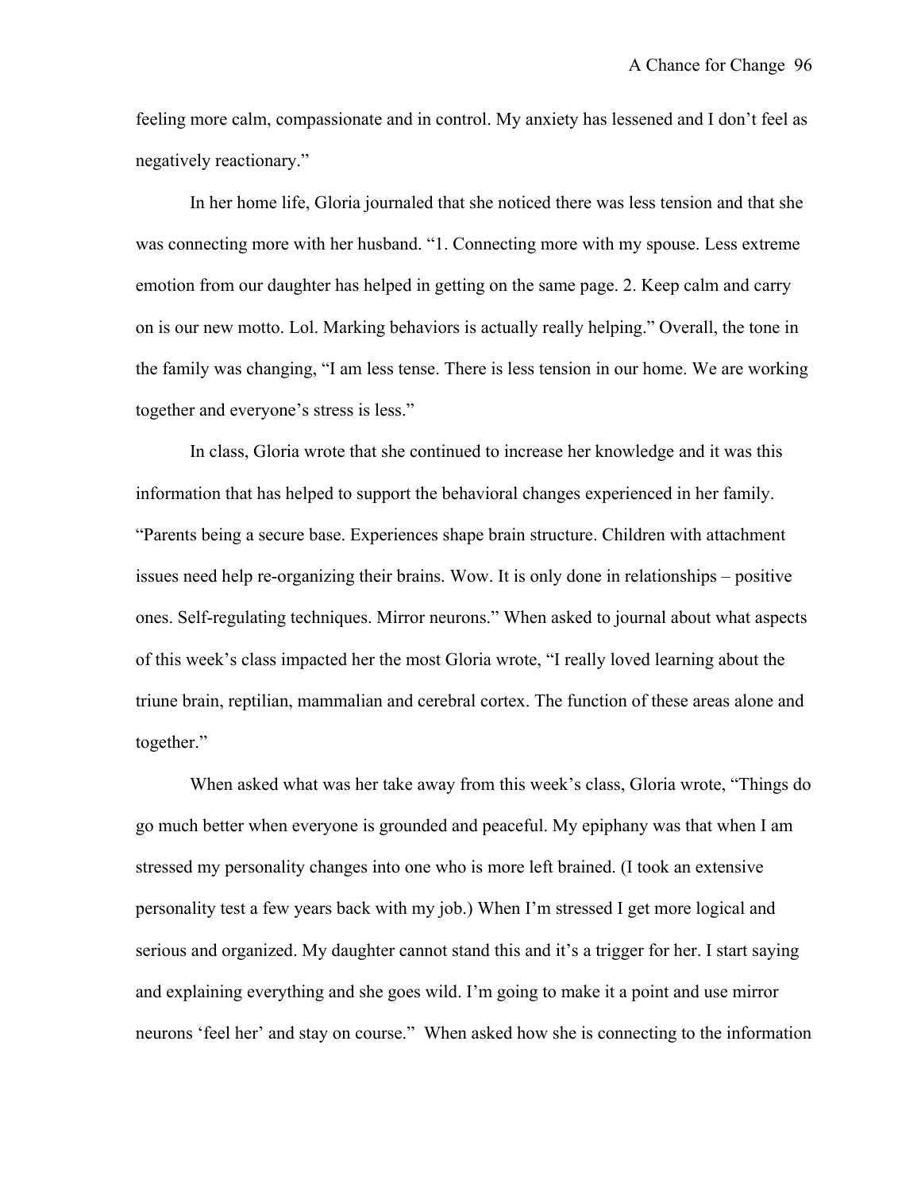feeling more calm, compassionate and in control. My anxiety has lessened and I don't feel as negatively reactionary."

In her home life, Gloria journaled that she noticed there was less tension and that she was connecting more with her husband. "1. Connecting more with my spouse. Less extreme emotion from our daughter has helped in getting on the same page. 2. Keep calm and carry on is our new motto. Lol. Marking behaviors is actually really helping." Overall, the tone in the family was changing, "I am less tense. There is less tension in our home. We are working together and everyone's stress is less."

In class, Gloria wrote that she continued to increase her knowledge and it was this information that has helped to support the behavioral changes experienced in her family. "Parents being a secure base. Experiences shape brain structure. Children with attachment issues need help re-organizing their brains. Wow. It is only done in relationships – positive ones. Self-regulating techniques. Mirror neurons." When asked to journal about what aspects of this week's class impacted her the most Gloria wrote, "I really loved learning about the triune brain, reptilian, mammalian and cerebral cortex. The function of these areas alone and together."

When asked what was her take away from this week's class, Gloria wrote, "Things do go much better when everyone is grounded and peaceful. My epiphany was that when I am stressed my personality changes into one who is more left brained. (I took an extensive personality test a few years back with my job.) When I'm stressed I get more logical and serious and organized. My daughter cannot stand this and it's a trigger for her. I start saying and explaining everything and she goes wild. I'm going to make it a point and use mirror neurons 'feel her' and stay on course." When asked how she is connecting to the information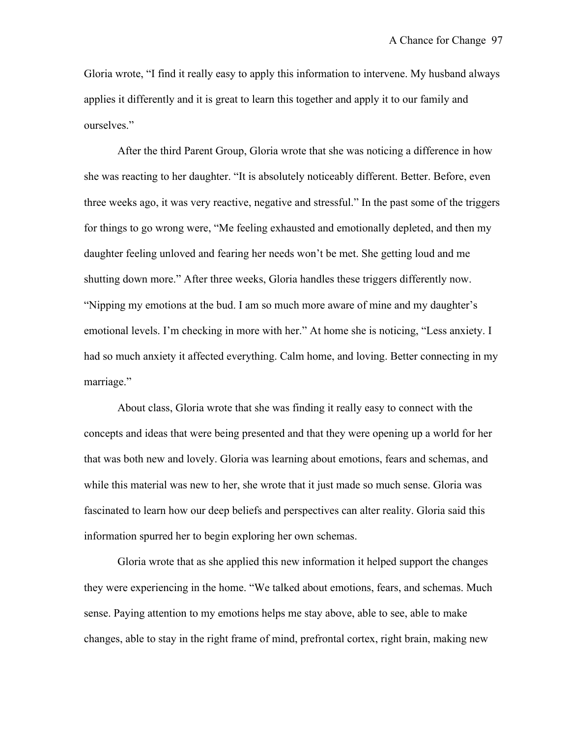Gloria wrote, “I find it really easy to apply this information to intervene. My husband always applies it differently and it is great to learn this together and apply it to our family and ourselves.”

After the third Parent Group, Gloria wrote that she was noticing a difference in how she was reacting to her daughter. “It is absolutely noticeably different. Better. Before, even three weeks ago, it was very reactive, negative and stressful.” In the past some of the triggers for things to go wrong were, “Me feeling exhausted and emotionally depleted, and then my daughter feeling unloved and fearing her needs won’t be met. She getting loud and me shutting down more.” After three weeks, Gloria handles these triggers differently now. “Nipping my emotions at the bud. I am so much more aware of mine and my daughter’s emotional levels. I’m checking in more with her.” At home she is noticing, “Less anxiety. I had so much anxiety it affected everything. Calm home, and loving. Better connecting in my marriage.”

About class, Gloria wrote that she was finding it really easy to connect with the concepts and ideas that were being presented and that they were opening up a world for her that was both new and lovely. Gloria was learning about emotions, fears and schemas, and while this material was new to her, she wrote that it just made so much sense. Gloria was fascinated to learn how our deep beliefs and perspectives can alter reality. Gloria said this information spurred her to begin exploring her own schemas.

Gloria wrote that as she applied this new information it helped support the changes they were experiencing in the home. “We talked about emotions, fears, and schemas. Much sense. Paying attention to my emotions helps me stay above, able to see, able to make changes, able to stay in the right frame of mind, prefrontal cortex, right brain, making new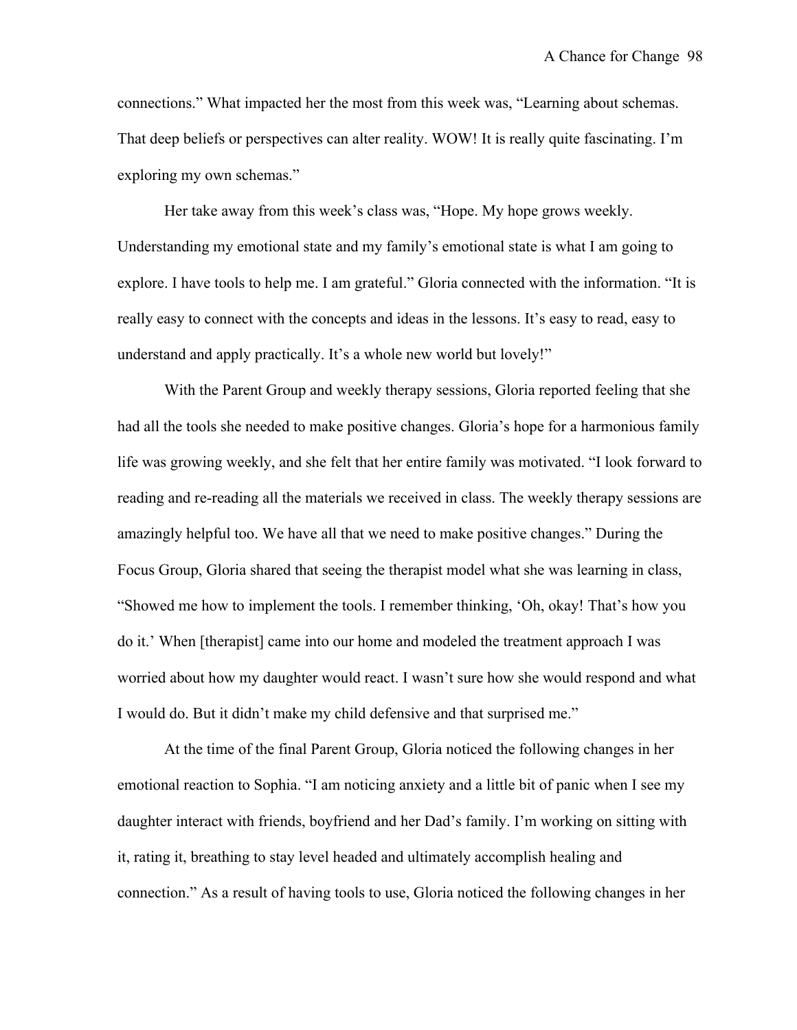connections." What impacted her the most from this week was, "Learning about schemas. That deep beliefs or perspectives can alter reality. WOW! It is really quite fascinating. I'm exploring my own schemas."

Her take away from this week's class was, "Hope. My hope grows weekly. Understanding my emotional state and my family's emotional state is what I am going to explore. I have tools to help me. I am grateful." Gloria connected with the information. "It is really easy to connect with the concepts and ideas in the lessons. It's easy to read, easy to understand and apply practically. It's a whole new world but lovely!"

With the Parent Group and weekly therapy sessions, Gloria reported feeling that she had all the tools she needed to make positive changes. Gloria's hope for a harmonious family life was growing weekly, and she felt that her entire family was motivated. "I look forward to reading and re-reading all the materials we received in class. The weekly therapy sessions are amazingly helpful too. We have all that we need to make positive changes." During the Focus Group, Gloria shared that seeing the therapist model what she was learning in class, "Showed me how to implement the tools. I remember thinking, 'Oh, okay! That's how you do it.' When [therapist] came into our home and modeled the treatment approach I was worried about how my daughter would react. I wasn't sure how she would respond and what I would do. But it didn't make my child defensive and that surprised me."

At the time of the final Parent Group, Gloria noticed the following changes in her emotional reaction to Sophia. "I am noticing anxiety and a little bit of panic when I see my daughter interact with friends, boyfriend and her Dad's family. I'm working on sitting with it, rating it, breathing to stay level headed and ultimately accomplish healing and connection." As a result of having tools to use, Gloria noticed the following changes in her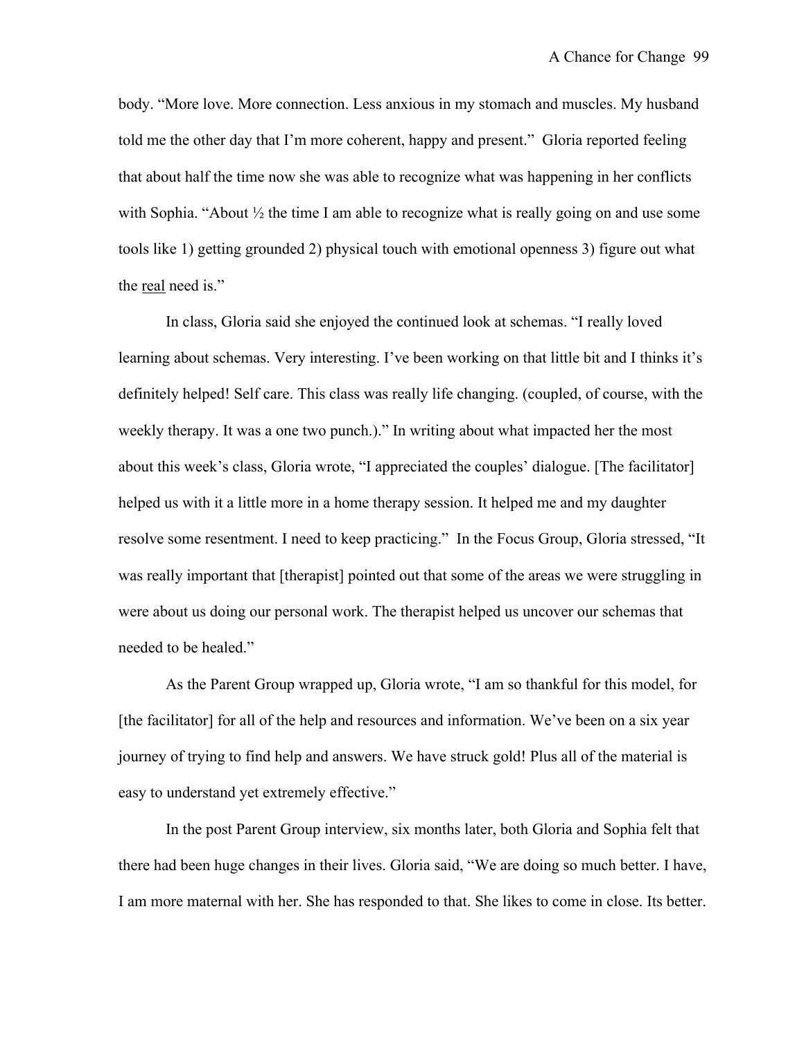body. “More love. More connection. Less anxious in my stomach and muscles. My husband told me the other day that I’m more coherent, happy and present.” Gloria reported feeling that about half the time now she was able to recognize what was happening in her conflicts with Sophia. “About ½ the time I am able to recognize what is really going on and use some tools like 1) getting grounded 2) physical touch with emotional openness 3) figure out what the <u>real</u> need is.”

In class, Gloria said she enjoyed the continued look at schemas. “I really loved learning about schemas. Very interesting. I’ve been working on that little bit and I thinks it’s definitely helped! Self care. This class was really life changing. (coupled, of course, with the weekly therapy. It was a one two punch.).” In writing about what impacted her the most about this week’s class, Gloria wrote, “I appreciated the couples’ dialogue. [The facilitator] helped us with it a little more in a home therapy session. It helped me and my daughter resolve some resentment. I need to keep practicing.” In the Focus Group, Gloria stressed, “It was really important that [therapist] pointed out that some of the areas we were struggling in were about us doing our personal work. The therapist helped us uncover our schemas that needed to be healed.”

As the Parent Group wrapped up, Gloria wrote, “I am so thankful for this model, for [the facilitator] for all of the help and resources and information. We’ve been on a six year journey of trying to find help and answers. We have struck gold! Plus all of the material is easy to understand yet extremely effective.”

In the post Parent Group interview, six months later, both Gloria and Sophia felt that there had been huge changes in their lives. Gloria said, “We are doing so much better. I have, I am more maternal with her. She has responded to that. She likes to come in close. Its better.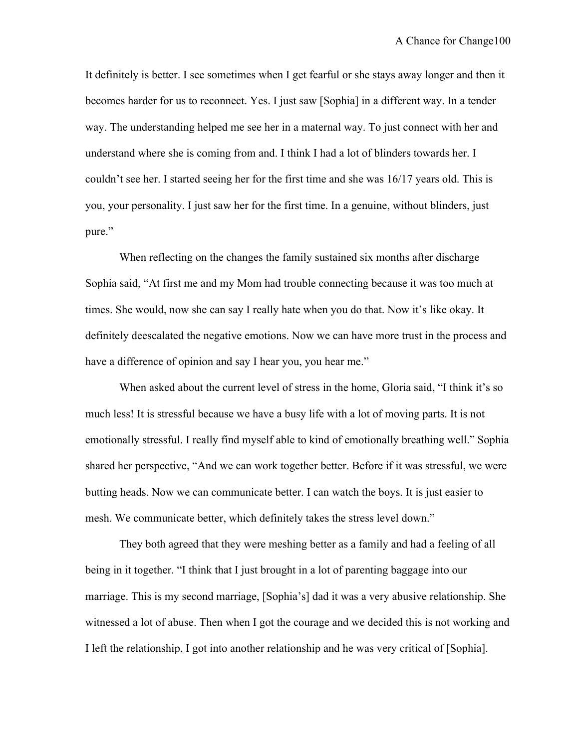It definitely is better. I see sometimes when I get fearful or she stays away longer and then it becomes harder for us to reconnect. Yes. I just saw [Sophia] in a different way. In a tender way. The understanding helped me see her in a maternal way. To just connect with her and understand where she is coming from and. I think I had a lot of blinders towards her. I couldn't see her. I started seeing her for the first time and she was 16/17 years old. This is you, your personality. I just saw her for the first time. In a genuine, without blinders, just pure."

When reflecting on the changes the family sustained six months after discharge Sophia said, "At first me and my Mom had trouble connecting because it was too much at times. She would, now she can say I really hate when you do that. Now it's like okay. It definitely deescalated the negative emotions. Now we can have more trust in the process and have a difference of opinion and say I hear you, you hear me."

When asked about the current level of stress in the home, Gloria said, "I think it's so much less! It is stressful because we have a busy life with a lot of moving parts. It is not emotionally stressful. I really find myself able to kind of emotionally breathing well." Sophia shared her perspective, "And we can work together better. Before if it was stressful, we were butting heads. Now we can communicate better. I can watch the boys. It is just easier to mesh. We communicate better, which definitely takes the stress level down."

They both agreed that they were meshing better as a family and had a feeling of all being in it together. "I think that I just brought in a lot of parenting baggage into our marriage. This is my second marriage, [Sophia's] dad it was a very abusive relationship. She witnessed a lot of abuse. Then when I got the courage and we decided this is not working and I left the relationship, I got into another relationship and he was very critical of [Sophia].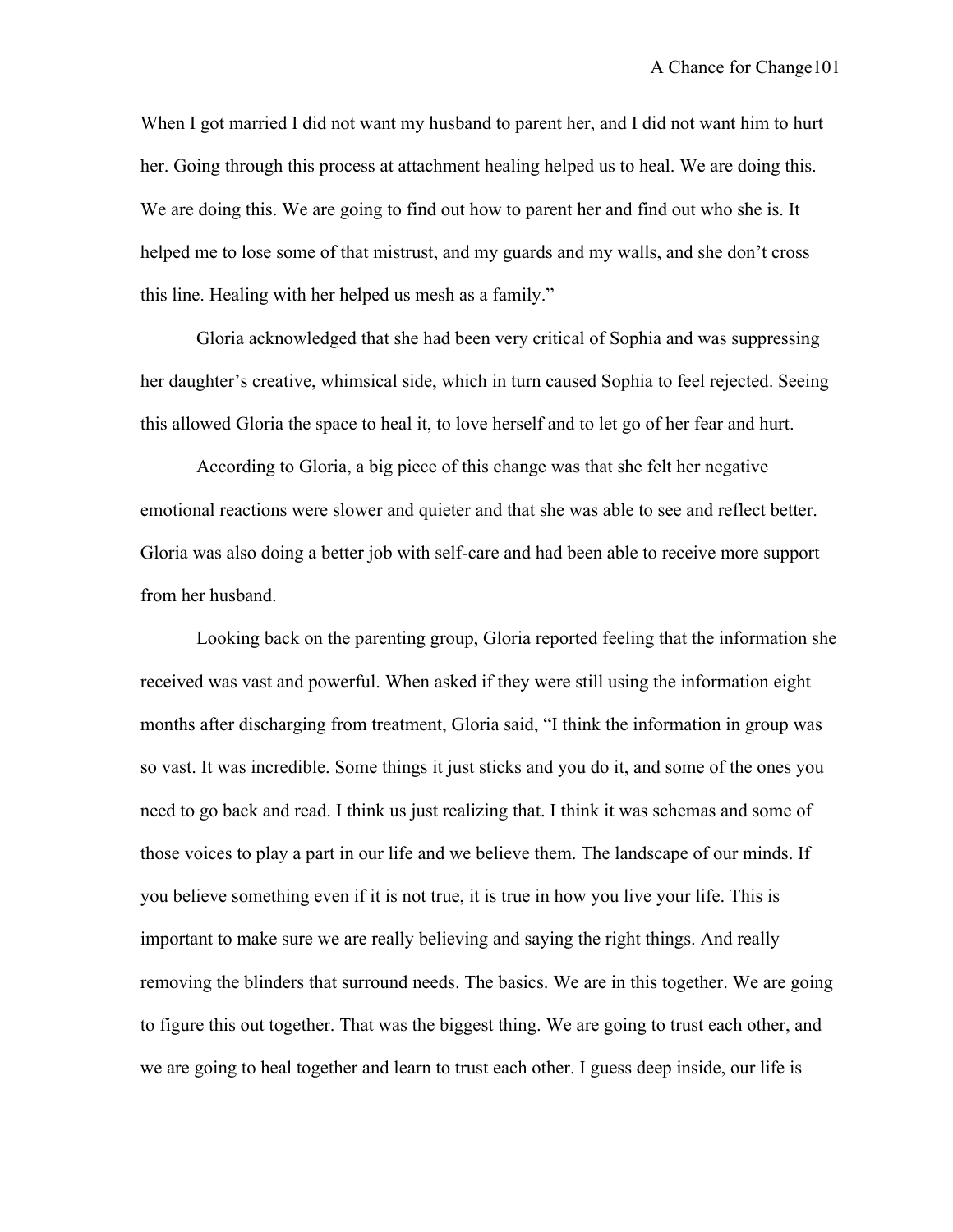When I got married I did not want my husband to parent her, and I did not want him to hurt her. Going through this process at attachment healing helped us to heal. We are doing this. We are doing this. We are going to find out how to parent her and find out who she is. It helped me to lose some of that mistrust, and my guards and my walls, and she don't cross this line. Healing with her helped us mesh as a family."

Gloria acknowledged that she had been very critical of Sophia and was suppressing her daughter's creative, whimsical side, which in turn caused Sophia to feel rejected. Seeing this allowed Gloria the space to heal it, to love herself and to let go of her fear and hurt.

According to Gloria, a big piece of this change was that she felt her negative emotional reactions were slower and quieter and that she was able to see and reflect better. Gloria was also doing a better job with self-care and had been able to receive more support from her husband.

Looking back on the parenting group, Gloria reported feeling that the information she received was vast and powerful. When asked if they were still using the information eight months after discharging from treatment, Gloria said, "I think the information in group was so vast. It was incredible. Some things it just sticks and you do it, and some of the ones you need to go back and read. I think us just realizing that. I think it was schemas and some of those voices to play a part in our life and we believe them. The landscape of our minds. If you believe something even if it is not true, it is true in how you live your life. This is important to make sure we are really believing and saying the right things. And really removing the blinders that surround needs. The basics. We are in this together. We are going to figure this out together. That was the biggest thing. We are going to trust each other, and we are going to heal together and learn to trust each other. I guess deep inside, our life is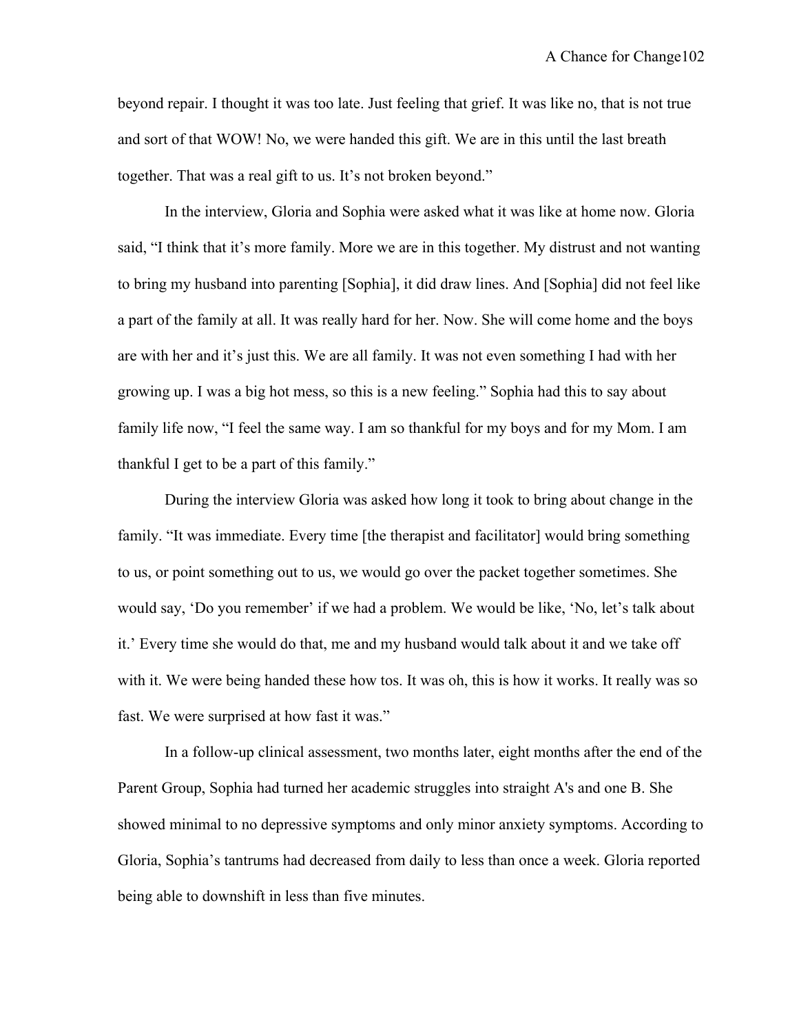beyond repair. I thought it was too late. Just feeling that grief. It was like no, that is not true and sort of that WOW! No, we were handed this gift. We are in this until the last breath together. That was a real gift to us. It's not broken beyond."

In the interview, Gloria and Sophia were asked what it was like at home now. Gloria said, "I think that it's more family. More we are in this together. My distrust and not wanting to bring my husband into parenting [Sophia], it did draw lines. And [Sophia] did not feel like a part of the family at all. It was really hard for her. Now. She will come home and the boys are with her and it's just this. We are all family. It was not even something I had with her growing up. I was a big hot mess, so this is a new feeling." Sophia had this to say about family life now, "I feel the same way. I am so thankful for my boys and for my Mom. I am thankful I get to be a part of this family."

During the interview Gloria was asked how long it took to bring about change in the family. "It was immediate. Every time [the therapist and facilitator] would bring something to us, or point something out to us, we would go over the packet together sometimes. She would say, 'Do you remember' if we had a problem. We would be like, 'No, let's talk about it.' Every time she would do that, me and my husband would talk about it and we take off with it. We were being handed these how tos. It was oh, this is how it works. It really was so fast. We were surprised at how fast it was."

In a follow-up clinical assessment, two months later, eight months after the end of the Parent Group, Sophia had turned her academic struggles into straight A's and one B. She showed minimal to no depressive symptoms and only minor anxiety symptoms. According to Gloria, Sophia's tantrums had decreased from daily to less than once a week. Gloria reported being able to downshift in less than five minutes.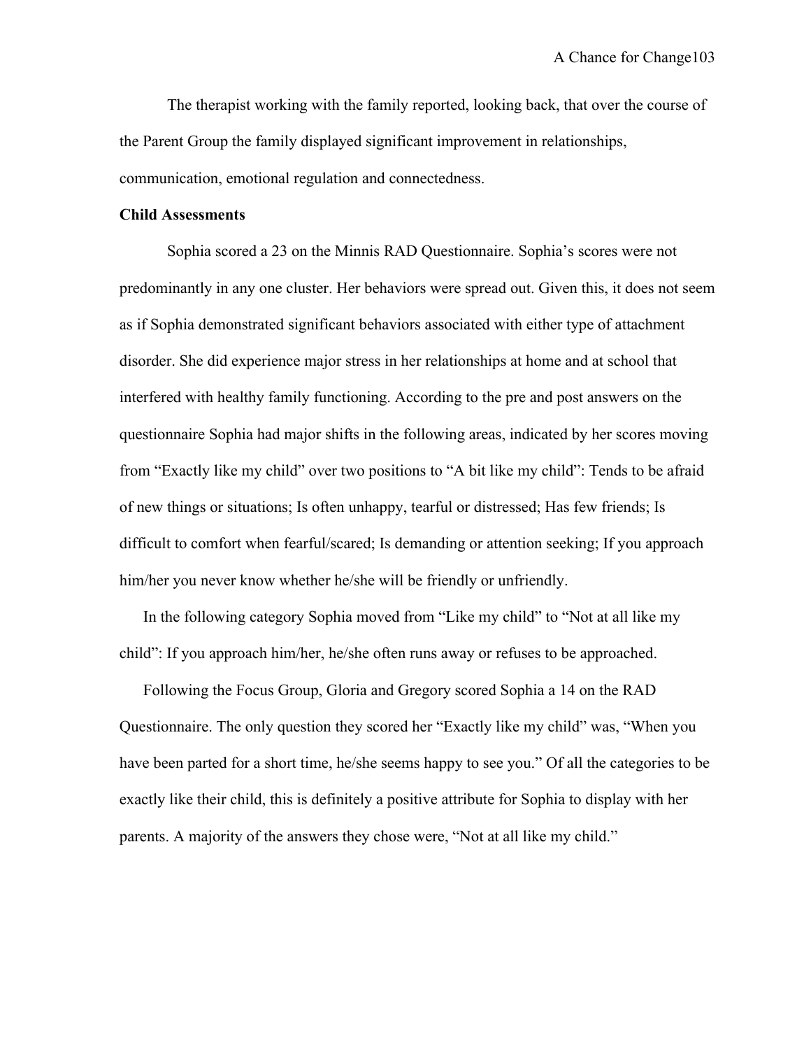The therapist working with the family reported, looking back, that over the course of the Parent Group the family displayed significant improvement in relationships, communication, emotional regulation and connectedness.

**Child Assessments**

Sophia scored a 23 on the Minnis RAD Questionnaire. Sophia's scores were not predominantly in any one cluster. Her behaviors were spread out. Given this, it does not seem as if Sophia demonstrated significant behaviors associated with either type of attachment disorder. She did experience major stress in her relationships at home and at school that interfered with healthy family functioning. According to the pre and post answers on the questionnaire Sophia had major shifts in the following areas, indicated by her scores moving from "Exactly like my child" over two positions to "A bit like my child": Tends to be afraid of new things or situations; Is often unhappy, tearful or distressed; Has few friends; Is difficult to comfort when fearful/scared; Is demanding or attention seeking; If you approach him/her you never know whether he/she will be friendly or unfriendly.

In the following category Sophia moved from "Like my child" to "Not at all like my child": If you approach him/her, he/she often runs away or refuses to be approached.

Following the Focus Group, Gloria and Gregory scored Sophia a 14 on the RAD Questionnaire. The only question they scored her "Exactly like my child" was, "When you have been parted for a short time, he/she seems happy to see you." Of all the categories to be exactly like their child, this is definitely a positive attribute for Sophia to display with her parents. A majority of the answers they chose were, "Not at all like my child."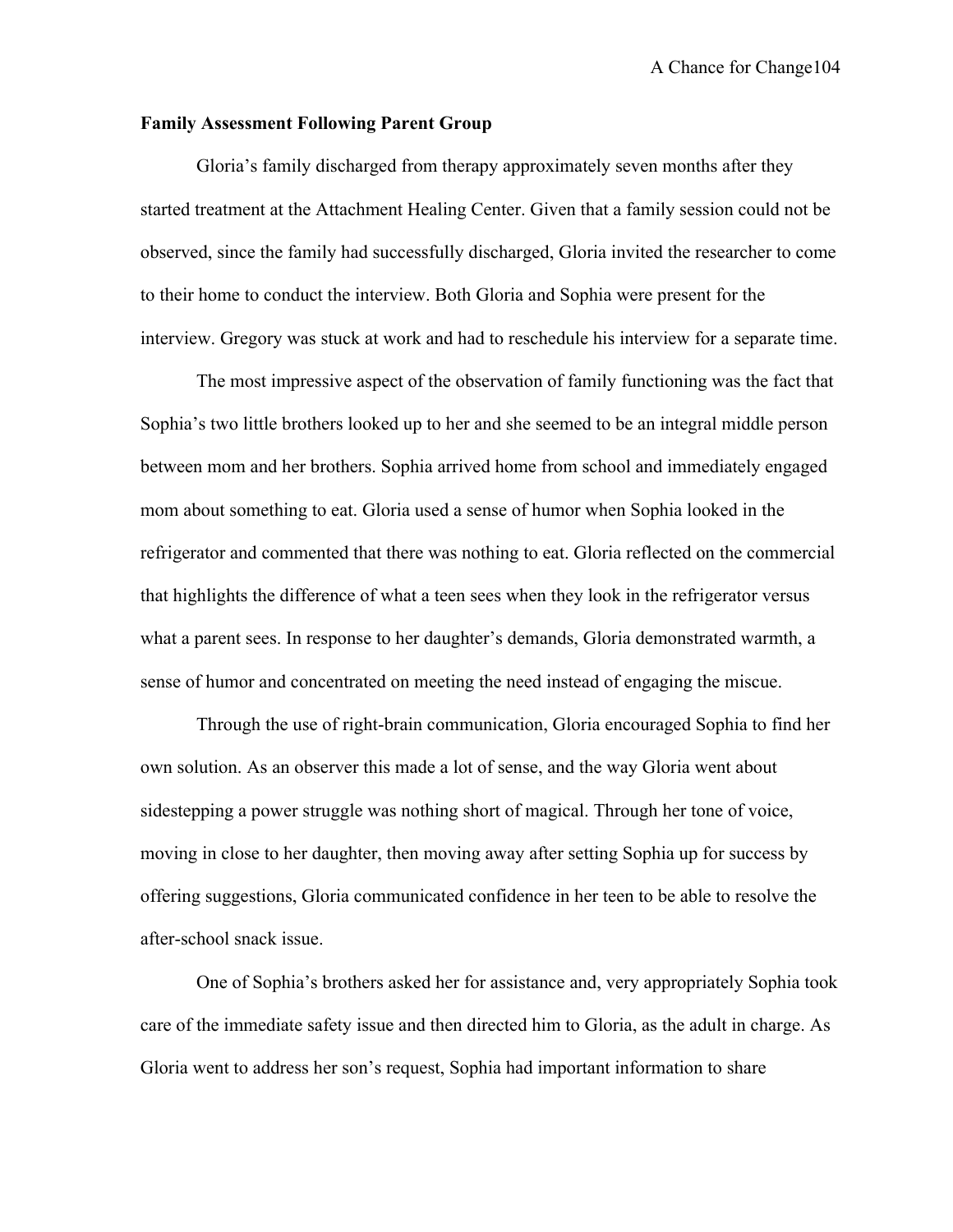**Family Assessment Following Parent Group**

Gloria's family discharged from therapy approximately seven months after they started treatment at the Attachment Healing Center. Given that a family session could not be observed, since the family had successfully discharged, Gloria invited the researcher to come to their home to conduct the interview. Both Gloria and Sophia were present for the interview. Gregory was stuck at work and had to reschedule his interview for a separate time.

The most impressive aspect of the observation of family functioning was the fact that Sophia's two little brothers looked up to her and she seemed to be an integral middle person between mom and her brothers. Sophia arrived home from school and immediately engaged mom about something to eat. Gloria used a sense of humor when Sophia looked in the refrigerator and commented that there was nothing to eat. Gloria reflected on the commercial that highlights the difference of what a teen sees when they look in the refrigerator versus what a parent sees. In response to her daughter's demands, Gloria demonstrated warmth, a sense of humor and concentrated on meeting the need instead of engaging the miscue.

Through the use of right-brain communication, Gloria encouraged Sophia to find her own solution. As an observer this made a lot of sense, and the way Gloria went about sidestepping a power struggle was nothing short of magical. Through her tone of voice, moving in close to her daughter, then moving away after setting Sophia up for success by offering suggestions, Gloria communicated confidence in her teen to be able to resolve the after-school snack issue.

One of Sophia's brothers asked her for assistance and, very appropriately Sophia took care of the immediate safety issue and then directed him to Gloria, as the adult in charge. As Gloria went to address her son's request, Sophia had important information to share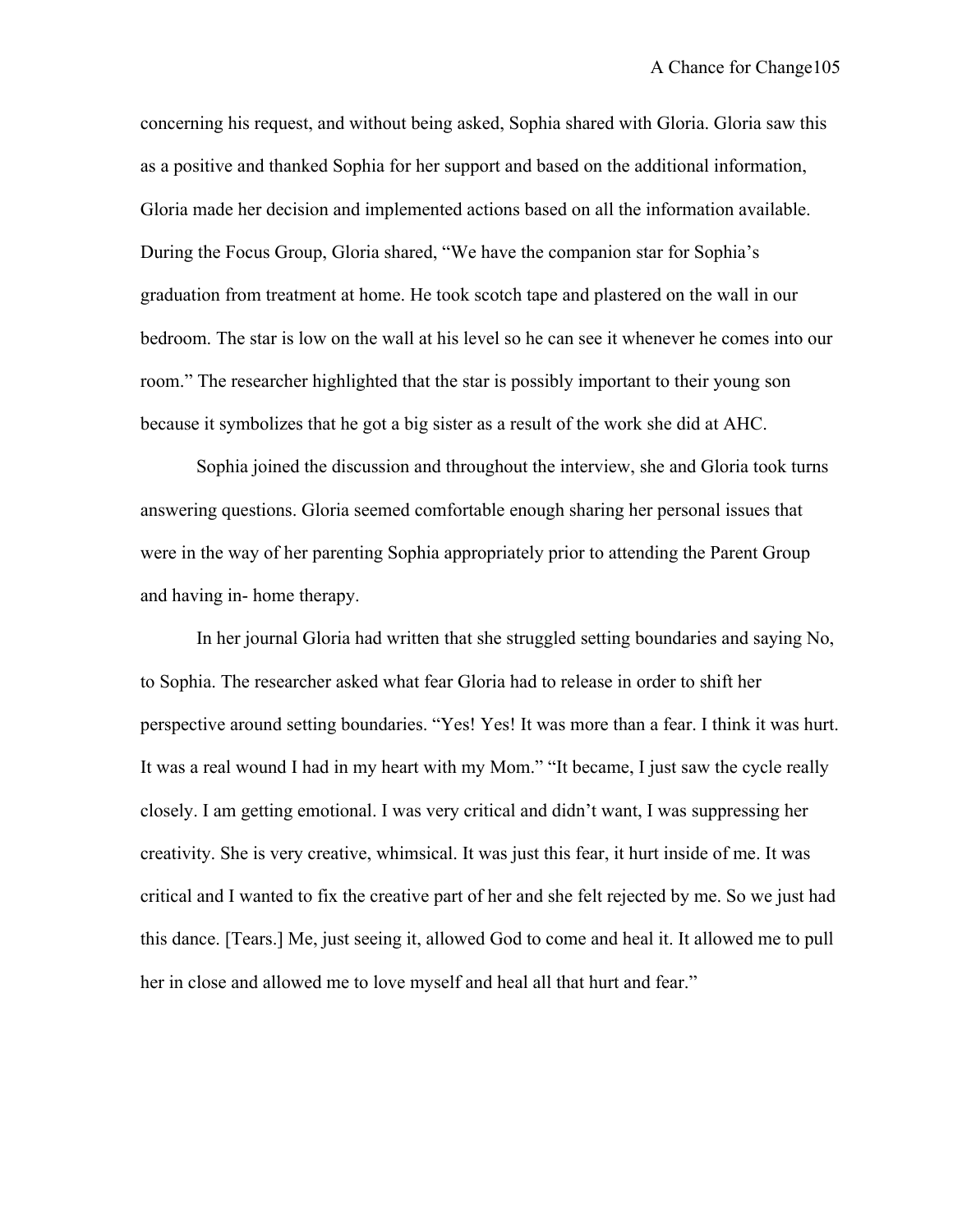concerning his request, and without being asked, Sophia shared with Gloria. Gloria saw this as a positive and thanked Sophia for her support and based on the additional information, Gloria made her decision and implemented actions based on all the information available. During the Focus Group, Gloria shared, "We have the companion star for Sophia's graduation from treatment at home. He took scotch tape and plastered on the wall in our bedroom. The star is low on the wall at his level so he can see it whenever he comes into our room." The researcher highlighted that the star is possibly important to their young son because it symbolizes that he got a big sister as a result of the work she did at AHC.

Sophia joined the discussion and throughout the interview, she and Gloria took turns answering questions. Gloria seemed comfortable enough sharing her personal issues that were in the way of her parenting Sophia appropriately prior to attending the Parent Group and having in- home therapy.

In her journal Gloria had written that she struggled setting boundaries and saying No, to Sophia. The researcher asked what fear Gloria had to release in order to shift her perspective around setting boundaries. "Yes! Yes! It was more than a fear. I think it was hurt. It was a real wound I had in my heart with my Mom." "It became, I just saw the cycle really closely. I am getting emotional. I was very critical and didn't want, I was suppressing her creativity. She is very creative, whimsical. It was just this fear, it hurt inside of me. It was critical and I wanted to fix the creative part of her and she felt rejected by me. So we just had this dance. [Tears.] Me, just seeing it, allowed God to come and heal it. It allowed me to pull her in close and allowed me to love myself and heal all that hurt and fear."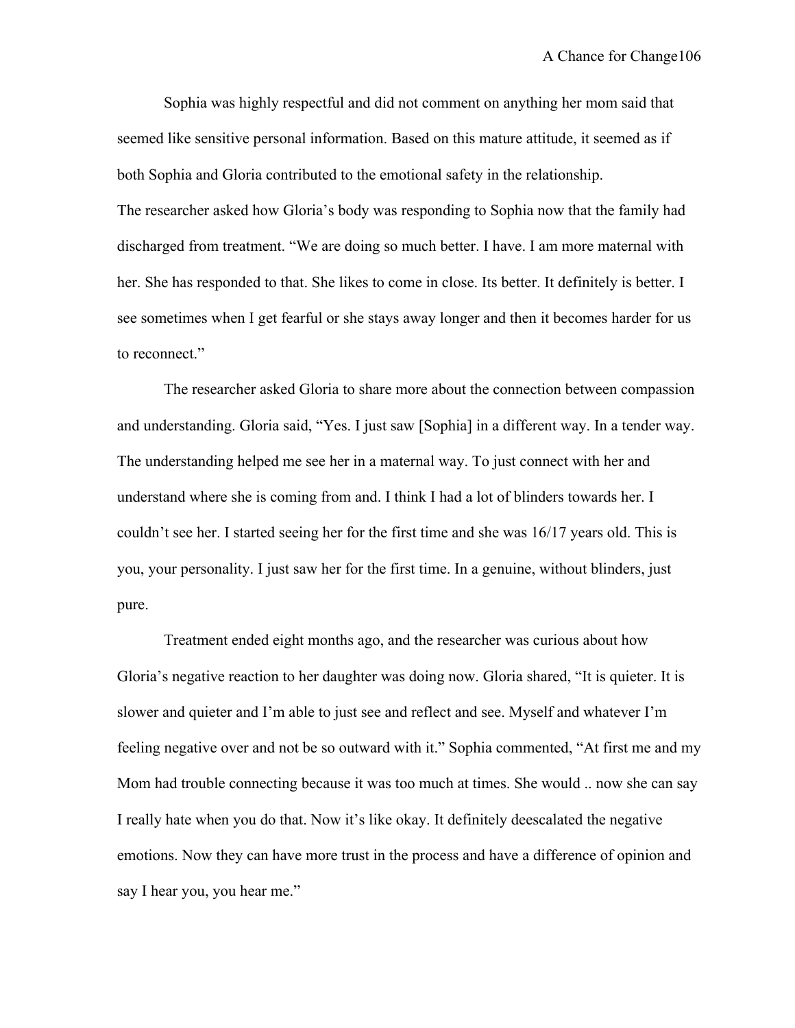Sophia was highly respectful and did not comment on anything her mom said that seemed like sensitive personal information. Based on this mature attitude, it seemed as if both Sophia and Gloria contributed to the emotional safety in the relationship.

The researcher asked how Gloria's body was responding to Sophia now that the family had discharged from treatment. "We are doing so much better. I have. I am more maternal with her. She has responded to that. She likes to come in close. Its better. It definitely is better. I see sometimes when I get fearful or she stays away longer and then it becomes harder for us to reconnect."

The researcher asked Gloria to share more about the connection between compassion and understanding. Gloria said, "Yes. I just saw [Sophia] in a different way. In a tender way. The understanding helped me see her in a maternal way. To just connect with her and understand where she is coming from and. I think I had a lot of blinders towards her. I couldn't see her. I started seeing her for the first time and she was 16/17 years old. This is you, your personality. I just saw her for the first time. In a genuine, without blinders, just pure.

Treatment ended eight months ago, and the researcher was curious about how Gloria's negative reaction to her daughter was doing now. Gloria shared, "It is quieter. It is slower and quieter and I'm able to just see and reflect and see. Myself and whatever I'm feeling negative over and not be so outward with it." Sophia commented, "At first me and my Mom had trouble connecting because it was too much at times. She would .. now she can say I really hate when you do that. Now it's like okay. It definitely deescalated the negative emotions. Now they can have more trust in the process and have a difference of opinion and say I hear you, you hear me."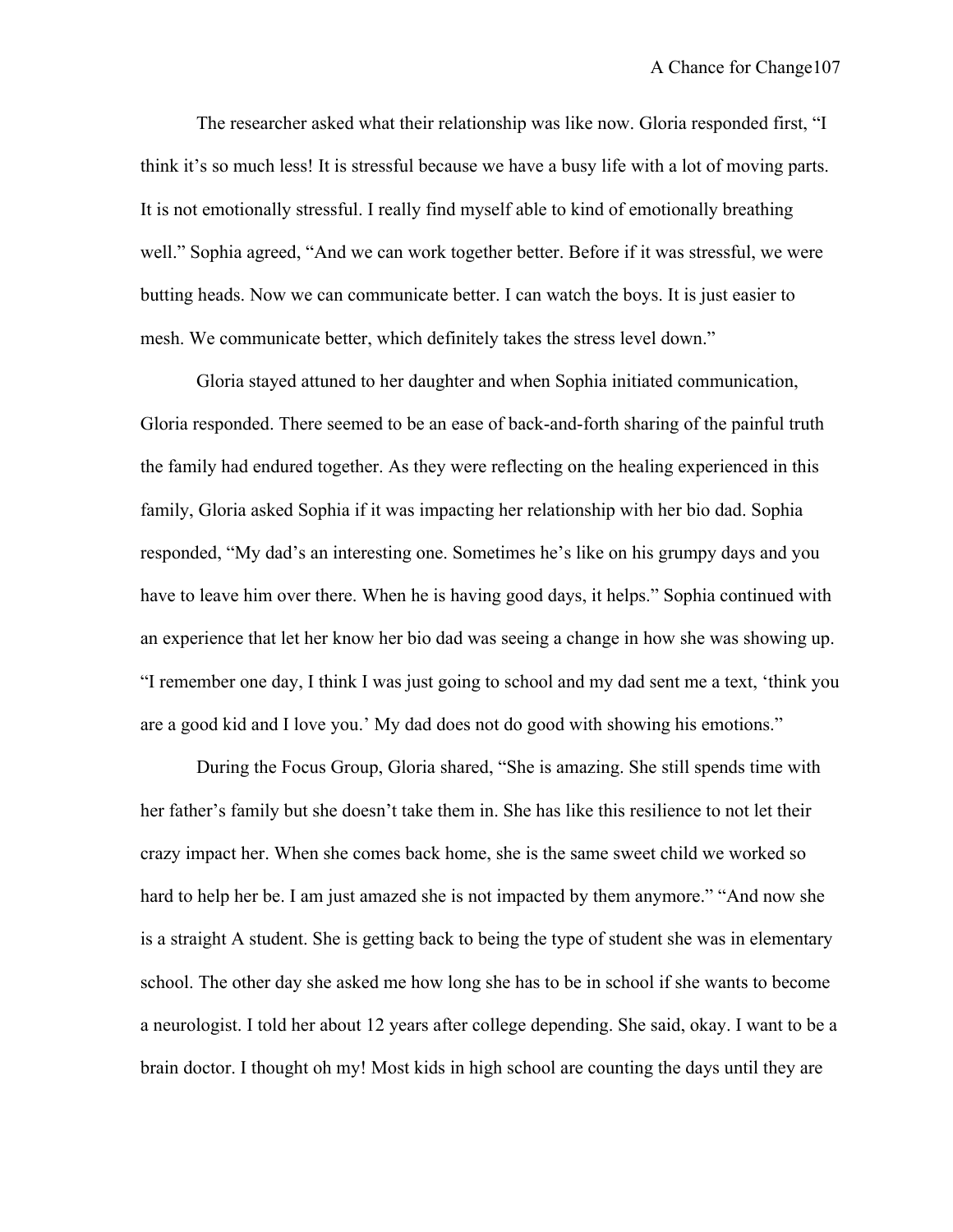The researcher asked what their relationship was like now. Gloria responded first, "I think it's so much less! It is stressful because we have a busy life with a lot of moving parts. It is not emotionally stressful. I really find myself able to kind of emotionally breathing well." Sophia agreed, "And we can work together better. Before if it was stressful, we were butting heads. Now we can communicate better. I can watch the boys. It is just easier to mesh. We communicate better, which definitely takes the stress level down."

Gloria stayed attuned to her daughter and when Sophia initiated communication, Gloria responded. There seemed to be an ease of back-and-forth sharing of the painful truth the family had endured together. As they were reflecting on the healing experienced in this family, Gloria asked Sophia if it was impacting her relationship with her bio dad. Sophia responded, "My dad's an interesting one. Sometimes he's like on his grumpy days and you have to leave him over there. When he is having good days, it helps." Sophia continued with an experience that let her know her bio dad was seeing a change in how she was showing up. "I remember one day, I think I was just going to school and my dad sent me a text, 'think you are a good kid and I love you.' My dad does not do good with showing his emotions."

During the Focus Group, Gloria shared, "She is amazing. She still spends time with her father's family but she doesn't take them in. She has like this resilience to not let their crazy impact her. When she comes back home, she is the same sweet child we worked so hard to help her be. I am just amazed she is not impacted by them anymore." "And now she is a straight A student. She is getting back to being the type of student she was in elementary school. The other day she asked me how long she has to be in school if she wants to become a neurologist. I told her about 12 years after college depending. She said, okay. I want to be a brain doctor. I thought oh my! Most kids in high school are counting the days until they are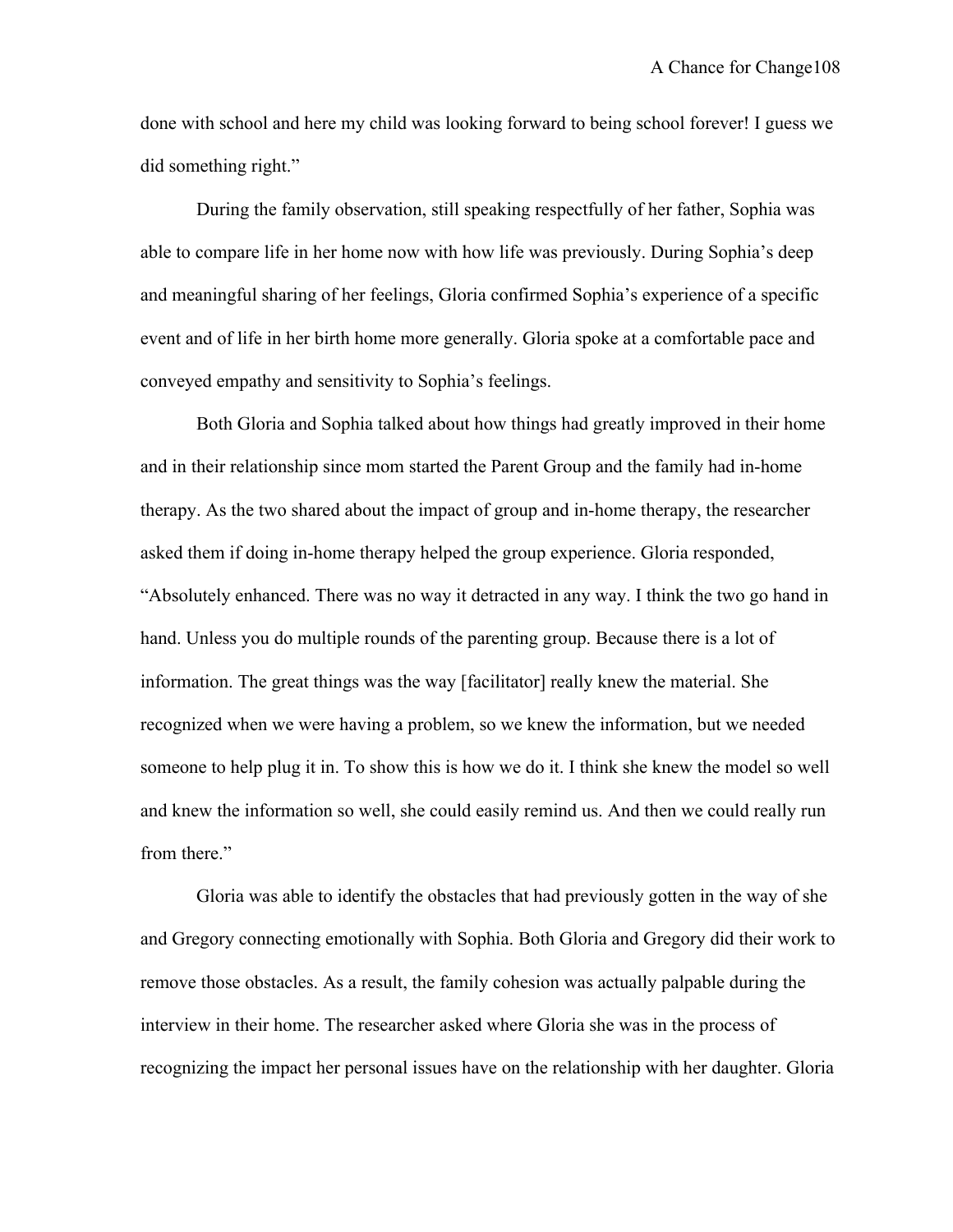done with school and here my child was looking forward to being school forever! I guess we did something right."

During the family observation, still speaking respectfully of her father, Sophia was able to compare life in her home now with how life was previously. During Sophia's deep and meaningful sharing of her feelings, Gloria confirmed Sophia's experience of a specific event and of life in her birth home more generally. Gloria spoke at a comfortable pace and conveyed empathy and sensitivity to Sophia's feelings.

Both Gloria and Sophia talked about how things had greatly improved in their home and in their relationship since mom started the Parent Group and the family had in-home therapy. As the two shared about the impact of group and in-home therapy, the researcher asked them if doing in-home therapy helped the group experience. Gloria responded, "Absolutely enhanced. There was no way it detracted in any way. I think the two go hand in hand. Unless you do multiple rounds of the parenting group. Because there is a lot of information. The great things was the way [facilitator] really knew the material. She recognized when we were having a problem, so we knew the information, but we needed someone to help plug it in. To show this is how we do it. I think she knew the model so well and knew the information so well, she could easily remind us. And then we could really run from there."

Gloria was able to identify the obstacles that had previously gotten in the way of she and Gregory connecting emotionally with Sophia. Both Gloria and Gregory did their work to remove those obstacles. As a result, the family cohesion was actually palpable during the interview in their home. The researcher asked where Gloria she was in the process of recognizing the impact her personal issues have on the relationship with her daughter. Gloria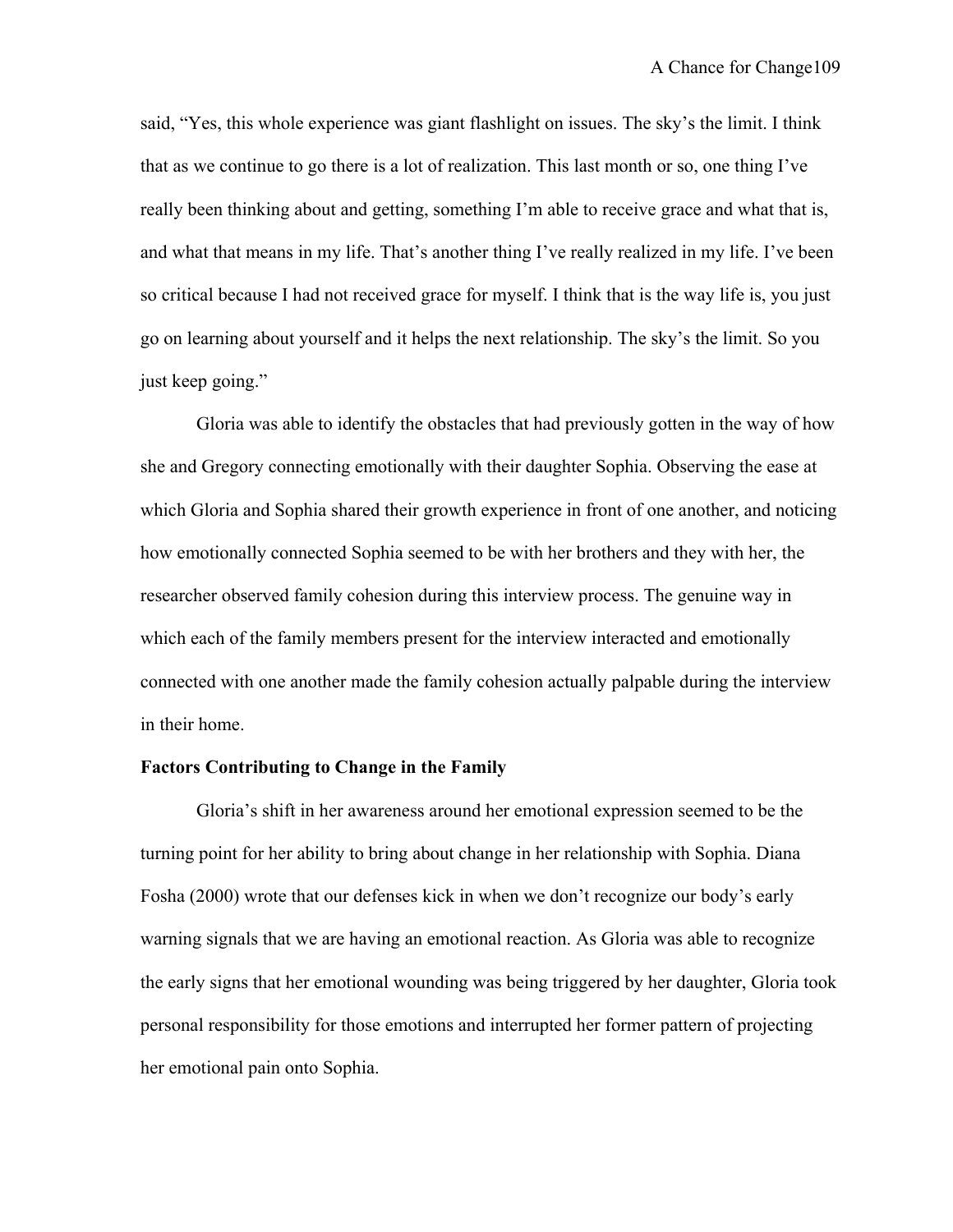said, "Yes, this whole experience was giant flashlight on issues. The sky's the limit. I think that as we continue to go there is a lot of realization. This last month or so, one thing I've really been thinking about and getting, something I'm able to receive grace and what that is, and what that means in my life. That's another thing I've really realized in my life. I've been so critical because I had not received grace for myself. I think that is the way life is, you just go on learning about yourself and it helps the next relationship. The sky's the limit. So you just keep going."

Gloria was able to identify the obstacles that had previously gotten in the way of how she and Gregory connecting emotionally with their daughter Sophia. Observing the ease at which Gloria and Sophia shared their growth experience in front of one another, and noticing how emotionally connected Sophia seemed to be with her brothers and they with her, the researcher observed family cohesion during this interview process. The genuine way in which each of the family members present for the interview interacted and emotionally connected with one another made the family cohesion actually palpable during the interview in their home.

**Factors Contributing to Change in the Family**

Gloria's shift in her awareness around her emotional expression seemed to be the turning point for her ability to bring about change in her relationship with Sophia. Diana Fosha (2000) wrote that our defenses kick in when we don't recognize our body's early warning signals that we are having an emotional reaction. As Gloria was able to recognize the early signs that her emotional wounding was being triggered by her daughter, Gloria took personal responsibility for those emotions and interrupted her former pattern of projecting her emotional pain onto Sophia.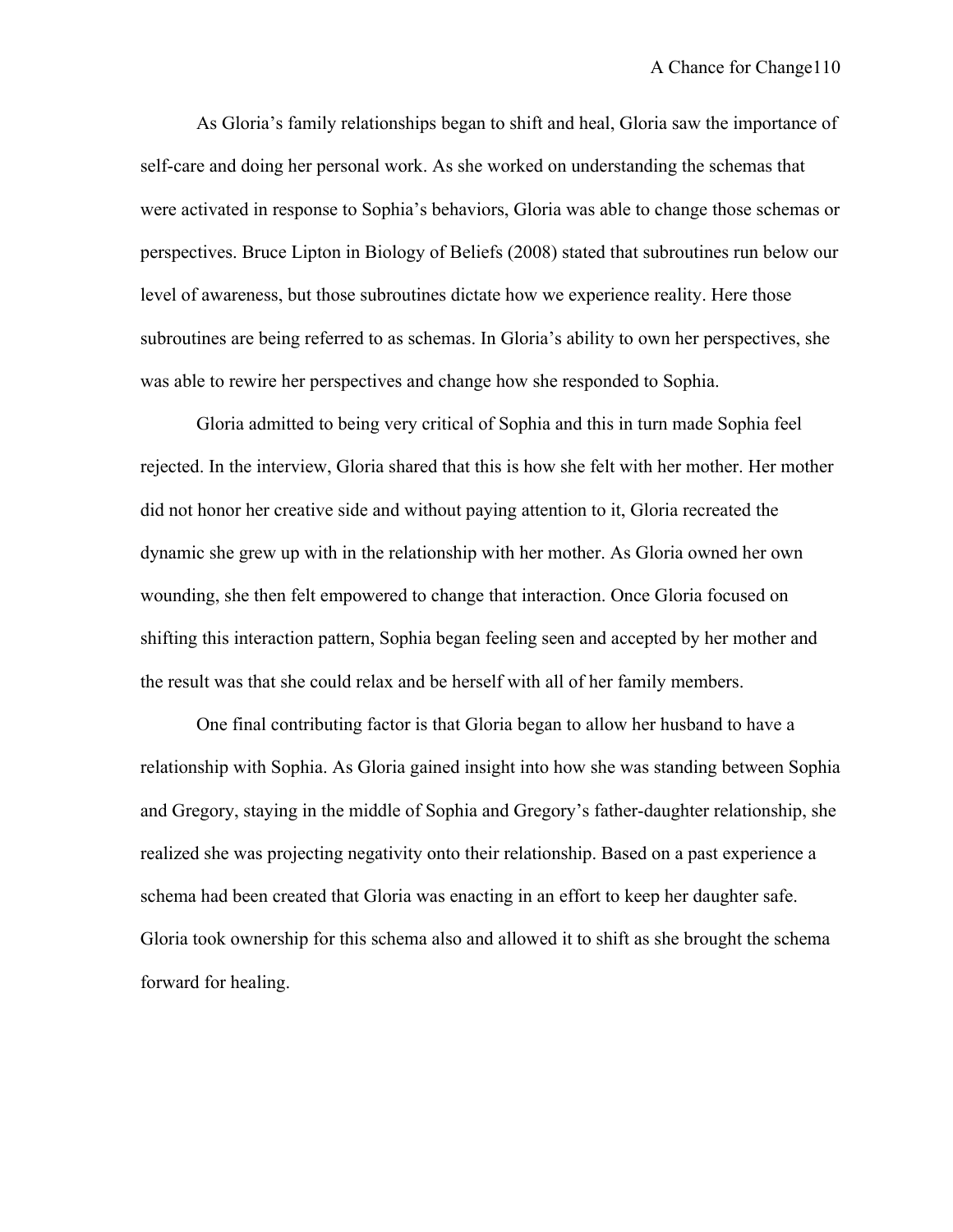As Gloria's family relationships began to shift and heal, Gloria saw the importance of self-care and doing her personal work. As she worked on understanding the schemas that were activated in response to Sophia's behaviors, Gloria was able to change those schemas or perspectives. Bruce Lipton in Biology of Beliefs (2008) stated that subroutines run below our level of awareness, but those subroutines dictate how we experience reality. Here those subroutines are being referred to as schemas. In Gloria's ability to own her perspectives, she was able to rewire her perspectives and change how she responded to Sophia.

Gloria admitted to being very critical of Sophia and this in turn made Sophia feel rejected. In the interview, Gloria shared that this is how she felt with her mother. Her mother did not honor her creative side and without paying attention to it, Gloria recreated the dynamic she grew up with in the relationship with her mother. As Gloria owned her own wounding, she then felt empowered to change that interaction. Once Gloria focused on shifting this interaction pattern, Sophia began feeling seen and accepted by her mother and the result was that she could relax and be herself with all of her family members.

One final contributing factor is that Gloria began to allow her husband to have a relationship with Sophia. As Gloria gained insight into how she was standing between Sophia and Gregory, staying in the middle of Sophia and Gregory's father-daughter relationship, she realized she was projecting negativity onto their relationship. Based on a past experience a schema had been created that Gloria was enacting in an effort to keep her daughter safe. Gloria took ownership for this schema also and allowed it to shift as she brought the schema forward for healing.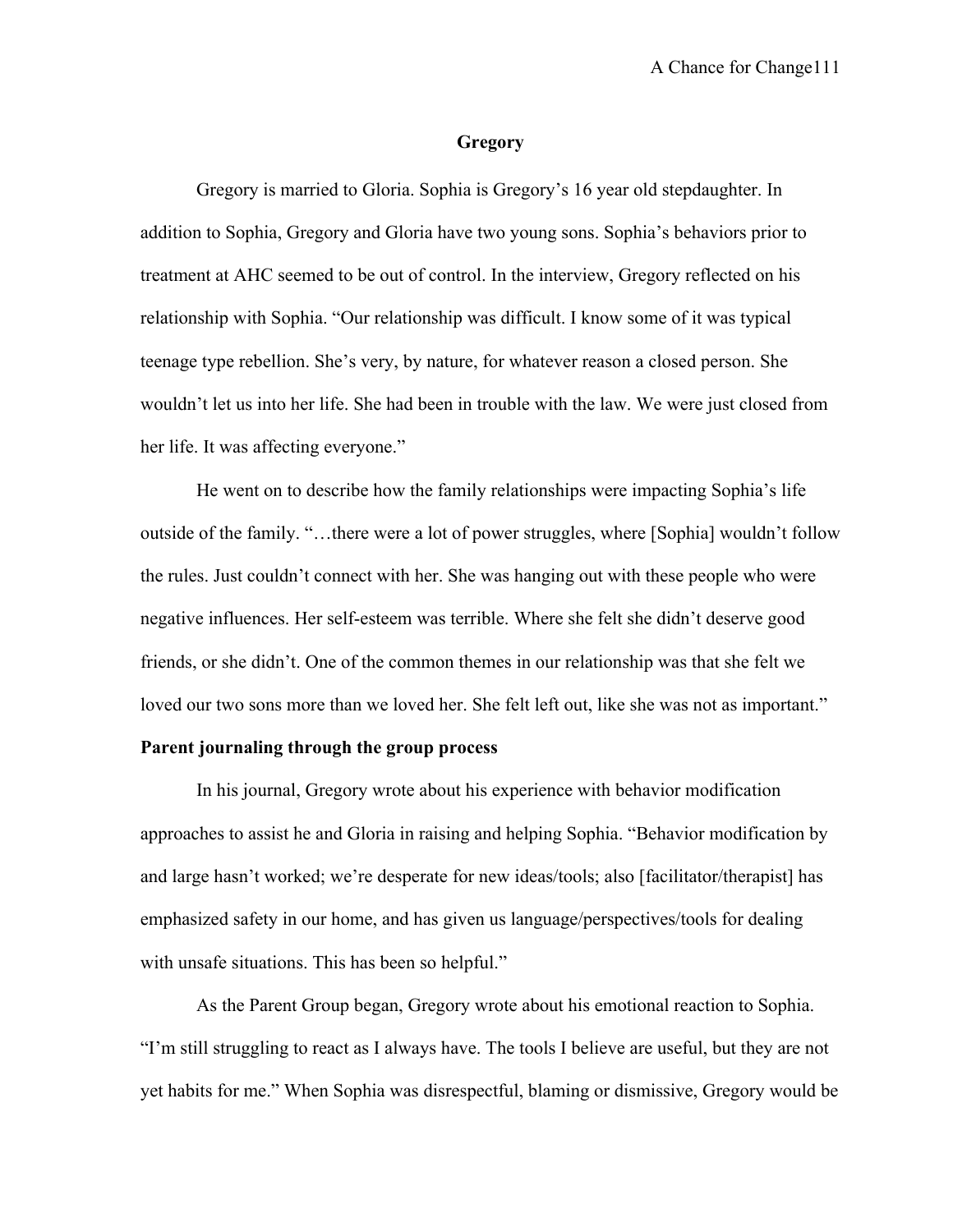## Gregory

Gregory is married to Gloria. Sophia is Gregory's 16 year old stepdaughter. In addition to Sophia, Gregory and Gloria have two young sons. Sophia's behaviors prior to treatment at AHC seemed to be out of control. In the interview, Gregory reflected on his relationship with Sophia. "Our relationship was difficult. I know some of it was typical teenage type rebellion. She's very, by nature, for whatever reason a closed person. She wouldn't let us into her life. She had been in trouble with the law. We were just closed from her life. It was affecting everyone."

He went on to describe how the family relationships were impacting Sophia's life outside of the family. "…there were a lot of power struggles, where [Sophia] wouldn't follow the rules. Just couldn't connect with her. She was hanging out with these people who were negative influences. Her self-esteem was terrible. Where she felt she didn't deserve good friends, or she didn't. One of the common themes in our relationship was that she felt we loved our two sons more than we loved her. She felt left out, like she was not as important."

### Parent journaling through the group process

In his journal, Gregory wrote about his experience with behavior modification approaches to assist he and Gloria in raising and helping Sophia. "Behavior modification by and large hasn't worked; we're desperate for new ideas/tools; also [facilitator/therapist] has emphasized safety in our home, and has given us language/perspectives/tools for dealing with unsafe situations. This has been so helpful."

As the Parent Group began, Gregory wrote about his emotional reaction to Sophia. "I'm still struggling to react as I always have. The tools I believe are useful, but they are not yet habits for me." When Sophia was disrespectful, blaming or dismissive, Gregory would be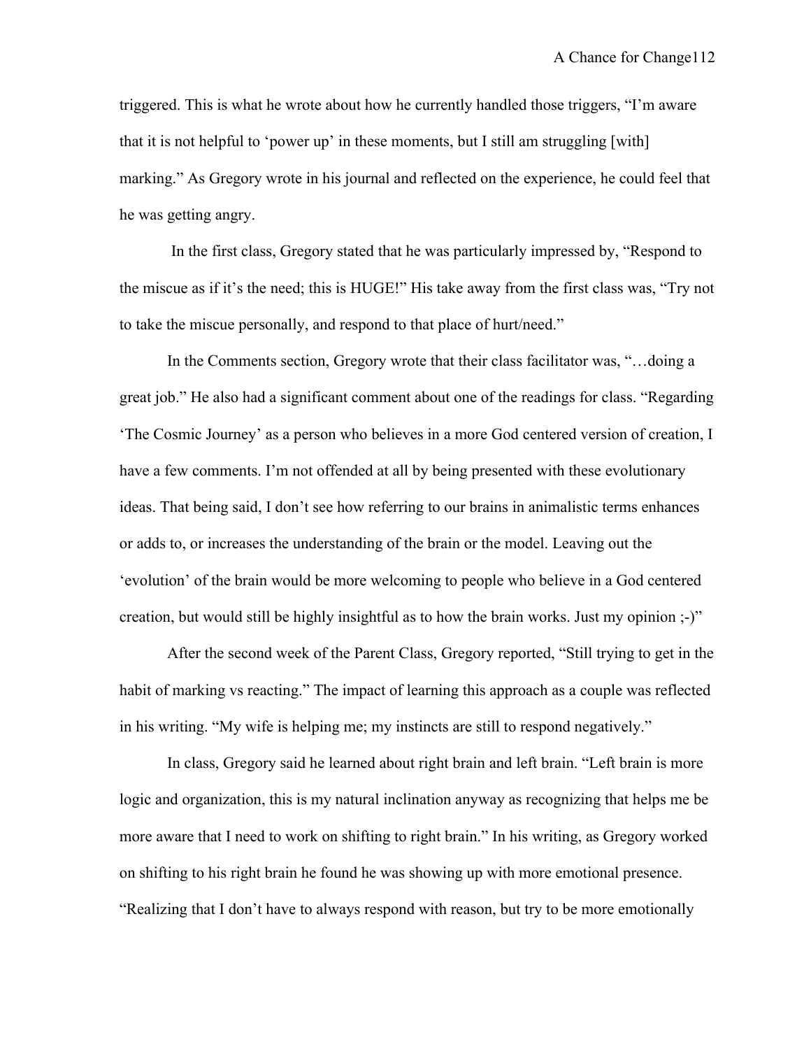triggered. This is what he wrote about how he currently handled those triggers, "I'm aware that it is not helpful to 'power up' in these moments, but I still am struggling [with] marking." As Gregory wrote in his journal and reflected on the experience, he could feel that he was getting angry.

In the first class, Gregory stated that he was particularly impressed by, "Respond to the miscue as if it's the need; this is HUGE!" His take away from the first class was, "Try not to take the miscue personally, and respond to that place of hurt/need."

In the Comments section, Gregory wrote that their class facilitator was, "…doing a great job." He also had a significant comment about one of the readings for class. "Regarding 'The Cosmic Journey' as a person who believes in a more God centered version of creation, I have a few comments. I'm not offended at all by being presented with these evolutionary ideas. That being said, I don't see how referring to our brains in animalistic terms enhances or adds to, or increases the understanding of the brain or the model. Leaving out the 'evolution' of the brain would be more welcoming to people who believe in a God centered creation, but would still be highly insightful as to how the brain works. Just my opinion ;-)"

After the second week of the Parent Class, Gregory reported, "Still trying to get in the habit of marking vs reacting." The impact of learning this approach as a couple was reflected in his writing. "My wife is helping me; my instincts are still to respond negatively."

In class, Gregory said he learned about right brain and left brain. "Left brain is more logic and organization, this is my natural inclination anyway as recognizing that helps me be more aware that I need to work on shifting to right brain." In his writing, as Gregory worked on shifting to his right brain he found he was showing up with more emotional presence. "Realizing that I don't have to always respond with reason, but try to be more emotionally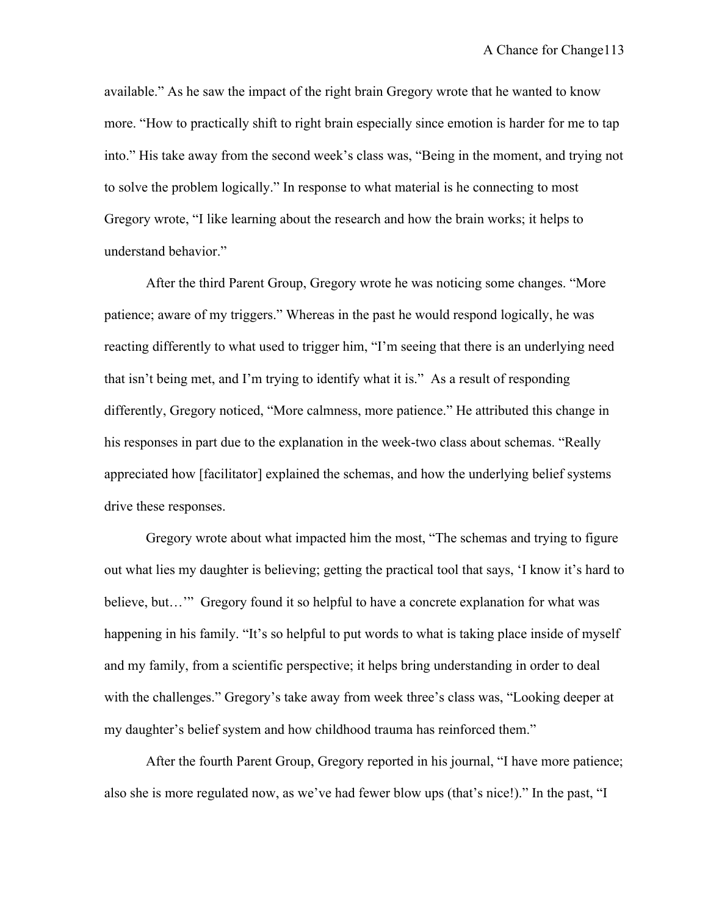available." As he saw the impact of the right brain Gregory wrote that he wanted to know more. "How to practically shift to right brain especially since emotion is harder for me to tap into." His take away from the second week's class was, "Being in the moment, and trying not to solve the problem logically." In response to what material is he connecting to most Gregory wrote, "I like learning about the research and how the brain works; it helps to understand behavior."

After the third Parent Group, Gregory wrote he was noticing some changes. "More patience; aware of my triggers." Whereas in the past he would respond logically, he was reacting differently to what used to trigger him, "I'm seeing that there is an underlying need that isn't being met, and I'm trying to identify what it is." As a result of responding differently, Gregory noticed, "More calmness, more patience." He attributed this change in his responses in part due to the explanation in the week-two class about schemas. "Really appreciated how [facilitator] explained the schemas, and how the underlying belief systems drive these responses.

Gregory wrote about what impacted him the most, "The schemas and trying to figure out what lies my daughter is believing; getting the practical tool that says, 'I know it's hard to believe, but…'" Gregory found it so helpful to have a concrete explanation for what was happening in his family. "It's so helpful to put words to what is taking place inside of myself and my family, from a scientific perspective; it helps bring understanding in order to deal with the challenges." Gregory's take away from week three's class was, "Looking deeper at my daughter's belief system and how childhood trauma has reinforced them."

After the fourth Parent Group, Gregory reported in his journal, "I have more patience; also she is more regulated now, as we've had fewer blow ups (that's nice!)." In the past, "I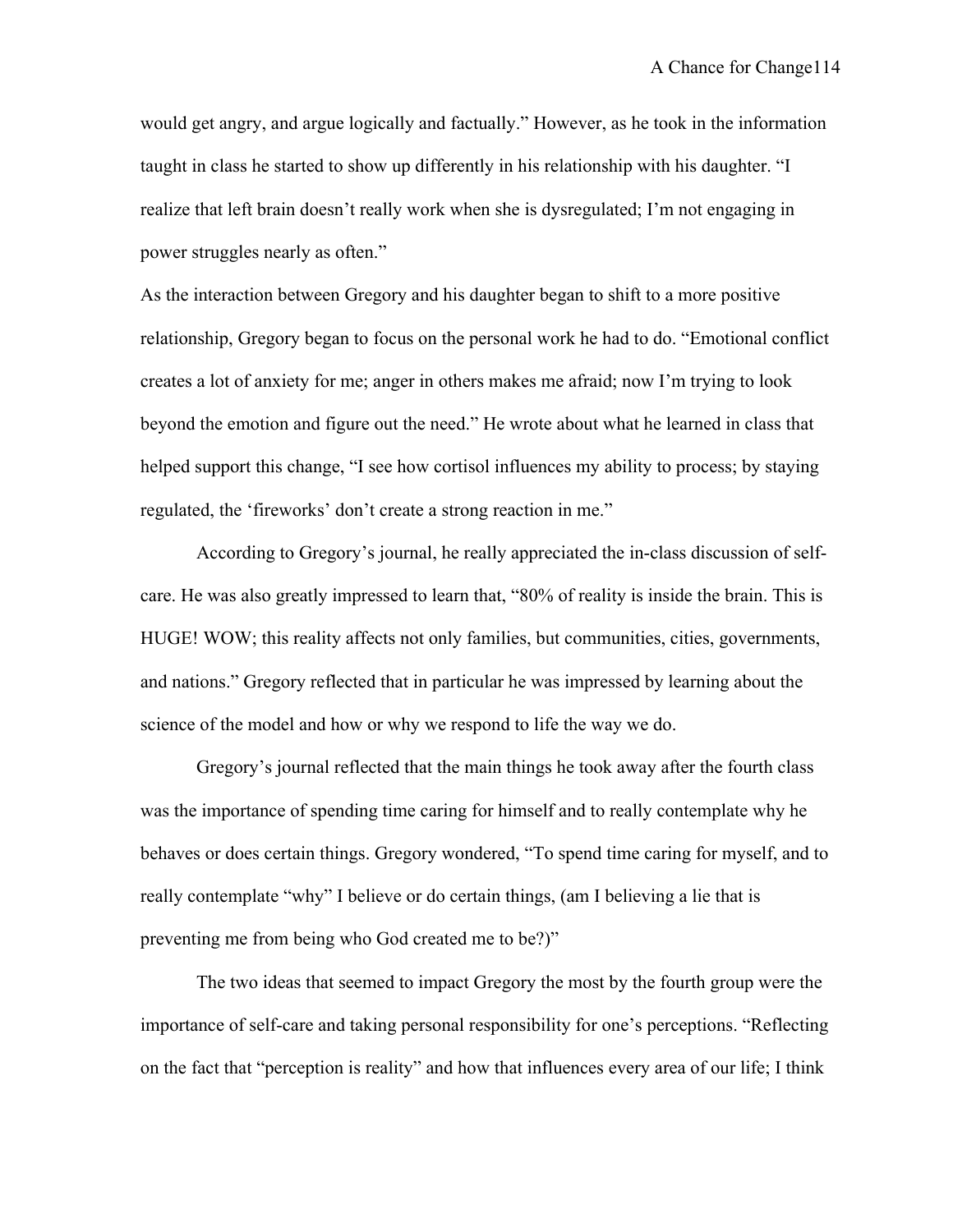would get angry, and argue logically and factually." However, as he took in the information taught in class he started to show up differently in his relationship with his daughter. "I realize that left brain doesn't really work when she is dysregulated; I'm not engaging in power struggles nearly as often."

As the interaction between Gregory and his daughter began to shift to a more positive relationship, Gregory began to focus on the personal work he had to do. "Emotional conflict creates a lot of anxiety for me; anger in others makes me afraid; now I'm trying to look beyond the emotion and figure out the need." He wrote about what he learned in class that helped support this change, "I see how cortisol influences my ability to process; by staying regulated, the 'fireworks' don't create a strong reaction in me."

According to Gregory's journal, he really appreciated the in-class discussion of self-care. He was also greatly impressed to learn that, "80% of reality is inside the brain. This is HUGE! WOW; this reality affects not only families, but communities, cities, governments, and nations." Gregory reflected that in particular he was impressed by learning about the science of the model and how or why we respond to life the way we do.

Gregory's journal reflected that the main things he took away after the fourth class was the importance of spending time caring for himself and to really contemplate why he behaves or does certain things. Gregory wondered, "To spend time caring for myself, and to really contemplate "why" I believe or do certain things, (am I believing a lie that is preventing me from being who God created me to be?)"

The two ideas that seemed to impact Gregory the most by the fourth group were the importance of self-care and taking personal responsibility for one's perceptions. "Reflecting on the fact that "perception is reality" and how that influences every area of our life; I think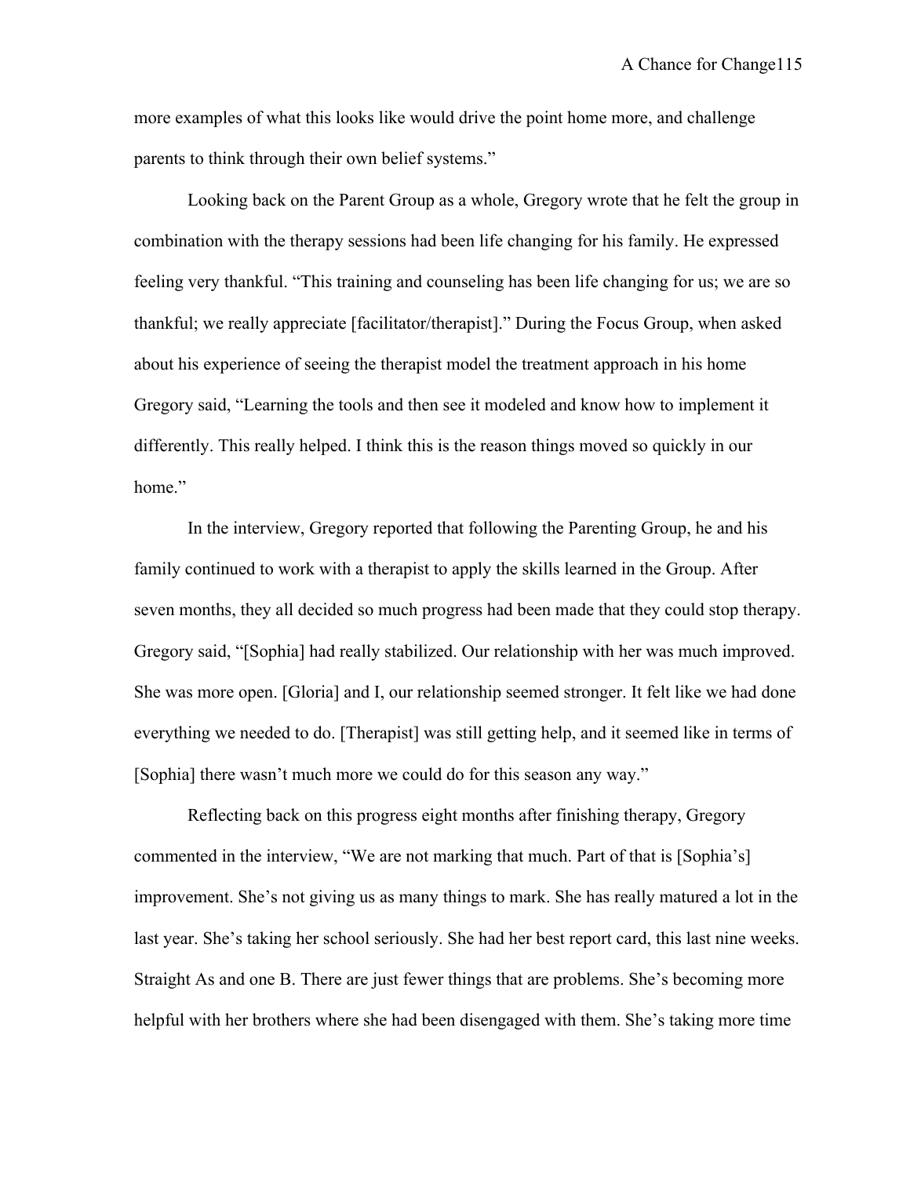more examples of what this looks like would drive the point home more, and challenge parents to think through their own belief systems."

Looking back on the Parent Group as a whole, Gregory wrote that he felt the group in combination with the therapy sessions had been life changing for his family. He expressed feeling very thankful. "This training and counseling has been life changing for us; we are so thankful; we really appreciate [facilitator/therapist]." During the Focus Group, when asked about his experience of seeing the therapist model the treatment approach in his home Gregory said, "Learning the tools and then see it modeled and know how to implement it differently. This really helped. I think this is the reason things moved so quickly in our home."

In the interview, Gregory reported that following the Parenting Group, he and his family continued to work with a therapist to apply the skills learned in the Group. After seven months, they all decided so much progress had been made that they could stop therapy. Gregory said, "[Sophia] had really stabilized. Our relationship with her was much improved. She was more open. [Gloria] and I, our relationship seemed stronger. It felt like we had done everything we needed to do. [Therapist] was still getting help, and it seemed like in terms of [Sophia] there wasn't much more we could do for this season any way."

Reflecting back on this progress eight months after finishing therapy, Gregory commented in the interview, "We are not marking that much. Part of that is [Sophia's] improvement. She's not giving us as many things to mark. She has really matured a lot in the last year. She's taking her school seriously. She had her best report card, this last nine weeks. Straight As and one B. There are just fewer things that are problems. She's becoming more helpful with her brothers where she had been disengaged with them. She's taking more time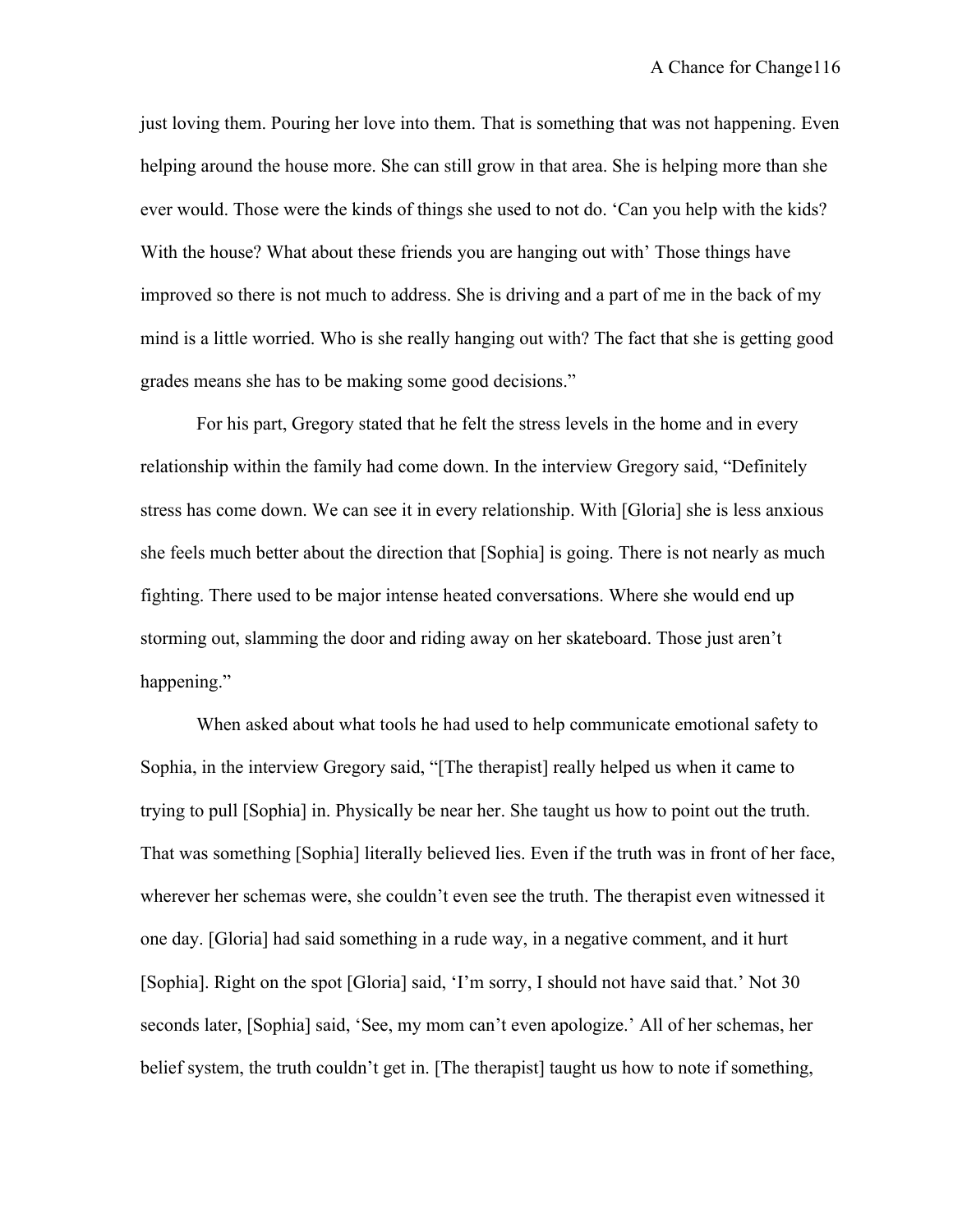just loving them. Pouring her love into them. That is something that was not happening. Even helping around the house more. She can still grow in that area. She is helping more than she ever would. Those were the kinds of things she used to not do. 'Can you help with the kids? With the house? What about these friends you are hanging out with' Those things have improved so there is not much to address. She is driving and a part of me in the back of my mind is a little worried. Who is she really hanging out with? The fact that she is getting good grades means she has to be making some good decisions."

For his part, Gregory stated that he felt the stress levels in the home and in every relationship within the family had come down. In the interview Gregory said, "Definitely stress has come down. We can see it in every relationship. With [Gloria] she is less anxious she feels much better about the direction that [Sophia] is going. There is not nearly as much fighting. There used to be major intense heated conversations. Where she would end up storming out, slamming the door and riding away on her skateboard. Those just aren't happening."

When asked about what tools he had used to help communicate emotional safety to Sophia, in the interview Gregory said, "[The therapist] really helped us when it came to trying to pull [Sophia] in. Physically be near her. She taught us how to point out the truth. That was something [Sophia] literally believed lies. Even if the truth was in front of her face, wherever her schemas were, she couldn't even see the truth. The therapist even witnessed it one day. [Gloria] had said something in a rude way, in a negative comment, and it hurt [Sophia]. Right on the spot [Gloria] said, 'I'm sorry, I should not have said that.' Not 30 seconds later, [Sophia] said, 'See, my mom can't even apologize.' All of her schemas, her belief system, the truth couldn't get in. [The therapist] taught us how to note if something,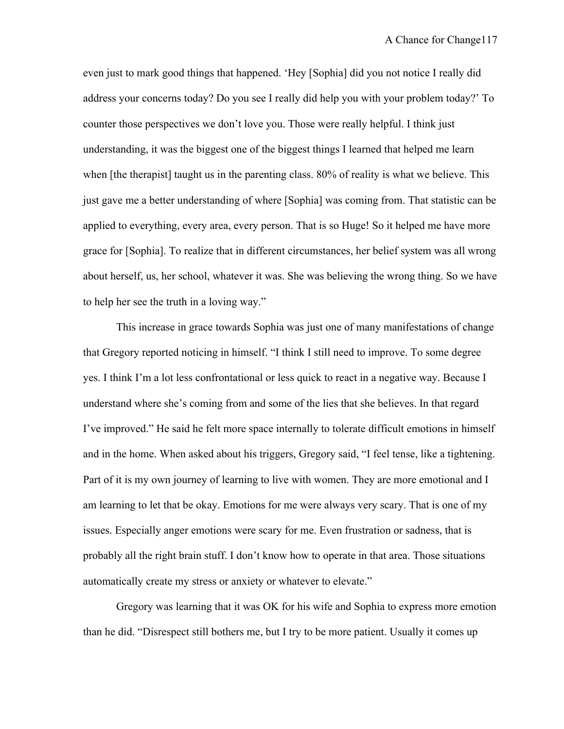even just to mark good things that happened. 'Hey [Sophia] did you not notice I really did address your concerns today? Do you see I really did help you with your problem today?' To counter those perspectives we don't love you. Those were really helpful. I think just understanding, it was the biggest one of the biggest things I learned that helped me learn when [the therapist] taught us in the parenting class. 80% of reality is what we believe. This just gave me a better understanding of where [Sophia] was coming from. That statistic can be applied to everything, every area, every person. That is so Huge! So it helped me have more grace for [Sophia]. To realize that in different circumstances, her belief system was all wrong about herself, us, her school, whatever it was. She was believing the wrong thing. So we have to help her see the truth in a loving way."

This increase in grace towards Sophia was just one of many manifestations of change that Gregory reported noticing in himself. "I think I still need to improve. To some degree yes. I think I'm a lot less confrontational or less quick to react in a negative way. Because I understand where she's coming from and some of the lies that she believes. In that regard I've improved." He said he felt more space internally to tolerate difficult emotions in himself and in the home. When asked about his triggers, Gregory said, "I feel tense, like a tightening. Part of it is my own journey of learning to live with women. They are more emotional and I am learning to let that be okay. Emotions for me were always very scary. That is one of my issues. Especially anger emotions were scary for me. Even frustration or sadness, that is probably all the right brain stuff. I don't know how to operate in that area. Those situations automatically create my stress or anxiety or whatever to elevate."

Gregory was learning that it was OK for his wife and Sophia to express more emotion than he did. "Disrespect still bothers me, but I try to be more patient. Usually it comes up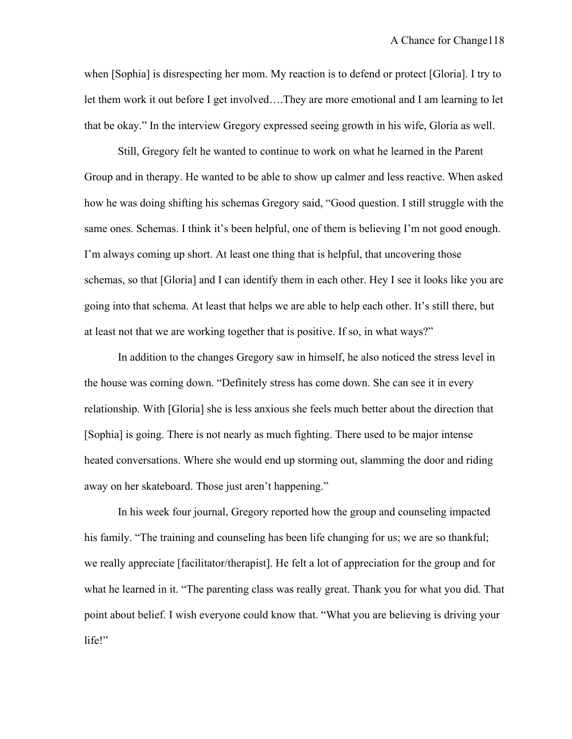when [Sophia] is disrespecting her mom. My reaction is to defend or protect [Gloria]. I try to let them work it out before I get involved….They are more emotional and I am learning to let that be okay." In the interview Gregory expressed seeing growth in his wife, Gloria as well.

Still, Gregory felt he wanted to continue to work on what he learned in the Parent Group and in therapy. He wanted to be able to show up calmer and less reactive. When asked how he was doing shifting his schemas Gregory said, "Good question. I still struggle with the same ones. Schemas. I think it's been helpful, one of them is believing I'm not good enough. I'm always coming up short. At least one thing that is helpful, that uncovering those schemas, so that [Gloria] and I can identify them in each other. Hey I see it looks like you are going into that schema. At least that helps we are able to help each other. It's still there, but at least not that we are working together that is positive. If so, in what ways?"

In addition to the changes Gregory saw in himself, he also noticed the stress level in the house was coming down. "Definitely stress has come down. She can see it in every relationship. With [Gloria] she is less anxious she feels much better about the direction that [Sophia] is going. There is not nearly as much fighting. There used to be major intense heated conversations. Where she would end up storming out, slamming the door and riding away on her skateboard. Those just aren't happening."

In his week four journal, Gregory reported how the group and counseling impacted his family. "The training and counseling has been life changing for us; we are so thankful; we really appreciate [facilitator/therapist]. He felt a lot of appreciation for the group and for what he learned in it. "The parenting class was really great. Thank you for what you did. That point about belief. I wish everyone could know that. "What you are believing is driving your life!"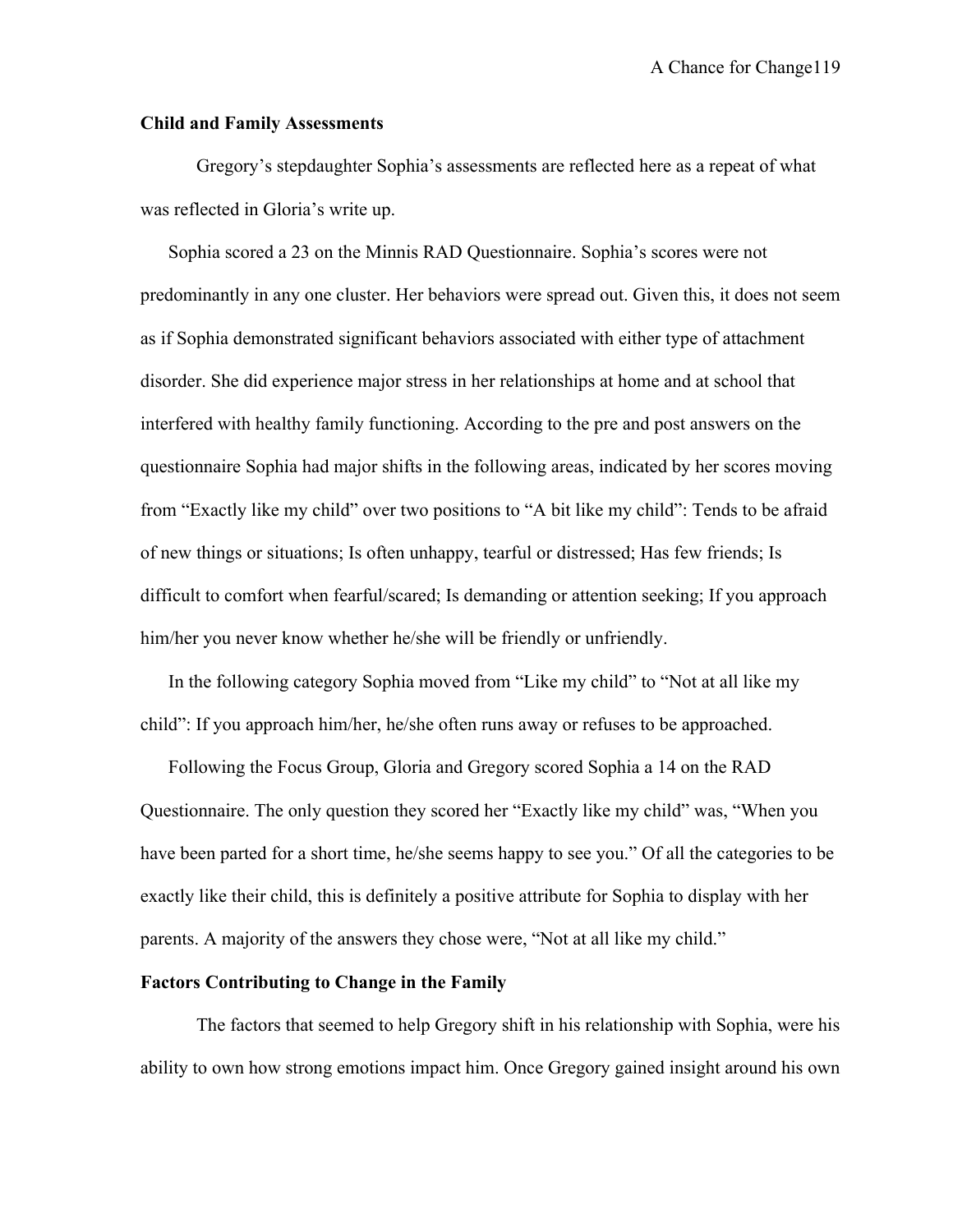**Child and Family Assessments**

Gregory's stepdaughter Sophia's assessments are reflected here as a repeat of what was reflected in Gloria's write up.

Sophia scored a 23 on the Minnis RAD Questionnaire. Sophia's scores were not predominantly in any one cluster. Her behaviors were spread out. Given this, it does not seem as if Sophia demonstrated significant behaviors associated with either type of attachment disorder. She did experience major stress in her relationships at home and at school that interfered with healthy family functioning. According to the pre and post answers on the questionnaire Sophia had major shifts in the following areas, indicated by her scores moving from "Exactly like my child" over two positions to "A bit like my child": Tends to be afraid of new things or situations; Is often unhappy, tearful or distressed; Has few friends; Is difficult to comfort when fearful/scared; Is demanding or attention seeking; If you approach him/her you never know whether he/she will be friendly or unfriendly.

In the following category Sophia moved from "Like my child" to "Not at all like my child": If you approach him/her, he/she often runs away or refuses to be approached.

Following the Focus Group, Gloria and Gregory scored Sophia a 14 on the RAD Questionnaire. The only question they scored her "Exactly like my child" was, "When you have been parted for a short time, he/she seems happy to see you." Of all the categories to be exactly like their child, this is definitely a positive attribute for Sophia to display with her parents. A majority of the answers they chose were, "Not at all like my child."

**Factors Contributing to Change in the Family**

The factors that seemed to help Gregory shift in his relationship with Sophia, were his ability to own how strong emotions impact him. Once Gregory gained insight around his own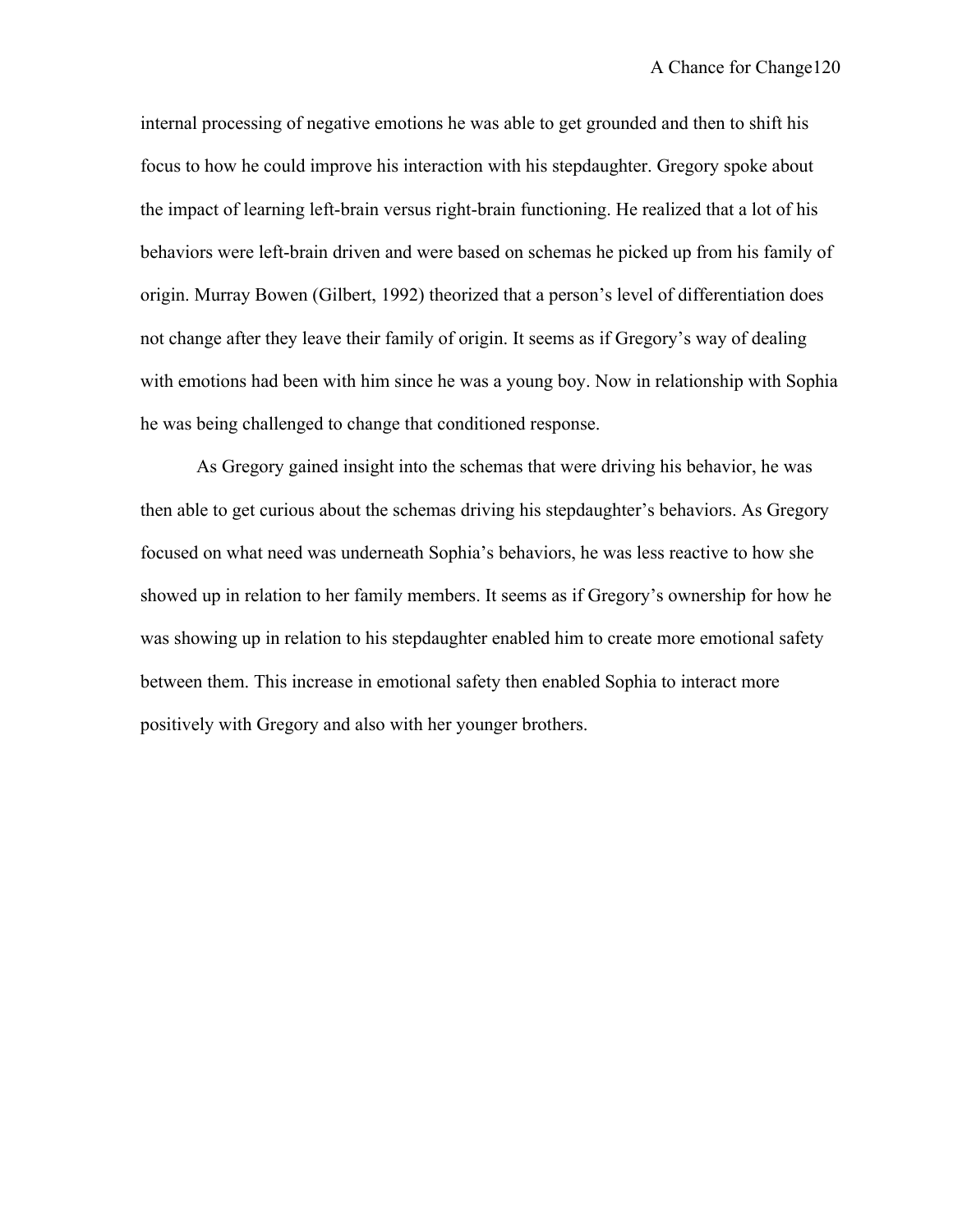internal processing of negative emotions he was able to get grounded and then to shift his focus to how he could improve his interaction with his stepdaughter. Gregory spoke about the impact of learning left-brain versus right-brain functioning. He realized that a lot of his behaviors were left-brain driven and were based on schemas he picked up from his family of origin. Murray Bowen (Gilbert, 1992) theorized that a person's level of differentiation does not change after they leave their family of origin. It seems as if Gregory's way of dealing with emotions had been with him since he was a young boy. Now in relationship with Sophia he was being challenged to change that conditioned response.

As Gregory gained insight into the schemas that were driving his behavior, he was then able to get curious about the schemas driving his stepdaughter's behaviors. As Gregory focused on what need was underneath Sophia's behaviors, he was less reactive to how she showed up in relation to her family members. It seems as if Gregory's ownership for how he was showing up in relation to his stepdaughter enabled him to create more emotional safety between them. This increase in emotional safety then enabled Sophia to interact more positively with Gregory and also with her younger brothers.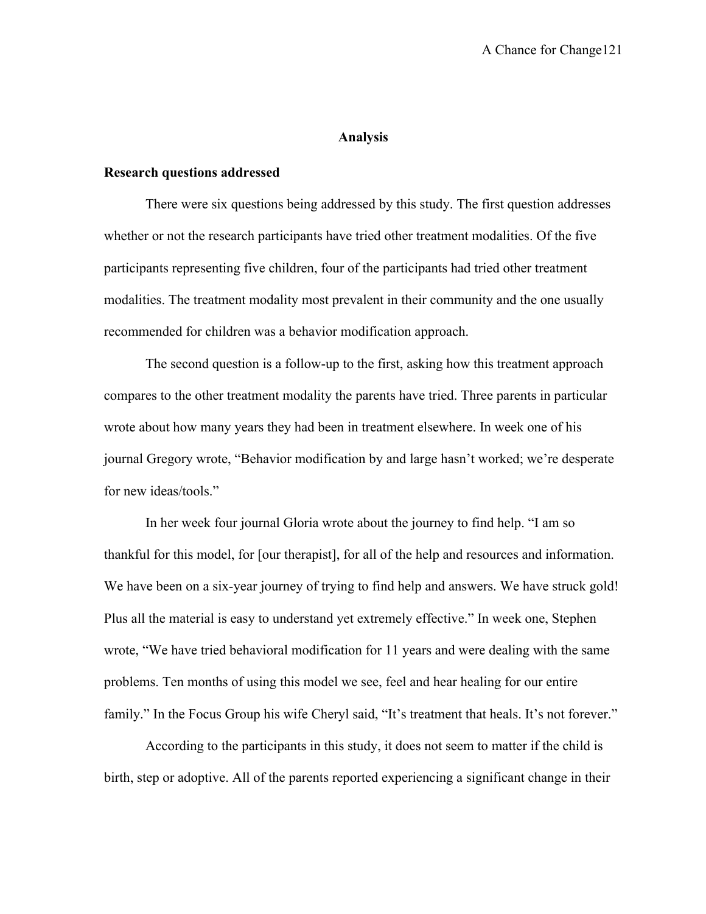## Analysis

### Research questions addressed

There were six questions being addressed by this study. The first question addresses whether or not the research participants have tried other treatment modalities. Of the five participants representing five children, four of the participants had tried other treatment modalities. The treatment modality most prevalent in their community and the one usually recommended for children was a behavior modification approach.

The second question is a follow-up to the first, asking how this treatment approach compares to the other treatment modality the parents have tried. Three parents in particular wrote about how many years they had been in treatment elsewhere. In week one of his journal Gregory wrote, "Behavior modification by and large hasn't worked; we're desperate for new ideas/tools."

In her week four journal Gloria wrote about the journey to find help. "I am so thankful for this model, for [our therapist], for all of the help and resources and information. We have been on a six-year journey of trying to find help and answers. We have struck gold! Plus all the material is easy to understand yet extremely effective." In week one, Stephen wrote, "We have tried behavioral modification for 11 years and were dealing with the same problems. Ten months of using this model we see, feel and hear healing for our entire family." In the Focus Group his wife Cheryl said, "It's treatment that heals. It's not forever."

According to the participants in this study, it does not seem to matter if the child is birth, step or adoptive. All of the parents reported experiencing a significant change in their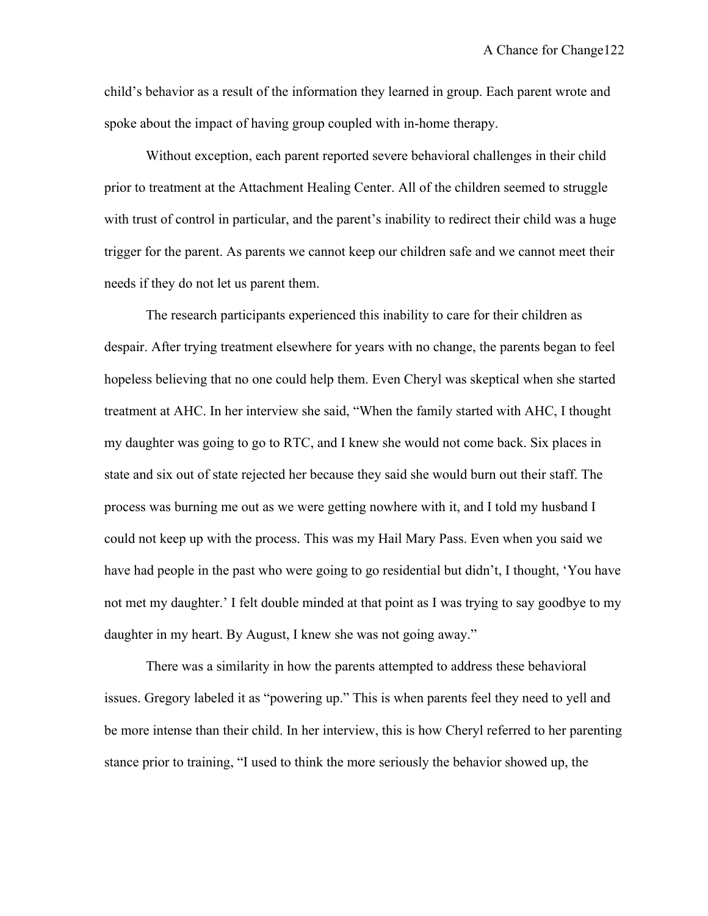child's behavior as a result of the information they learned in group. Each parent wrote and spoke about the impact of having group coupled with in-home therapy.

Without exception, each parent reported severe behavioral challenges in their child prior to treatment at the Attachment Healing Center. All of the children seemed to struggle with trust of control in particular, and the parent's inability to redirect their child was a huge trigger for the parent. As parents we cannot keep our children safe and we cannot meet their needs if they do not let us parent them.

The research participants experienced this inability to care for their children as despair. After trying treatment elsewhere for years with no change, the parents began to feel hopeless believing that no one could help them. Even Cheryl was skeptical when she started treatment at AHC. In her interview she said, "When the family started with AHC, I thought my daughter was going to go to RTC, and I knew she would not come back. Six places in state and six out of state rejected her because they said she would burn out their staff. The process was burning me out as we were getting nowhere with it, and I told my husband I could not keep up with the process. This was my Hail Mary Pass. Even when you said we have had people in the past who were going to go residential but didn't, I thought, 'You have not met my daughter.' I felt double minded at that point as I was trying to say goodbye to my daughter in my heart. By August, I knew she was not going away."

There was a similarity in how the parents attempted to address these behavioral issues. Gregory labeled it as "powering up." This is when parents feel they need to yell and be more intense than their child. In her interview, this is how Cheryl referred to her parenting stance prior to training, "I used to think the more seriously the behavior showed up, the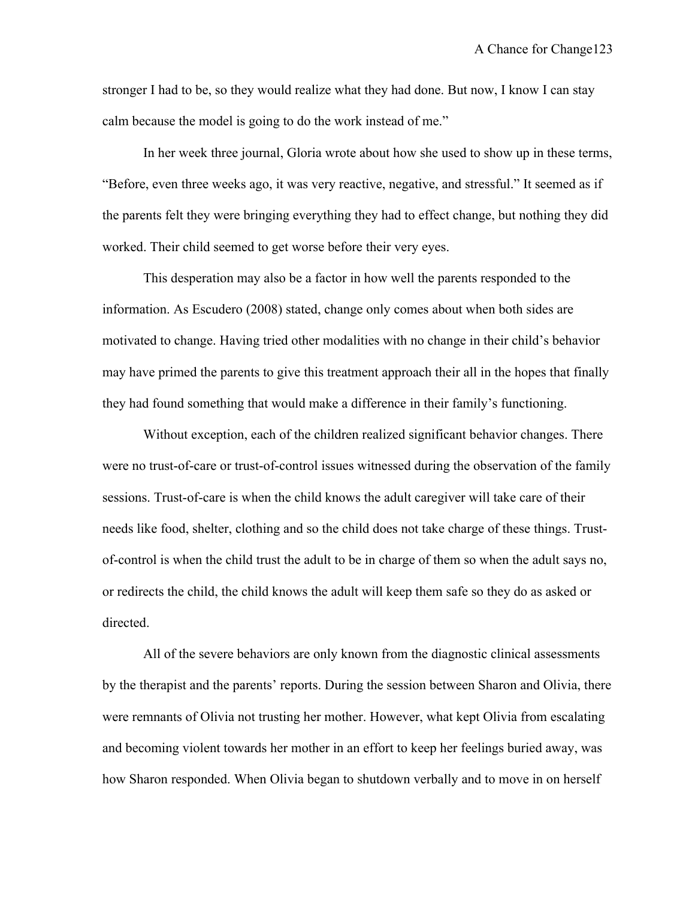stronger I had to be, so they would realize what they had done. But now, I know I can stay calm because the model is going to do the work instead of me."

In her week three journal, Gloria wrote about how she used to show up in these terms, "Before, even three weeks ago, it was very reactive, negative, and stressful." It seemed as if the parents felt they were bringing everything they had to effect change, but nothing they did worked. Their child seemed to get worse before their very eyes.

This desperation may also be a factor in how well the parents responded to the information. As Escudero (2008) stated, change only comes about when both sides are motivated to change. Having tried other modalities with no change in their child's behavior may have primed the parents to give this treatment approach their all in the hopes that finally they had found something that would make a difference in their family's functioning.

Without exception, each of the children realized significant behavior changes. There were no trust-of-care or trust-of-control issues witnessed during the observation of the family sessions. Trust-of-care is when the child knows the adult caregiver will take care of their needs like food, shelter, clothing and so the child does not take charge of these things. Trust-of-control is when the child trust the adult to be in charge of them so when the adult says no, or redirects the child, the child knows the adult will keep them safe so they do as asked or directed.

All of the severe behaviors are only known from the diagnostic clinical assessments by the therapist and the parents' reports. During the session between Sharon and Olivia, there were remnants of Olivia not trusting her mother. However, what kept Olivia from escalating and becoming violent towards her mother in an effort to keep her feelings buried away, was how Sharon responded. When Olivia began to shutdown verbally and to move in on herself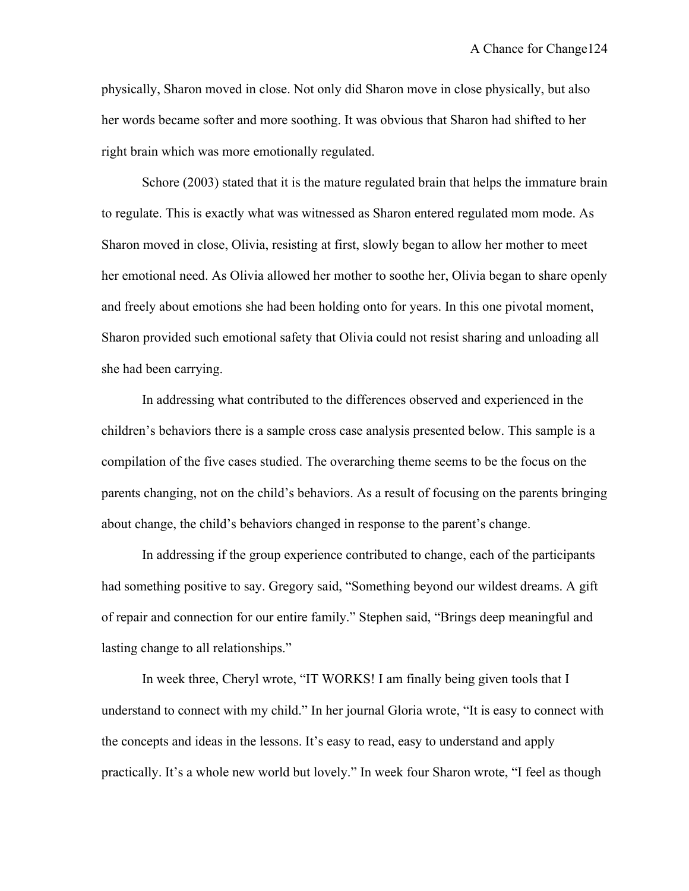physically, Sharon moved in close. Not only did Sharon move in close physically, but also her words became softer and more soothing. It was obvious that Sharon had shifted to her right brain which was more emotionally regulated.

Schore (2003) stated that it is the mature regulated brain that helps the immature brain to regulate. This is exactly what was witnessed as Sharon entered regulated mom mode. As Sharon moved in close, Olivia, resisting at first, slowly began to allow her mother to meet her emotional need. As Olivia allowed her mother to soothe her, Olivia began to share openly and freely about emotions she had been holding onto for years. In this one pivotal moment, Sharon provided such emotional safety that Olivia could not resist sharing and unloading all she had been carrying.

In addressing what contributed to the differences observed and experienced in the children's behaviors there is a sample cross case analysis presented below. This sample is a compilation of the five cases studied. The overarching theme seems to be the focus on the parents changing, not on the child's behaviors. As a result of focusing on the parents bringing about change, the child's behaviors changed in response to the parent's change.

In addressing if the group experience contributed to change, each of the participants had something positive to say. Gregory said, "Something beyond our wildest dreams. A gift of repair and connection for our entire family." Stephen said, "Brings deep meaningful and lasting change to all relationships."

In week three, Cheryl wrote, "IT WORKS! I am finally being given tools that I understand to connect with my child." In her journal Gloria wrote, "It is easy to connect with the concepts and ideas in the lessons. It's easy to read, easy to understand and apply practically. It's a whole new world but lovely." In week four Sharon wrote, "I feel as though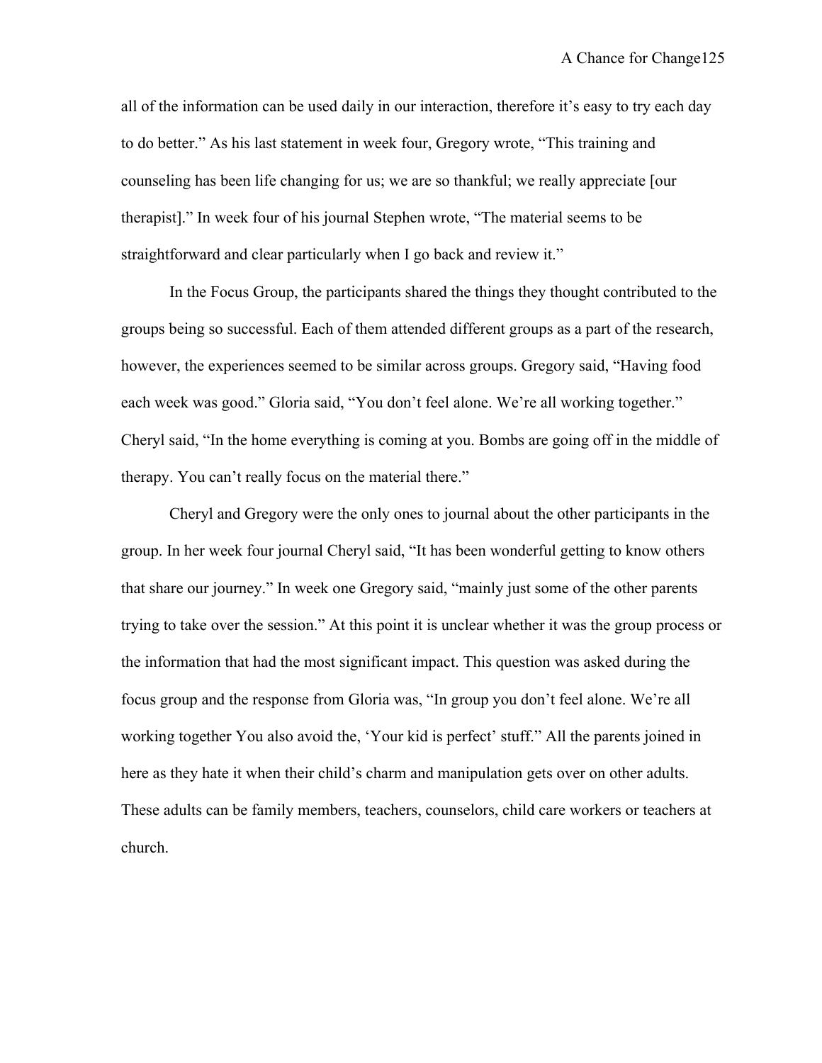all of the information can be used daily in our interaction, therefore it's easy to try each day to do better." As his last statement in week four, Gregory wrote, "This training and counseling has been life changing for us; we are so thankful; we really appreciate [our therapist]." In week four of his journal Stephen wrote, "The material seems to be straightforward and clear particularly when I go back and review it."

In the Focus Group, the participants shared the things they thought contributed to the groups being so successful. Each of them attended different groups as a part of the research, however, the experiences seemed to be similar across groups. Gregory said, "Having food each week was good." Gloria said, "You don't feel alone. We're all working together." Cheryl said, "In the home everything is coming at you. Bombs are going off in the middle of therapy. You can't really focus on the material there."

Cheryl and Gregory were the only ones to journal about the other participants in the group. In her week four journal Cheryl said, "It has been wonderful getting to know others that share our journey." In week one Gregory said, "mainly just some of the other parents trying to take over the session." At this point it is unclear whether it was the group process or the information that had the most significant impact. This question was asked during the focus group and the response from Gloria was, "In group you don't feel alone. We're all working together You also avoid the, 'Your kid is perfect' stuff." All the parents joined in here as they hate it when their child's charm and manipulation gets over on other adults. These adults can be family members, teachers, counselors, child care workers or teachers at church.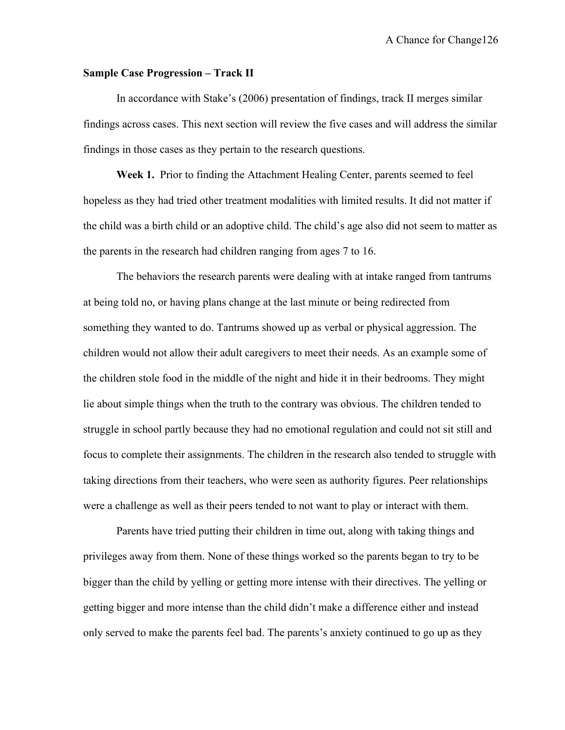**Sample Case Progression – Track II**

In accordance with Stake's (2006) presentation of findings, track II merges similar findings across cases. This next section will review the five cases and will address the similar findings in those cases as they pertain to the research questions.

**Week 1.** Prior to finding the Attachment Healing Center, parents seemed to feel hopeless as they had tried other treatment modalities with limited results. It did not matter if the child was a birth child or an adoptive child. The child's age also did not seem to matter as the parents in the research had children ranging from ages 7 to 16.

The behaviors the research parents were dealing with at intake ranged from tantrums at being told no, or having plans change at the last minute or being redirected from something they wanted to do. Tantrums showed up as verbal or physical aggression. The children would not allow their adult caregivers to meet their needs. As an example some of the children stole food in the middle of the night and hide it in their bedrooms. They might lie about simple things when the truth to the contrary was obvious. The children tended to struggle in school partly because they had no emotional regulation and could not sit still and focus to complete their assignments. The children in the research also tended to struggle with taking directions from their teachers, who were seen as authority figures. Peer relationships were a challenge as well as their peers tended to not want to play or interact with them.

Parents have tried putting their children in time out, along with taking things and privileges away from them. None of these things worked so the parents began to try to be bigger than the child by yelling or getting more intense with their directives. The yelling or getting bigger and more intense than the child didn't make a difference either and instead only served to make the parents feel bad. The parents's anxiety continued to go up as they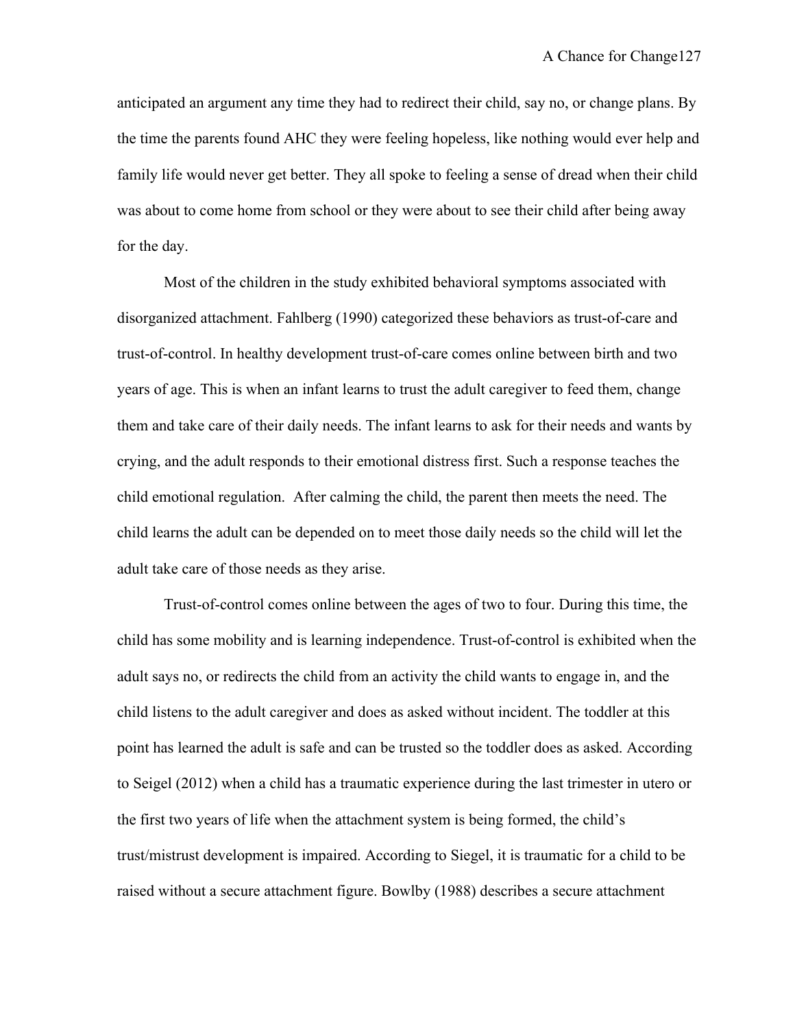anticipated an argument any time they had to redirect their child, say no, or change plans. By the time the parents found AHC they were feeling hopeless, like nothing would ever help and family life would never get better. They all spoke to feeling a sense of dread when their child was about to come home from school or they were about to see their child after being away for the day.

Most of the children in the study exhibited behavioral symptoms associated with disorganized attachment. Fahlberg (1990) categorized these behaviors as trust-of-care and trust-of-control. In healthy development trust-of-care comes online between birth and two years of age. This is when an infant learns to trust the adult caregiver to feed them, change them and take care of their daily needs. The infant learns to ask for their needs and wants by crying, and the adult responds to their emotional distress first. Such a response teaches the child emotional regulation. After calming the child, the parent then meets the need. The child learns the adult can be depended on to meet those daily needs so the child will let the adult take care of those needs as they arise.

Trust-of-control comes online between the ages of two to four. During this time, the child has some mobility and is learning independence. Trust-of-control is exhibited when the adult says no, or redirects the child from an activity the child wants to engage in, and the child listens to the adult caregiver and does as asked without incident. The toddler at this point has learned the adult is safe and can be trusted so the toddler does as asked. According to Seigel (2012) when a child has a traumatic experience during the last trimester in utero or the first two years of life when the attachment system is being formed, the child's trust/mistrust development is impaired. According to Siegel, it is traumatic for a child to be raised without a secure attachment figure. Bowlby (1988) describes a secure attachment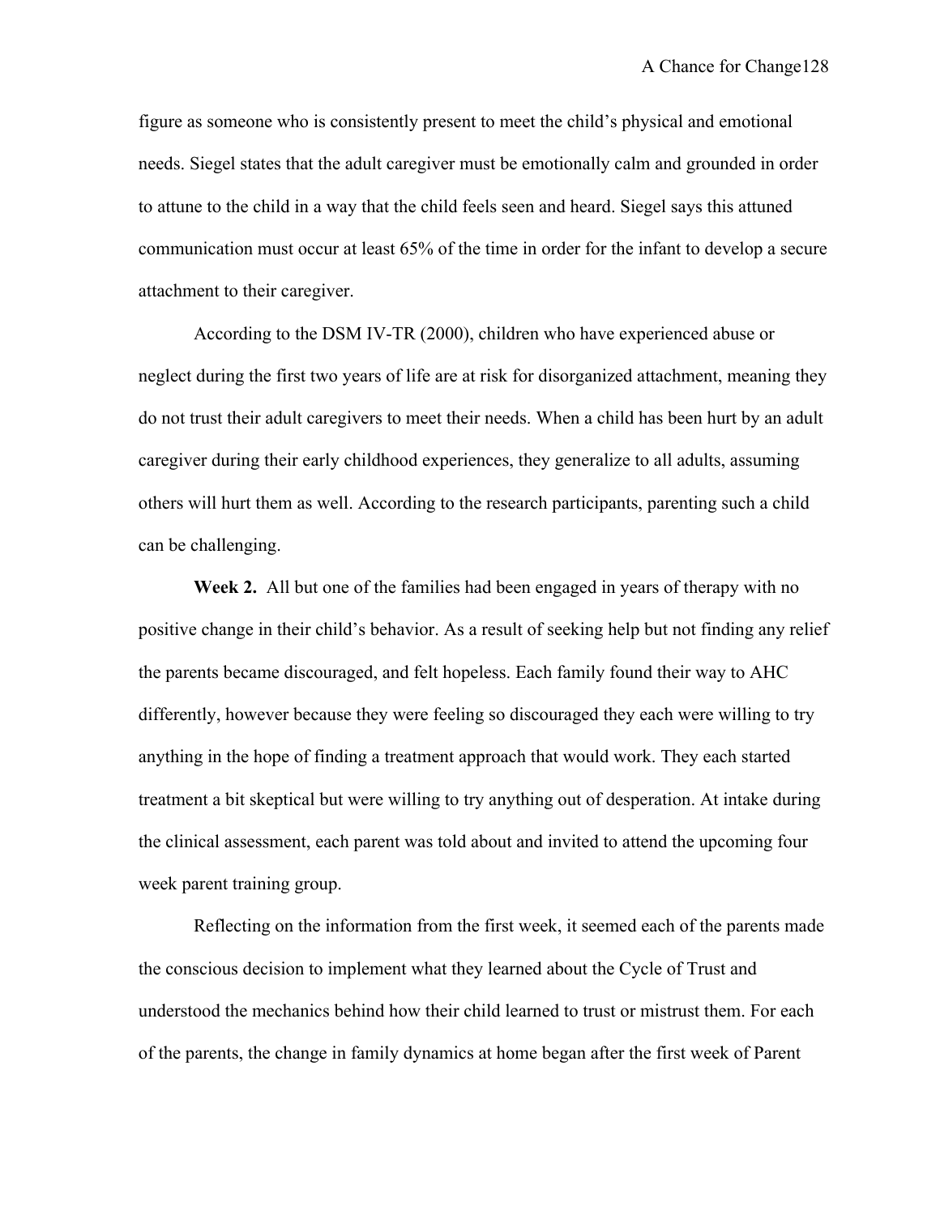figure as someone who is consistently present to meet the child's physical and emotional needs. Siegel states that the adult caregiver must be emotionally calm and grounded in order to attune to the child in a way that the child feels seen and heard. Siegel says this attuned communication must occur at least 65% of the time in order for the infant to develop a secure attachment to their caregiver.

According to the DSM IV-TR (2000), children who have experienced abuse or neglect during the first two years of life are at risk for disorganized attachment, meaning they do not trust their adult caregivers to meet their needs. When a child has been hurt by an adult caregiver during their early childhood experiences, they generalize to all adults, assuming others will hurt them as well. According to the research participants, parenting such a child can be challenging.

**Week 2.** All but one of the families had been engaged in years of therapy with no positive change in their child's behavior. As a result of seeking help but not finding any relief the parents became discouraged, and felt hopeless. Each family found their way to AHC differently, however because they were feeling so discouraged they each were willing to try anything in the hope of finding a treatment approach that would work. They each started treatment a bit skeptical but were willing to try anything out of desperation. At intake during the clinical assessment, each parent was told about and invited to attend the upcoming four week parent training group.

Reflecting on the information from the first week, it seemed each of the parents made the conscious decision to implement what they learned about the Cycle of Trust and understood the mechanics behind how their child learned to trust or mistrust them. For each of the parents, the change in family dynamics at home began after the first week of Parent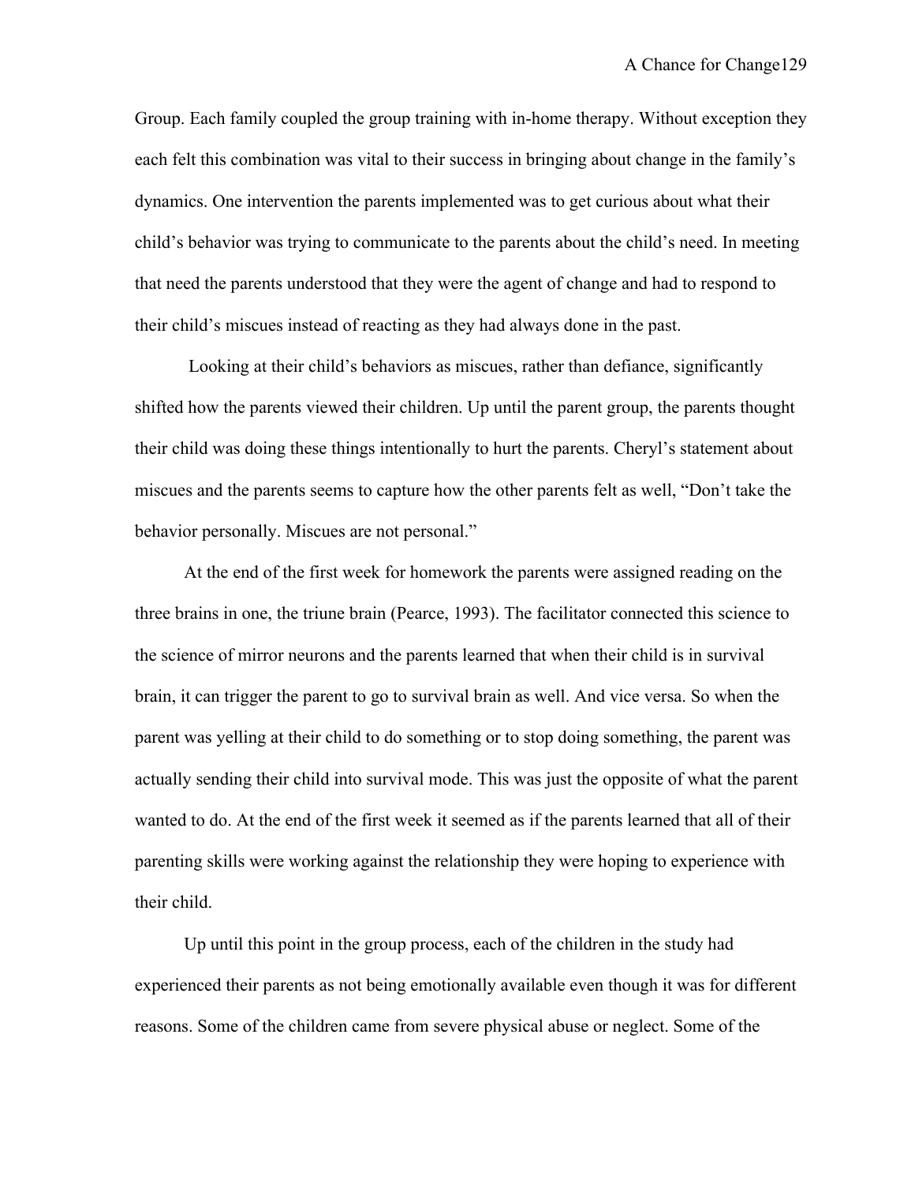Group. Each family coupled the group training with in-home therapy. Without exception they each felt this combination was vital to their success in bringing about change in the family's dynamics. One intervention the parents implemented was to get curious about what their child's behavior was trying to communicate to the parents about the child's need. In meeting that need the parents understood that they were the agent of change and had to respond to their child's miscues instead of reacting as they had always done in the past.

Looking at their child's behaviors as miscues, rather than defiance, significantly shifted how the parents viewed their children. Up until the parent group, the parents thought their child was doing these things intentionally to hurt the parents. Cheryl's statement about miscues and the parents seems to capture how the other parents felt as well, "Don't take the behavior personally. Miscues are not personal."

At the end of the first week for homework the parents were assigned reading on the three brains in one, the triune brain (Pearce, 1993). The facilitator connected this science to the science of mirror neurons and the parents learned that when their child is in survival brain, it can trigger the parent to go to survival brain as well. And vice versa. So when the parent was yelling at their child to do something or to stop doing something, the parent was actually sending their child into survival mode. This was just the opposite of what the parent wanted to do. At the end of the first week it seemed as if the parents learned that all of their parenting skills were working against the relationship they were hoping to experience with their child.

Up until this point in the group process, each of the children in the study had experienced their parents as not being emotionally available even though it was for different reasons. Some of the children came from severe physical abuse or neglect. Some of the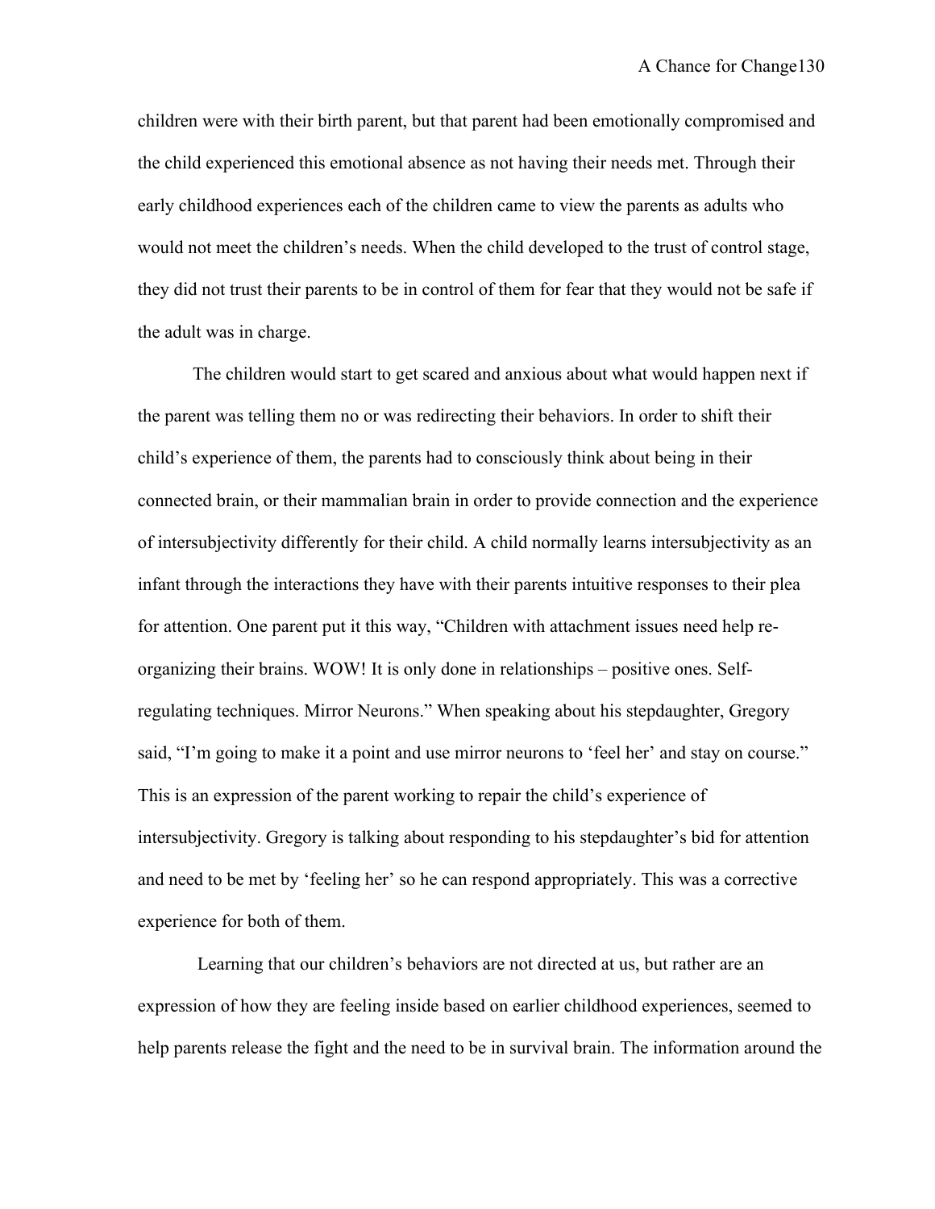children were with their birth parent, but that parent had been emotionally compromised and the child experienced this emotional absence as not having their needs met. Through their early childhood experiences each of the children came to view the parents as adults who would not meet the children's needs. When the child developed to the trust of control stage, they did not trust their parents to be in control of them for fear that they would not be safe if the adult was in charge.

The children would start to get scared and anxious about what would happen next if the parent was telling them no or was redirecting their behaviors. In order to shift their child's experience of them, the parents had to consciously think about being in their connected brain, or their mammalian brain in order to provide connection and the experience of intersubjectivity differently for their child. A child normally learns intersubjectivity as an infant through the interactions they have with their parents intuitive responses to their plea for attention. One parent put it this way, "Children with attachment issues need help re-organizing their brains. WOW! It is only done in relationships – positive ones. Self-regulating techniques. Mirror Neurons." When speaking about his stepdaughter, Gregory said, "I'm going to make it a point and use mirror neurons to 'feel her' and stay on course." This is an expression of the parent working to repair the child's experience of intersubjectivity. Gregory is talking about responding to his stepdaughter's bid for attention and need to be met by 'feeling her' so he can respond appropriately. This was a corrective experience for both of them.

Learning that our children's behaviors are not directed at us, but rather are an expression of how they are feeling inside based on earlier childhood experiences, seemed to help parents release the fight and the need to be in survival brain. The information around the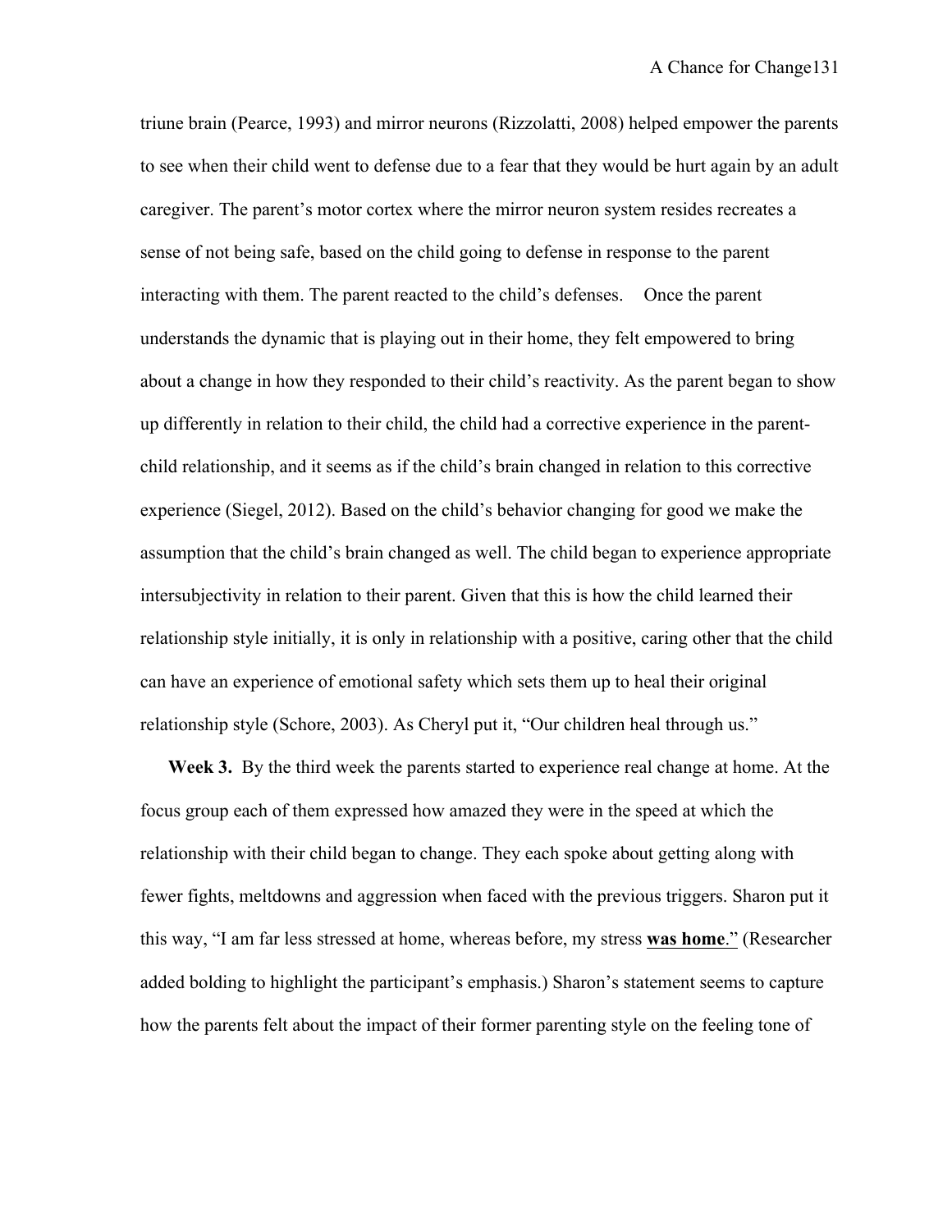triune brain (Pearce, 1993) and mirror neurons (Rizzolatti, 2008) helped empower the parents to see when their child went to defense due to a fear that they would be hurt again by an adult caregiver. The parent's motor cortex where the mirror neuron system resides recreates a sense of not being safe, based on the child going to defense in response to the parent interacting with them. The parent reacted to the child's defenses. Once the parent understands the dynamic that is playing out in their home, they felt empowered to bring about a change in how they responded to their child's reactivity. As the parent began to show up differently in relation to their child, the child had a corrective experience in the parent-child relationship, and it seems as if the child's brain changed in relation to this corrective experience (Siegel, 2012). Based on the child's behavior changing for good we make the assumption that the child's brain changed as well. The child began to experience appropriate intersubjectivity in relation to their parent. Given that this is how the child learned their relationship style initially, it is only in relationship with a positive, caring other that the child can have an experience of emotional safety which sets them up to heal their original relationship style (Schore, 2003). As Cheryl put it, "Our children heal through us."

**Week 3.** By the third week the parents started to experience real change at home. At the focus group each of them expressed how amazed they were in the speed at which the relationship with their child began to change. They each spoke about getting along with fewer fights, meltdowns and aggression when faced with the previous triggers. Sharon put it this way, "I am far less stressed at home, whereas before, my stress **was home**." (Researcher added bolding to highlight the participant's emphasis.) Sharon's statement seems to capture how the parents felt about the impact of their former parenting style on the feeling tone of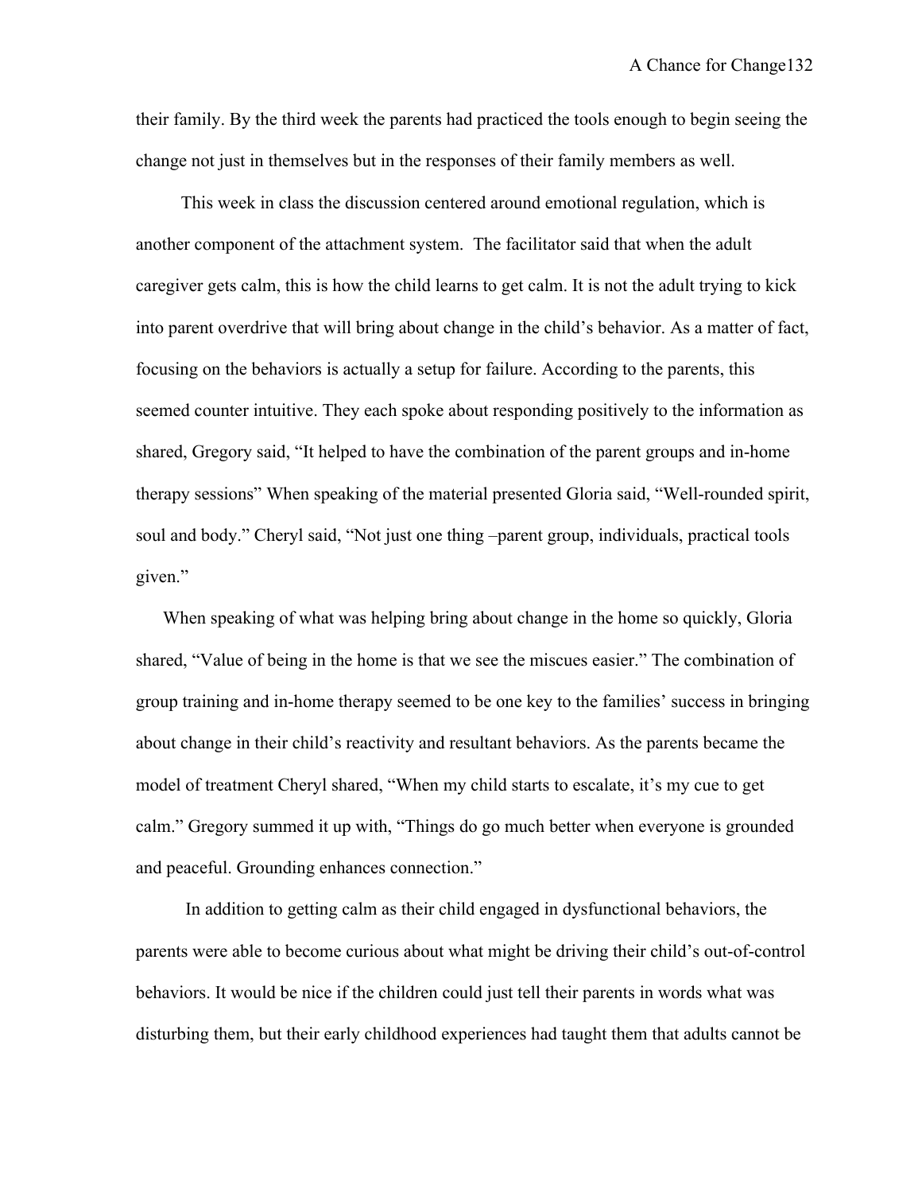their family. By the third week the parents had practiced the tools enough to begin seeing the change not just in themselves but in the responses of their family members as well.

This week in class the discussion centered around emotional regulation, which is another component of the attachment system. The facilitator said that when the adult caregiver gets calm, this is how the child learns to get calm. It is not the adult trying to kick into parent overdrive that will bring about change in the child's behavior. As a matter of fact, focusing on the behaviors is actually a setup for failure. According to the parents, this seemed counter intuitive. They each spoke about responding positively to the information as shared, Gregory said, "It helped to have the combination of the parent groups and in-home therapy sessions" When speaking of the material presented Gloria said, "Well-rounded spirit, soul and body." Cheryl said, "Not just one thing –parent group, individuals, practical tools given."

When speaking of what was helping bring about change in the home so quickly, Gloria shared, "Value of being in the home is that we see the miscues easier." The combination of group training and in-home therapy seemed to be one key to the families' success in bringing about change in their child's reactivity and resultant behaviors. As the parents became the model of treatment Cheryl shared, "When my child starts to escalate, it's my cue to get calm." Gregory summed it up with, "Things do go much better when everyone is grounded and peaceful. Grounding enhances connection."

In addition to getting calm as their child engaged in dysfunctional behaviors, the parents were able to become curious about what might be driving their child's out-of-control behaviors. It would be nice if the children could just tell their parents in words what was disturbing them, but their early childhood experiences had taught them that adults cannot be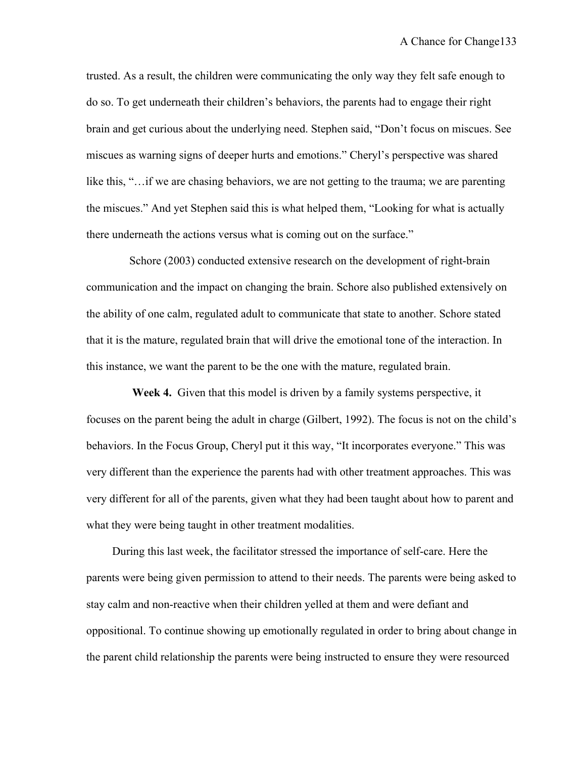trusted. As a result, the children were communicating the only way they felt safe enough to do so. To get underneath their children's behaviors, the parents had to engage their right brain and get curious about the underlying need. Stephen said, "Don't focus on miscues. See miscues as warning signs of deeper hurts and emotions." Cheryl's perspective was shared like this, "…if we are chasing behaviors, we are not getting to the trauma; we are parenting the miscues." And yet Stephen said this is what helped them, "Looking for what is actually there underneath the actions versus what is coming out on the surface."

Schore (2003) conducted extensive research on the development of right-brain communication and the impact on changing the brain. Schore also published extensively on the ability of one calm, regulated adult to communicate that state to another. Schore stated that it is the mature, regulated brain that will drive the emotional tone of the interaction. In this instance, we want the parent to be the one with the mature, regulated brain.

**Week 4.** Given that this model is driven by a family systems perspective, it focuses on the parent being the adult in charge (Gilbert, 1992). The focus is not on the child's behaviors. In the Focus Group, Cheryl put it this way, "It incorporates everyone." This was very different than the experience the parents had with other treatment approaches. This was very different for all of the parents, given what they had been taught about how to parent and what they were being taught in other treatment modalities.

During this last week, the facilitator stressed the importance of self-care. Here the parents were being given permission to attend to their needs. The parents were being asked to stay calm and non-reactive when their children yelled at them and were defiant and oppositional. To continue showing up emotionally regulated in order to bring about change in the parent child relationship the parents were being instructed to ensure they were resourced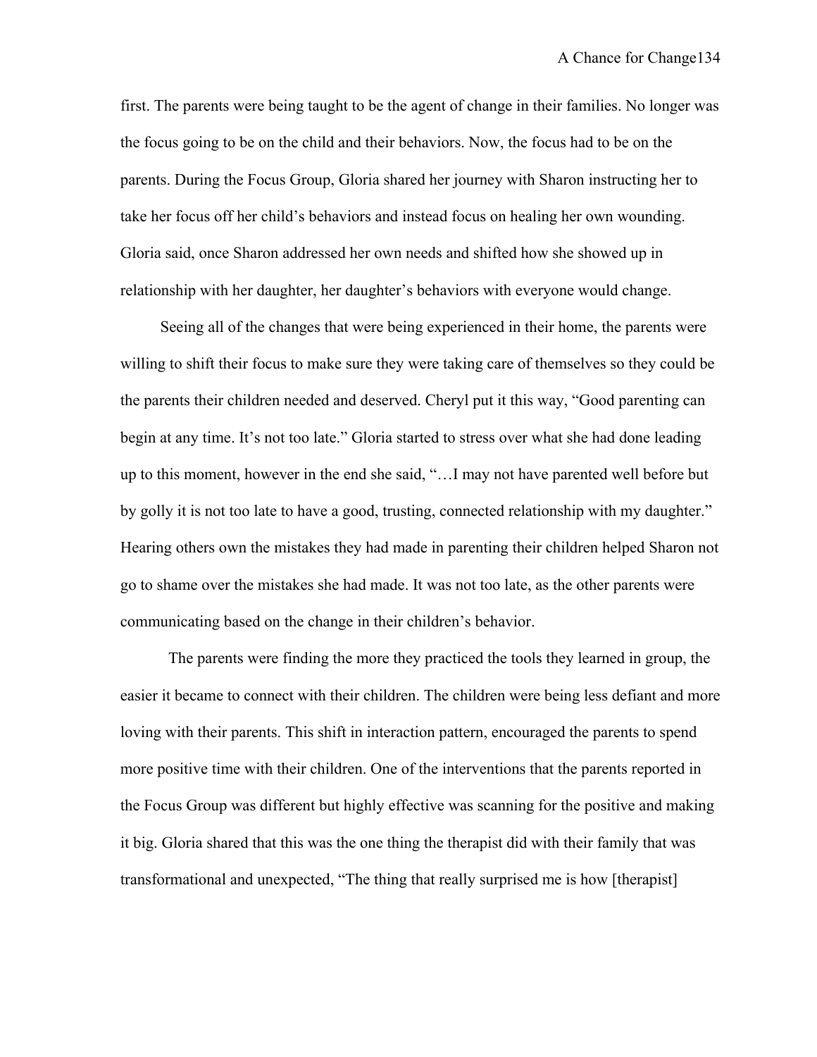first. The parents were being taught to be the agent of change in their families. No longer was the focus going to be on the child and their behaviors. Now, the focus had to be on the parents. During the Focus Group, Gloria shared her journey with Sharon instructing her to take her focus off her child's behaviors and instead focus on healing her own wounding. Gloria said, once Sharon addressed her own needs and shifted how she showed up in relationship with her daughter, her daughter's behaviors with everyone would change.

Seeing all of the changes that were being experienced in their home, the parents were willing to shift their focus to make sure they were taking care of themselves so they could be the parents their children needed and deserved. Cheryl put it this way, "Good parenting can begin at any time. It's not too late." Gloria started to stress over what she had done leading up to this moment, however in the end she said, "…I may not have parented well before but by golly it is not too late to have a good, trusting, connected relationship with my daughter." Hearing others own the mistakes they had made in parenting their children helped Sharon not go to shame over the mistakes she had made. It was not too late, as the other parents were communicating based on the change in their children's behavior.

The parents were finding the more they practiced the tools they learned in group, the easier it became to connect with their children. The children were being less defiant and more loving with their parents. This shift in interaction pattern, encouraged the parents to spend more positive time with their children. One of the interventions that the parents reported in the Focus Group was different but highly effective was scanning for the positive and making it big. Gloria shared that this was the one thing the therapist did with their family that was transformational and unexpected, "The thing that really surprised me is how [therapist]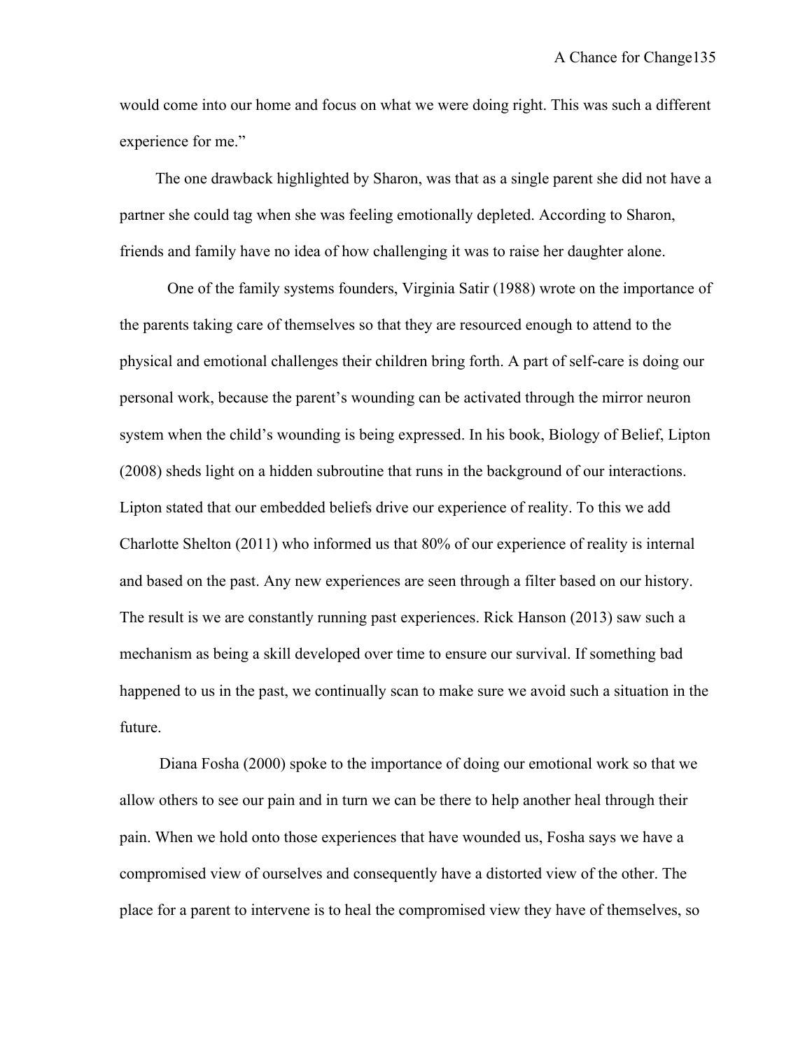would come into our home and focus on what we were doing right. This was such a different experience for me."

The one drawback highlighted by Sharon, was that as a single parent she did not have a partner she could tag when she was feeling emotionally depleted. According to Sharon, friends and family have no idea of how challenging it was to raise her daughter alone.

One of the family systems founders, Virginia Satir (1988) wrote on the importance of the parents taking care of themselves so that they are resourced enough to attend to the physical and emotional challenges their children bring forth. A part of self-care is doing our personal work, because the parent's wounding can be activated through the mirror neuron system when the child's wounding is being expressed. In his book, Biology of Belief, Lipton (2008) sheds light on a hidden subroutine that runs in the background of our interactions. Lipton stated that our embedded beliefs drive our experience of reality. To this we add Charlotte Shelton (2011) who informed us that 80% of our experience of reality is internal and based on the past. Any new experiences are seen through a filter based on our history. The result is we are constantly running past experiences. Rick Hanson (2013) saw such a mechanism as being a skill developed over time to ensure our survival. If something bad happened to us in the past, we continually scan to make sure we avoid such a situation in the future.

Diana Fosha (2000) spoke to the importance of doing our emotional work so that we allow others to see our pain and in turn we can be there to help another heal through their pain. When we hold onto those experiences that have wounded us, Fosha says we have a compromised view of ourselves and consequently have a distorted view of the other. The place for a parent to intervene is to heal the compromised view they have of themselves, so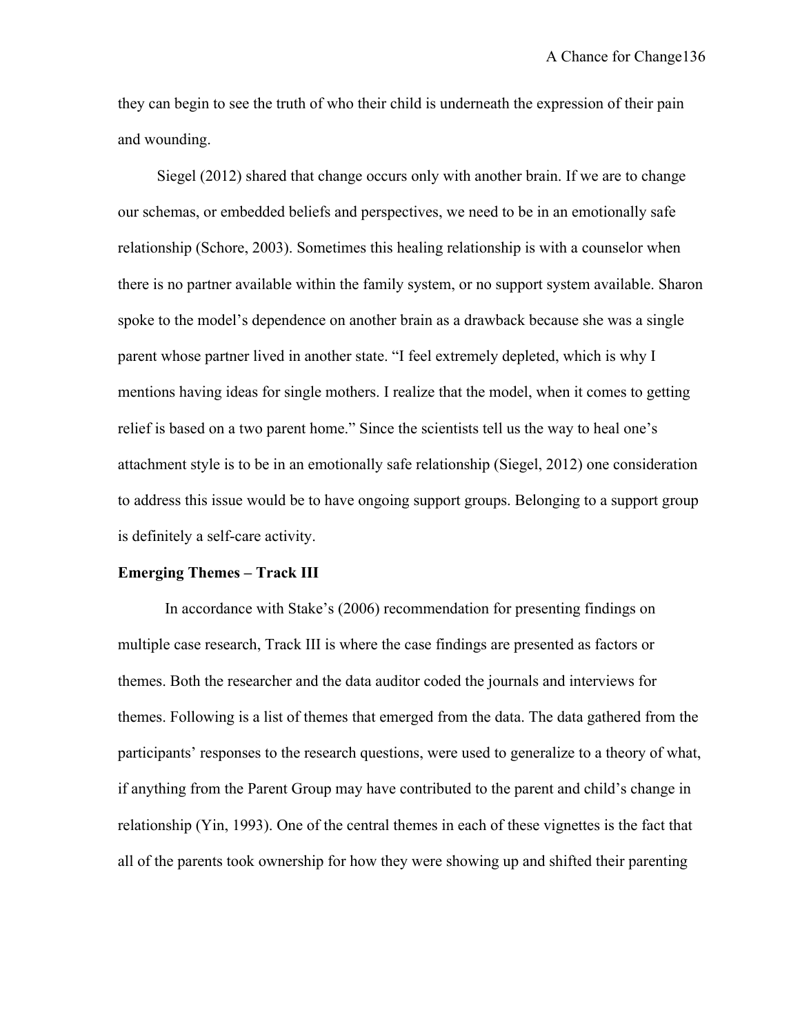they can begin to see the truth of who their child is underneath the expression of their pain and wounding.

Siegel (2012) shared that change occurs only with another brain. If we are to change our schemas, or embedded beliefs and perspectives, we need to be in an emotionally safe relationship (Schore, 2003). Sometimes this healing relationship is with a counselor when there is no partner available within the family system, or no support system available. Sharon spoke to the model's dependence on another brain as a drawback because she was a single parent whose partner lived in another state. "I feel extremely depleted, which is why I mentions having ideas for single mothers. I realize that the model, when it comes to getting relief is based on a two parent home." Since the scientists tell us the way to heal one's attachment style is to be in an emotionally safe relationship (Siegel, 2012) one consideration to address this issue would be to have ongoing support groups. Belonging to a support group is definitely a self-care activity.

**Emerging Themes – Track III**

In accordance with Stake's (2006) recommendation for presenting findings on multiple case research, Track III is where the case findings are presented as factors or themes. Both the researcher and the data auditor coded the journals and interviews for themes. Following is a list of themes that emerged from the data. The data gathered from the participants' responses to the research questions, were used to generalize to a theory of what, if anything from the Parent Group may have contributed to the parent and child's change in relationship (Yin, 1993). One of the central themes in each of these vignettes is the fact that all of the parents took ownership for how they were showing up and shifted their parenting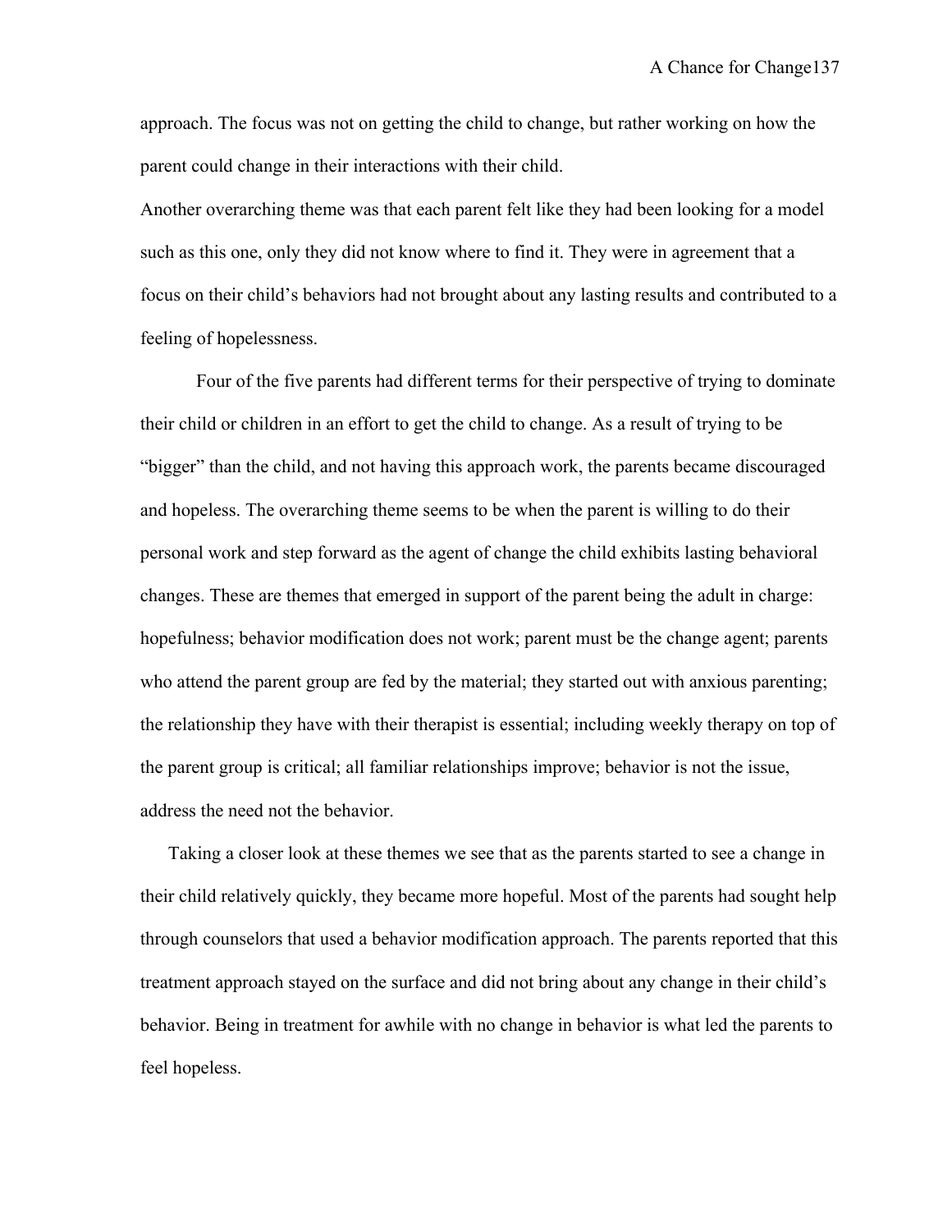approach. The focus was not on getting the child to change, but rather working on how the parent could change in their interactions with their child.

Another overarching theme was that each parent felt like they had been looking for a model such as this one, only they did not know where to find it. They were in agreement that a focus on their child's behaviors had not brought about any lasting results and contributed to a feeling of hopelessness.

Four of the five parents had different terms for their perspective of trying to dominate their child or children in an effort to get the child to change. As a result of trying to be "bigger" than the child, and not having this approach work, the parents became discouraged and hopeless. The overarching theme seems to be when the parent is willing to do their personal work and step forward as the agent of change the child exhibits lasting behavioral changes. These are themes that emerged in support of the parent being the adult in charge: hopefulness; behavior modification does not work; parent must be the change agent; parents who attend the parent group are fed by the material; they started out with anxious parenting; the relationship they have with their therapist is essential; including weekly therapy on top of the parent group is critical; all familiar relationships improve; behavior is not the issue, address the need not the behavior.

Taking a closer look at these themes we see that as the parents started to see a change in their child relatively quickly, they became more hopeful. Most of the parents had sought help through counselors that used a behavior modification approach. The parents reported that this treatment approach stayed on the surface and did not bring about any change in their child's behavior. Being in treatment for awhile with no change in behavior is what led the parents to feel hopeless.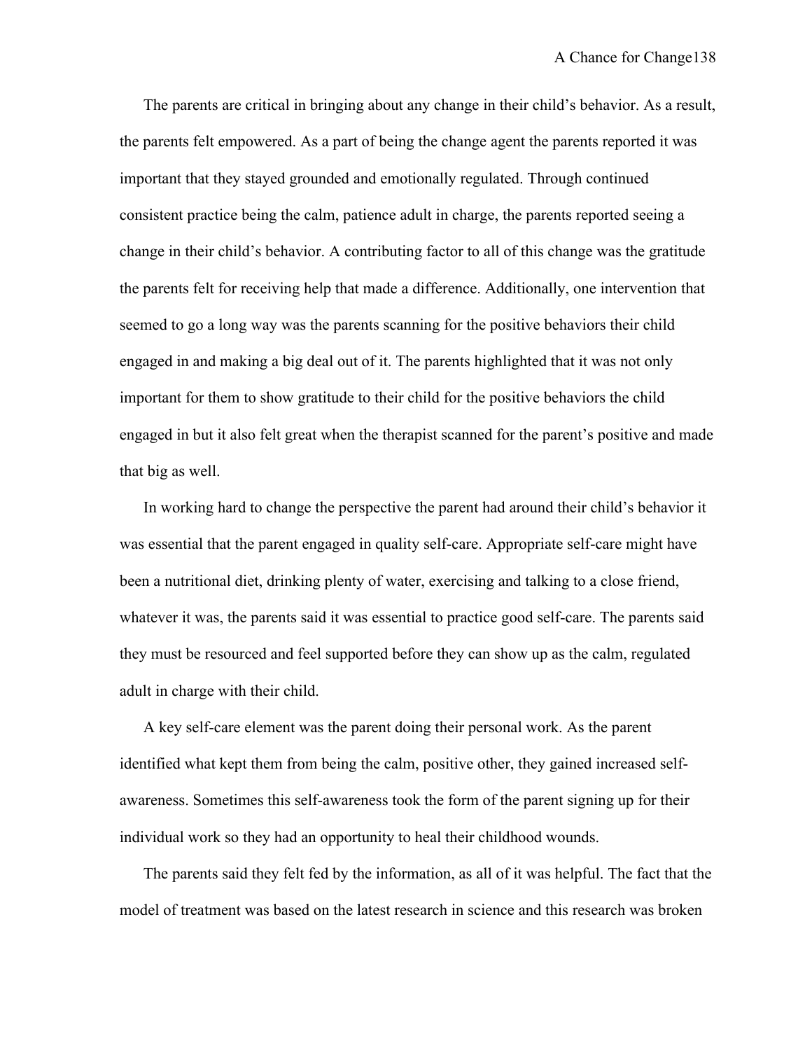The parents are critical in bringing about any change in their child's behavior. As a result, the parents felt empowered. As a part of being the change agent the parents reported it was important that they stayed grounded and emotionally regulated. Through continued consistent practice being the calm, patience adult in charge, the parents reported seeing a change in their child's behavior. A contributing factor to all of this change was the gratitude the parents felt for receiving help that made a difference. Additionally, one intervention that seemed to go a long way was the parents scanning for the positive behaviors their child engaged in and making a big deal out of it. The parents highlighted that it was not only important for them to show gratitude to their child for the positive behaviors the child engaged in but it also felt great when the therapist scanned for the parent's positive and made that big as well.

In working hard to change the perspective the parent had around their child's behavior it was essential that the parent engaged in quality self-care. Appropriate self-care might have been a nutritional diet, drinking plenty of water, exercising and talking to a close friend, whatever it was, the parents said it was essential to practice good self-care. The parents said they must be resourced and feel supported before they can show up as the calm, regulated adult in charge with their child.

A key self-care element was the parent doing their personal work. As the parent identified what kept them from being the calm, positive other, they gained increased self-awareness. Sometimes this self-awareness took the form of the parent signing up for their individual work so they had an opportunity to heal their childhood wounds.

The parents said they felt fed by the information, as all of it was helpful. The fact that the model of treatment was based on the latest research in science and this research was broken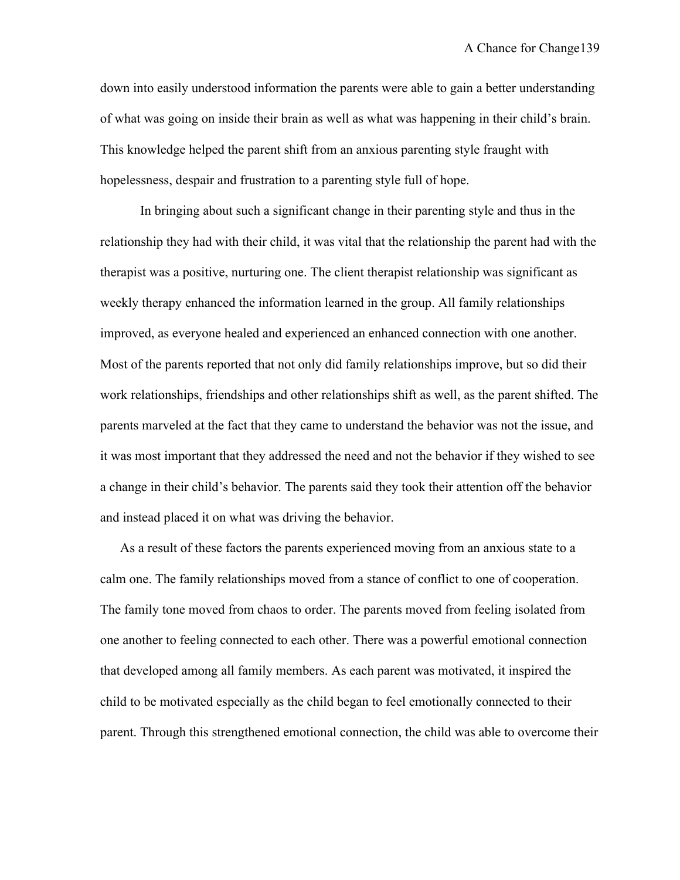down into easily understood information the parents were able to gain a better understanding of what was going on inside their brain as well as what was happening in their child's brain. This knowledge helped the parent shift from an anxious parenting style fraught with hopelessness, despair and frustration to a parenting style full of hope.

In bringing about such a significant change in their parenting style and thus in the relationship they had with their child, it was vital that the relationship the parent had with the therapist was a positive, nurturing one. The client therapist relationship was significant as weekly therapy enhanced the information learned in the group. All family relationships improved, as everyone healed and experienced an enhanced connection with one another. Most of the parents reported that not only did family relationships improve, but so did their work relationships, friendships and other relationships shift as well, as the parent shifted. The parents marveled at the fact that they came to understand the behavior was not the issue, and it was most important that they addressed the need and not the behavior if they wished to see a change in their child's behavior. The parents said they took their attention off the behavior and instead placed it on what was driving the behavior.

As a result of these factors the parents experienced moving from an anxious state to a calm one. The family relationships moved from a stance of conflict to one of cooperation. The family tone moved from chaos to order. The parents moved from feeling isolated from one another to feeling connected to each other. There was a powerful emotional connection that developed among all family members. As each parent was motivated, it inspired the child to be motivated especially as the child began to feel emotionally connected to their parent. Through this strengthened emotional connection, the child was able to overcome their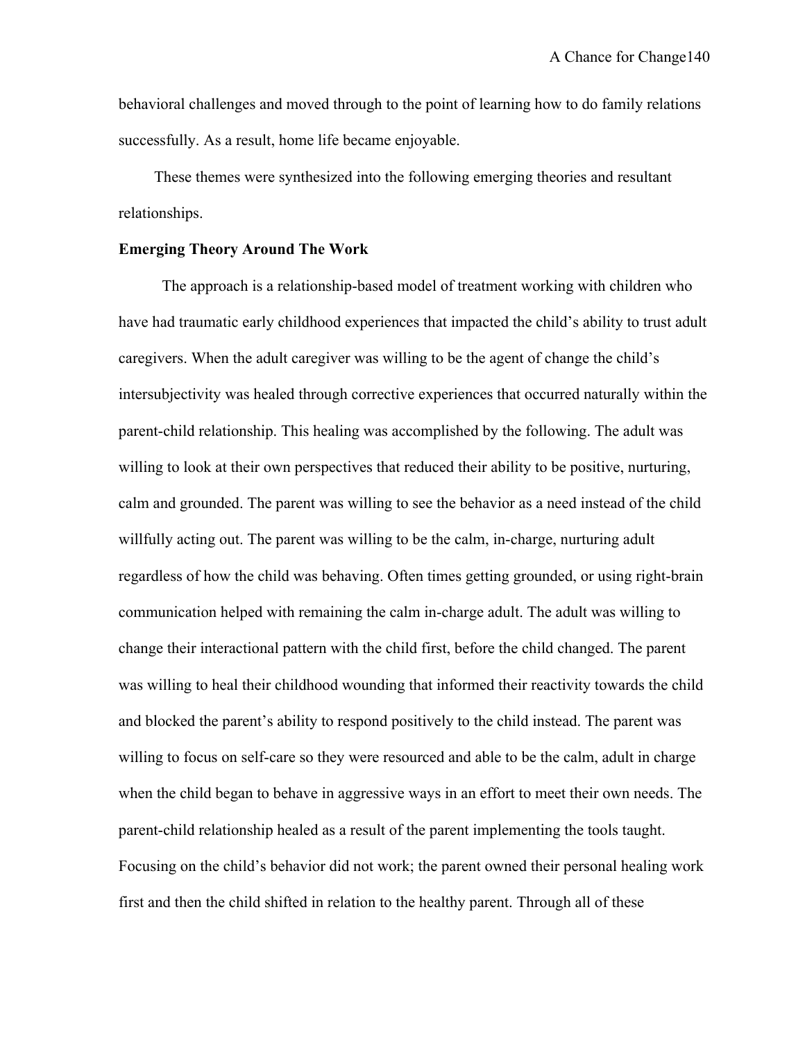behavioral challenges and moved through to the point of learning how to do family relations successfully. As a result, home life became enjoyable.

These themes were synthesized into the following emerging theories and resultant relationships.

**Emerging Theory Around The Work**

The approach is a relationship-based model of treatment working with children who have had traumatic early childhood experiences that impacted the child's ability to trust adult caregivers. When the adult caregiver was willing to be the agent of change the child's intersubjectivity was healed through corrective experiences that occurred naturally within the parent-child relationship. This healing was accomplished by the following. The adult was willing to look at their own perspectives that reduced their ability to be positive, nurturing, calm and grounded. The parent was willing to see the behavior as a need instead of the child willfully acting out. The parent was willing to be the calm, in-charge, nurturing adult regardless of how the child was behaving. Often times getting grounded, or using right-brain communication helped with remaining the calm in-charge adult. The adult was willing to change their interactional pattern with the child first, before the child changed. The parent was willing to heal their childhood wounding that informed their reactivity towards the child and blocked the parent's ability to respond positively to the child instead. The parent was willing to focus on self-care so they were resourced and able to be the calm, adult in charge when the child began to behave in aggressive ways in an effort to meet their own needs. The parent-child relationship healed as a result of the parent implementing the tools taught. Focusing on the child's behavior did not work; the parent owned their personal healing work first and then the child shifted in relation to the healthy parent. Through all of these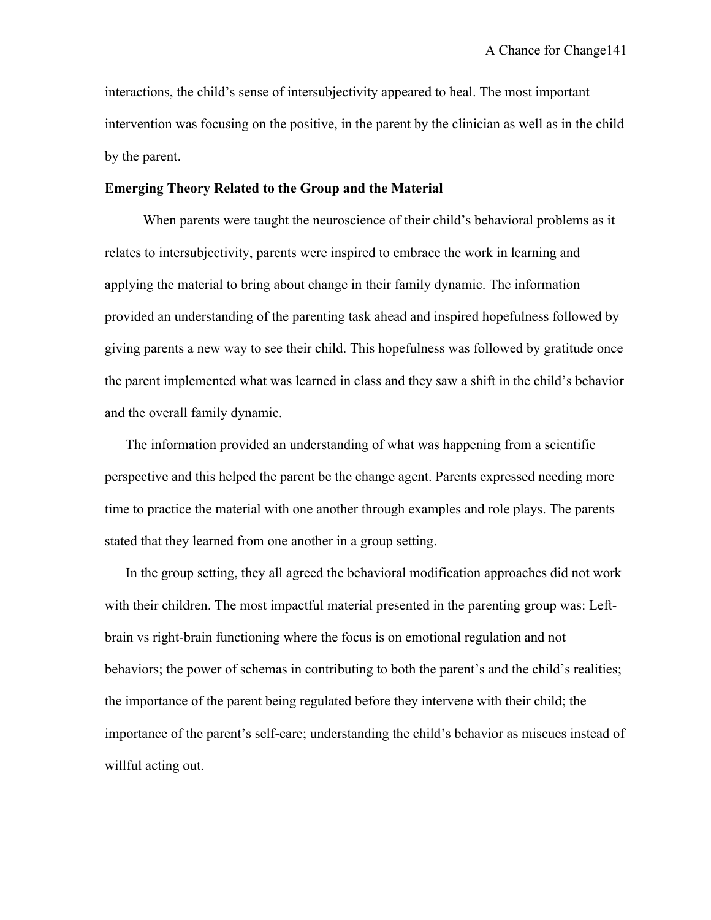interactions, the child's sense of intersubjectivity appeared to heal. The most important intervention was focusing on the positive, in the parent by the clinician as well as in the child by the parent.

**Emerging Theory Related to the Group and the Material**

When parents were taught the neuroscience of their child's behavioral problems as it relates to intersubjectivity, parents were inspired to embrace the work in learning and applying the material to bring about change in their family dynamic. The information provided an understanding of the parenting task ahead and inspired hopefulness followed by giving parents a new way to see their child. This hopefulness was followed by gratitude once the parent implemented what was learned in class and they saw a shift in the child's behavior and the overall family dynamic.

The information provided an understanding of what was happening from a scientific perspective and this helped the parent be the change agent. Parents expressed needing more time to practice the material with one another through examples and role plays. The parents stated that they learned from one another in a group setting.

In the group setting, they all agreed the behavioral modification approaches did not work with their children. The most impactful material presented in the parenting group was: Left-brain vs right-brain functioning where the focus is on emotional regulation and not behaviors; the power of schemas in contributing to both the parent's and the child's realities; the importance of the parent being regulated before they intervene with their child; the importance of the parent's self-care; understanding the child's behavior as miscues instead of willful acting out.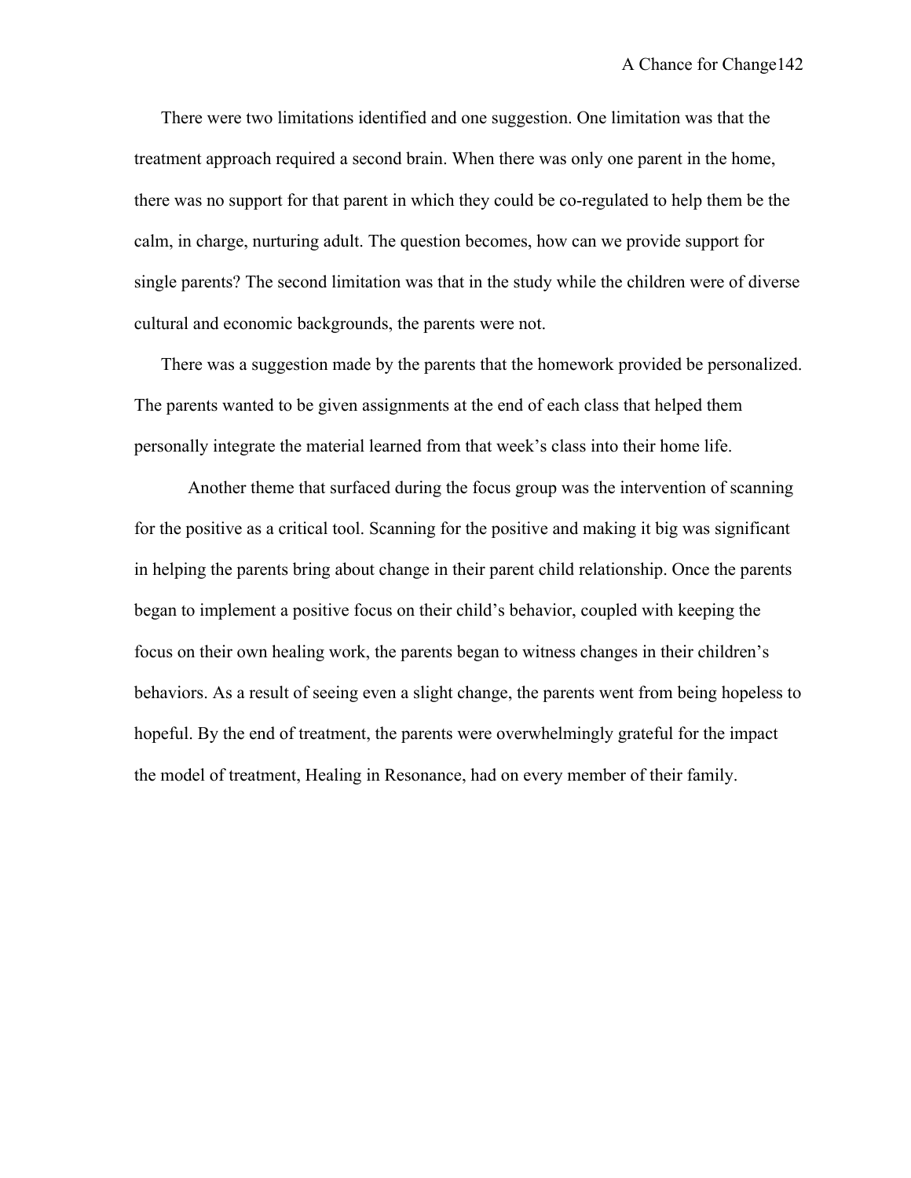There were two limitations identified and one suggestion. One limitation was that the treatment approach required a second brain. When there was only one parent in the home, there was no support for that parent in which they could be co-regulated to help them be the calm, in charge, nurturing adult. The question becomes, how can we provide support for single parents? The second limitation was that in the study while the children were of diverse cultural and economic backgrounds, the parents were not.

There was a suggestion made by the parents that the homework provided be personalized. The parents wanted to be given assignments at the end of each class that helped them personally integrate the material learned from that week's class into their home life.

Another theme that surfaced during the focus group was the intervention of scanning for the positive as a critical tool. Scanning for the positive and making it big was significant in helping the parents bring about change in their parent child relationship. Once the parents began to implement a positive focus on their child's behavior, coupled with keeping the focus on their own healing work, the parents began to witness changes in their children's behaviors. As a result of seeing even a slight change, the parents went from being hopeless to hopeful. By the end of treatment, the parents were overwhelmingly grateful for the impact the model of treatment, Healing in Resonance, had on every member of their family.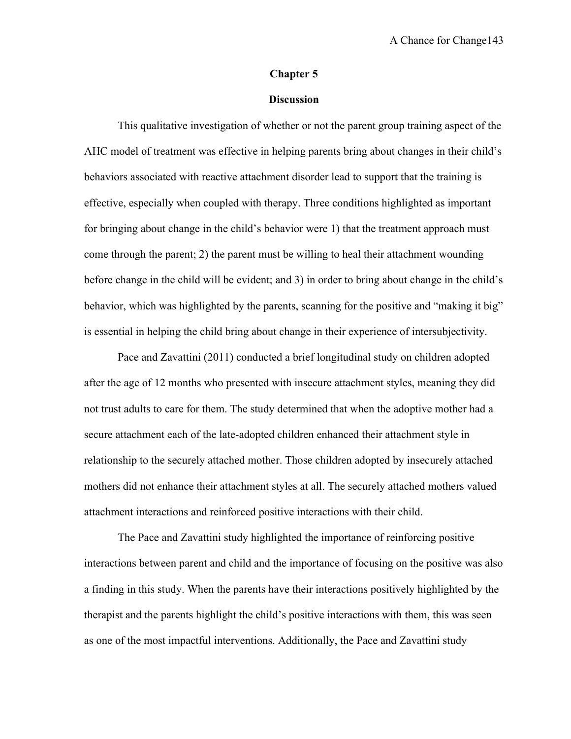# Chapter 5

## Discussion

This qualitative investigation of whether or not the parent group training aspect of the AHC model of treatment was effective in helping parents bring about changes in their child's behaviors associated with reactive attachment disorder lead to support that the training is effective, especially when coupled with therapy. Three conditions highlighted as important for bringing about change in the child's behavior were 1) that the treatment approach must come through the parent; 2) the parent must be willing to heal their attachment wounding before change in the child will be evident; and 3) in order to bring about change in the child's behavior, which was highlighted by the parents, scanning for the positive and "making it big" is essential in helping the child bring about change in their experience of intersubjectivity.

Pace and Zavattini (2011) conducted a brief longitudinal study on children adopted after the age of 12 months who presented with insecure attachment styles, meaning they did not trust adults to care for them. The study determined that when the adoptive mother had a secure attachment each of the late-adopted children enhanced their attachment style in relationship to the securely attached mother. Those children adopted by insecurely attached mothers did not enhance their attachment styles at all. The securely attached mothers valued attachment interactions and reinforced positive interactions with their child.

The Pace and Zavattini study highlighted the importance of reinforcing positive interactions between parent and child and the importance of focusing on the positive was also a finding in this study. When the parents have their interactions positively highlighted by the therapist and the parents highlight the child's positive interactions with them, this was seen as one of the most impactful interventions. Additionally, the Pace and Zavattini study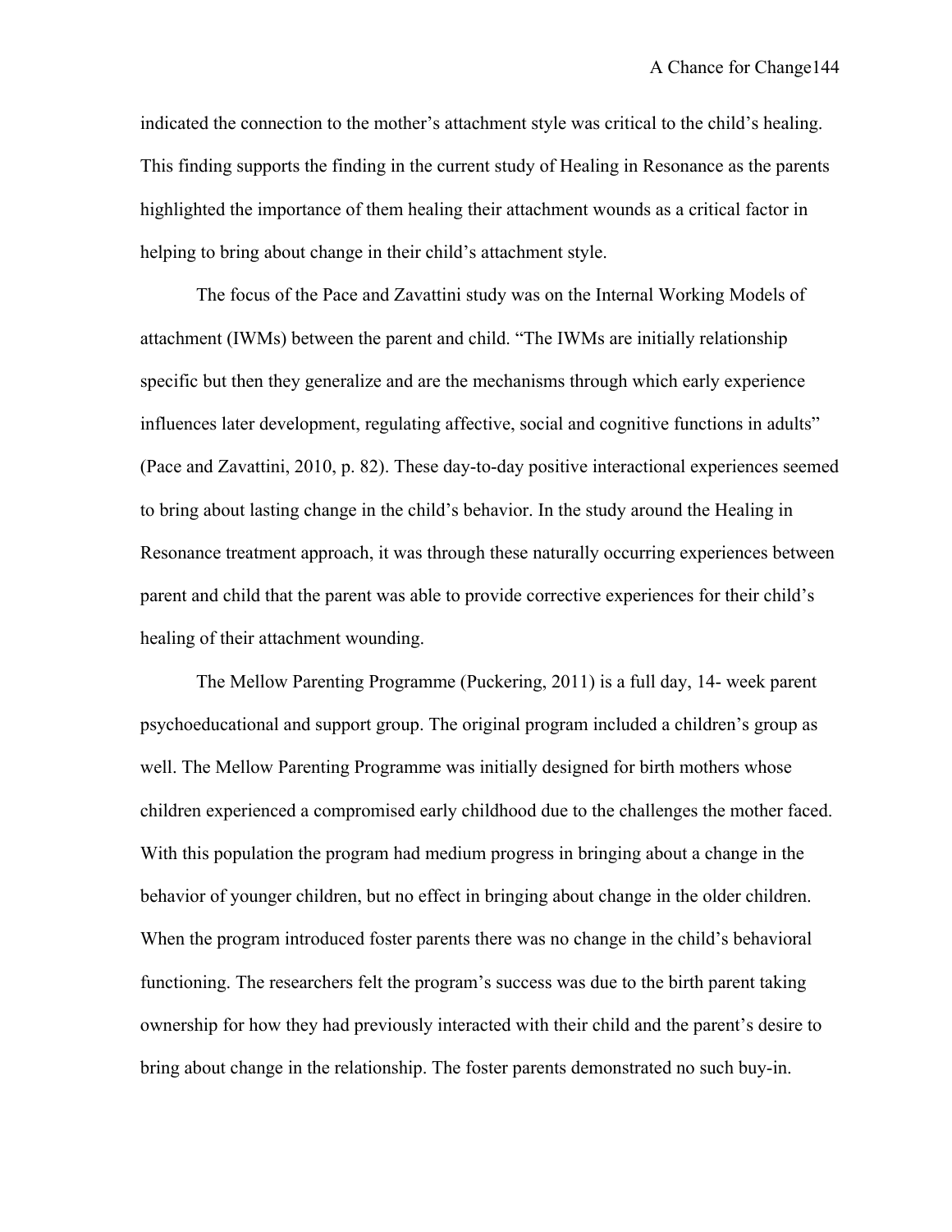indicated the connection to the mother's attachment style was critical to the child's healing. This finding supports the finding in the current study of Healing in Resonance as the parents highlighted the importance of them healing their attachment wounds as a critical factor in helping to bring about change in their child's attachment style.

The focus of the Pace and Zavattini study was on the Internal Working Models of attachment (IWMs) between the parent and child. "The IWMs are initially relationship specific but then they generalize and are the mechanisms through which early experience influences later development, regulating affective, social and cognitive functions in adults" (Pace and Zavattini, 2010, p. 82). These day-to-day positive interactional experiences seemed to bring about lasting change in the child's behavior. In the study around the Healing in Resonance treatment approach, it was through these naturally occurring experiences between parent and child that the parent was able to provide corrective experiences for their child's healing of their attachment wounding.

The Mellow Parenting Programme (Puckering, 2011) is a full day, 14- week parent psychoeducational and support group. The original program included a children's group as well. The Mellow Parenting Programme was initially designed for birth mothers whose children experienced a compromised early childhood due to the challenges the mother faced. With this population the program had medium progress in bringing about a change in the behavior of younger children, but no effect in bringing about change in the older children. When the program introduced foster parents there was no change in the child's behavioral functioning. The researchers felt the program's success was due to the birth parent taking ownership for how they had previously interacted with their child and the parent's desire to bring about change in the relationship. The foster parents demonstrated no such buy-in.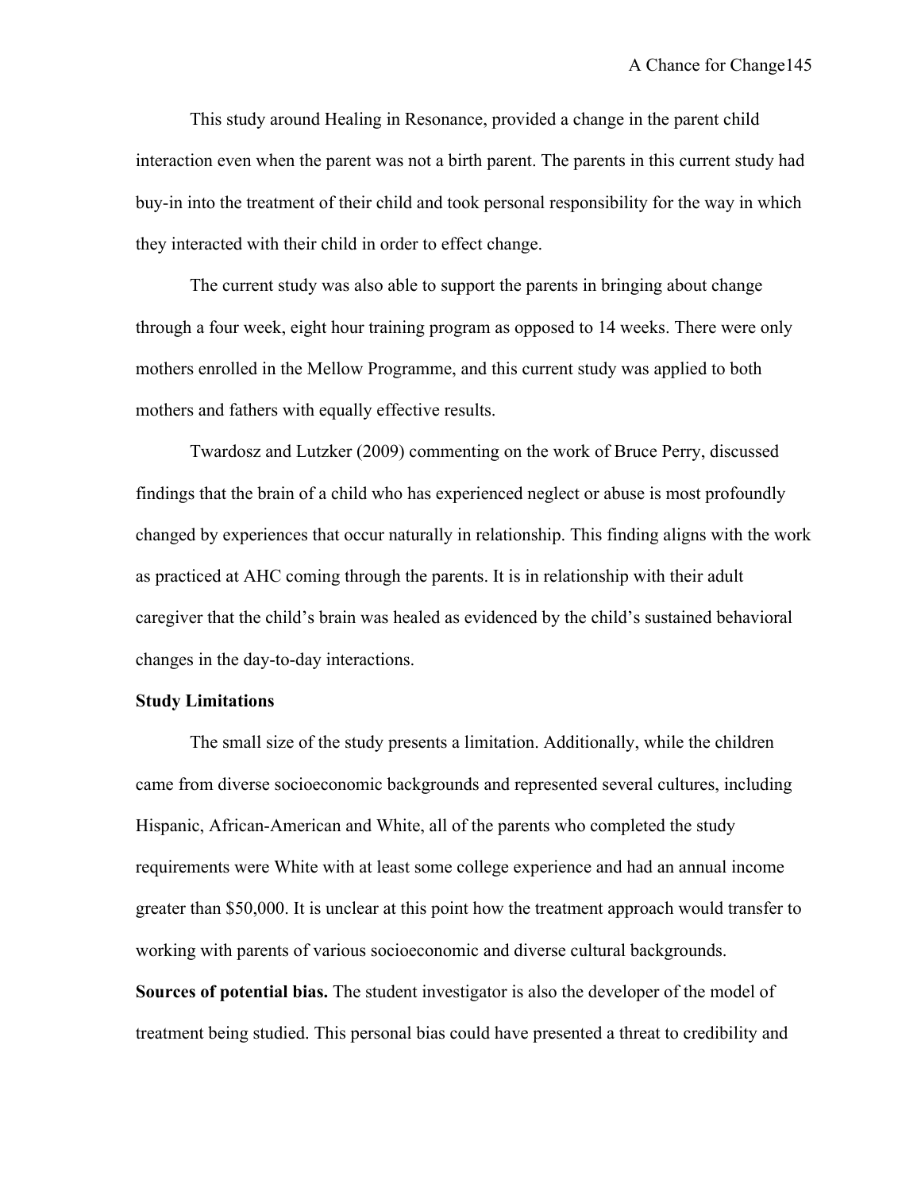This study around Healing in Resonance, provided a change in the parent child interaction even when the parent was not a birth parent. The parents in this current study had buy-in into the treatment of their child and took personal responsibility for the way in which they interacted with their child in order to effect change.

The current study was also able to support the parents in bringing about change through a four week, eight hour training program as opposed to 14 weeks. There were only mothers enrolled in the Mellow Programme, and this current study was applied to both mothers and fathers with equally effective results.

Twardosz and Lutzker (2009) commenting on the work of Bruce Perry, discussed findings that the brain of a child who has experienced neglect or abuse is most profoundly changed by experiences that occur naturally in relationship. This finding aligns with the work as practiced at AHC coming through the parents. It is in relationship with their adult caregiver that the child's brain was healed as evidenced by the child's sustained behavioral changes in the day-to-day interactions.

**Study Limitations**

The small size of the study presents a limitation. Additionally, while the children came from diverse socioeconomic backgrounds and represented several cultures, including Hispanic, African-American and White, all of the parents who completed the study requirements were White with at least some college experience and had an annual income greater than $50,000. It is unclear at this point how the treatment approach would transfer to working with parents of various socioeconomic and diverse cultural backgrounds.

**Sources of potential bias.** The student investigator is also the developer of the model of treatment being studied. This personal bias could have presented a threat to credibility and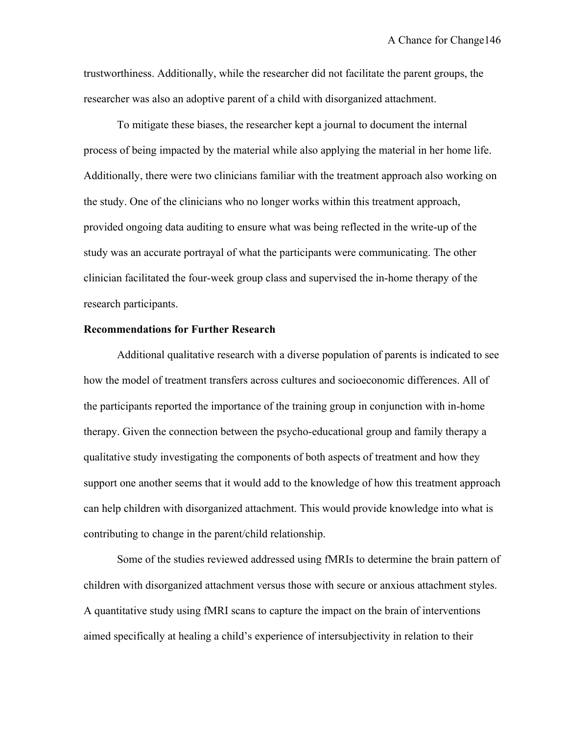trustworthiness. Additionally, while the researcher did not facilitate the parent groups, the researcher was also an adoptive parent of a child with disorganized attachment.

To mitigate these biases, the researcher kept a journal to document the internal process of being impacted by the material while also applying the material in her home life. Additionally, there were two clinicians familiar with the treatment approach also working on the study. One of the clinicians who no longer works within this treatment approach, provided ongoing data auditing to ensure what was being reflected in the write-up of the study was an accurate portrayal of what the participants were communicating. The other clinician facilitated the four-week group class and supervised the in-home therapy of the research participants.

**Recommendations for Further Research**

Additional qualitative research with a diverse population of parents is indicated to see how the model of treatment transfers across cultures and socioeconomic differences. All of the participants reported the importance of the training group in conjunction with in-home therapy. Given the connection between the psycho-educational group and family therapy a qualitative study investigating the components of both aspects of treatment and how they support one another seems that it would add to the knowledge of how this treatment approach can help children with disorganized attachment. This would provide knowledge into what is contributing to change in the parent/child relationship.

Some of the studies reviewed addressed using fMRIs to determine the brain pattern of children with disorganized attachment versus those with secure or anxious attachment styles. A quantitative study using fMRI scans to capture the impact on the brain of interventions aimed specifically at healing a child's experience of intersubjectivity in relation to their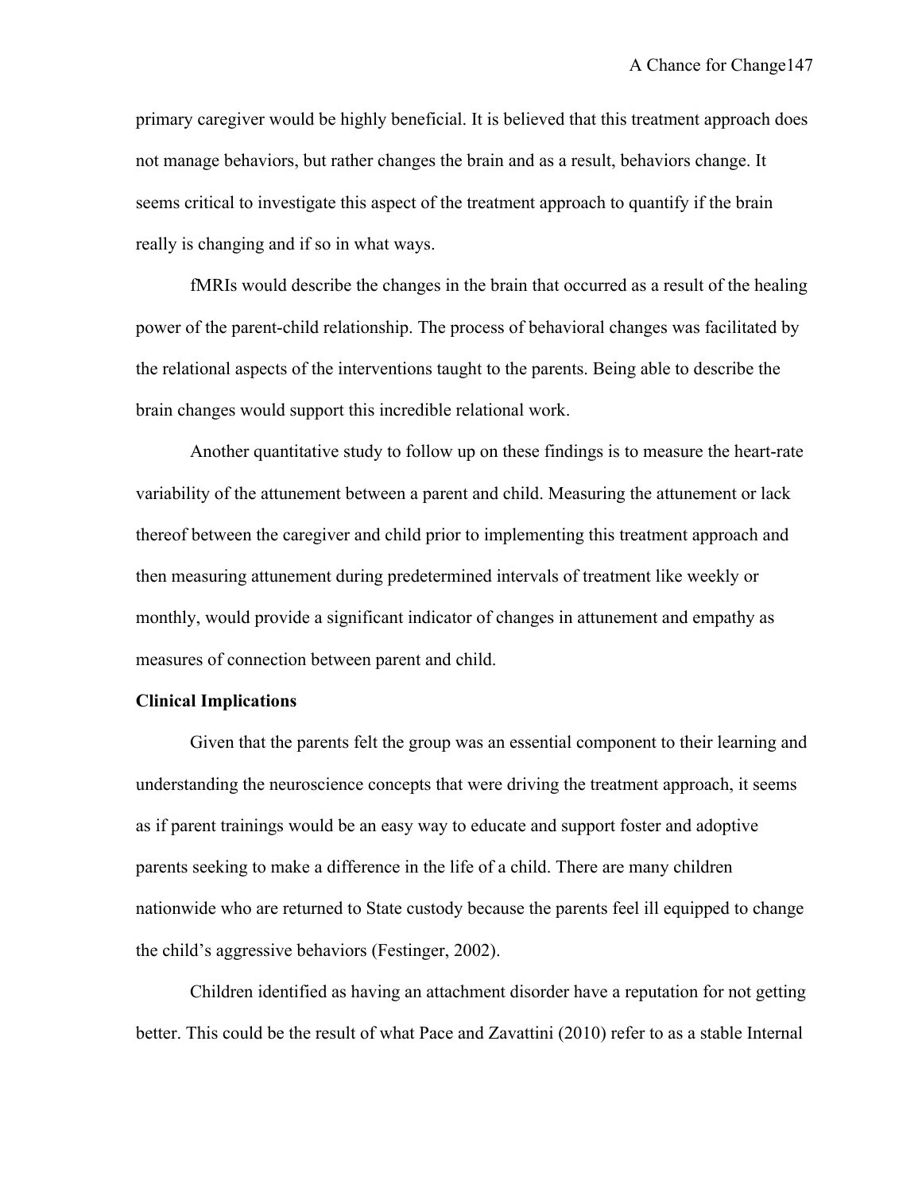primary caregiver would be highly beneficial. It is believed that this treatment approach does not manage behaviors, but rather changes the brain and as a result, behaviors change. It seems critical to investigate this aspect of the treatment approach to quantify if the brain really is changing and if so in what ways.

fMRIs would describe the changes in the brain that occurred as a result of the healing power of the parent-child relationship. The process of behavioral changes was facilitated by the relational aspects of the interventions taught to the parents. Being able to describe the brain changes would support this incredible relational work.

Another quantitative study to follow up on these findings is to measure the heart-rate variability of the attunement between a parent and child. Measuring the attunement or lack thereof between the caregiver and child prior to implementing this treatment approach and then measuring attunement during predetermined intervals of treatment like weekly or monthly, would provide a significant indicator of changes in attunement and empathy as measures of connection between parent and child.

**Clinical Implications**

Given that the parents felt the group was an essential component to their learning and understanding the neuroscience concepts that were driving the treatment approach, it seems as if parent trainings would be an easy way to educate and support foster and adoptive parents seeking to make a difference in the life of a child. There are many children nationwide who are returned to State custody because the parents feel ill equipped to change the child's aggressive behaviors (Festinger, 2002).

Children identified as having an attachment disorder have a reputation for not getting better. This could be the result of what Pace and Zavattini (2010) refer to as a stable Internal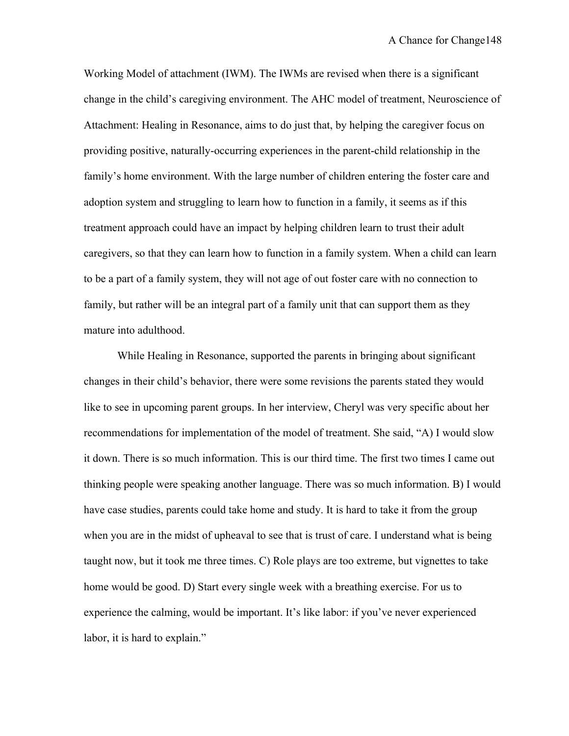Working Model of attachment (IWM). The IWMs are revised when there is a significant change in the child's caregiving environment. The AHC model of treatment, Neuroscience of Attachment: Healing in Resonance, aims to do just that, by helping the caregiver focus on providing positive, naturally-occurring experiences in the parent-child relationship in the family's home environment. With the large number of children entering the foster care and adoption system and struggling to learn how to function in a family, it seems as if this treatment approach could have an impact by helping children learn to trust their adult caregivers, so that they can learn how to function in a family system. When a child can learn to be a part of a family system, they will not age of out foster care with no connection to family, but rather will be an integral part of a family unit that can support them as they mature into adulthood.

While Healing in Resonance, supported the parents in bringing about significant changes in their child's behavior, there were some revisions the parents stated they would like to see in upcoming parent groups. In her interview, Cheryl was very specific about her recommendations for implementation of the model of treatment. She said, "A) I would slow it down. There is so much information. This is our third time. The first two times I came out thinking people were speaking another language. There was so much information. B) I would have case studies, parents could take home and study. It is hard to take it from the group when you are in the midst of upheaval to see that is trust of care. I understand what is being taught now, but it took me three times. C) Role plays are too extreme, but vignettes to take home would be good. D) Start every single week with a breathing exercise. For us to experience the calming, would be important. It's like labor: if you've never experienced labor, it is hard to explain."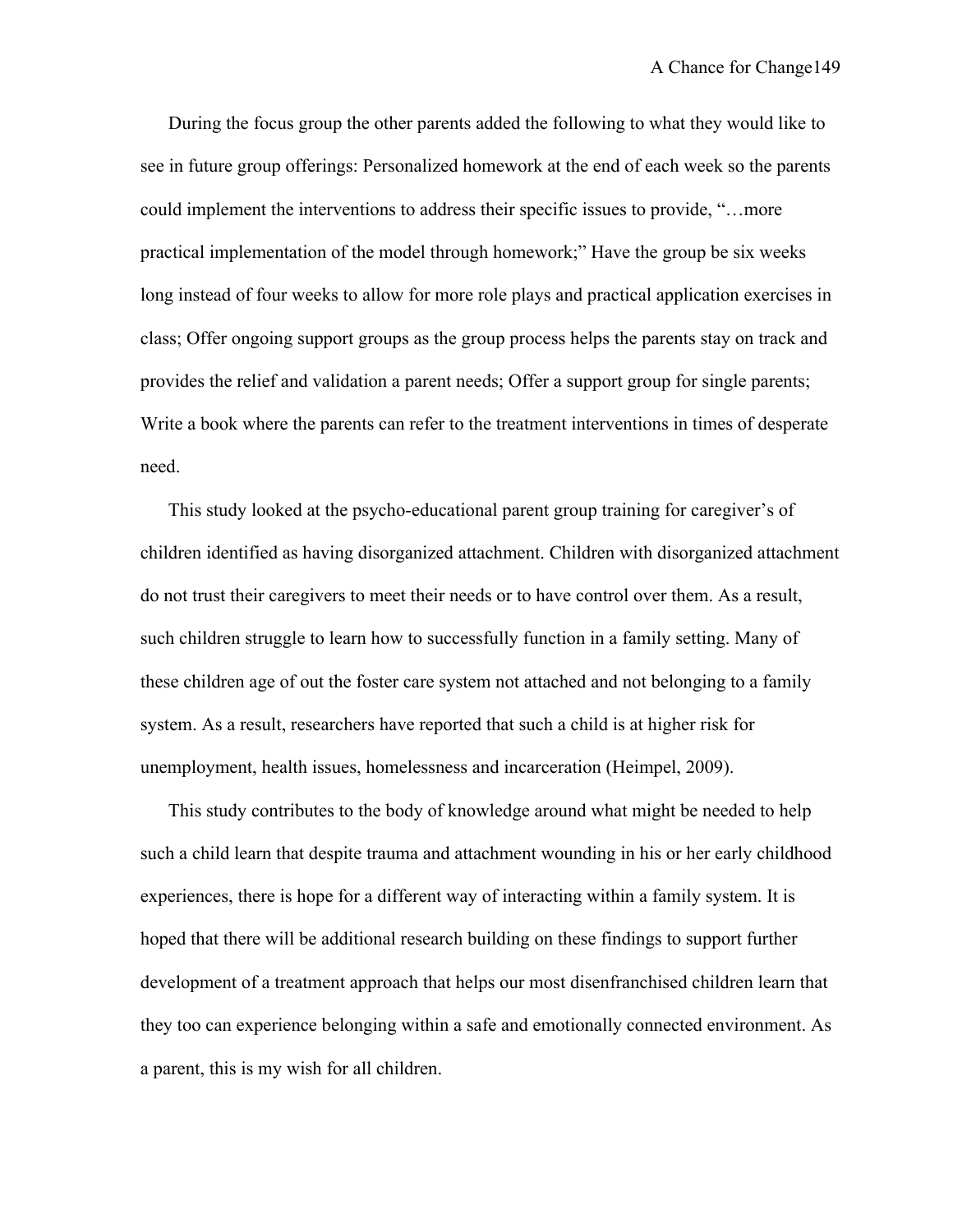During the focus group the other parents added the following to what they would like to see in future group offerings: Personalized homework at the end of each week so the parents could implement the interventions to address their specific issues to provide, "…more practical implementation of the model through homework;" Have the group be six weeks long instead of four weeks to allow for more role plays and practical application exercises in class; Offer ongoing support groups as the group process helps the parents stay on track and provides the relief and validation a parent needs; Offer a support group for single parents; Write a book where the parents can refer to the treatment interventions in times of desperate need.

This study looked at the psycho-educational parent group training for caregiver's of children identified as having disorganized attachment. Children with disorganized attachment do not trust their caregivers to meet their needs or to have control over them. As a result, such children struggle to learn how to successfully function in a family setting. Many of these children age of out the foster care system not attached and not belonging to a family system. As a result, researchers have reported that such a child is at higher risk for unemployment, health issues, homelessness and incarceration (Heimpel, 2009).

This study contributes to the body of knowledge around what might be needed to help such a child learn that despite trauma and attachment wounding in his or her early childhood experiences, there is hope for a different way of interacting within a family system. It is hoped that there will be additional research building on these findings to support further development of a treatment approach that helps our most disenfranchised children learn that they too can experience belonging within a safe and emotionally connected environment. As a parent, this is my wish for all children.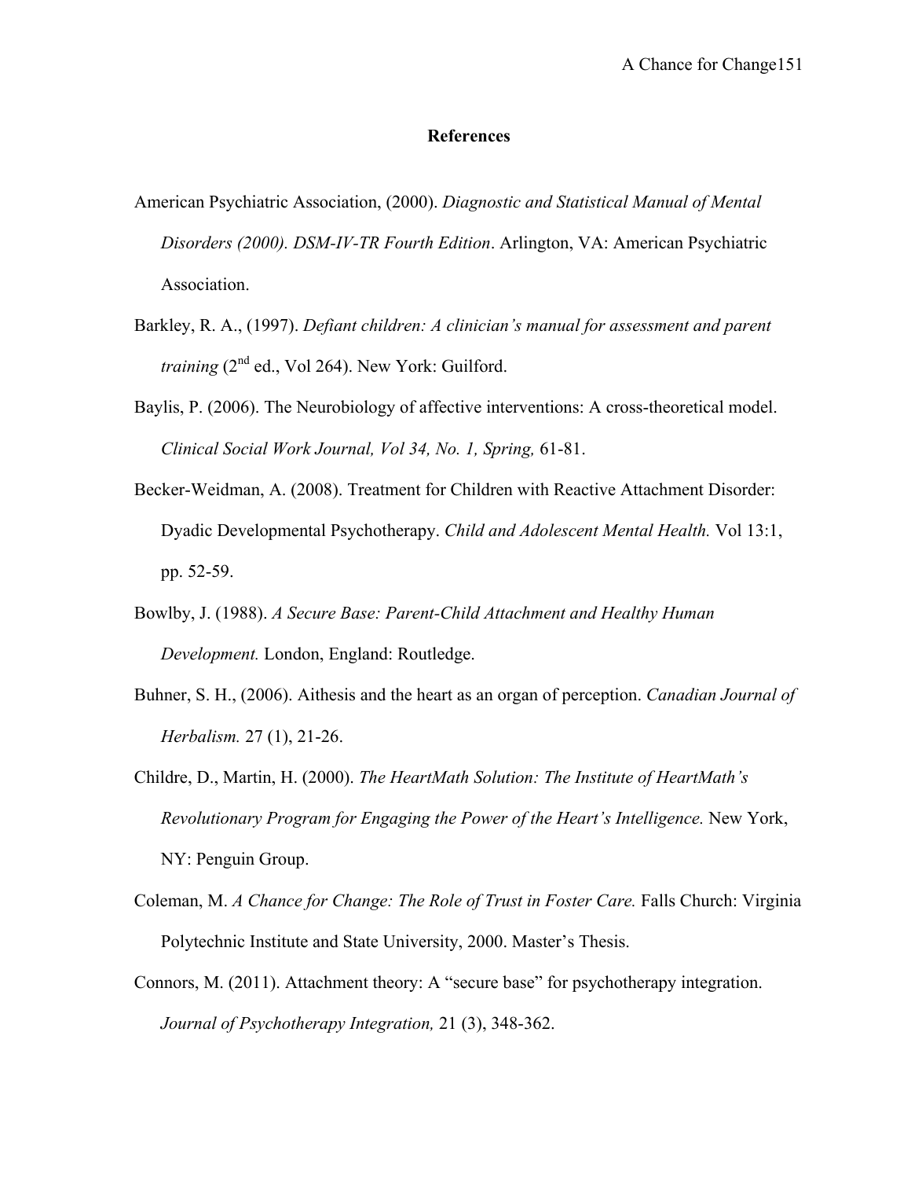# References

American Psychiatric Association, (2000). *Diagnostic and Statistical Manual of Mental Disorders (2000). DSM-IV-TR Fourth Edition*. Arlington, VA: American Psychiatric Association.

Barkley, R. A., (1997). *Defiant children: A clinician's manual for assessment and parent training* (2nd ed., Vol 264). New York: Guilford.

Baylis, P. (2006). The Neurobiology of affective interventions: A cross-theoretical model. *Clinical Social Work Journal, Vol 34, No. 1, Spring,* 61-81.

Becker-Weidman, A. (2008). Treatment for Children with Reactive Attachment Disorder: Dyadic Developmental Psychotherapy. *Child and Adolescent Mental Health.* Vol 13:1, pp. 52-59.

Bowlby, J. (1988). *A Secure Base: Parent-Child Attachment and Healthy Human Development.* London, England: Routledge.

Buhner, S. H., (2006). Aithesis and the heart as an organ of perception. *Canadian Journal of Herbalism.* 27 (1), 21-26.

Childre, D., Martin, H. (2000). *The HeartMath Solution: The Institute of HeartMath's Revolutionary Program for Engaging the Power of the Heart's Intelligence.* New York, NY: Penguin Group.

Coleman, M. *A Chance for Change: The Role of Trust in Foster Care.* Falls Church: Virginia Polytechnic Institute and State University, 2000. Master's Thesis.

Connors, M. (2011). Attachment theory: A "secure base" for psychotherapy integration. *Journal of Psychotherapy Integration,* 21 (3), 348-362.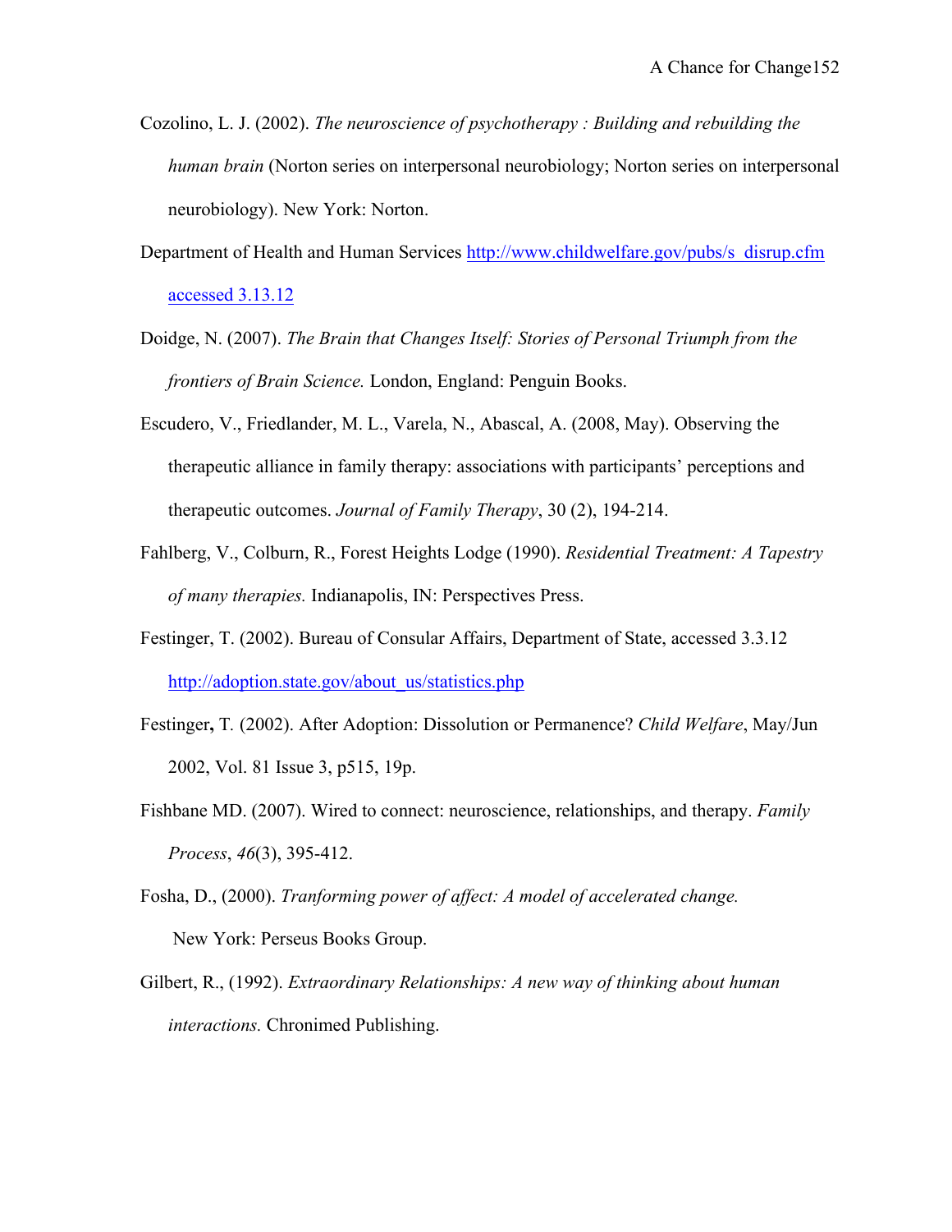Cozolino, L. J. (2002). *The neuroscience of psychotherapy : Building and rebuilding the human brain* (Norton series on interpersonal neurobiology; Norton series on interpersonal neurobiology). New York: Norton.

Department of Health and Human Services http://www.childwelfare.gov/pubs/s_disrup.cfm accessed 3.13.12

Doidge, N. (2007). *The Brain that Changes Itself: Stories of Personal Triumph from the frontiers of Brain Science.* London, England: Penguin Books.

Escudero, V., Friedlander, M. L., Varela, N., Abascal, A. (2008, May). Observing the therapeutic alliance in family therapy: associations with participants' perceptions and therapeutic outcomes. *Journal of Family Therapy*, 30 (2), 194-214.

Fahlberg, V., Colburn, R., Forest Heights Lodge (1990). *Residential Treatment: A Tapestry of many therapies.* Indianapolis, IN: Perspectives Press.

Festinger, T. (2002). Bureau of Consular Affairs, Department of State, accessed 3.3.12 http://adoption.state.gov/about_us/statistics.php

Festinger**,** T. (2002). After Adoption: Dissolution or Permanence? *Child Welfare*, May/Jun 2002, Vol. 81 Issue 3, p515, 19p.

Fishbane MD. (2007). Wired to connect: neuroscience, relationships, and therapy. *Family Process*, *46*(3), 395-412.

Fosha, D., (2000). *Tranforming power of affect: A model of accelerated change.* New York: Perseus Books Group.

Gilbert, R., (1992). *Extraordinary Relationships: A new way of thinking about human interactions.* Chronimed Publishing.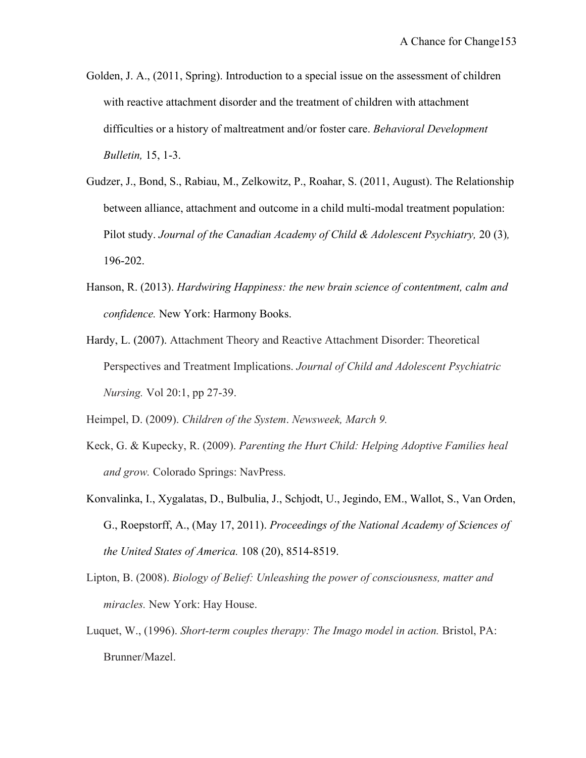Golden, J. A., (2011, Spring). Introduction to a special issue on the assessment of children with reactive attachment disorder and the treatment of children with attachment difficulties or a history of maltreatment and/or foster care. *Behavioral Development Bulletin,* 15, 1-3.

Gudzer, J., Bond, S., Rabiau, M., Zelkowitz, P., Roahar, S. (2011, August). The Relationship between alliance, attachment and outcome in a child multi-modal treatment population: Pilot study. *Journal of the Canadian Academy of Child & Adolescent Psychiatry,* 20 (3)*,* 196-202.

Hanson, R. (2013). *Hardwiring Happiness: the new brain science of contentment, calm and confidence.* New York: Harmony Books.

Hardy, L. (2007). Attachment Theory and Reactive Attachment Disorder: Theoretical Perspectives and Treatment Implications. *Journal of Child and Adolescent Psychiatric Nursing.* Vol 20:1, pp 27-39.

Heimpel, D. (2009). *Children of the System*. *Newsweek, March 9.*

Keck, G. & Kupecky, R. (2009). *Parenting the Hurt Child: Helping Adoptive Families heal and grow.* Colorado Springs: NavPress.

Konvalinka, I., Xygalatas, D., Bulbulia, J., Schjodt, U., Jegindo, EM., Wallot, S., Van Orden, G., Roepstorff, A., (May 17, 2011). *Proceedings of the National Academy of Sciences of the United States of America.* 108 (20), 8514-8519.

Lipton, B. (2008). *Biology of Belief: Unleashing the power of consciousness, matter and miracles.* New York: Hay House.

Luquet, W., (1996). *Short-term couples therapy: The Imago model in action.* Bristol, PA: Brunner/Mazel.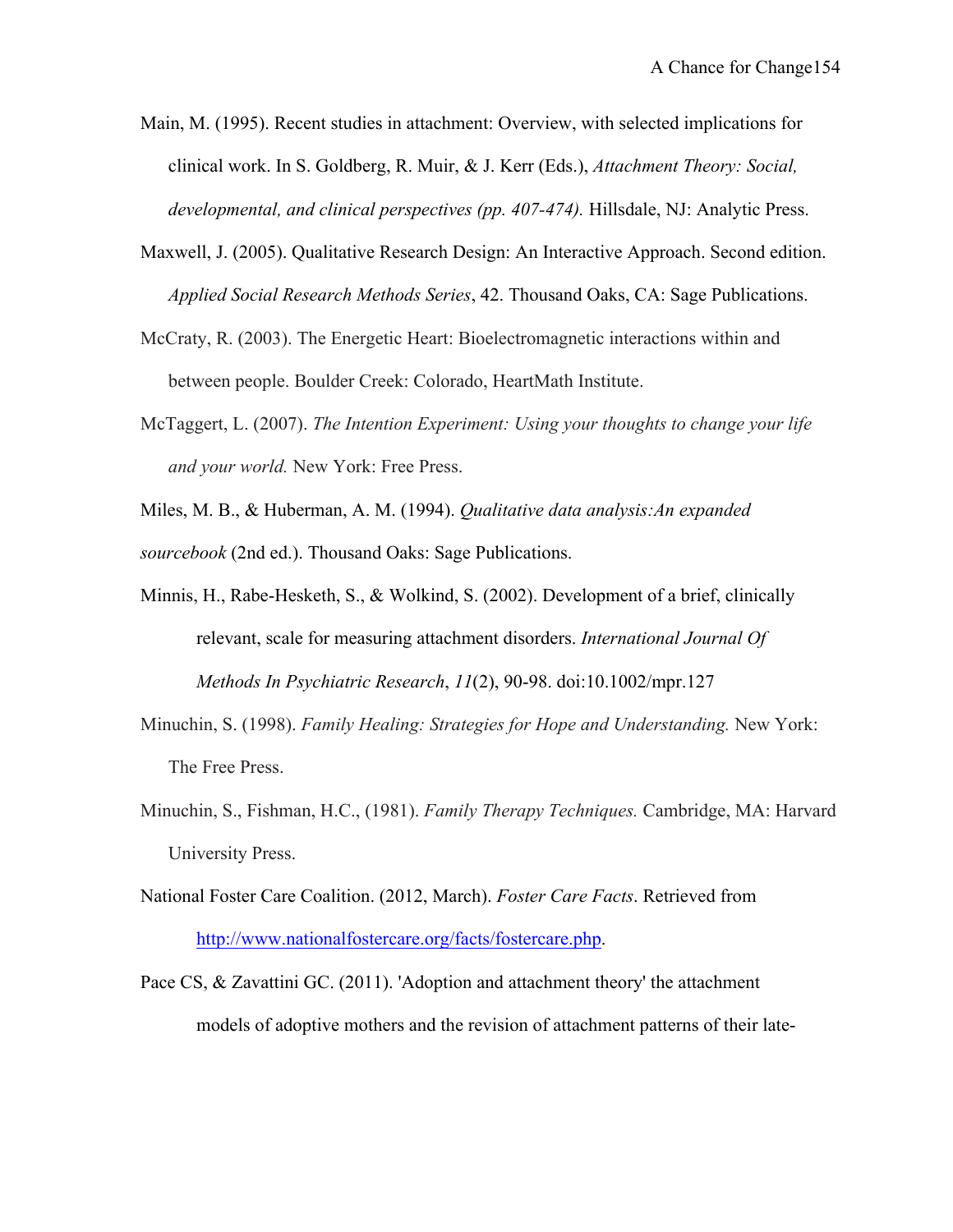Main, M. (1995). Recent studies in attachment: Overview, with selected implications for clinical work. In S. Goldberg, R. Muir, & J. Kerr (Eds.), *Attachment Theory: Social, developmental, and clinical perspectives (pp. 407-474).* Hillsdale, NJ: Analytic Press.

Maxwell, J. (2005). Qualitative Research Design: An Interactive Approach. Second edition. *Applied Social Research Methods Series*, 42. Thousand Oaks, CA: Sage Publications.

McCraty, R. (2003). The Energetic Heart: Bioelectromagnetic interactions within and between people. Boulder Creek: Colorado, HeartMath Institute.

McTaggert, L. (2007). *The Intention Experiment: Using your thoughts to change your life and your world.* New York: Free Press.

Miles, M. B., & Huberman, A. M. (1994). *Qualitative data analysis:An expanded sourcebook* (2nd ed.). Thousand Oaks: Sage Publications.

Minnis, H., Rabe-Hesketh, S., & Wolkind, S. (2002). Development of a brief, clinically relevant, scale for measuring attachment disorders. *International Journal Of Methods In Psychiatric Research*, *11*(2), 90-98. doi:10.1002/mpr.127

Minuchin, S. (1998). *Family Healing: Strategies for Hope and Understanding.* New York: The Free Press.

Minuchin, S., Fishman, H.C., (1981). *Family Therapy Techniques.* Cambridge, MA: Harvard University Press.

National Foster Care Coalition. (2012, March). *Foster Care Facts*. Retrieved from http://www.nationalfostercare.org/facts/fostercare.php.

Pace CS, & Zavattini GC. (2011). 'Adoption and attachment theory' the attachment models of adoptive mothers and the revision of attachment patterns of their late-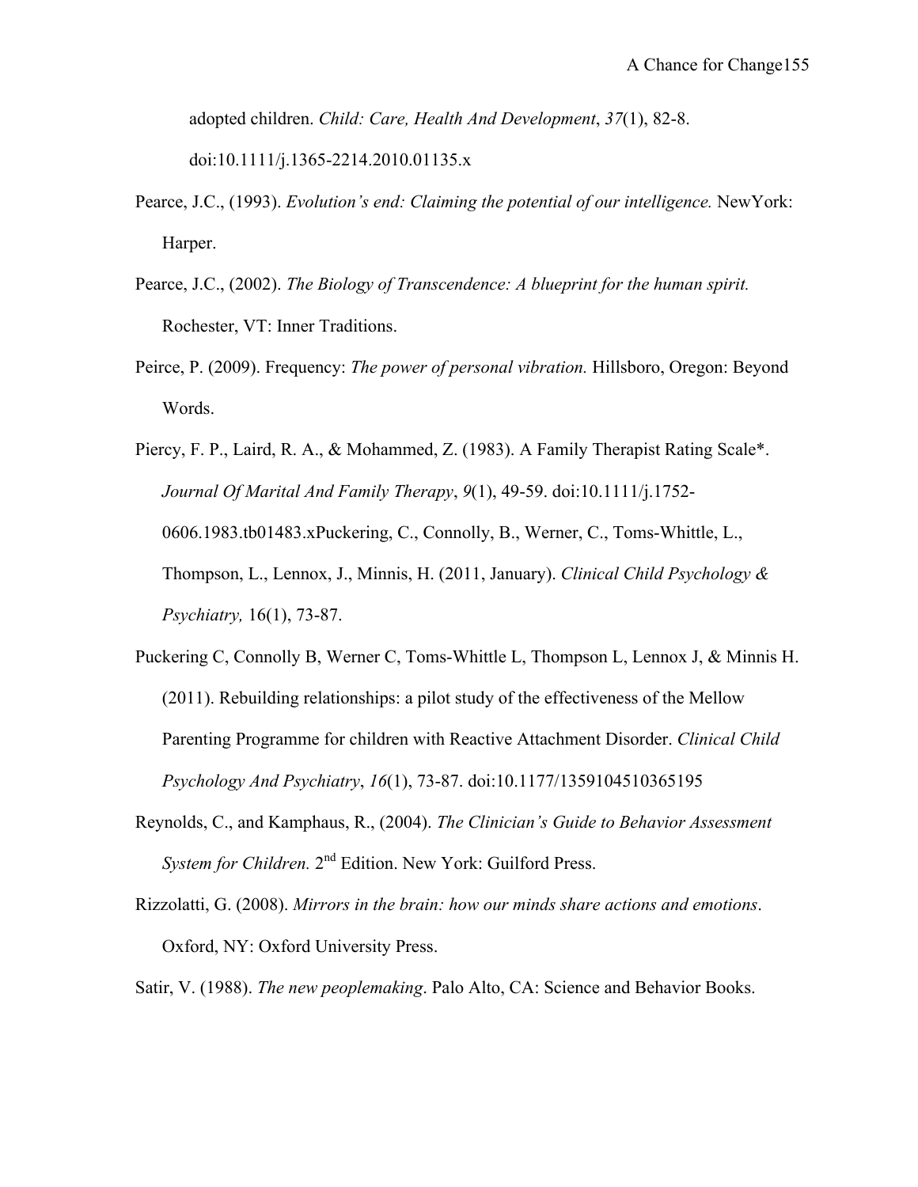adopted children. *Child: Care, Health And Development*, *37*(1), 82-8. doi:10.1111/j.1365-2214.2010.01135.x

Pearce, J.C., (1993). *Evolution's end: Claiming the potential of our intelligence.* NewYork: Harper.

Pearce, J.C., (2002). *The Biology of Transcendence: A blueprint for the human spirit.* Rochester, VT: Inner Traditions.

Peirce, P. (2009). Frequency: *The power of personal vibration.* Hillsboro, Oregon: Beyond Words.

Piercy, F. P., Laird, R. A., & Mohammed, Z. (1983). A Family Therapist Rating Scale*. *Journal Of Marital And Family Therapy*, *9*(1), 49-59. doi:10.1111/j.1752-0606.1983.tb01483.xPuckering, C., Connolly, B., Werner, C., Toms-Whittle, L., Thompson, L., Lennox, J., Minnis, H. (2011, January). *Clinical Child Psychology & Psychiatry,* 16(1), 73-87.

Puckering C, Connolly B, Werner C, Toms-Whittle L, Thompson L, Lennox J, & Minnis H. (2011). Rebuilding relationships: a pilot study of the effectiveness of the Mellow Parenting Programme for children with Reactive Attachment Disorder. *Clinical Child Psychology And Psychiatry*, *16*(1), 73-87. doi:10.1177/1359104510365195

Reynolds, C., and Kamphaus, R., (2004). *The Clinician's Guide to Behavior Assessment System for Children.* 2nd Edition. New York: Guilford Press.

Rizzolatti, G. (2008). *Mirrors in the brain: how our minds share actions and emotions*. Oxford, NY: Oxford University Press.

Satir, V. (1988). *The new peoplemaking*. Palo Alto, CA: Science and Behavior Books.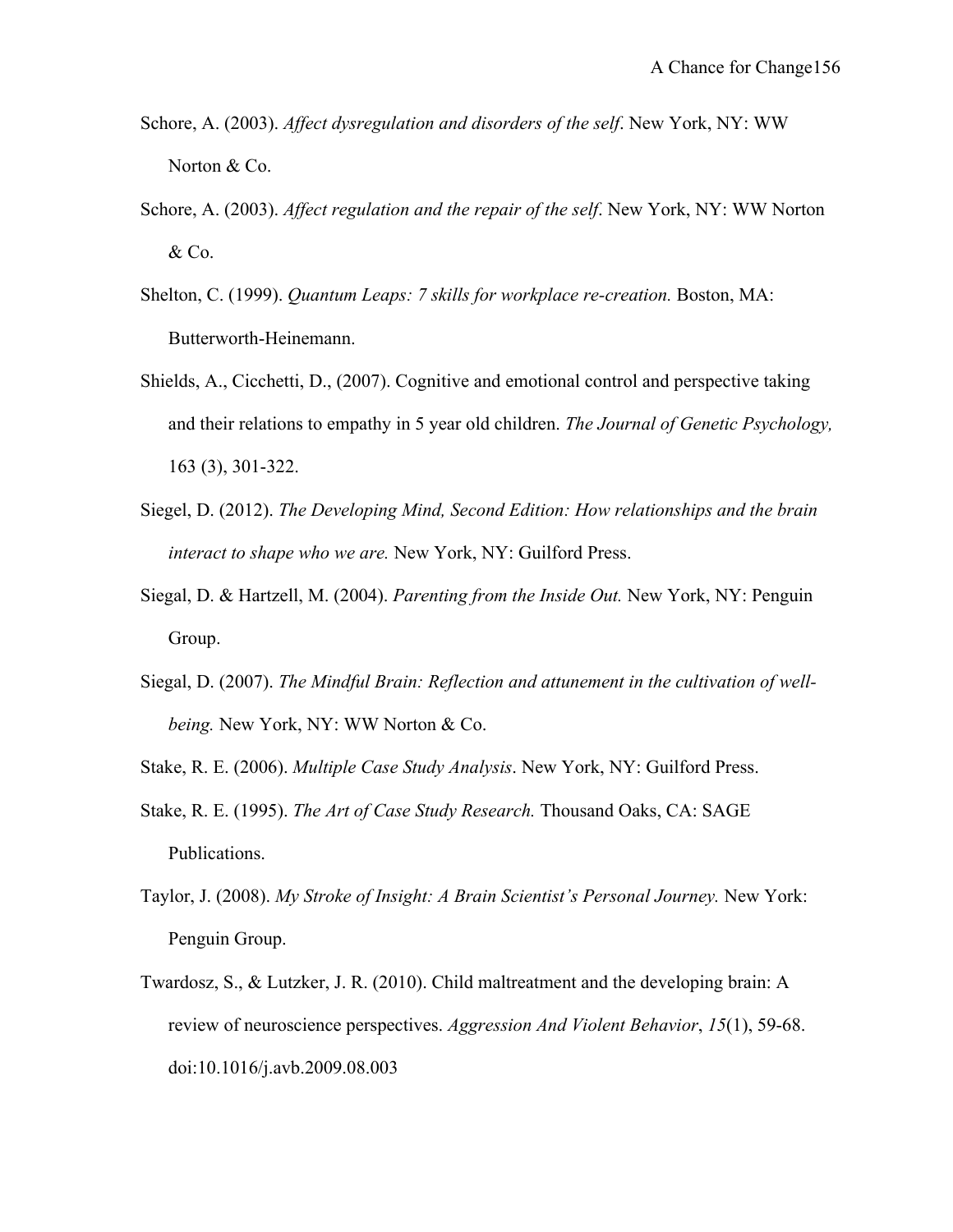Schore, A. (2003). *Affect dysregulation and disorders of the self*. New York, NY: WW Norton & Co.

Schore, A. (2003). *Affect regulation and the repair of the self*. New York, NY: WW Norton & Co.

Shelton, C. (1999). *Quantum Leaps: 7 skills for workplace re-creation.* Boston, MA: Butterworth-Heinemann.

Shields, A., Cicchetti, D., (2007). Cognitive and emotional control and perspective taking and their relations to empathy in 5 year old children. *The Journal of Genetic Psychology,* 163 (3), 301-322.

Siegel, D. (2012). *The Developing Mind, Second Edition: How relationships and the brain interact to shape who we are.* New York, NY: Guilford Press.

Siegal, D. & Hartzell, M. (2004). *Parenting from the Inside Out.* New York, NY: Penguin Group.

Siegal, D. (2007). *The Mindful Brain: Reflection and attunement in the cultivation of well-being.* New York, NY: WW Norton & Co.

Stake, R. E. (2006). *Multiple Case Study Analysis*. New York, NY: Guilford Press.

Stake, R. E. (1995). *The Art of Case Study Research.* Thousand Oaks, CA: SAGE Publications.

Taylor, J. (2008). *My Stroke of Insight: A Brain Scientist's Personal Journey.* New York: Penguin Group.

Twardosz, S., & Lutzker, J. R. (2010). Child maltreatment and the developing brain: A review of neuroscience perspectives. *Aggression And Violent Behavior*, *15*(1), 59-68. doi:10.1016/j.avb.2009.08.003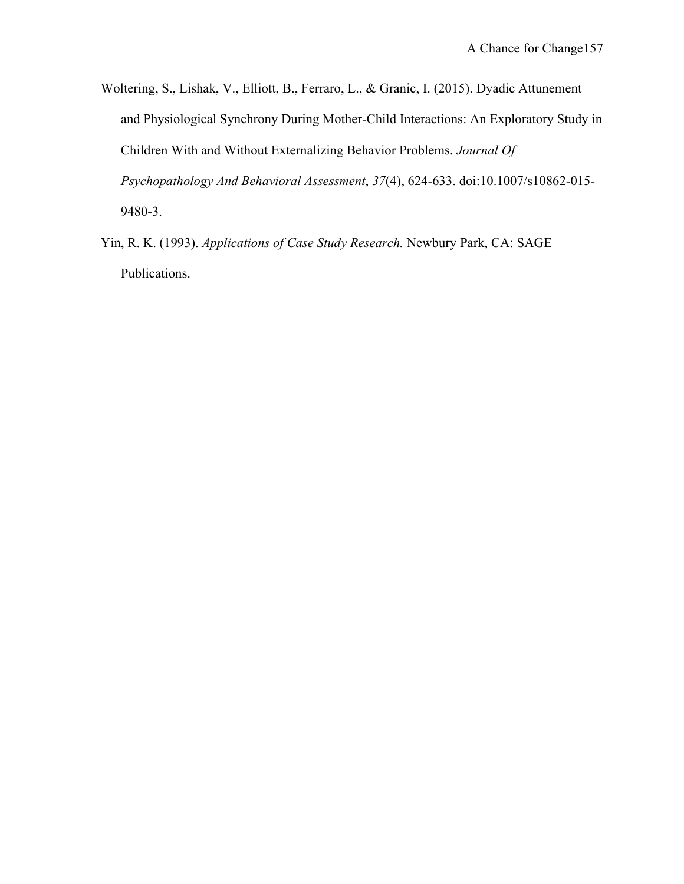Woltering, S., Lishak, V., Elliott, B., Ferraro, L., & Granic, I. (2015). Dyadic Attunement and Physiological Synchrony During Mother-Child Interactions: An Exploratory Study in Children With and Without Externalizing Behavior Problems. *Journal Of Psychopathology And Behavioral Assessment*, *37*(4), 624-633. doi:10.1007/s10862-015-9480-3.

Yin, R. K. (1993). *Applications of Case Study Research.* Newbury Park, CA: SAGE Publications.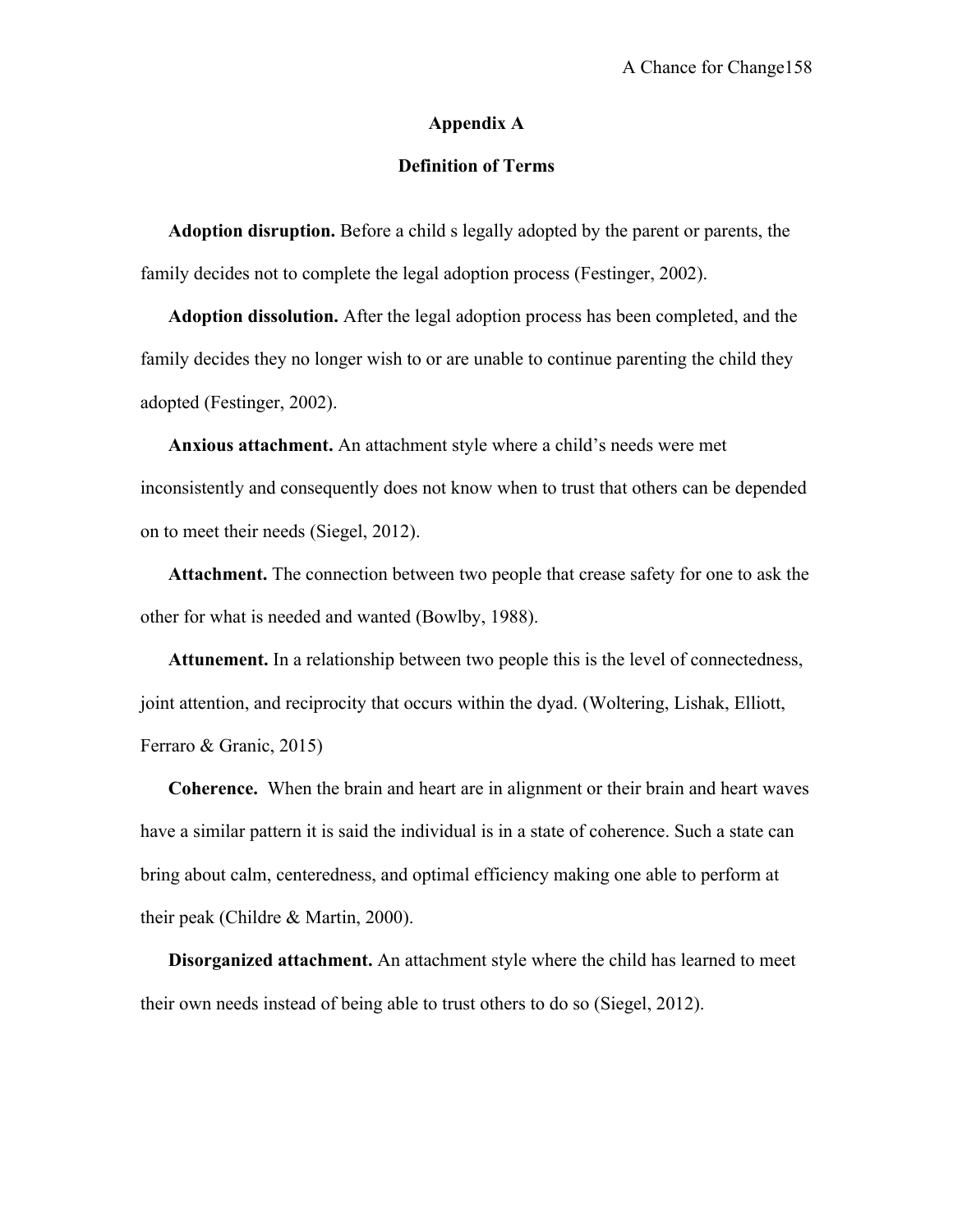## Appendix A

### Definition of Terms

**Adoption disruption.** Before a child s legally adopted by the parent or parents, the family decides not to complete the legal adoption process (Festinger, 2002).

**Adoption dissolution.** After the legal adoption process has been completed, and the family decides they no longer wish to or are unable to continue parenting the child they adopted (Festinger, 2002).

**Anxious attachment.** An attachment style where a child's needs were met inconsistently and consequently does not know when to trust that others can be depended on to meet their needs (Siegel, 2012).

**Attachment.** The connection between two people that crease safety for one to ask the other for what is needed and wanted (Bowlby, 1988).

**Attunement.** In a relationship between two people this is the level of connectedness, joint attention, and reciprocity that occurs within the dyad. (Woltering, Lishak, Elliott, Ferraro & Granic, 2015)

**Coherence.** When the brain and heart are in alignment or their brain and heart waves have a similar pattern it is said the individual is in a state of coherence. Such a state can bring about calm, centeredness, and optimal efficiency making one able to perform at their peak (Childre & Martin, 2000).

**Disorganized attachment.** An attachment style where the child has learned to meet their own needs instead of being able to trust others to do so (Siegel, 2012).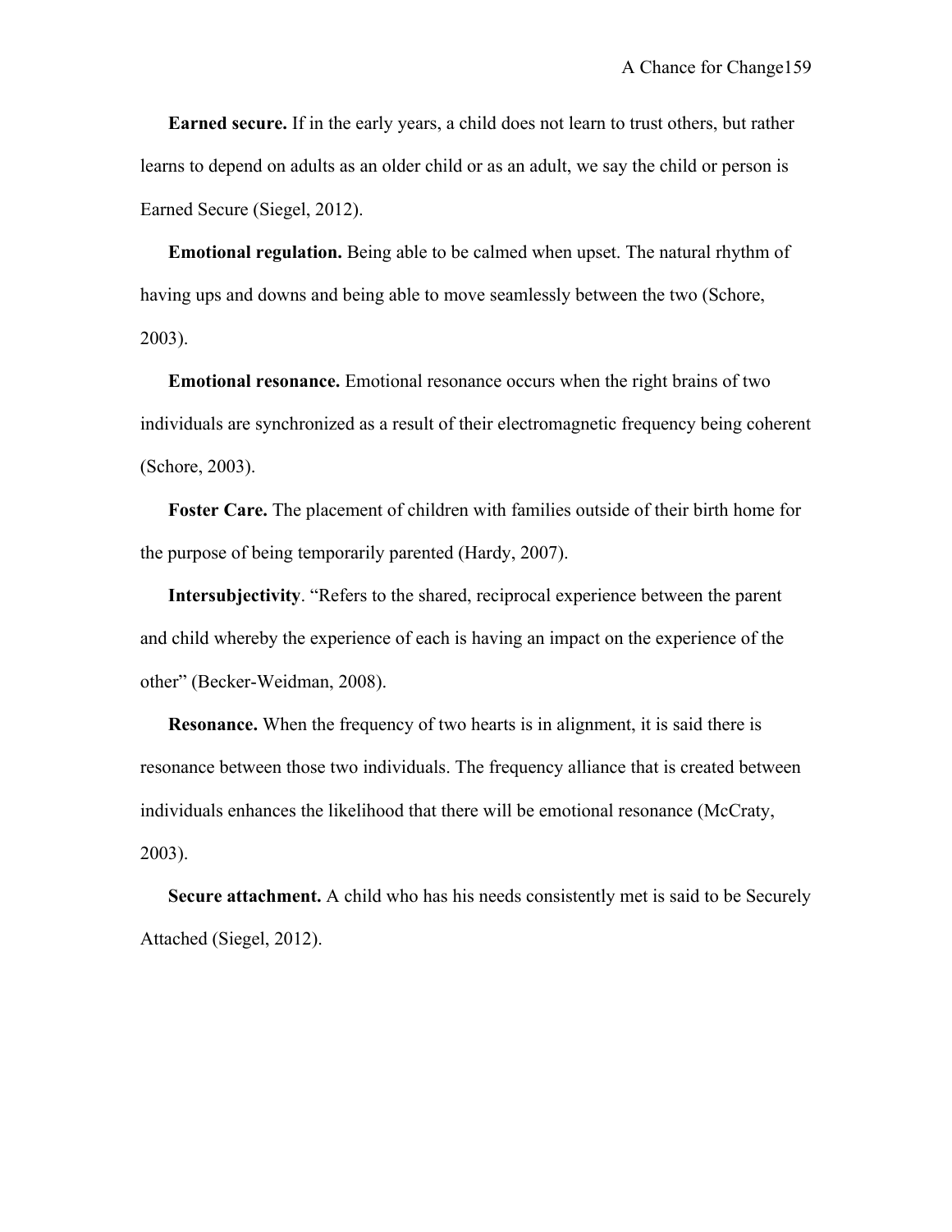**Earned secure.** If in the early years, a child does not learn to trust others, but rather learns to depend on adults as an older child or as an adult, we say the child or person is Earned Secure (Siegel, 2012).

**Emotional regulation.** Being able to be calmed when upset. The natural rhythm of having ups and downs and being able to move seamlessly between the two (Schore, 2003).

**Emotional resonance.** Emotional resonance occurs when the right brains of two individuals are synchronized as a result of their electromagnetic frequency being coherent (Schore, 2003).

**Foster Care.** The placement of children with families outside of their birth home for the purpose of being temporarily parented (Hardy, 2007).

**Intersubjectivity**. "Refers to the shared, reciprocal experience between the parent and child whereby the experience of each is having an impact on the experience of the other" (Becker-Weidman, 2008).

**Resonance.** When the frequency of two hearts is in alignment, it is said there is resonance between those two individuals. The frequency alliance that is created between individuals enhances the likelihood that there will be emotional resonance (McCraty, 2003).

**Secure attachment.** A child who has his needs consistently met is said to be Securely Attached (Siegel, 2012).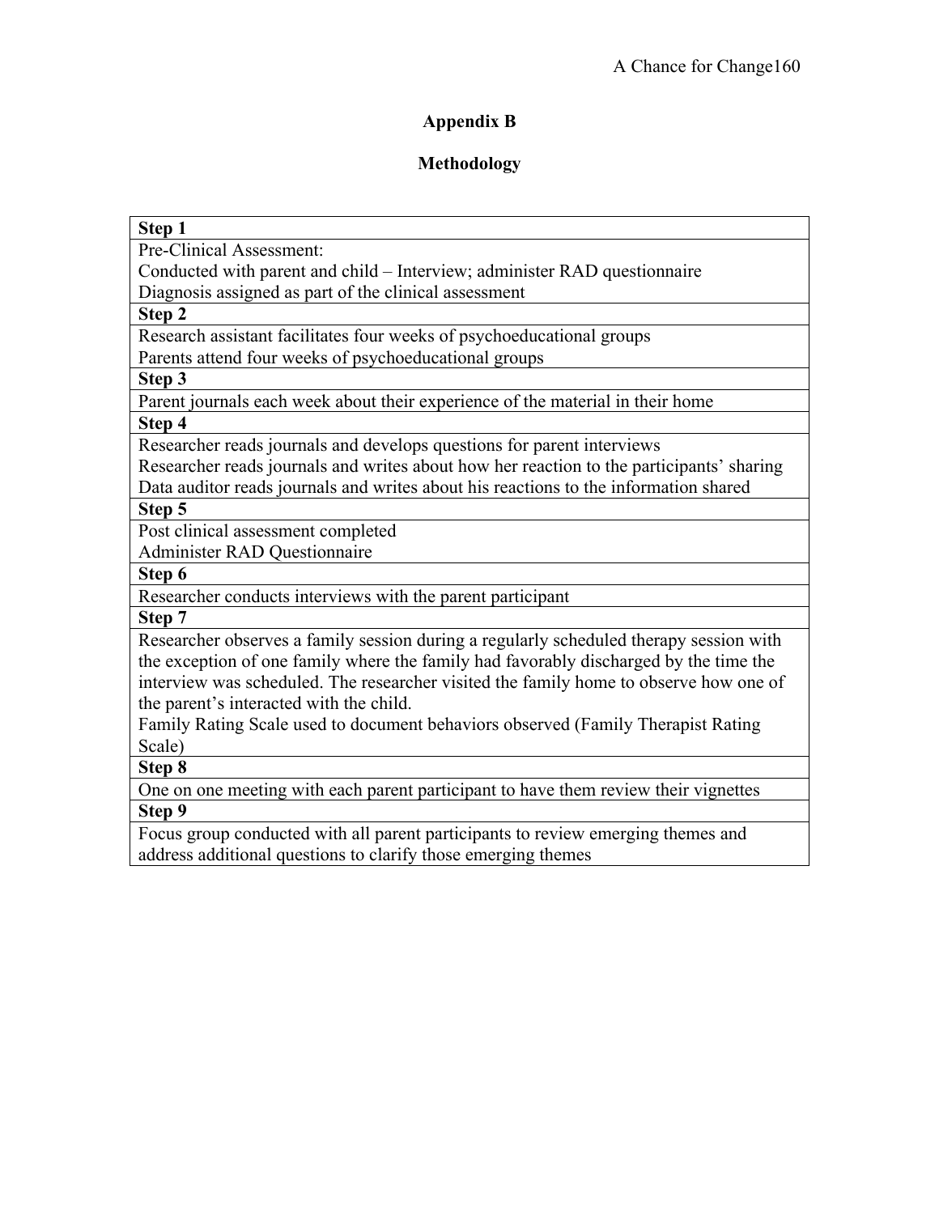## Appendix B

## Methodology

| **Step 1** |
|---|
| Pre-Clinical Assessment:<br>Conducted with parent and child – Interview; administer RAD questionnaire<br>Diagnosis assigned as part of the clinical assessment |
| **Step 2** |
| Research assistant facilitates four weeks of psychoeducational groups<br>Parents attend four weeks of psychoeducational groups |
| **Step 3** |
| Parent journals each week about their experience of the material in their home |
| **Step 4** |
| Researcher reads journals and develops questions for parent interviews<br>Researcher reads journals and writes about how her reaction to the participants' sharing<br>Data auditor reads journals and writes about his reactions to the information shared |
| **Step 5** |
| Post clinical assessment completed<br>Administer RAD Questionnaire |
| **Step 6** |
| Researcher conducts interviews with the parent participant |
| **Step 7** |
| Researcher observes a family session during a regularly scheduled therapy session with the exception of one family where the family had favorably discharged by the time the interview was scheduled. The researcher visited the family home to observe how one of the parent's interacted with the child.<br>Family Rating Scale used to document behaviors observed (Family Therapist Rating Scale) |
| **Step 8** |
| One on one meeting with each parent participant to have them review their vignettes |
| **Step 9** |
| Focus group conducted with all parent participants to review emerging themes and address additional questions to clarify those emerging themes |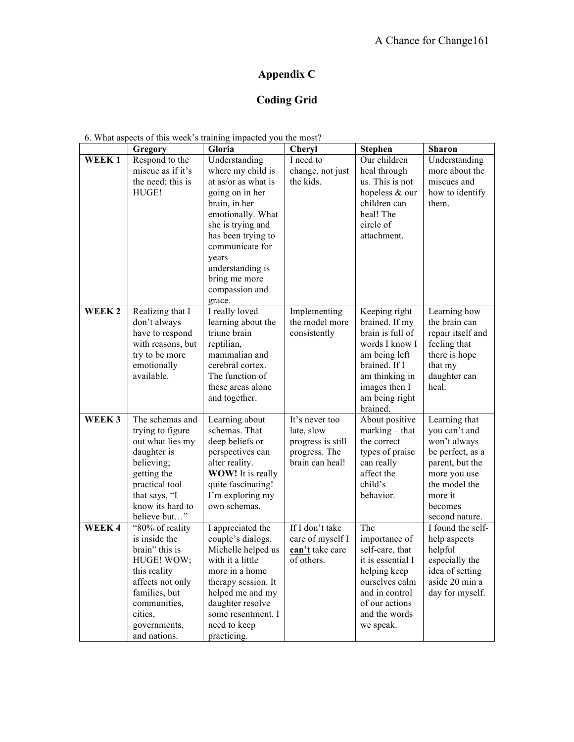## Appendix C

## Coding Grid

6. What aspects of this week's training impacted you the most?

| | Gregory | Gloria | Cheryl | Stephen | Sharon |
|---|---|---|---|---|---|
| **WEEK 1** | Respond to the miscue as if it's the need; this is HUGE! | Understanding where my child is at as/or as what is going on in her brain, in her emotionally. What she is trying and has been trying to communicate for years understanding is bring me more compassion and grace. | I need to change, not just the kids. | Our children heal through us. This is not hopeless & our children can heal! The circle of attachment. | Understanding more about the miscues and how to identify them. |
| **WEEK 2** | Realizing that I don't always have to respond with reasons, but try to be more emotionally available. | I really loved learning about the triune brain reptilian, mammalian and cerebral cortex. The function of these areas alone and together. | Implementing the model more consistently | Keeping right brained. If my brain is full of words I know I am being left brained. If I am thinking in images then I am being right brained. | Learning how the brain can repair itself and feeling that there is hope that my daughter can heal. |
| **WEEK 3** | The schemas and trying to figure out what lies my daughter is believing; getting the practical tool that says, "I know its hard to believe but…" | Learning about schemas. That deep beliefs or perspectives can alter reality. **WOW!** It is really quite fascinating! I'm exploring my own schemas. | It's never too late, slow progress is still progress. The brain can heal! | About positive marking – that the correct types of praise can really affect the child's behavior. | Learning that you can't and won't always be perfect, as a parent, but the more you use the model the more it becomes second nature. |
| **WEEK 4** | "80% of reality is inside the brain" this is HUGE! WOW; this reality affects not only families, but communities, cities, governments, and nations. | I appreciated the couple's dialogs. Michelle helped us with it a little more in a home therapy session. It helped me and my daughter resolve some resentment. I need to keep practicing. | If I don't take care of myself I **can't** take care of others. | The importance of self-care, that it is essential I helping keep ourselves calm and in control of our actions and the words we speak. | I found the self-help aspects helpful especially the idea of setting aside 20 min a day for myself. |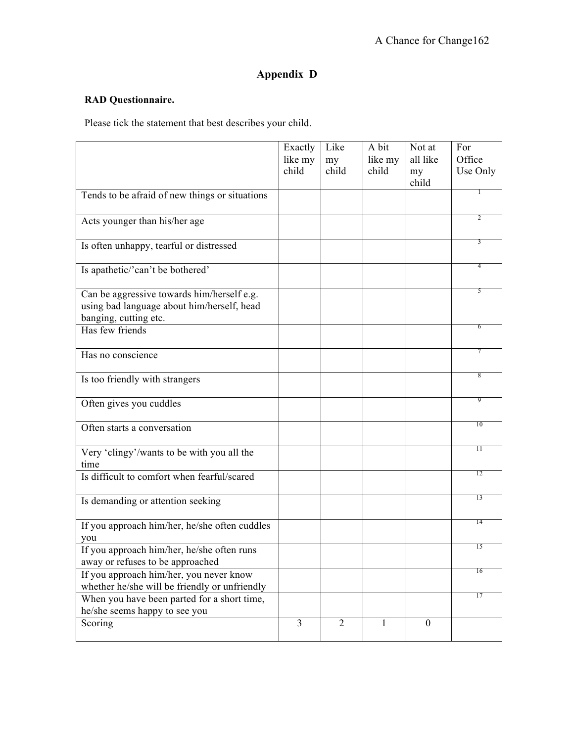# Appendix D

**RAD Questionnaire.**

Please tick the statement that best describes your child.

| | Exactly like my child | Like my child | A bit like my child | Not at all like my child | For Office Use Only |
|---|---|---|---|---|---|
| Tends to be afraid of new things or situations | | | | | 1 |
| Acts younger than his/her age | | | | | 2 |
| Is often unhappy, tearful or distressed | | | | | 3 |
| Is apathetic/'can't be bothered' | | | | | 4 |
| Can be aggressive towards him/herself e.g. using bad language about him/herself, head banging, cutting etc. | | | | | 5 |
| Has few friends | | | | | 6 |
| Has no conscience | | | | | 7 |
| Is too friendly with strangers | | | | | 8 |
| Often gives you cuddles | | | | | 9 |
| Often starts a conversation | | | | | 10 |
| Very 'clingy'/wants to be with you all the time | | | | | 11 |
| Is difficult to comfort when fearful/scared | | | | | 12 |
| Is demanding or attention seeking | | | | | 13 |
| If you approach him/her, he/she often cuddles you | | | | | 14 |
| If you approach him/her, he/she often runs away or refuses to be approached | | | | | 15 |
| If you approach him/her, you never know whether he/she will be friendly or unfriendly | | | | | 16 |
| When you have been parted for a short time, he/she seems happy to see you | | | | | 17 |
| Scoring | 3 | 2 | 1 | 0 | |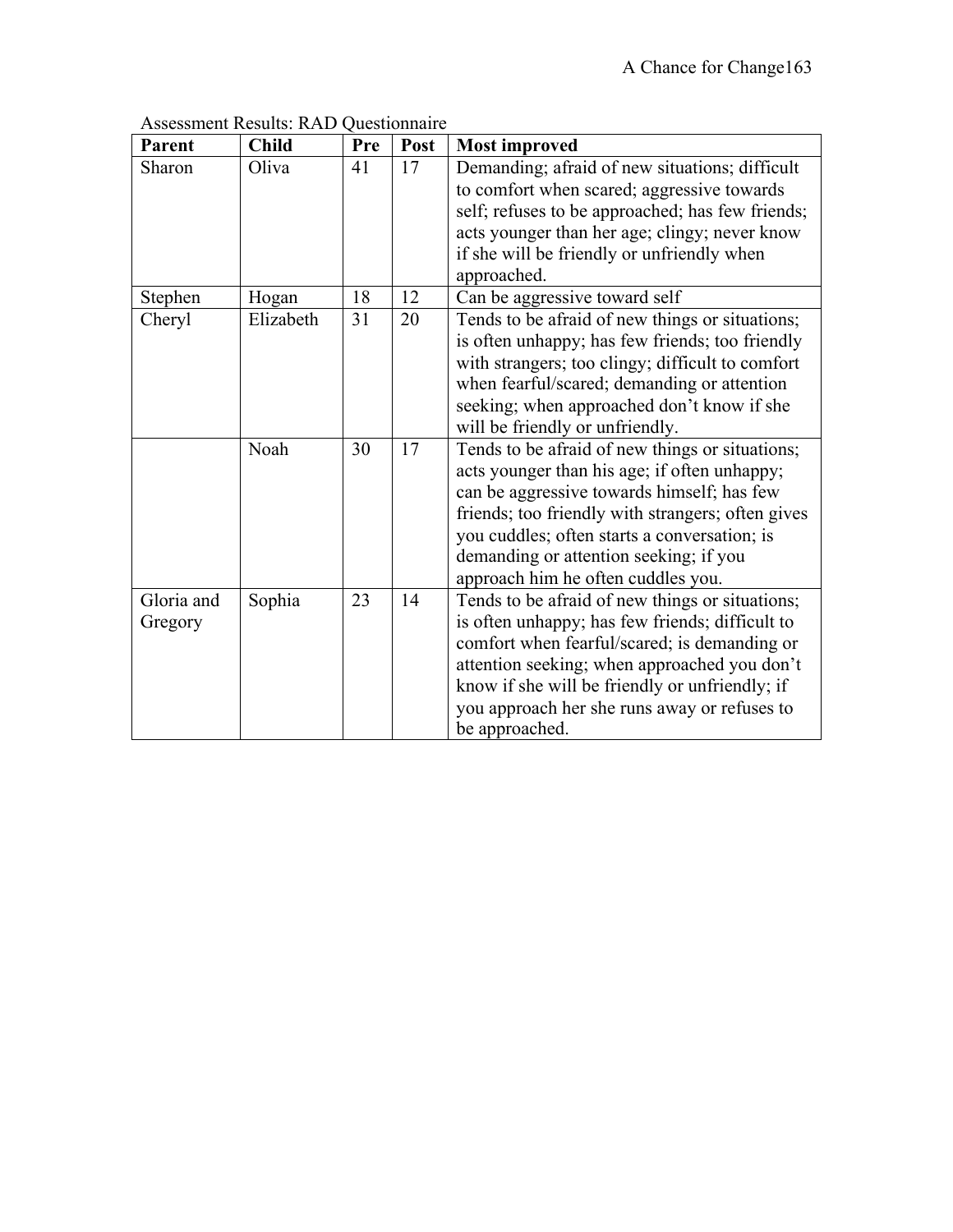Assessment Results: RAD Questionnaire

| Parent | Child | Pre | Post | Most improved |
|---|---|---|---|---|
| Sharon | Oliva | 41 | 17 | Demanding; afraid of new situations; difficult to comfort when scared; aggressive towards self; refuses to be approached; has few friends; acts younger than her age; clingy; never know if she will be friendly or unfriendly when approached. |
| Stephen | Hogan | 18 | 12 | Can be aggressive toward self |
| Cheryl | Elizabeth | 31 | 20 | Tends to be afraid of new things or situations; is often unhappy; has few friends; too friendly with strangers; too clingy; difficult to comfort when fearful/scared; demanding or attention seeking; when approached don't know if she will be friendly or unfriendly. |
| | Noah | 30 | 17 | Tends to be afraid of new things or situations; acts younger than his age; if often unhappy; can be aggressive towards himself; has few friends; too friendly with strangers; often gives you cuddles; often starts a conversation; is demanding or attention seeking; if you approach him he often cuddles you. |
| Gloria and Gregory | Sophia | 23 | 14 | Tends to be afraid of new things or situations; is often unhappy; has few friends; difficult to comfort when fearful/scared; is demanding or attention seeking; when approached you don't know if she will be friendly or unfriendly; if you approach her she runs away or refuses to be approached. |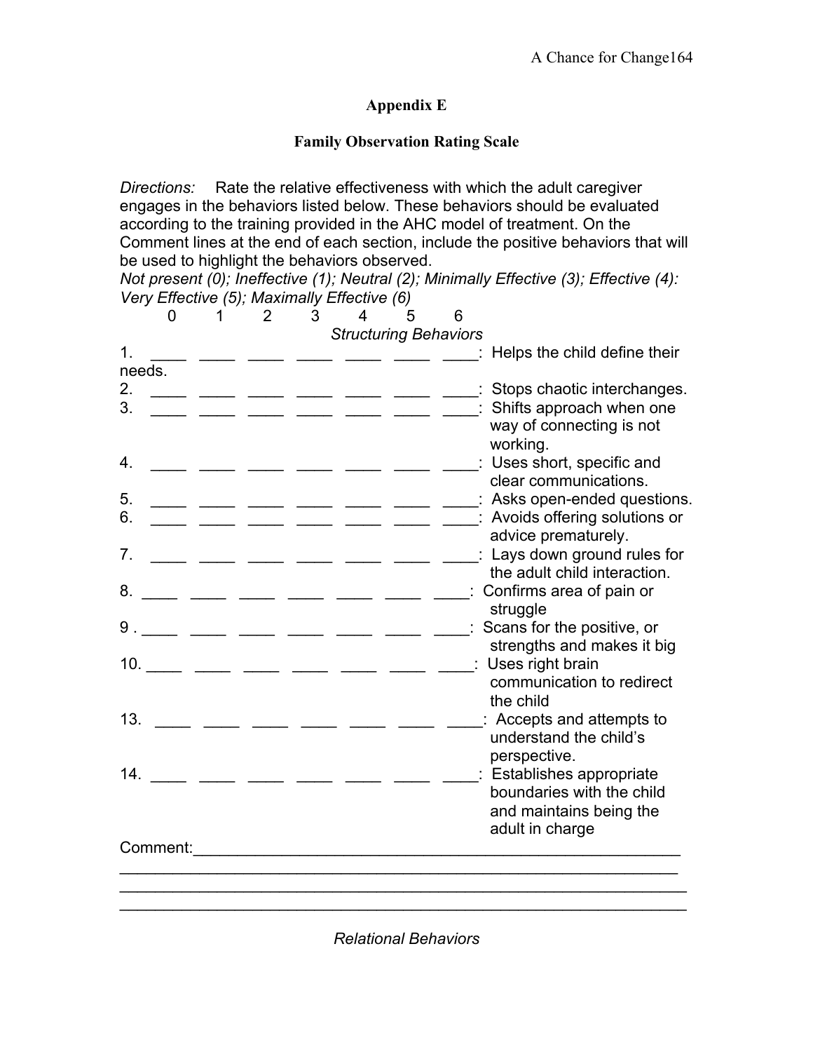## Appendix E

## Family Observation Rating Scale

*Directions:* Rate the relative effectiveness with which the adult caregiver engages in the behaviors listed below. These behaviors should be evaluated according to the training provided in the AHC model of treatment. On the Comment lines at the end of each section, include the positive behaviors that will be used to highlight the behaviors observed.

*Not present (0); Ineffective (1); Neutral (2); Minimally Effective (3); Effective (4): Very Effective (5); Maximally Effective (6)*

0 1 2 3 4 5 6

*Structuring Behaviors*

1. ____ ____ ____ ____ ____ ____ ____: Helps the child define their needs.
2. ____ ____ ____ ____ ____ ____ ____: Stops chaotic interchanges.
3. ____ ____ ____ ____ ____ ____ ____: Shifts approach when one way of connecting is not working.
4. ____ ____ ____ ____ ____ ____ ____: Uses short, specific and clear communications.
5. ____ ____ ____ ____ ____ ____ ____: Asks open-ended questions.
6. ____ ____ ____ ____ ____ ____ ____: Avoids offering solutions or advice prematurely.
7. ____ ____ ____ ____ ____ ____ ____: Lays down ground rules for the adult child interaction.
8. ____ ____ ____ ____ ____ ____ ____: Confirms area of pain or struggle
9. ____ ____ ____ ____ ____ ____ ____: Scans for the positive, or strengths and makes it big
10. ____ ____ ____ ____ ____ ____ ____: Uses right brain communication to redirect the child
13. ____ ____ ____ ____ ____ ____ ____: Accepts and attempts to understand the child's perspective.
14. ____ ____ ____ ____ ____ ____ ____: Establishes appropriate boundaries with the child and maintains being the adult in charge

Comment:_________________________________________________________
_____________________________________________________________
_____________________________________________________________
_____________________________________________________________

*Relational Behaviors*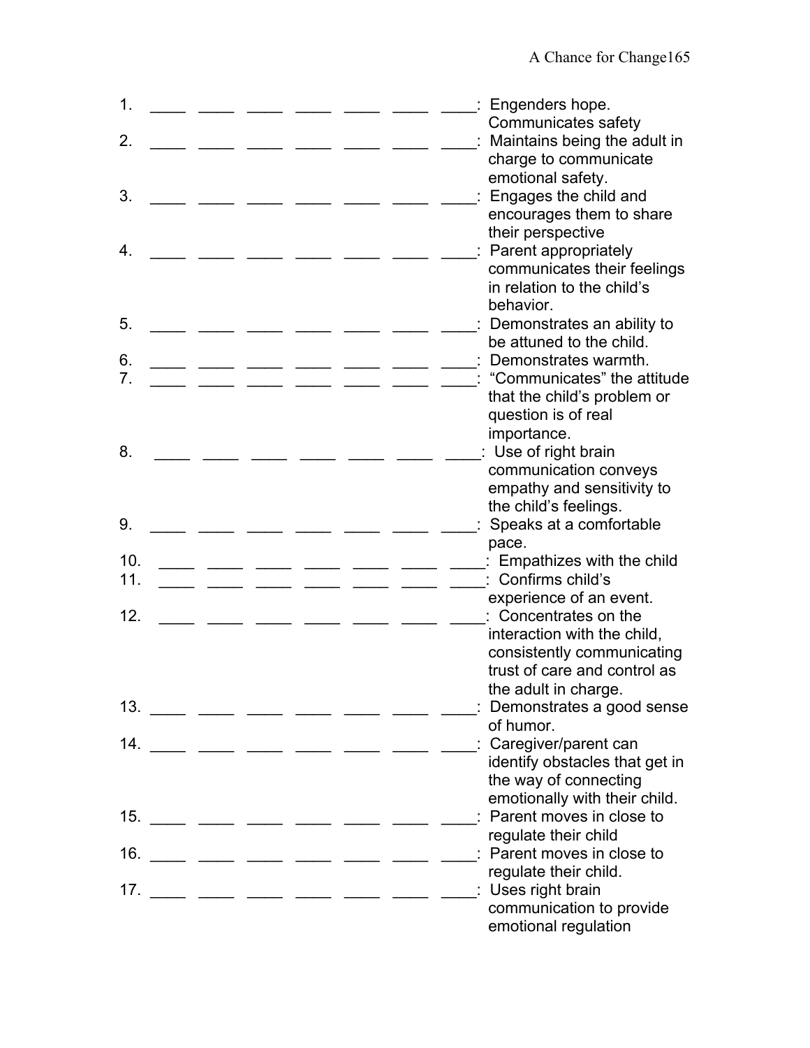1. ____ ____ ____ ____ ____ ____ ____: Engenders hope. Communicates safety
2. ____ ____ ____ ____ ____ ____ ____: Maintains being the adult in charge to communicate emotional safety.
3. ____ ____ ____ ____ ____ ____ ____: Engages the child and encourages them to share their perspective
4. ____ ____ ____ ____ ____ ____ ____: Parent appropriately communicates their feelings in relation to the child's behavior.
5. ____ ____ ____ ____ ____ ____ ____: Demonstrates an ability to be attuned to the child.
6. ____ ____ ____ ____ ____ ____ ____: Demonstrates warmth.
7. ____ ____ ____ ____ ____ ____ ____: "Communicates" the attitude that the child's problem or question is of real importance.
8. ____ ____ ____ ____ ____ ____ ____: Use of right brain communication conveys empathy and sensitivity to the child's feelings.
9. ____ ____ ____ ____ ____ ____ ____: Speaks at a comfortable pace.
10. ____ ____ ____ ____ ____ ____ ____: Empathizes with the child
11. ____ ____ ____ ____ ____ ____ ____: Confirms child's experience of an event.
12. ____ ____ ____ ____ ____ ____ ____: Concentrates on the interaction with the child, consistently communicating trust of care and control as the adult in charge.
13. ____ ____ ____ ____ ____ ____ ____: Demonstrates a good sense of humor.
14. ____ ____ ____ ____ ____ ____ ____: Caregiver/parent can identify obstacles that get in the way of connecting emotionally with their child.
15. ____ ____ ____ ____ ____ ____ ____: Parent moves in close to regulate their child
16. ____ ____ ____ ____ ____ ____ ____: Parent moves in close to regulate their child.
17. ____ ____ ____ ____ ____ ____ ____: Uses right brain communication to provide emotional regulation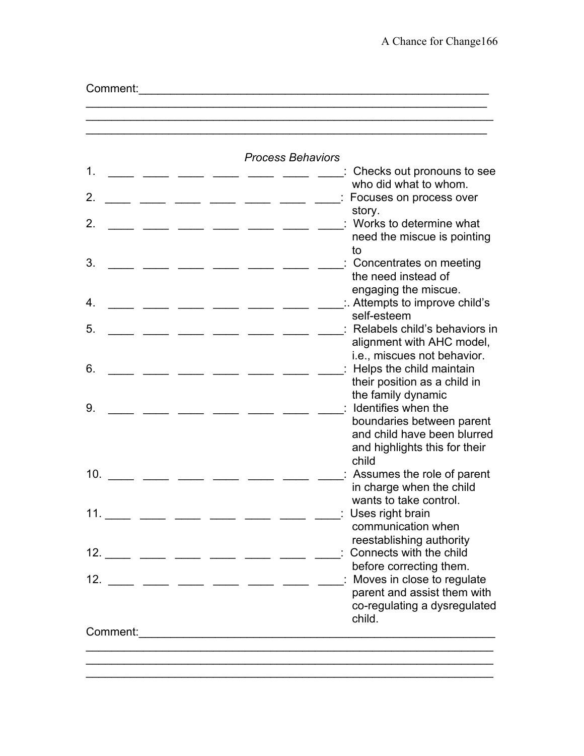Comment:_____________________________________________________________
_______________________________________________________________
_______________________________________________________________
_______________________________________________________________

*Process Behaviors*

1. ____ ____ ____ ____ ____ ____ ____: Checks out pronouns to see who did what to whom.
2. ____ ____ ____ ____ ____ ____ ____: Focuses on process over story.
2. ____ ____ ____ ____ ____ ____ ____: Works to determine what need the miscue is pointing to
3. ____ ____ ____ ____ ____ ____ ____: Concentrates on meeting the need instead of engaging the miscue.
4. ____ ____ ____ ____ ____ ____ ____:. Attempts to improve child's self-esteem
5. ____ ____ ____ ____ ____ ____ ____: Relabels child's behaviors in alignment with AHC model, i.e., miscues not behavior.
6. ____ ____ ____ ____ ____ ____ ____: Helps the child maintain their position as a child in the family dynamic
9. ____ ____ ____ ____ ____ ____ ____: Identifies when the boundaries between parent and child have been blurred and highlights this for their child
10. ____ ____ ____ ____ ____ ____ ____: Assumes the role of parent in charge when the child wants to take control.
11. ____ ____ ____ ____ ____ ____ ____: Uses right brain communication when reestablishing authority
12. ____ ____ ____ ____ ____ ____ ____: Connects with the child before correcting them.
12. ____ ____ ____ ____ ____ ____ ____: Moves in close to regulate parent and assist them with co-regulating a dysregulated child.

Comment:_____________________________________________________________
_______________________________________________________________
_______________________________________________________________
_______________________________________________________________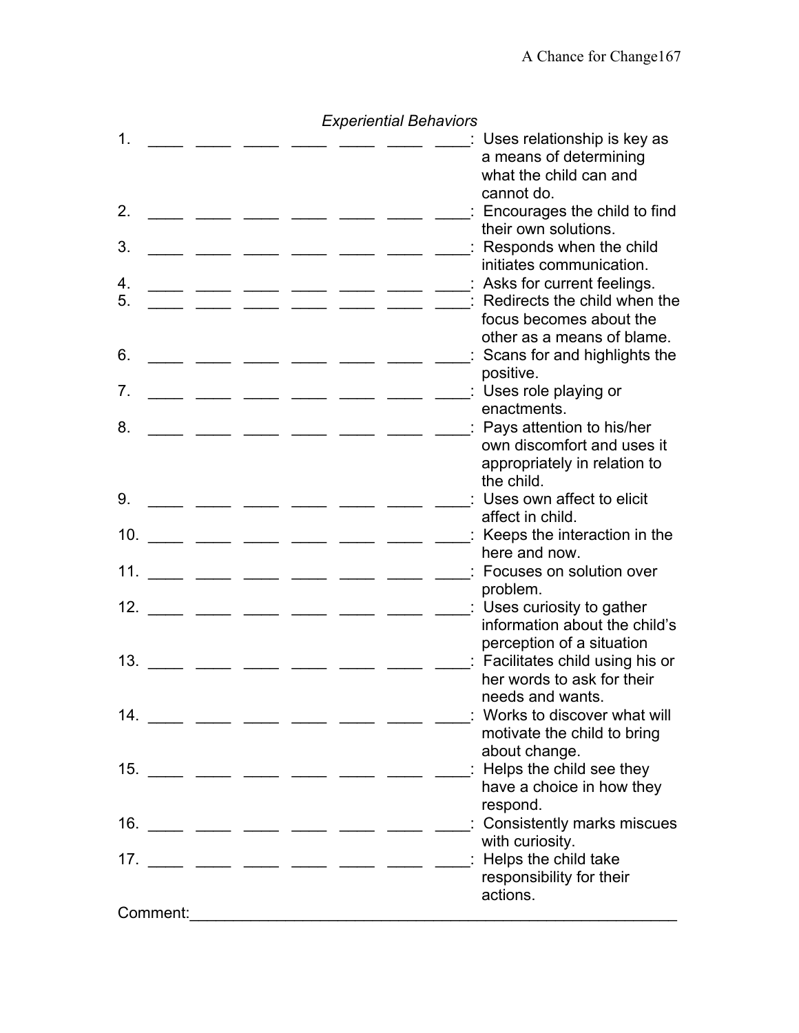*Experiential Behaviors*

1. \_\_\_\_ \_\_\_\_ \_\_\_\_ \_\_\_\_ \_\_\_\_ \_\_\_\_ \_\_\_\_: Uses relationship is key as a means of determining what the child can and cannot do.
2. \_\_\_\_ \_\_\_\_ \_\_\_\_ \_\_\_\_ \_\_\_\_ \_\_\_\_ \_\_\_\_: Encourages the child to find their own solutions.
3. \_\_\_\_ \_\_\_\_ \_\_\_\_ \_\_\_\_ \_\_\_\_ \_\_\_\_ \_\_\_\_: Responds when the child initiates communication.
4. \_\_\_\_ \_\_\_\_ \_\_\_\_ \_\_\_\_ \_\_\_\_ \_\_\_\_ \_\_\_\_: Asks for current feelings.
5. \_\_\_\_ \_\_\_\_ \_\_\_\_ \_\_\_\_ \_\_\_\_ \_\_\_\_ \_\_\_\_: Redirects the child when the focus becomes about the other as a means of blame.
6. \_\_\_\_ \_\_\_\_ \_\_\_\_ \_\_\_\_ \_\_\_\_ \_\_\_\_ \_\_\_\_: Scans for and highlights the positive.
7. \_\_\_\_ \_\_\_\_ \_\_\_\_ \_\_\_\_ \_\_\_\_ \_\_\_\_ \_\_\_\_: Uses role playing or enactments.
8. \_\_\_\_ \_\_\_\_ \_\_\_\_ \_\_\_\_ \_\_\_\_ \_\_\_\_ \_\_\_\_: Pays attention to his/her own discomfort and uses it appropriately in relation to the child.
9. \_\_\_\_ \_\_\_\_ \_\_\_\_ \_\_\_\_ \_\_\_\_ \_\_\_\_ \_\_\_\_: Uses own affect to elicit affect in child.
10. \_\_\_\_ \_\_\_\_ \_\_\_\_ \_\_\_\_ \_\_\_\_ \_\_\_\_ \_\_\_\_: Keeps the interaction in the here and now.
11. \_\_\_\_ \_\_\_\_ \_\_\_\_ \_\_\_\_ \_\_\_\_ \_\_\_\_ \_\_\_\_: Focuses on solution over problem.
12. \_\_\_\_ \_\_\_\_ \_\_\_\_ \_\_\_\_ \_\_\_\_ \_\_\_\_ \_\_\_\_: Uses curiosity to gather information about the child's perception of a situation
13. \_\_\_\_ \_\_\_\_ \_\_\_\_ \_\_\_\_ \_\_\_\_ \_\_\_\_ \_\_\_\_: Facilitates child using his or her words to ask for their needs and wants.
14. \_\_\_\_ \_\_\_\_ \_\_\_\_ \_\_\_\_ \_\_\_\_ \_\_\_\_ \_\_\_\_: Works to discover what will motivate the child to bring about change.
15. \_\_\_\_ \_\_\_\_ \_\_\_\_ \_\_\_\_ \_\_\_\_ \_\_\_\_ \_\_\_\_: Helps the child see they have a choice in how they respond.
16. \_\_\_\_ \_\_\_\_ \_\_\_\_ \_\_\_\_ \_\_\_\_ \_\_\_\_ \_\_\_\_: Consistently marks miscues with curiosity.
17. \_\_\_\_ \_\_\_\_ \_\_\_\_ \_\_\_\_ \_\_\_\_ \_\_\_\_ \_\_\_\_: Helps the child take responsibility for their actions.

Comment:\_\_\_\_\_\_\_\_\_\_\_\_\_\_\_\_\_\_\_\_\_\_\_\_\_\_\_\_\_\_\_\_\_\_\_\_\_\_\_\_\_\_\_\_\_\_\_\_\_\_\_\_\_\_\_\_\_\_\_\_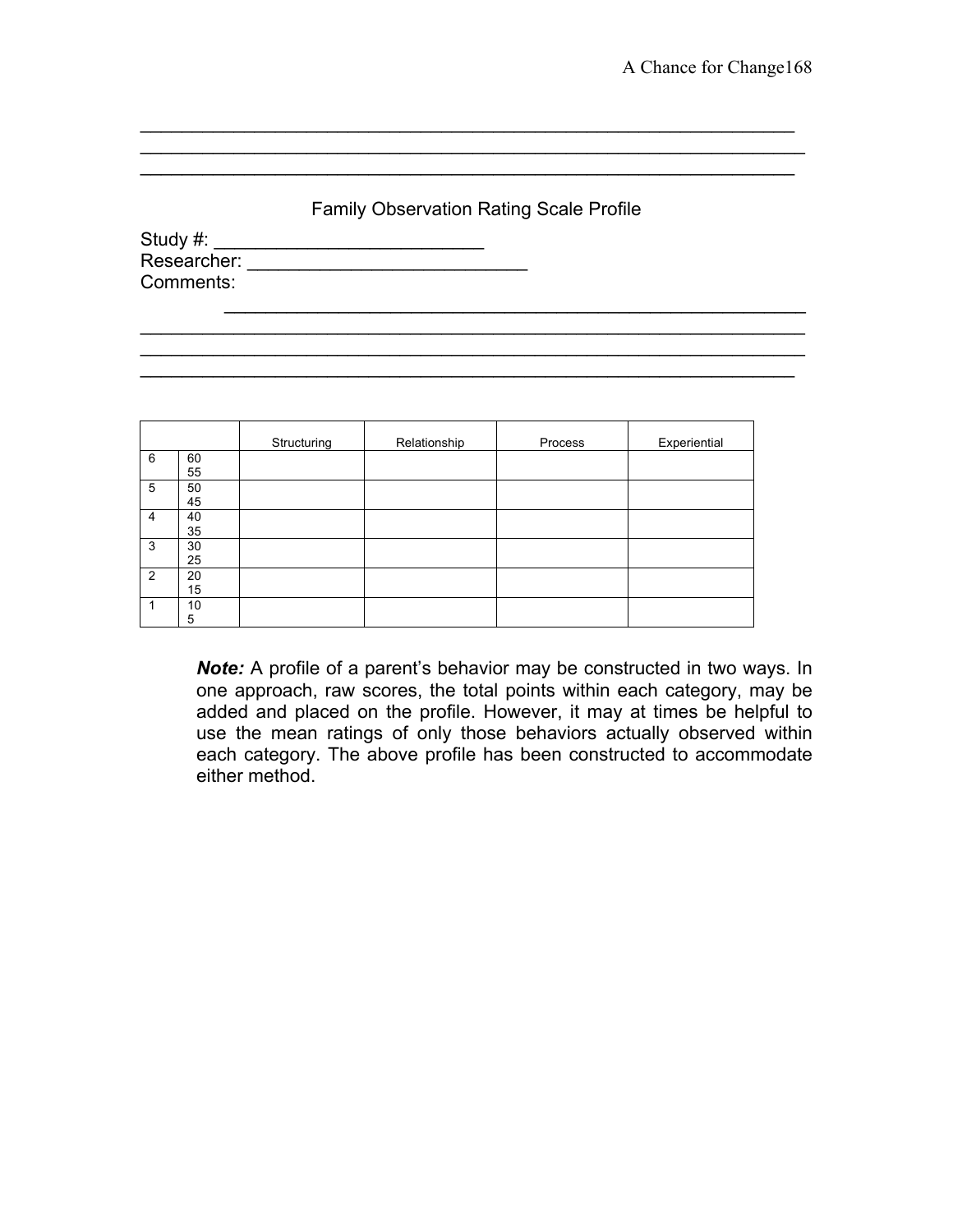_______________________________________________________________
_______________________________________________________________
_______________________________________________________________

Family Observation Rating Scale Profile

Study #: ________________________

Researcher: __________________________

Comments: ________________________________________________________
_______________________________________________________________
_______________________________________________________________
_______________________________________________________________

| | | Structuring | Relationship | Process | Experiential |
|---|---|---|---|---|---|
| 6 | 60<br>55 | | | | |
| 5 | 50<br>45 | | | | |
| 4 | 40<br>35 | | | | |
| 3 | 30<br>25 | | | | |
| 2 | 20<br>15 | | | | |
| 1 | 10<br>5 | | | | |

***Note:*** A profile of a parent's behavior may be constructed in two ways. In one approach, raw scores, the total points within each category, may be added and placed on the profile. However, it may at times be helpful to use the mean ratings of only those behaviors actually observed within each category. The above profile has been constructed to accommodate either method.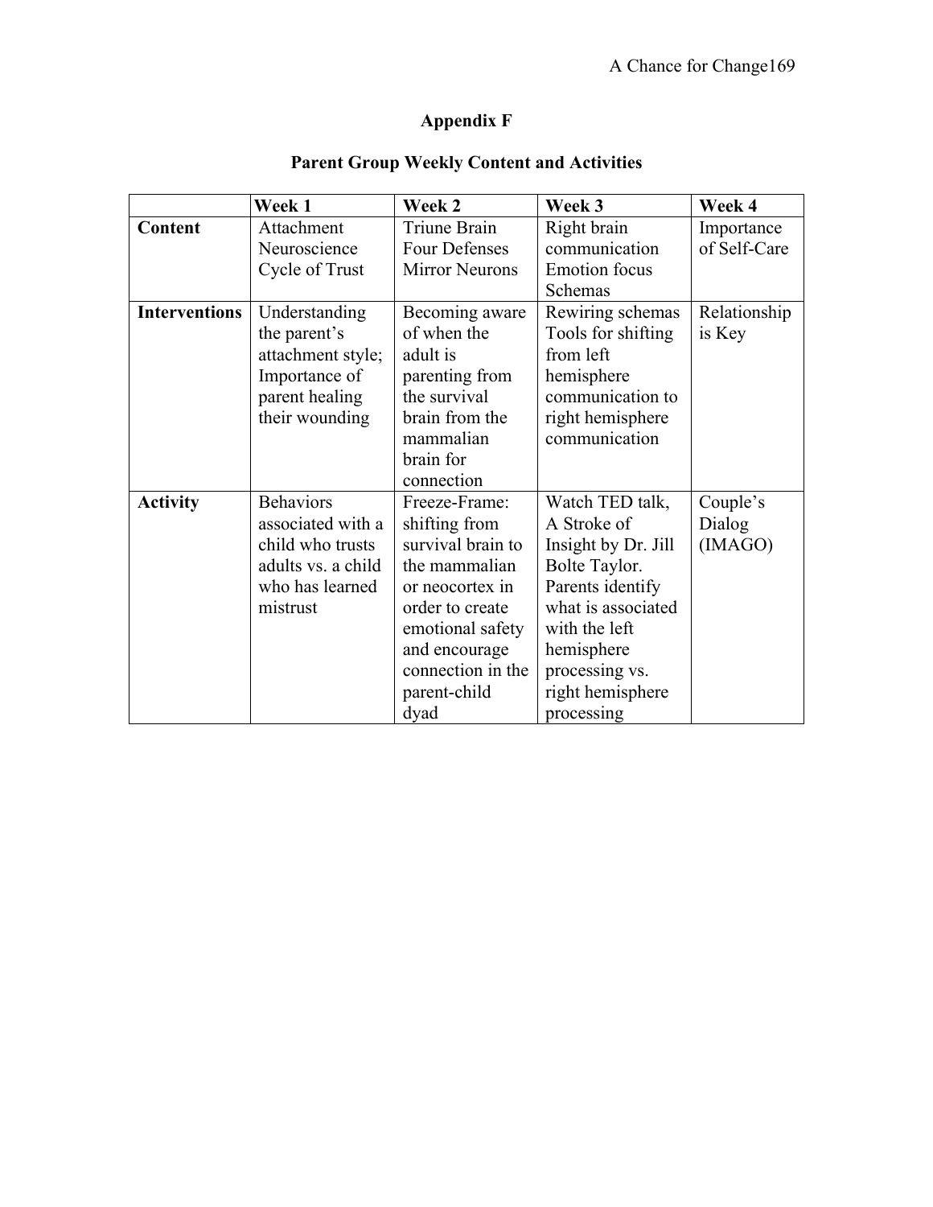# Appendix F

## Parent Group Weekly Content and Activities

| | Week 1 | Week 2 | Week 3 | Week 4 |
|---|---|---|---|---|
| **Content** | Attachment Neuroscience Cycle of Trust | Triune Brain Four Defenses Mirror Neurons | Right brain communication Emotion focus Schemas | Importance of Self-Care |
| **Interventions** | Understanding the parent's attachment style; Importance of parent healing their wounding | Becoming aware of when the adult is parenting from the survival brain from the mammalian brain for connection | Rewiring schemas Tools for shifting from left hemisphere communication to right hemisphere communication | Relationship is Key |
| **Activity** | Behaviors associated with a child who trusts adults vs. a child who has learned mistrust | Freeze-Frame: shifting from survival brain to the mammalian or neocortex in order to create emotional safety and encourage connection in the parent-child dyad | Watch TED talk, A Stroke of Insight by Dr. Jill Bolte Taylor. Parents identify what is associated with the left hemisphere processing vs. right hemisphere processing | Couple's Dialog (IMAGO) |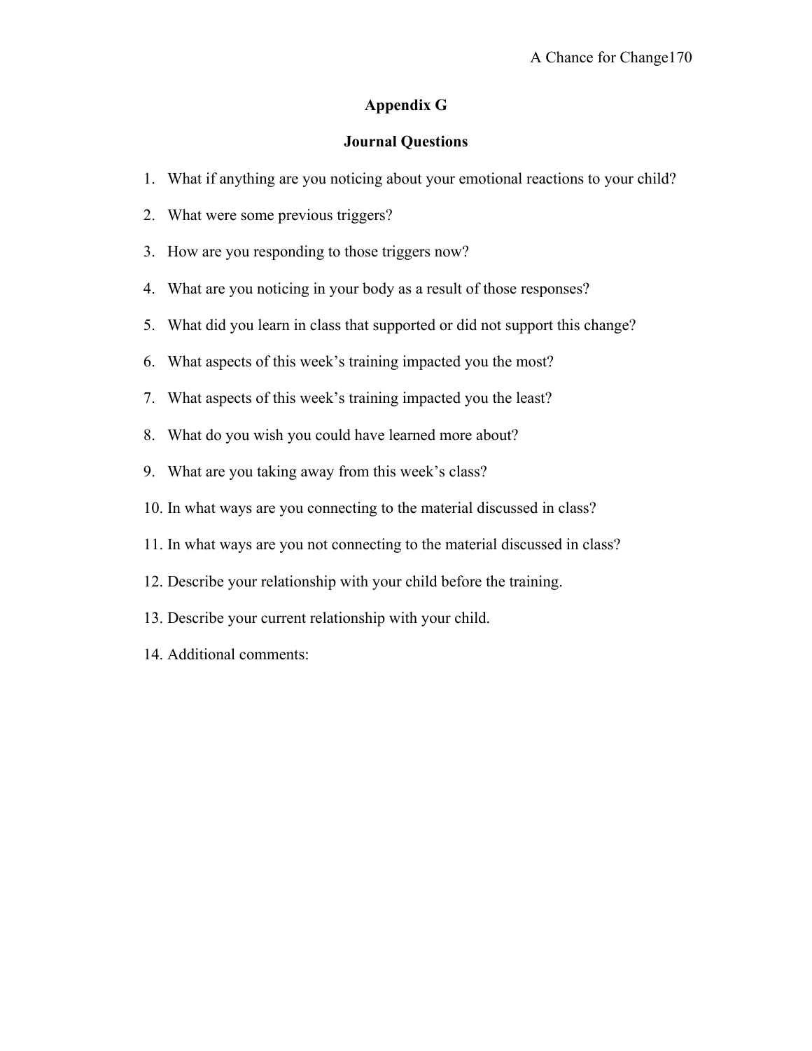## Appendix G

### Journal Questions

1. What if anything are you noticing about your emotional reactions to your child?
2. What were some previous triggers?
3. How are you responding to those triggers now?
4. What are you noticing in your body as a result of those responses?
5. What did you learn in class that supported or did not support this change?
6. What aspects of this week's training impacted you the most?
7. What aspects of this week's training impacted you the least?
8. What do you wish you could have learned more about?
9. What are you taking away from this week's class?
10. In what ways are you connecting to the material discussed in class?
11. In what ways are you not connecting to the material discussed in class?
12. Describe your relationship with your child before the training.
13. Describe your current relationship with your child.
14. Additional comments: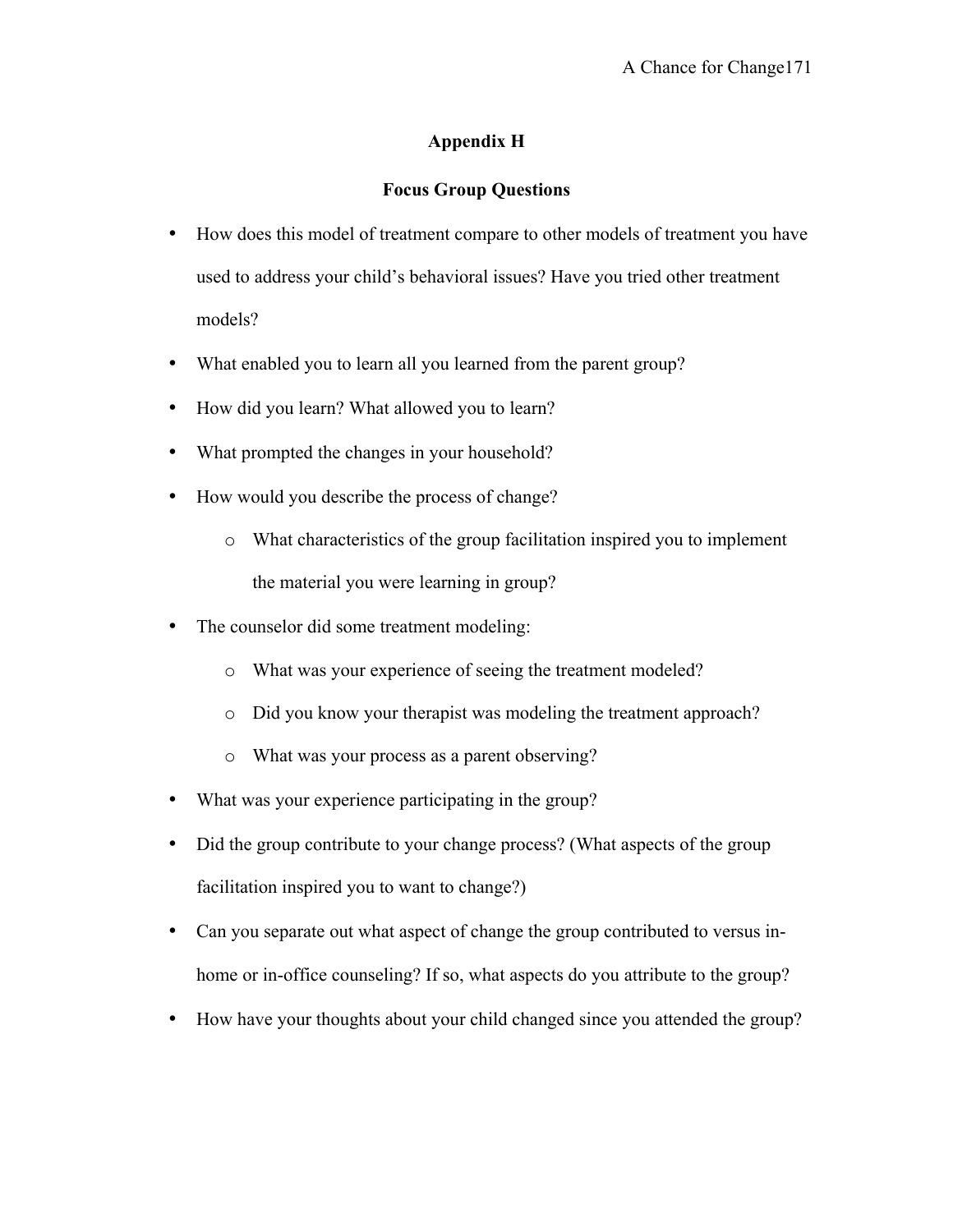## Appendix H

### Focus Group Questions

- How does this model of treatment compare to other models of treatment you have used to address your child's behavioral issues? Have you tried other treatment models?
- What enabled you to learn all you learned from the parent group?
- How did you learn? What allowed you to learn?
- What prompted the changes in your household?
- How would you describe the process of change?
  - What characteristics of the group facilitation inspired you to implement the material you were learning in group?
- The counselor did some treatment modeling:
  - What was your experience of seeing the treatment modeled?
  - Did you know your therapist was modeling the treatment approach?
  - What was your process as a parent observing?
- What was your experience participating in the group?
- Did the group contribute to your change process? (What aspects of the group facilitation inspired you to want to change?)
- Can you separate out what aspect of change the group contributed to versus in-home or in-office counseling? If so, what aspects do you attribute to the group?
- How have your thoughts about your child changed since you attended the group?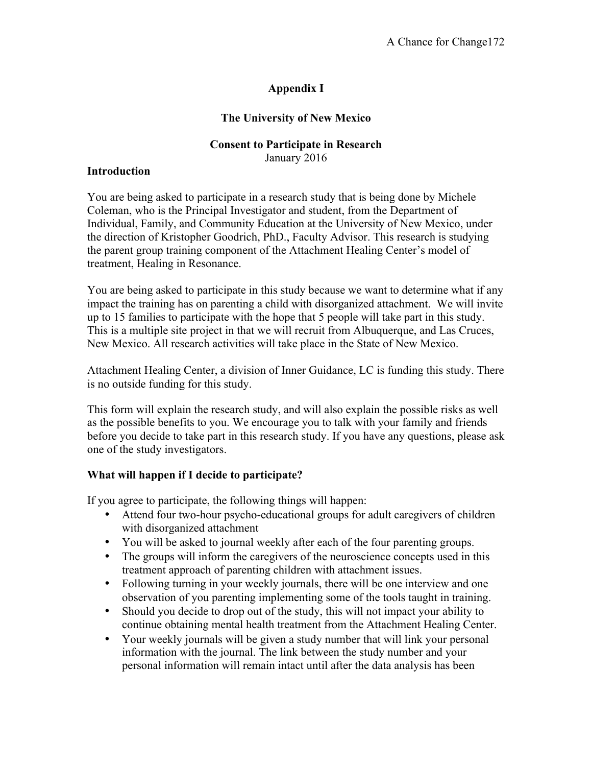**Appendix I**

**The University of New Mexico**

**Consent to Participate in Research**
January 2016

**Introduction**

You are being asked to participate in a research study that is being done by Michele Coleman, who is the Principal Investigator and student, from the Department of Individual, Family, and Community Education at the University of New Mexico, under the direction of Kristopher Goodrich, PhD., Faculty Advisor. This research is studying the parent group training component of the Attachment Healing Center's model of treatment, Healing in Resonance.

You are being asked to participate in this study because we want to determine what if any impact the training has on parenting a child with disorganized attachment. We will invite up to 15 families to participate with the hope that 5 people will take part in this study. This is a multiple site project in that we will recruit from Albuquerque, and Las Cruces, New Mexico. All research activities will take place in the State of New Mexico.

Attachment Healing Center, a division of Inner Guidance, LC is funding this study. There is no outside funding for this study.

This form will explain the research study, and will also explain the possible risks as well as the possible benefits to you. We encourage you to talk with your family and friends before you decide to take part in this research study. If you have any questions, please ask one of the study investigators.

**What will happen if I decide to participate?**

If you agree to participate, the following things will happen:

- Attend four two-hour psycho-educational groups for adult caregivers of children with disorganized attachment
- You will be asked to journal weekly after each of the four parenting groups.
- The groups will inform the caregivers of the neuroscience concepts used in this treatment approach of parenting children with attachment issues.
- Following turning in your weekly journals, there will be one interview and one observation of you parenting implementing some of the tools taught in training.
- Should you decide to drop out of the study, this will not impact your ability to continue obtaining mental health treatment from the Attachment Healing Center.
- Your weekly journals will be given a study number that will link your personal information with the journal. The link between the study number and your personal information will remain intact until after the data analysis has been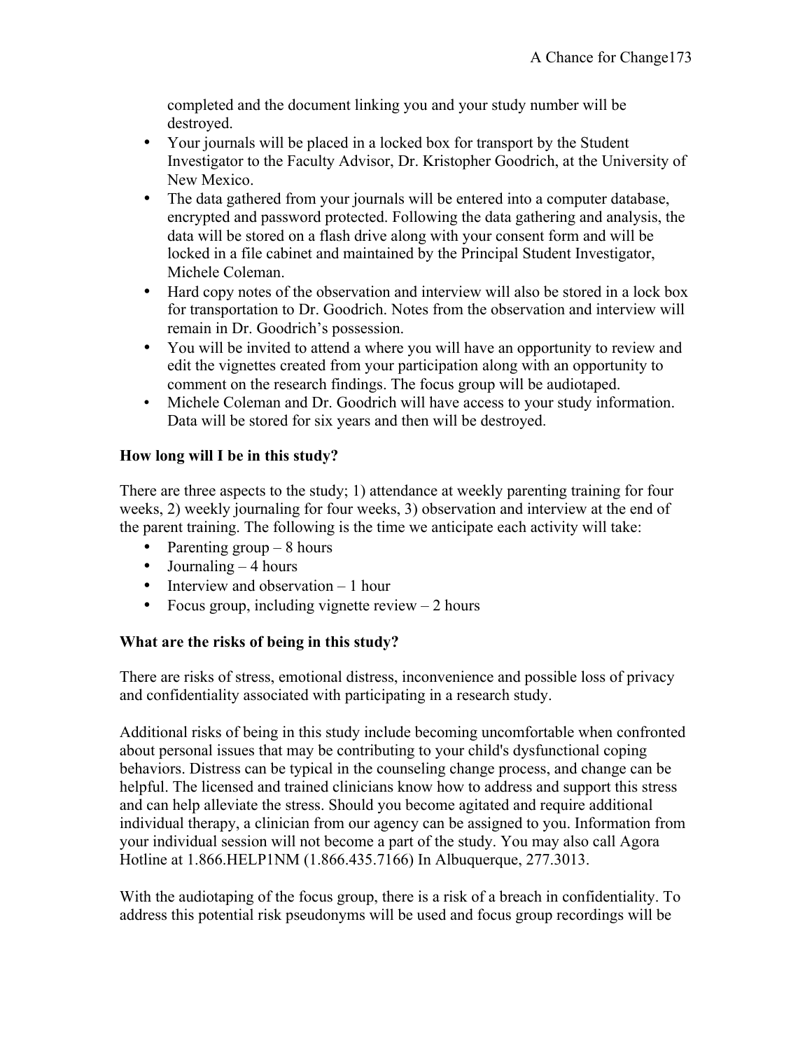completed and the document linking you and your study number will be destroyed.

- Your journals will be placed in a locked box for transport by the Student Investigator to the Faculty Advisor, Dr. Kristopher Goodrich, at the University of New Mexico.
- The data gathered from your journals will be entered into a computer database, encrypted and password protected. Following the data gathering and analysis, the data will be stored on a flash drive along with your consent form and will be locked in a file cabinet and maintained by the Principal Student Investigator, Michele Coleman.
- Hard copy notes of the observation and interview will also be stored in a lock box for transportation to Dr. Goodrich. Notes from the observation and interview will remain in Dr. Goodrich's possession.
- You will be invited to attend a where you will have an opportunity to review and edit the vignettes created from your participation along with an opportunity to comment on the research findings. The focus group will be audiotaped.
- Michele Coleman and Dr. Goodrich will have access to your study information. Data will be stored for six years and then will be destroyed.

**How long will I be in this study?**

There are three aspects to the study; 1) attendance at weekly parenting training for four weeks, 2) weekly journaling for four weeks, 3) observation and interview at the end of the parent training. The following is the time we anticipate each activity will take:

- Parenting group – 8 hours
- Journaling – 4 hours
- Interview and observation – 1 hour
- Focus group, including vignette review – 2 hours

**What are the risks of being in this study?**

There are risks of stress, emotional distress, inconvenience and possible loss of privacy and confidentiality associated with participating in a research study.

Additional risks of being in this study include becoming uncomfortable when confronted about personal issues that may be contributing to your child's dysfunctional coping behaviors. Distress can be typical in the counseling change process, and change can be helpful. The licensed and trained clinicians know how to address and support this stress and can help alleviate the stress. Should you become agitated and require additional individual therapy, a clinician from our agency can be assigned to you. Information from your individual session will not become a part of the study. You may also call Agora Hotline at 1.866.HELP1NM (1.866.435.7166) In Albuquerque, 277.3013.

With the audiotaping of the focus group, there is a risk of a breach in confidentiality. To address this potential risk pseudonyms will be used and focus group recordings will be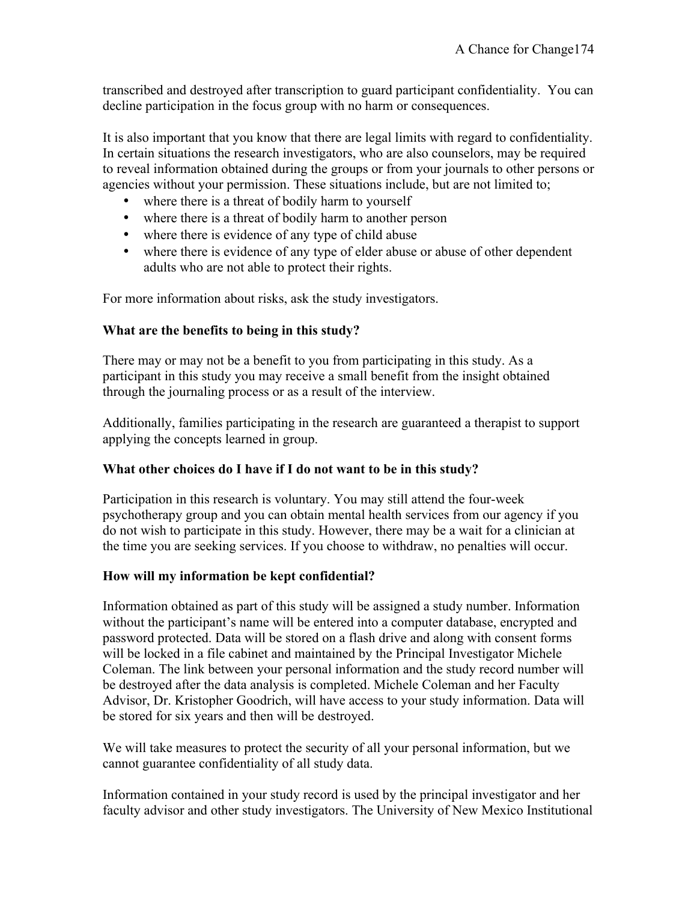transcribed and destroyed after transcription to guard participant confidentiality. You can decline participation in the focus group with no harm or consequences.

It is also important that you know that there are legal limits with regard to confidentiality. In certain situations the research investigators, who are also counselors, may be required to reveal information obtained during the groups or from your journals to other persons or agencies without your permission. These situations include, but are not limited to;

- where there is a threat of bodily harm to yourself
- where there is a threat of bodily harm to another person
- where there is evidence of any type of child abuse
- where there is evidence of any type of elder abuse or abuse of other dependent adults who are not able to protect their rights.

For more information about risks, ask the study investigators.

**What are the benefits to being in this study?**

There may or may not be a benefit to you from participating in this study. As a participant in this study you may receive a small benefit from the insight obtained through the journaling process or as a result of the interview.

Additionally, families participating in the research are guaranteed a therapist to support applying the concepts learned in group.

**What other choices do I have if I do not want to be in this study?**

Participation in this research is voluntary. You may still attend the four-week psychotherapy group and you can obtain mental health services from our agency if you do not wish to participate in this study. However, there may be a wait for a clinician at the time you are seeking services. If you choose to withdraw, no penalties will occur.

**How will my information be kept confidential?**

Information obtained as part of this study will be assigned a study number. Information without the participant's name will be entered into a computer database, encrypted and password protected. Data will be stored on a flash drive and along with consent forms will be locked in a file cabinet and maintained by the Principal Investigator Michele Coleman. The link between your personal information and the study record number will be destroyed after the data analysis is completed. Michele Coleman and her Faculty Advisor, Dr. Kristopher Goodrich, will have access to your study information. Data will be stored for six years and then will be destroyed.

We will take measures to protect the security of all your personal information, but we cannot guarantee confidentiality of all study data.

Information contained in your study record is used by the principal investigator and her faculty advisor and other study investigators. The University of New Mexico Institutional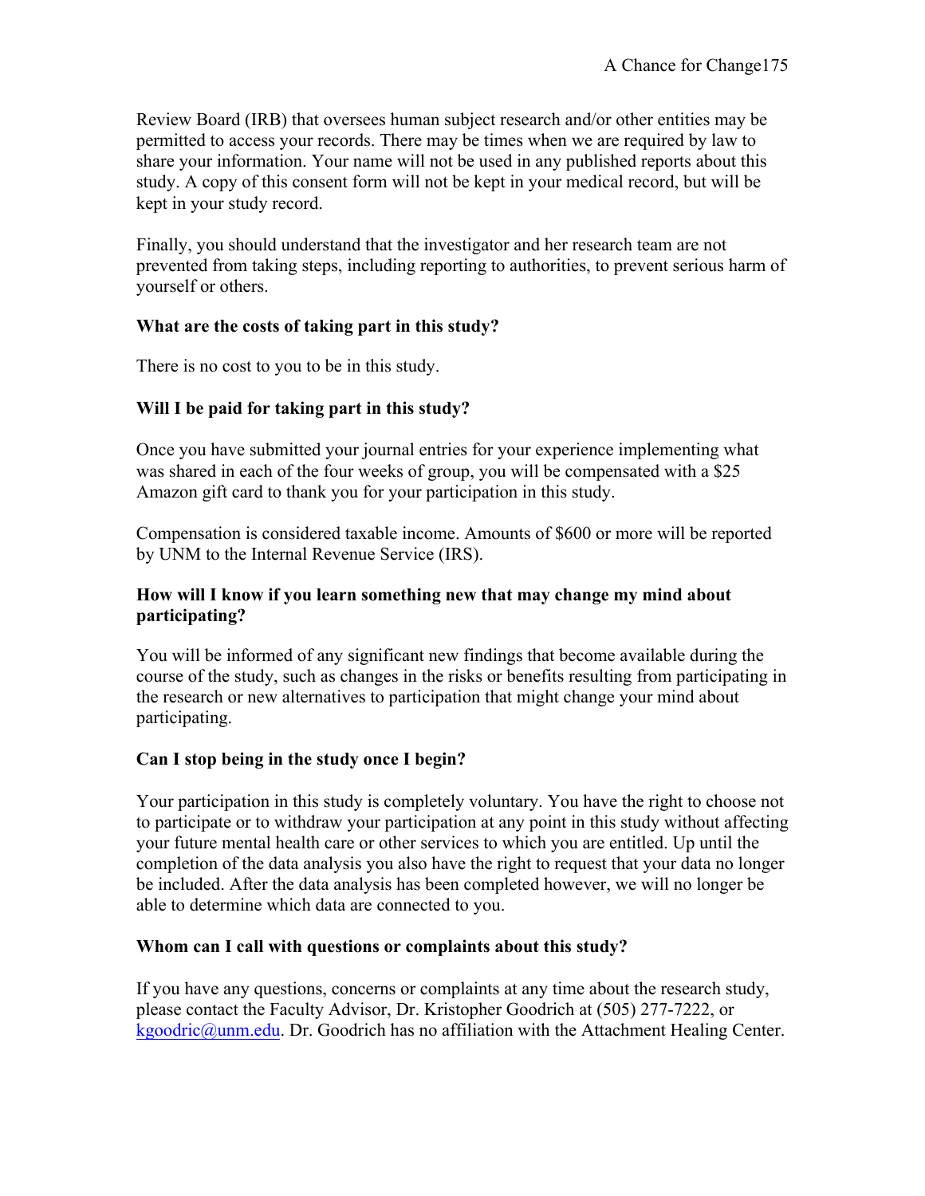Review Board (IRB) that oversees human subject research and/or other entities may be permitted to access your records. There may be times when we are required by law to share your information. Your name will not be used in any published reports about this study. A copy of this consent form will not be kept in your medical record, but will be kept in your study record.

Finally, you should understand that the investigator and her research team are not prevented from taking steps, including reporting to authorities, to prevent serious harm of yourself or others.

**What are the costs of taking part in this study?**

There is no cost to you to be in this study.

**Will I be paid for taking part in this study?**

Once you have submitted your journal entries for your experience implementing what was shared in each of the four weeks of group, you will be compensated with a $25 Amazon gift card to thank you for your participation in this study.

Compensation is considered taxable income. Amounts of $600 or more will be reported by UNM to the Internal Revenue Service (IRS).

**How will I know if you learn something new that may change my mind about participating?**

You will be informed of any significant new findings that become available during the course of the study, such as changes in the risks or benefits resulting from participating in the research or new alternatives to participation that might change your mind about participating.

**Can I stop being in the study once I begin?**

Your participation in this study is completely voluntary. You have the right to choose not to participate or to withdraw your participation at any point in this study without affecting your future mental health care or other services to which you are entitled. Up until the completion of the data analysis you also have the right to request that your data no longer be included. After the data analysis has been completed however, we will no longer be able to determine which data are connected to you.

**Whom can I call with questions or complaints about this study?**

If you have any questions, concerns or complaints at any time about the research study, please contact the Faculty Advisor, Dr. Kristopher Goodrich at (505) 277-7222, or kgoodric@unm.edu. Dr. Goodrich has no affiliation with the Attachment Healing Center.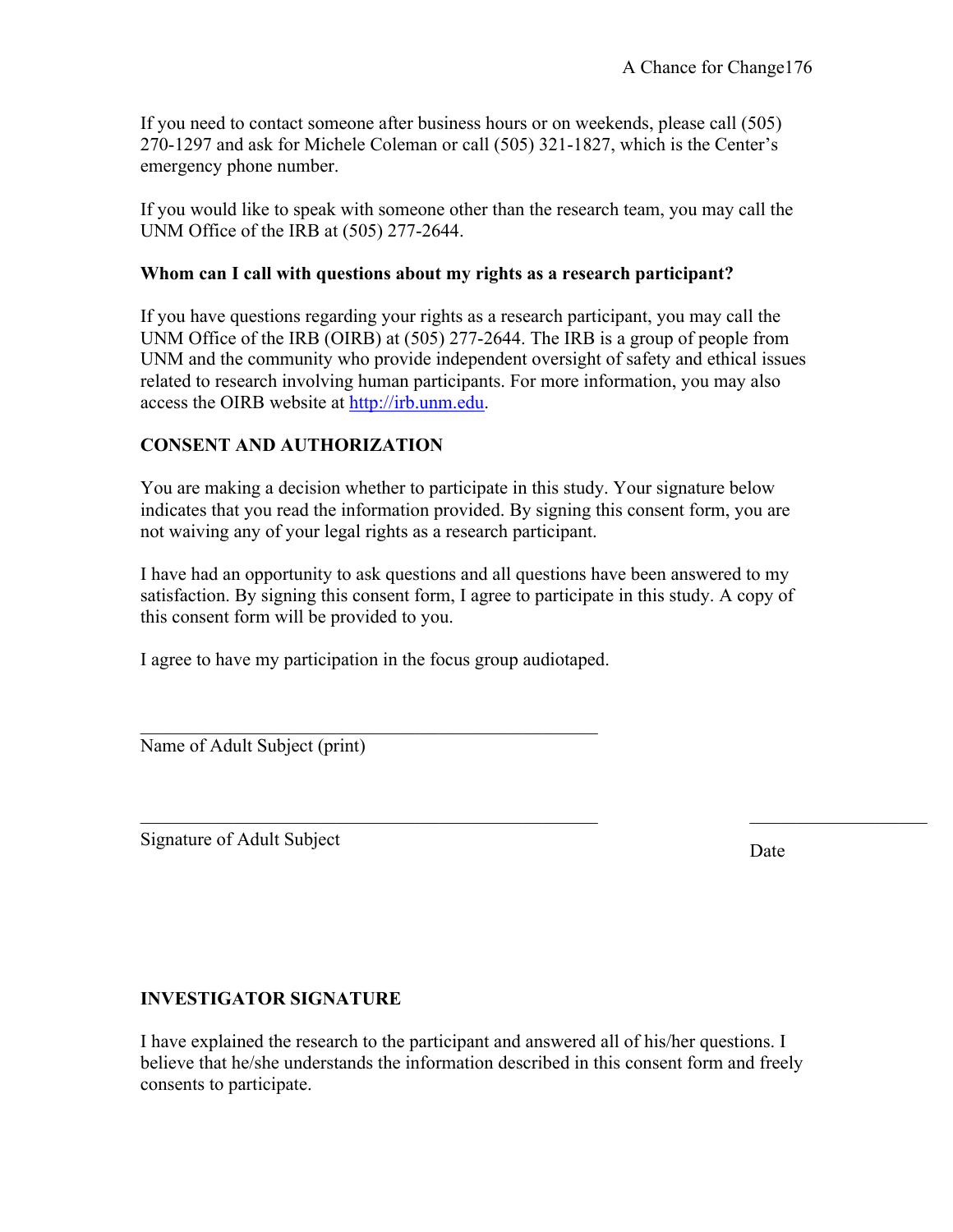If you need to contact someone after business hours or on weekends, please call (505) 270-1297 and ask for Michele Coleman or call (505) 321-1827, which is the Center's emergency phone number.

If you would like to speak with someone other than the research team, you may call the UNM Office of the IRB at (505) 277-2644.

**Whom can I call with questions about my rights as a research participant?**

If you have questions regarding your rights as a research participant, you may call the UNM Office of the IRB (OIRB) at (505) 277-2644. The IRB is a group of people from UNM and the community who provide independent oversight of safety and ethical issues related to research involving human participants. For more information, you may also access the OIRB website at http://irb.unm.edu.

**CONSENT AND AUTHORIZATION**

You are making a decision whether to participate in this study. Your signature below indicates that you read the information provided. By signing this consent form, you are not waiving any of your legal rights as a research participant.

I have had an opportunity to ask questions and all questions have been answered to my satisfaction. By signing this consent form, I agree to participate in this study. A copy of this consent form will be provided to you.

I agree to have my participation in the focus group audiotaped.

\_\_\_\_\_\_\_\_\_\_\_\_\_\_\_\_\_\_\_\_\_\_\_\_\_\_\_\_\_\_\_\_\_\_\_\_\_\_\_\_\_\_\_\_\_\_

Name of Adult Subject (print)

\_\_\_\_\_\_\_\_\_\_\_\_\_\_\_\_\_\_\_\_\_\_\_\_\_\_\_\_\_\_\_\_\_\_\_\_\_\_\_\_\_\_\_\_\_\_ \_\_\_\_\_\_\_\_\_\_\_\_\_\_\_\_\_\_\_\_

Signature of Adult Subject Date

**INVESTIGATOR SIGNATURE**

I have explained the research to the participant and answered all of his/her questions. I believe that he/she understands the information described in this consent form and freely consents to participate.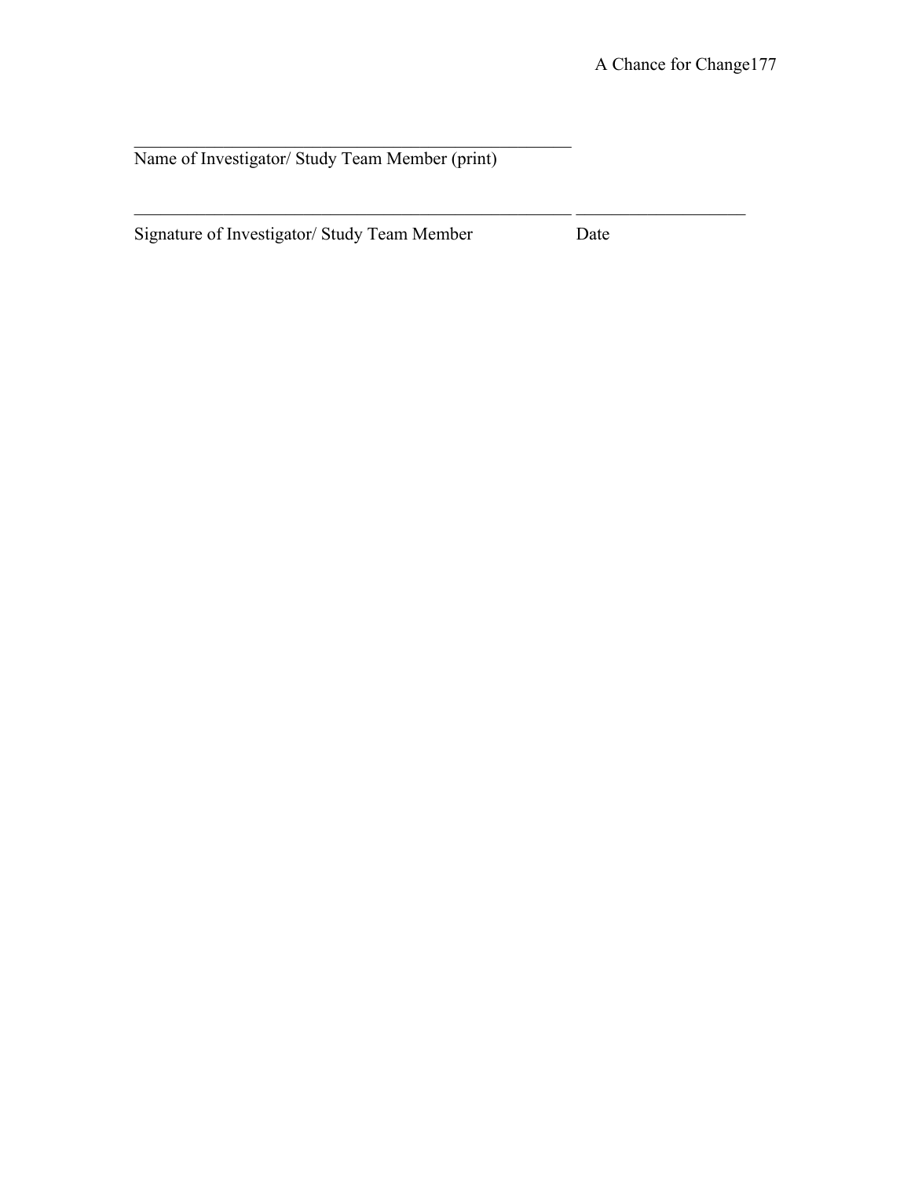_______________________________________________
Name of Investigator/ Study Team Member (print)

_______________________________________________ ____________________
Signature of Investigator/ Study Team Member Date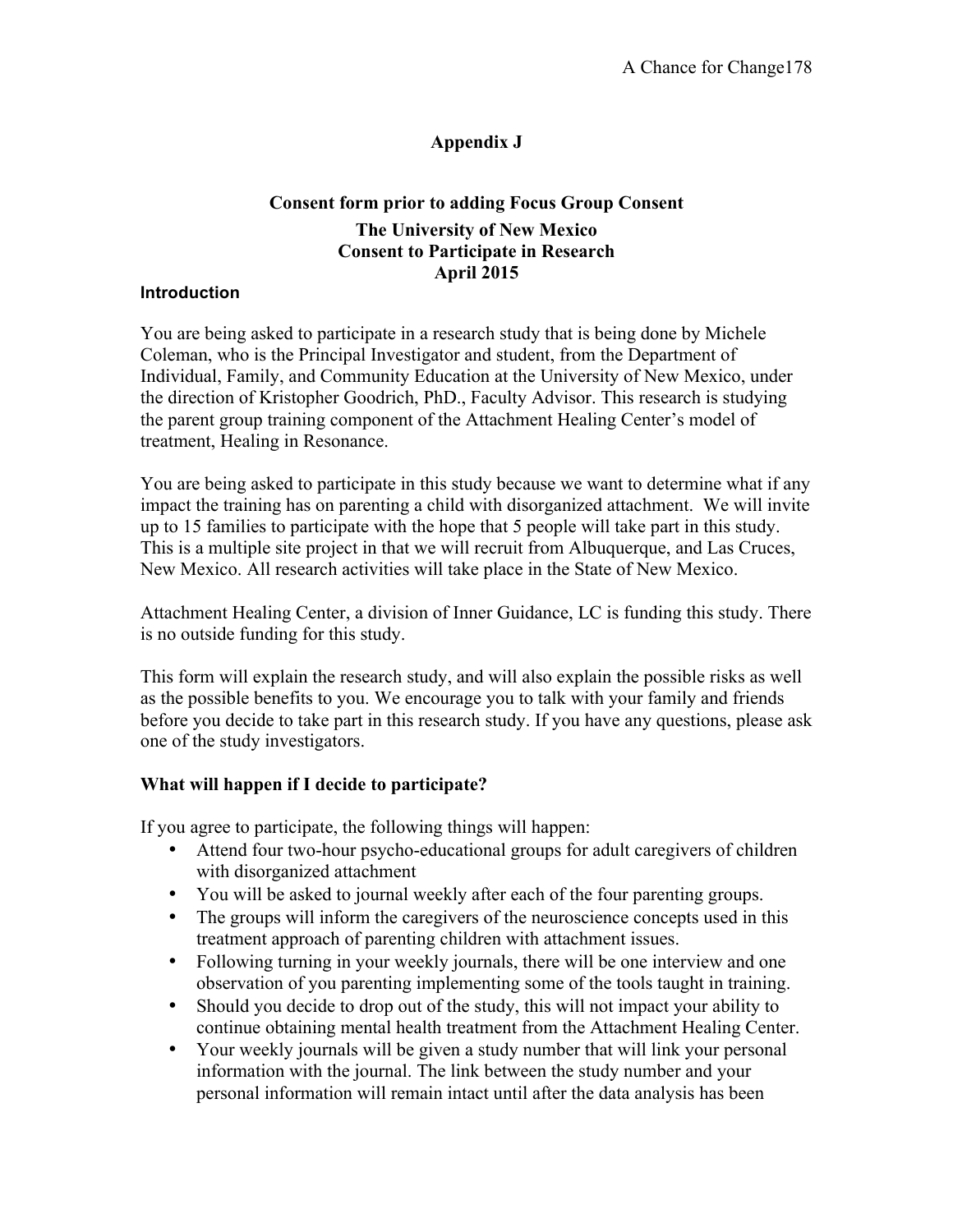**Appendix J**

**Consent form prior to adding Focus Group Consent**

**The University of New Mexico**
**Consent to Participate in Research**
**April 2015**

**Introduction**

You are being asked to participate in a research study that is being done by Michele Coleman, who is the Principal Investigator and student, from the Department of Individual, Family, and Community Education at the University of New Mexico, under the direction of Kristopher Goodrich, PhD., Faculty Advisor. This research is studying the parent group training component of the Attachment Healing Center's model of treatment, Healing in Resonance.

You are being asked to participate in this study because we want to determine what if any impact the training has on parenting a child with disorganized attachment. We will invite up to 15 families to participate with the hope that 5 people will take part in this study. This is a multiple site project in that we will recruit from Albuquerque, and Las Cruces, New Mexico. All research activities will take place in the State of New Mexico.

Attachment Healing Center, a division of Inner Guidance, LC is funding this study. There is no outside funding for this study.

This form will explain the research study, and will also explain the possible risks as well as the possible benefits to you. We encourage you to talk with your family and friends before you decide to take part in this research study. If you have any questions, please ask one of the study investigators.

**What will happen if I decide to participate?**

If you agree to participate, the following things will happen:

- Attend four two-hour psycho-educational groups for adult caregivers of children with disorganized attachment
- You will be asked to journal weekly after each of the four parenting groups.
- The groups will inform the caregivers of the neuroscience concepts used in this treatment approach of parenting children with attachment issues.
- Following turning in your weekly journals, there will be one interview and one observation of you parenting implementing some of the tools taught in training.
- Should you decide to drop out of the study, this will not impact your ability to continue obtaining mental health treatment from the Attachment Healing Center.
- Your weekly journals will be given a study number that will link your personal information with the journal. The link between the study number and your personal information will remain intact until after the data analysis has been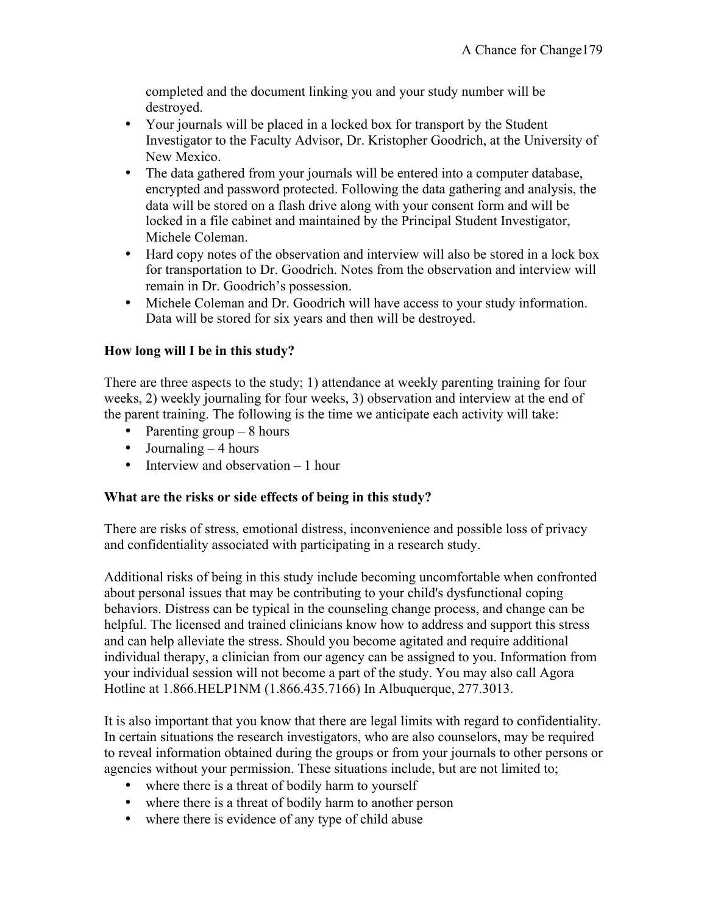completed and the document linking you and your study number will be destroyed.

- Your journals will be placed in a locked box for transport by the Student Investigator to the Faculty Advisor, Dr. Kristopher Goodrich, at the University of New Mexico.
- The data gathered from your journals will be entered into a computer database, encrypted and password protected. Following the data gathering and analysis, the data will be stored on a flash drive along with your consent form and will be locked in a file cabinet and maintained by the Principal Student Investigator, Michele Coleman.
- Hard copy notes of the observation and interview will also be stored in a lock box for transportation to Dr. Goodrich. Notes from the observation and interview will remain in Dr. Goodrich's possession.
- Michele Coleman and Dr. Goodrich will have access to your study information. Data will be stored for six years and then will be destroyed.

**How long will I be in this study?**

There are three aspects to the study; 1) attendance at weekly parenting training for four weeks, 2) weekly journaling for four weeks, 3) observation and interview at the end of the parent training. The following is the time we anticipate each activity will take:

- Parenting group – 8 hours
- Journaling – 4 hours
- Interview and observation – 1 hour

**What are the risks or side effects of being in this study?**

There are risks of stress, emotional distress, inconvenience and possible loss of privacy and confidentiality associated with participating in a research study.

Additional risks of being in this study include becoming uncomfortable when confronted about personal issues that may be contributing to your child's dysfunctional coping behaviors. Distress can be typical in the counseling change process, and change can be helpful. The licensed and trained clinicians know how to address and support this stress and can help alleviate the stress. Should you become agitated and require additional individual therapy, a clinician from our agency can be assigned to you. Information from your individual session will not become a part of the study. You may also call Agora Hotline at 1.866.HELP1NM (1.866.435.7166) In Albuquerque, 277.3013.

It is also important that you know that there are legal limits with regard to confidentiality. In certain situations the research investigators, who are also counselors, may be required to reveal information obtained during the groups or from your journals to other persons or agencies without your permission. These situations include, but are not limited to;

- where there is a threat of bodily harm to yourself
- where there is a threat of bodily harm to another person
- where there is evidence of any type of child abuse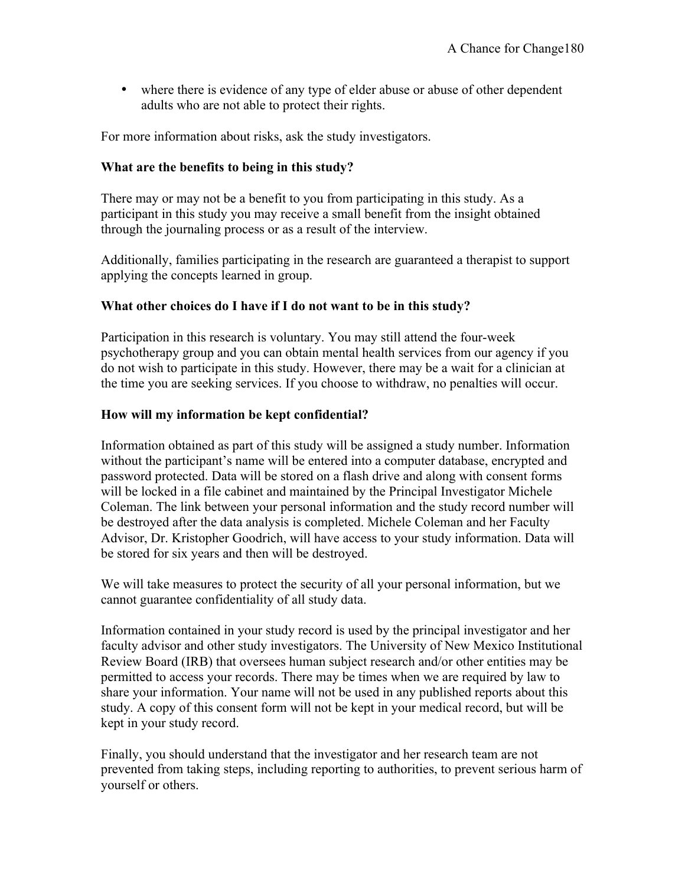- where there is evidence of any type of elder abuse or abuse of other dependent adults who are not able to protect their rights.

For more information about risks, ask the study investigators.

**What are the benefits to being in this study?**

There may or may not be a benefit to you from participating in this study. As a participant in this study you may receive a small benefit from the insight obtained through the journaling process or as a result of the interview.

Additionally, families participating in the research are guaranteed a therapist to support applying the concepts learned in group.

**What other choices do I have if I do not want to be in this study?**

Participation in this research is voluntary. You may still attend the four-week psychotherapy group and you can obtain mental health services from our agency if you do not wish to participate in this study. However, there may be a wait for a clinician at the time you are seeking services. If you choose to withdraw, no penalties will occur.

**How will my information be kept confidential?**

Information obtained as part of this study will be assigned a study number. Information without the participant's name will be entered into a computer database, encrypted and password protected. Data will be stored on a flash drive and along with consent forms will be locked in a file cabinet and maintained by the Principal Investigator Michele Coleman. The link between your personal information and the study record number will be destroyed after the data analysis is completed. Michele Coleman and her Faculty Advisor, Dr. Kristopher Goodrich, will have access to your study information. Data will be stored for six years and then will be destroyed.

We will take measures to protect the security of all your personal information, but we cannot guarantee confidentiality of all study data.

Information contained in your study record is used by the principal investigator and her faculty advisor and other study investigators. The University of New Mexico Institutional Review Board (IRB) that oversees human subject research and/or other entities may be permitted to access your records. There may be times when we are required by law to share your information. Your name will not be used in any published reports about this study. A copy of this consent form will not be kept in your medical record, but will be kept in your study record.

Finally, you should understand that the investigator and her research team are not prevented from taking steps, including reporting to authorities, to prevent serious harm of yourself or others.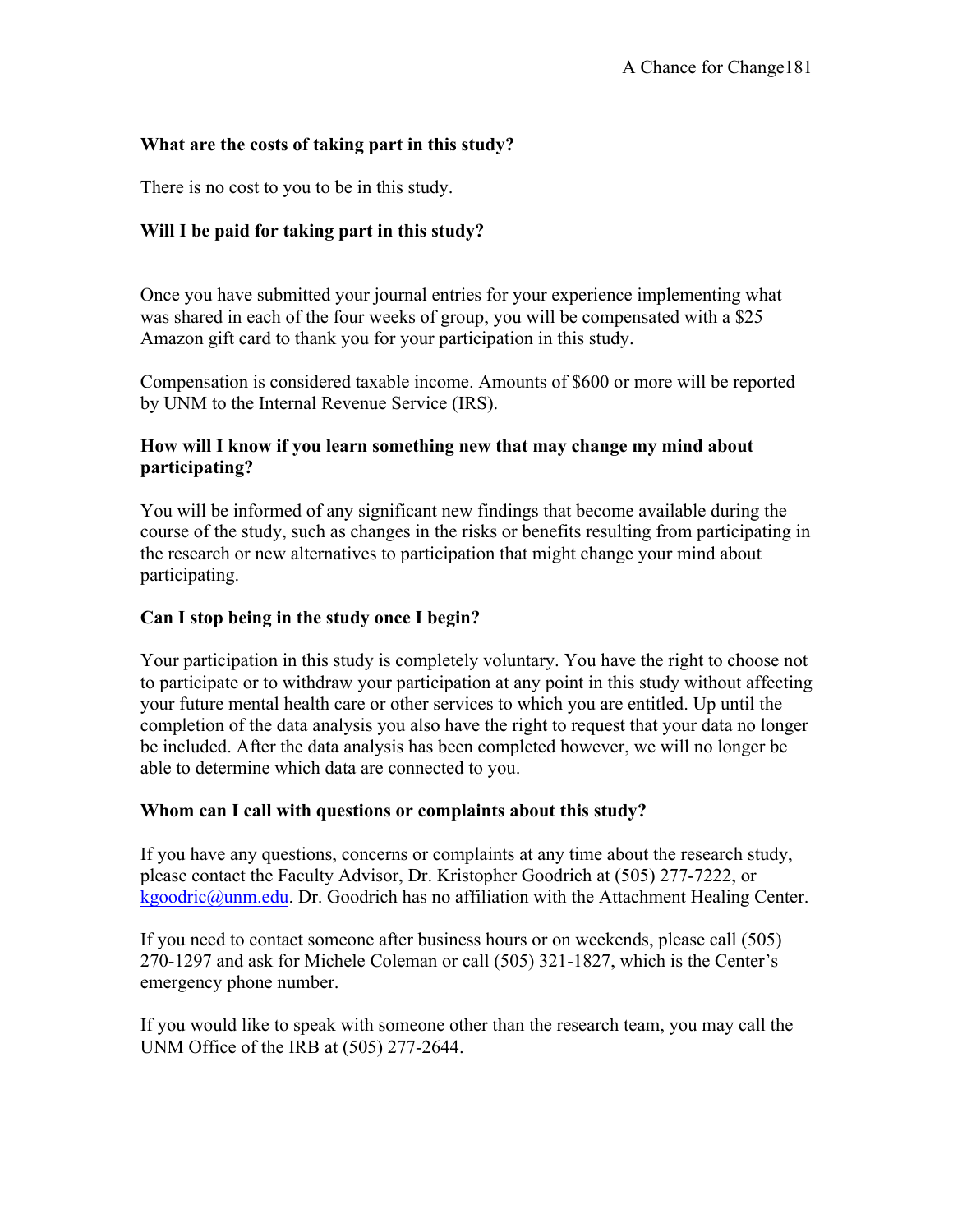**What are the costs of taking part in this study?**

There is no cost to you to be in this study.

**Will I be paid for taking part in this study?**

Once you have submitted your journal entries for your experience implementing what was shared in each of the four weeks of group, you will be compensated with a $25 Amazon gift card to thank you for your participation in this study.

Compensation is considered taxable income. Amounts of $600 or more will be reported by UNM to the Internal Revenue Service (IRS).

**How will I know if you learn something new that may change my mind about participating?**

You will be informed of any significant new findings that become available during the course of the study, such as changes in the risks or benefits resulting from participating in the research or new alternatives to participation that might change your mind about participating.

**Can I stop being in the study once I begin?**

Your participation in this study is completely voluntary. You have the right to choose not to participate or to withdraw your participation at any point in this study without affecting your future mental health care or other services to which you are entitled. Up until the completion of the data analysis you also have the right to request that your data no longer be included. After the data analysis has been completed however, we will no longer be able to determine which data are connected to you.

**Whom can I call with questions or complaints about this study?**

If you have any questions, concerns or complaints at any time about the research study, please contact the Faculty Advisor, Dr. Kristopher Goodrich at (505) 277-7222, or kgoodric@unm.edu. Dr. Goodrich has no affiliation with the Attachment Healing Center.

If you need to contact someone after business hours or on weekends, please call (505) 270-1297 and ask for Michele Coleman or call (505) 321-1827, which is the Center's emergency phone number.

If you would like to speak with someone other than the research team, you may call the UNM Office of the IRB at (505) 277-2644.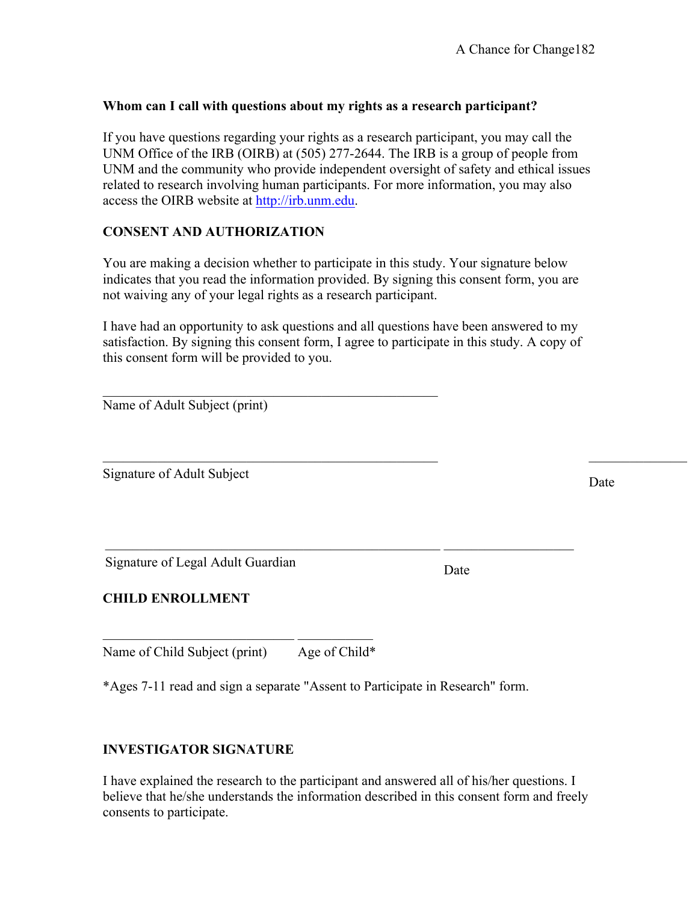**Whom can I call with questions about my rights as a research participant?**

If you have questions regarding your rights as a research participant, you may call the UNM Office of the IRB (OIRB) at (505) 277-2644. The IRB is a group of people from UNM and the community who provide independent oversight of safety and ethical issues related to research involving human participants. For more information, you may also access the OIRB website at http://irb.unm.edu.

**CONSENT AND AUTHORIZATION**

You are making a decision whether to participate in this study. Your signature below indicates that you read the information provided. By signing this consent form, you are not waiving any of your legal rights as a research participant.

I have had an opportunity to ask questions and all questions have been answered to my satisfaction. By signing this consent form, I agree to participate in this study. A copy of this consent form will be provided to you.

\_\_\_\_\_\_\_\_\_\_\_\_\_\_\_\_\_\_\_\_\_\_\_\_\_\_\_\_\_\_\_\_\_\_\_\_\_\_\_\_\_\_\_\_\_\_\_
Name of Adult Subject (print)

\_\_\_\_\_\_\_\_\_\_\_\_\_\_\_\_\_\_\_\_\_\_\_\_\_\_\_\_\_\_\_\_\_\_\_\_\_\_\_\_\_\_\_\_\_\_\_ \_\_\_\_\_\_\_\_\_\_\_\_\_\_\_
Signature of Adult Subject Date

\_\_\_\_\_\_\_\_\_\_\_\_\_\_\_\_\_\_\_\_\_\_\_\_\_\_\_\_\_\_\_\_\_\_\_\_\_\_\_\_\_\_\_\_\_\_\_ \_\_\_\_\_\_\_\_\_\_\_\_\_\_\_\_\_\_\_
Signature of Legal Adult Guardian Date

**CHILD ENROLLMENT**

\_\_\_\_\_\_\_\_\_\_\_\_\_\_\_\_\_\_\_\_\_\_\_\_\_\_\_ \_\_\_\_\_\_\_\_\_\_\_
Name of Child Subject (print) Age of Child*

*Ages 7-11 read and sign a separate "Assent to Participate in Research" form.

**INVESTIGATOR SIGNATURE**

I have explained the research to the participant and answered all of his/her questions. I believe that he/she understands the information described in this consent form and freely consents to participate.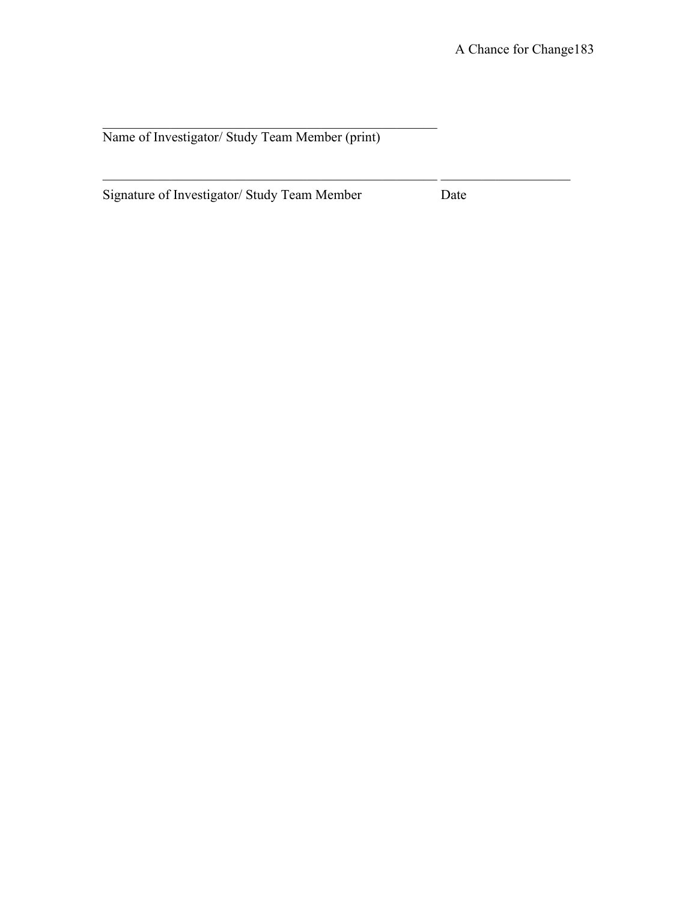\_\_\_\_\_\_\_\_\_\_\_\_\_\_\_\_\_\_\_\_\_\_\_\_\_\_\_\_\_\_\_\_\_\_\_\_\_\_\_\_\_\_\_\_\_\_\_\_

Name of Investigator/ Study Team Member (print)

\_\_\_\_\_\_\_\_\_\_\_\_\_\_\_\_\_\_\_\_\_\_\_\_\_\_\_\_\_\_\_\_\_\_\_\_\_\_\_\_\_\_\_\_\_\_\_\_ \_\_\_\_\_\_\_\_\_\_\_\_\_\_\_\_\_\_\_\_

Signature of Investigator/ Study Team Member Date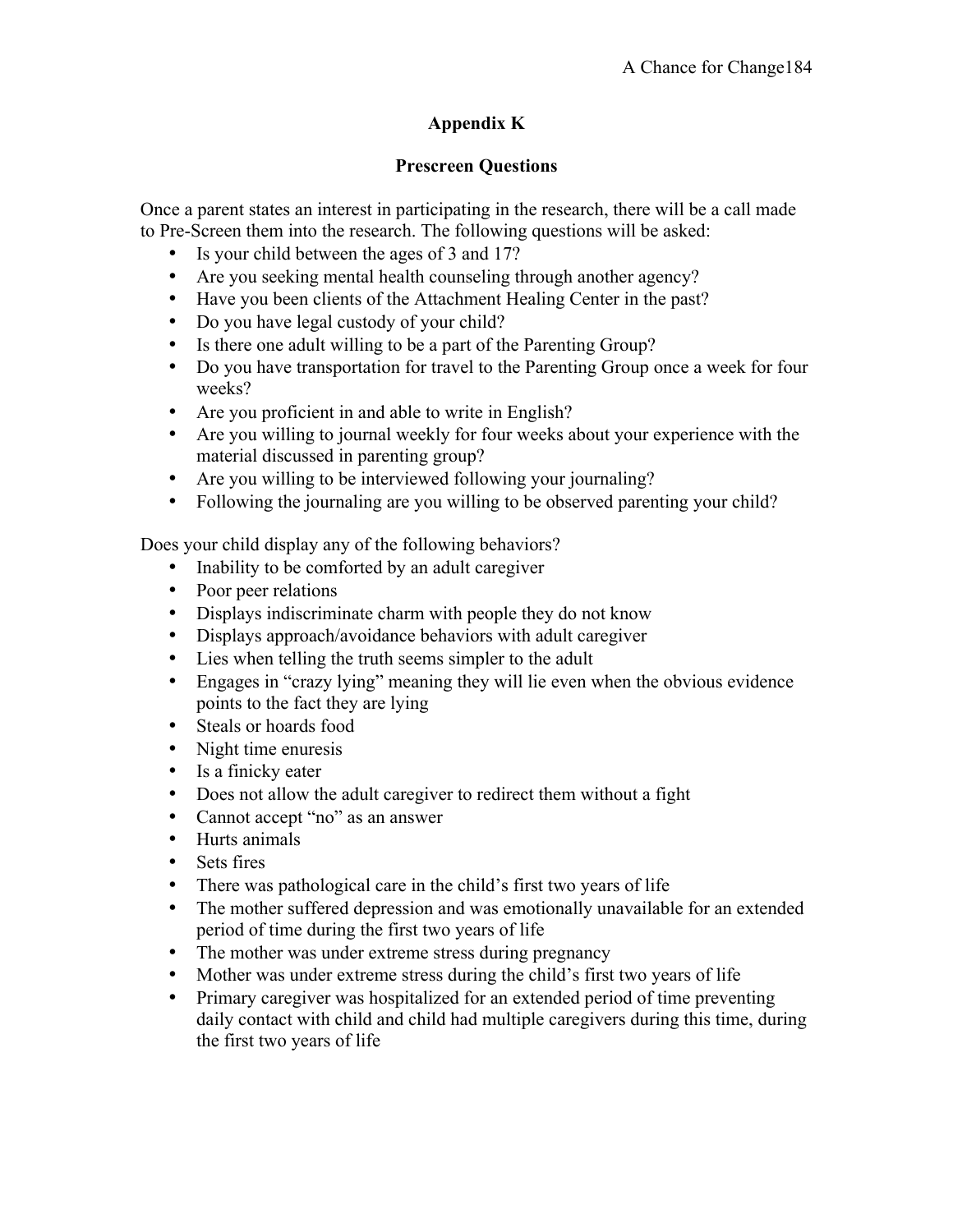## Appendix K

### Prescreen Questions

Once a parent states an interest in participating in the research, there will be a call made to Pre-Screen them into the research. The following questions will be asked:

- Is your child between the ages of 3 and 17?
- Are you seeking mental health counseling through another agency?
- Have you been clients of the Attachment Healing Center in the past?
- Do you have legal custody of your child?
- Is there one adult willing to be a part of the Parenting Group?
- Do you have transportation for travel to the Parenting Group once a week for four weeks?
- Are you proficient in and able to write in English?
- Are you willing to journal weekly for four weeks about your experience with the material discussed in parenting group?
- Are you willing to be interviewed following your journaling?
- Following the journaling are you willing to be observed parenting your child?

Does your child display any of the following behaviors?

- Inability to be comforted by an adult caregiver
- Poor peer relations
- Displays indiscriminate charm with people they do not know
- Displays approach/avoidance behaviors with adult caregiver
- Lies when telling the truth seems simpler to the adult
- Engages in "crazy lying" meaning they will lie even when the obvious evidence points to the fact they are lying
- Steals or hoards food
- Night time enuresis
- Is a finicky eater
- Does not allow the adult caregiver to redirect them without a fight
- Cannot accept "no" as an answer
- Hurts animals
- Sets fires
- There was pathological care in the child's first two years of life
- The mother suffered depression and was emotionally unavailable for an extended period of time during the first two years of life
- The mother was under extreme stress during pregnancy
- Mother was under extreme stress during the child's first two years of life
- Primary caregiver was hospitalized for an extended period of time preventing daily contact with child and child had multiple caregivers during this time, during the first two years of life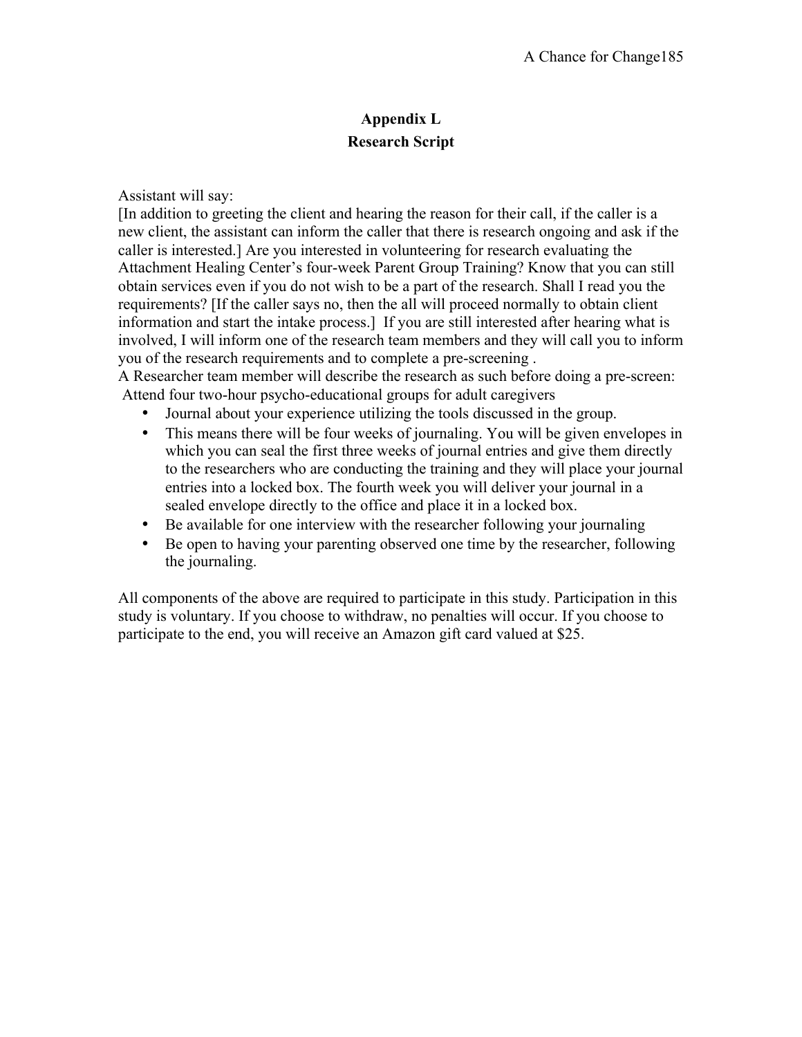## Appendix L

## Research Script

Assistant will say:
[In addition to greeting the client and hearing the reason for their call, if the caller is a new client, the assistant can inform the caller that there is research ongoing and ask if the caller is interested.] Are you interested in volunteering for research evaluating the Attachment Healing Center's four-week Parent Group Training? Know that you can still obtain services even if you do not wish to be a part of the research. Shall I read you the requirements? [If the caller says no, then the all will proceed normally to obtain client information and start the intake process.] If you are still interested after hearing what is involved, I will inform one of the research team members and they will call you to inform you of the research requirements and to complete a pre-screening .
A Researcher team member will describe the research as such before doing a pre-screen:
Attend four two-hour psycho-educational groups for adult caregivers

- Journal about your experience utilizing the tools discussed in the group.
- This means there will be four weeks of journaling. You will be given envelopes in which you can seal the first three weeks of journal entries and give them directly to the researchers who are conducting the training and they will place your journal entries into a locked box. The fourth week you will deliver your journal in a sealed envelope directly to the office and place it in a locked box.
- Be available for one interview with the researcher following your journaling
- Be open to having your parenting observed one time by the researcher, following the journaling.

All components of the above are required to participate in this study. Participation in this study is voluntary. If you choose to withdraw, no penalties will occur. If you choose to participate to the end, you will receive an Amazon gift card valued at $25.